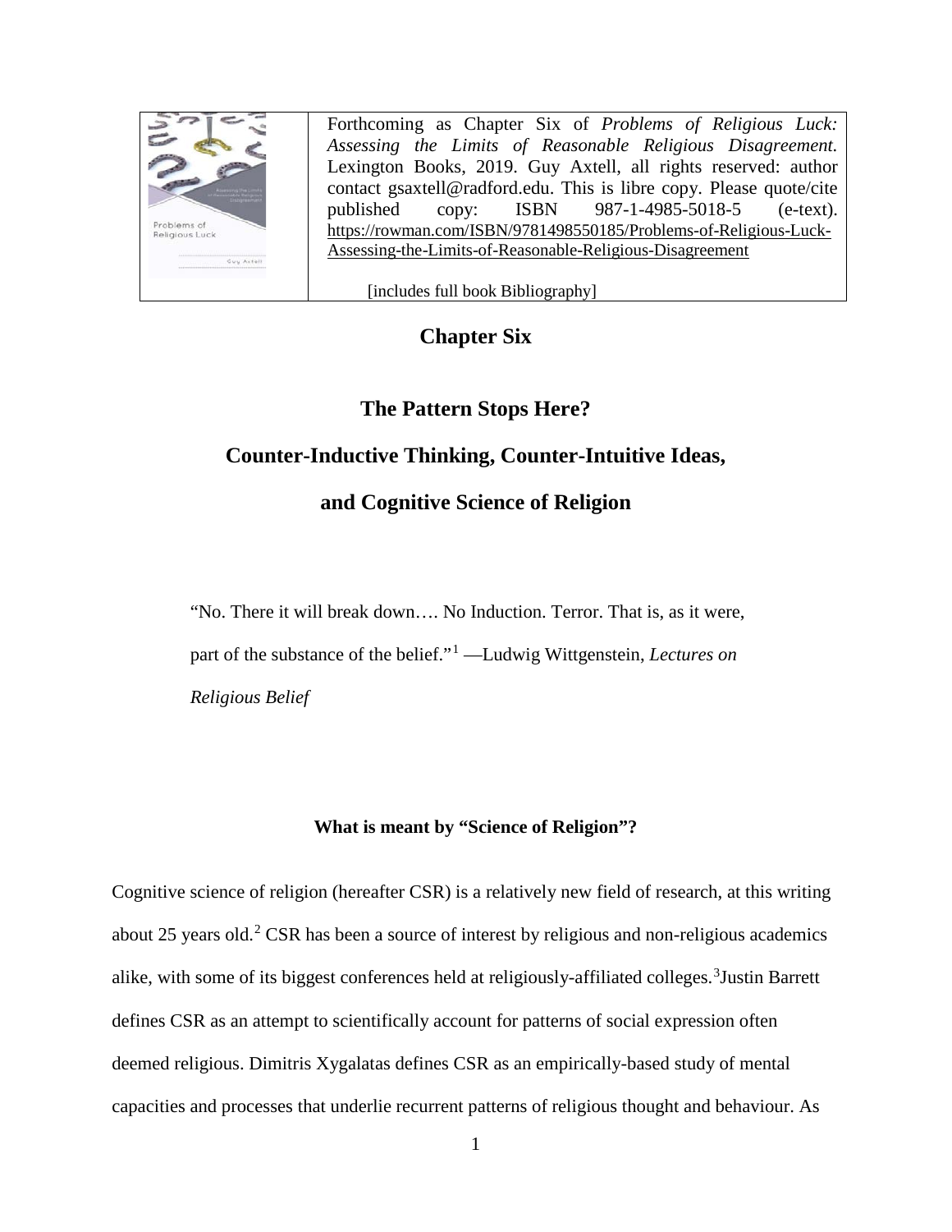Forthcoming as Chapter Six of *Problems of Religious Luck: Assessing the Limits of Reasonable Religious Disagreement.* Lexington Books, 2019. Guy Axtell, all rights reserved: author contact gsaxtell@radford.edu. This is libre copy. Please quote/cite published copy: ISBN 987-1-4985-5018-5 (e-text). https://rowman.com/ISBN/9781498550185/Problems-of-Religious-Luck-Assessing-the-Limits-of-Reasonable-Religious-Disagreement

[includes full book Bibliography]

# Chapter Six

## The Pattern Stops Here?

## Counter-Inductive Thinking, Counter-Intuitive Ideas,

## and Cognitive Science of Religion

> "No. There it will break down…. No Induction. Terror. That is, as it were, part of the substance of the belief."[1] —Ludwig Wittgenstein, *Lectures on Religious Belief*

### What is meant by "Science of Religion"?

Cognitive science of religion (hereafter CSR) is a relatively new field of research, at this writing about 25 years old.[2] CSR has been a source of interest by religious and non-religious academics alike, with some of its biggest conferences held at religiously-affiliated colleges.[3]Justin Barrett defines CSR as an attempt to scientifically account for patterns of social expression often deemed religious. Dimitris Xygalatas defines CSR as an empirically-based study of mental capacities and processes that underlie recurrent patterns of religious thought and behaviour. As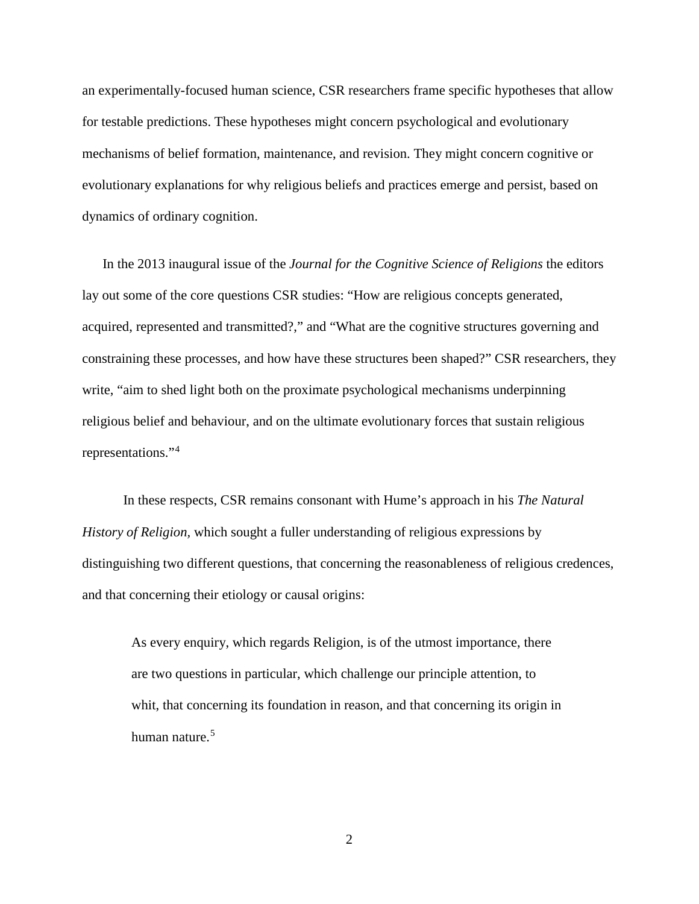an experimentally-focused human science, CSR researchers frame specific hypotheses that allow for testable predictions. These hypotheses might concern psychological and evolutionary mechanisms of belief formation, maintenance, and revision. They might concern cognitive or evolutionary explanations for why religious beliefs and practices emerge and persist, based on dynamics of ordinary cognition.

In the 2013 inaugural issue of the *Journal for the Cognitive Science of Religions* the editors lay out some of the core questions CSR studies: "How are religious concepts generated, acquired, represented and transmitted?," and "What are the cognitive structures governing and constraining these processes, and how have these structures been shaped?" CSR researchers, they write, "aim to shed light both on the proximate psychological mechanisms underpinning religious belief and behaviour, and on the ultimate evolutionary forces that sustain religious representations."[4]

In these respects, CSR remains consonant with Hume's approach in his *The Natural History of Religion*, which sought a fuller understanding of religious expressions by distinguishing two different questions, that concerning the reasonableness of religious credences, and that concerning their etiology or causal origins:

> As every enquiry, which regards Religion, is of the utmost importance, there are two questions in particular, which challenge our principle attention, to whit, that concerning its foundation in reason, and that concerning its origin in human nature.[5]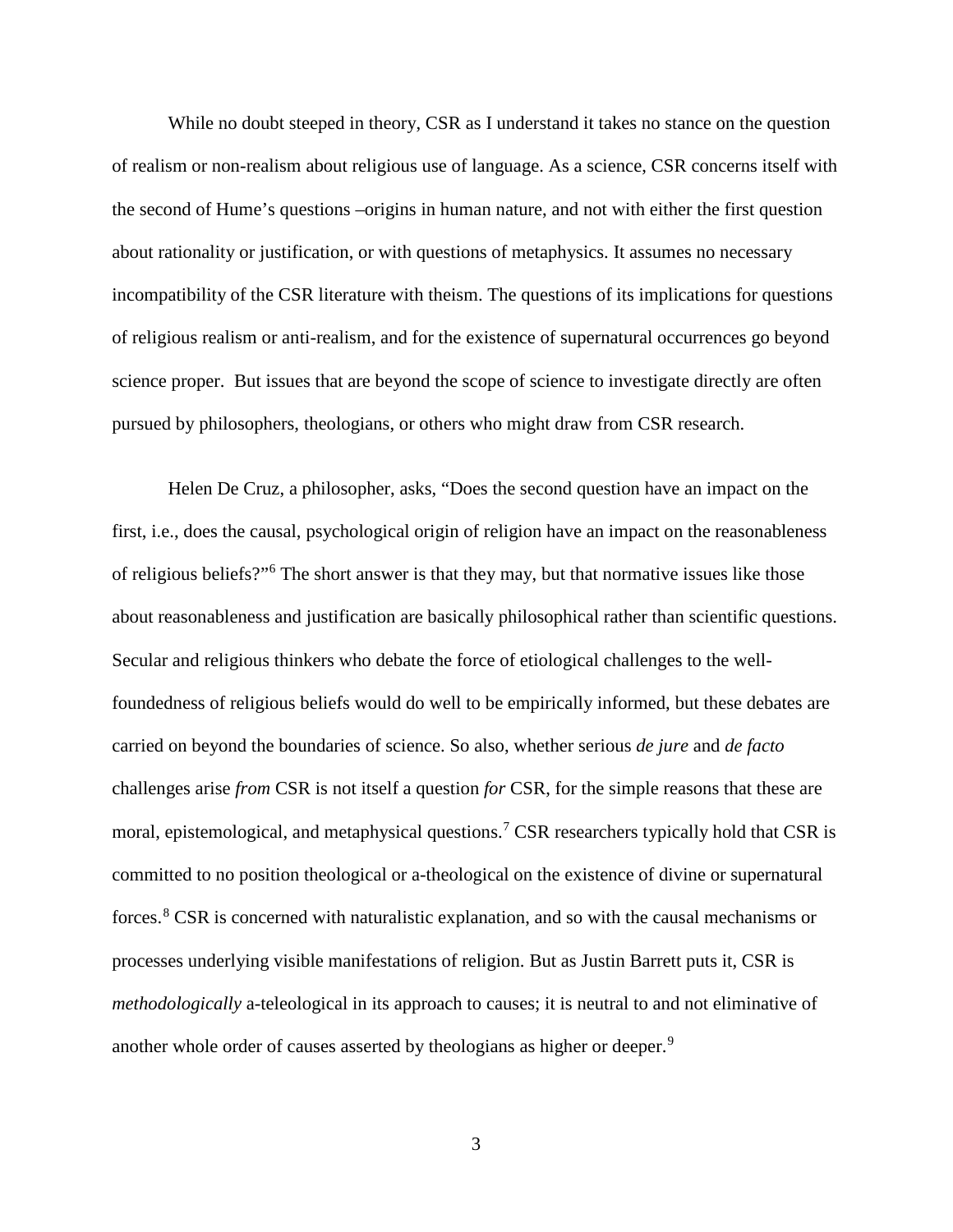While no doubt steeped in theory, CSR as I understand it takes no stance on the question of realism or non-realism about religious use of language. As a science, CSR concerns itself with the second of Hume's questions –origins in human nature, and not with either the first question about rationality or justification, or with questions of metaphysics. It assumes no necessary incompatibility of the CSR literature with theism. The questions of its implications for questions of religious realism or anti-realism, and for the existence of supernatural occurrences go beyond science proper. But issues that are beyond the scope of science to investigate directly are often pursued by philosophers, theologians, or others who might draw from CSR research.

Helen De Cruz, a philosopher, asks, "Does the second question have an impact on the first, i.e., does the causal, psychological origin of religion have an impact on the reasonableness of religious beliefs?"[6] The short answer is that they may, but that normative issues like those about reasonableness and justification are basically philosophical rather than scientific questions. Secular and religious thinkers who debate the force of etiological challenges to the well-foundedness of religious beliefs would do well to be empirically informed, but these debates are carried on beyond the boundaries of science. So also, whether serious *de jure* and *de facto* challenges arise *from* CSR is not itself a question *for* CSR, for the simple reasons that these are moral, epistemological, and metaphysical questions.[7] CSR researchers typically hold that CSR is committed to no position theological or a-theological on the existence of divine or supernatural forces.[8] CSR is concerned with naturalistic explanation, and so with the causal mechanisms or processes underlying visible manifestations of religion. But as Justin Barrett puts it, CSR is *methodologically* a-teleological in its approach to causes; it is neutral to and not eliminative of another whole order of causes asserted by theologians as higher or deeper.[9]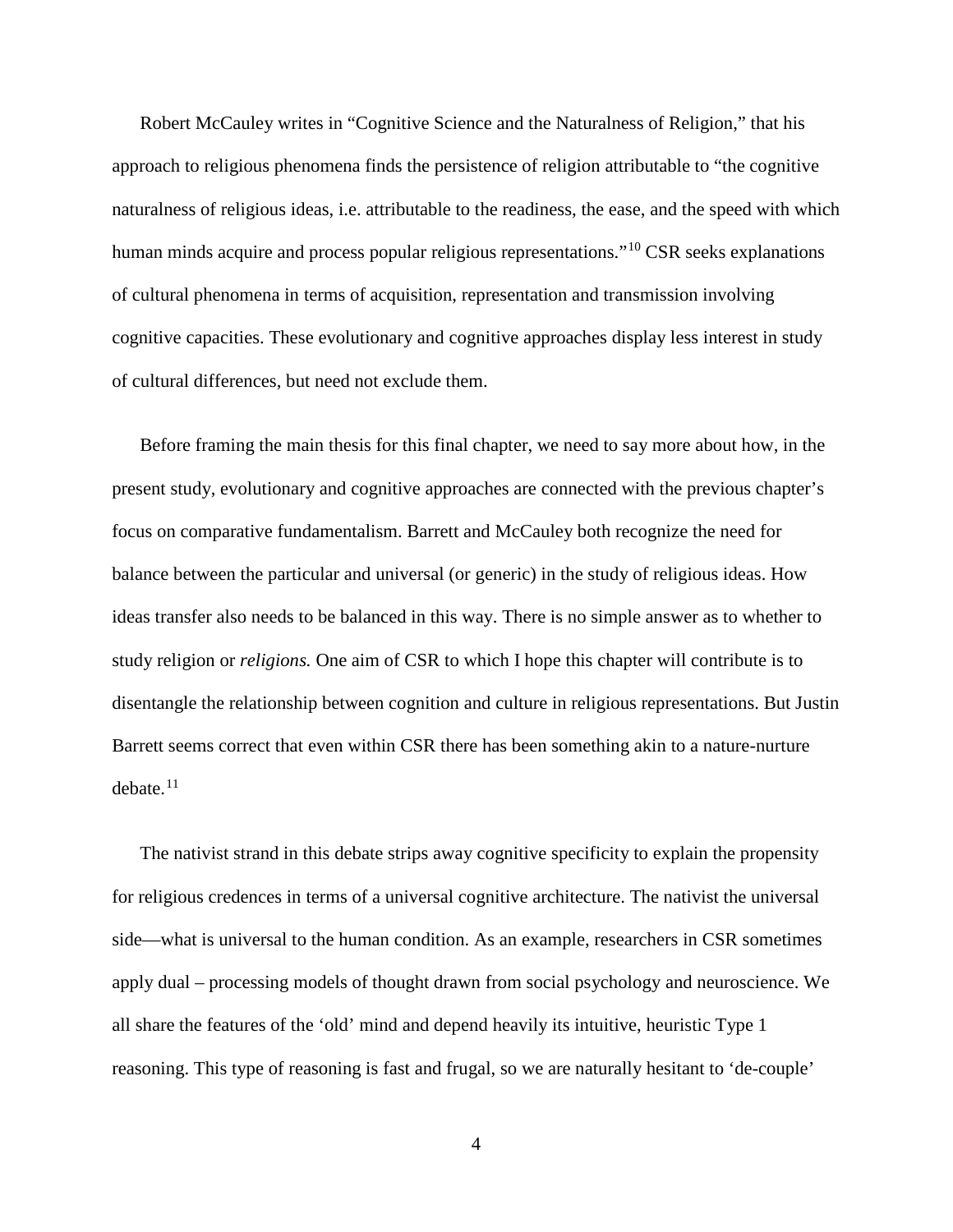Robert McCauley writes in "Cognitive Science and the Naturalness of Religion," that his approach to religious phenomena finds the persistence of religion attributable to "the cognitive naturalness of religious ideas, i.e. attributable to the readiness, the ease, and the speed with which human minds acquire and process popular religious representations."[10] CSR seeks explanations of cultural phenomena in terms of acquisition, representation and transmission involving cognitive capacities. These evolutionary and cognitive approaches display less interest in study of cultural differences, but need not exclude them.

Before framing the main thesis for this final chapter, we need to say more about how, in the present study, evolutionary and cognitive approaches are connected with the previous chapter's focus on comparative fundamentalism. Barrett and McCauley both recognize the need for balance between the particular and universal (or generic) in the study of religious ideas. How ideas transfer also needs to be balanced in this way. There is no simple answer as to whether to study religion or *religions.* One aim of CSR to which I hope this chapter will contribute is to disentangle the relationship between cognition and culture in religious representations. But Justin Barrett seems correct that even within CSR there has been something akin to a nature-nurture debate.[11]

The nativist strand in this debate strips away cognitive specificity to explain the propensity for religious credences in terms of a universal cognitive architecture. The nativist the universal side—what is universal to the human condition. As an example, researchers in CSR sometimes apply dual – processing models of thought drawn from social psychology and neuroscience. We all share the features of the 'old' mind and depend heavily its intuitive, heuristic Type 1 reasoning. This type of reasoning is fast and frugal, so we are naturally hesitant to 'de-couple'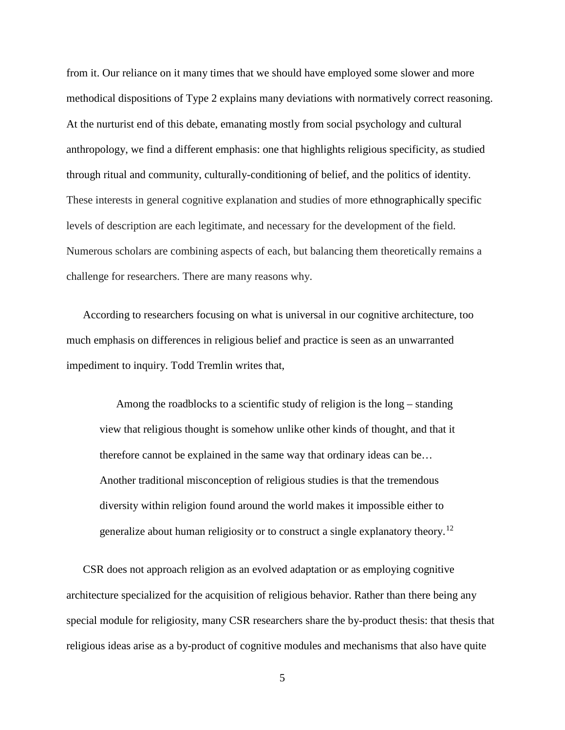from it. Our reliance on it many times that we should have employed some slower and more methodical dispositions of Type 2 explains many deviations with normatively correct reasoning. At the nurturist end of this debate, emanating mostly from social psychology and cultural anthropology, we find a different emphasis: one that highlights religious specificity, as studied through ritual and community, culturally-conditioning of belief, and the politics of identity. These interests in general cognitive explanation and studies of more ethnographically specific levels of description are each legitimate, and necessary for the development of the field. Numerous scholars are combining aspects of each, but balancing them theoretically remains a challenge for researchers. There are many reasons why.

According to researchers focusing on what is universal in our cognitive architecture, too much emphasis on differences in religious belief and practice is seen as an unwarranted impediment to inquiry. Todd Tremlin writes that,

> Among the roadblocks to a scientific study of religion is the long – standing view that religious thought is somehow unlike other kinds of thought, and that it therefore cannot be explained in the same way that ordinary ideas can be… Another traditional misconception of religious studies is that the tremendous diversity within religion found around the world makes it impossible either to generalize about human religiosity or to construct a single explanatory theory.[12]

CSR does not approach religion as an evolved adaptation or as employing cognitive architecture specialized for the acquisition of religious behavior. Rather than there being any special module for religiosity, many CSR researchers share the by-product thesis: that thesis that religious ideas arise as a by-product of cognitive modules and mechanisms that also have quite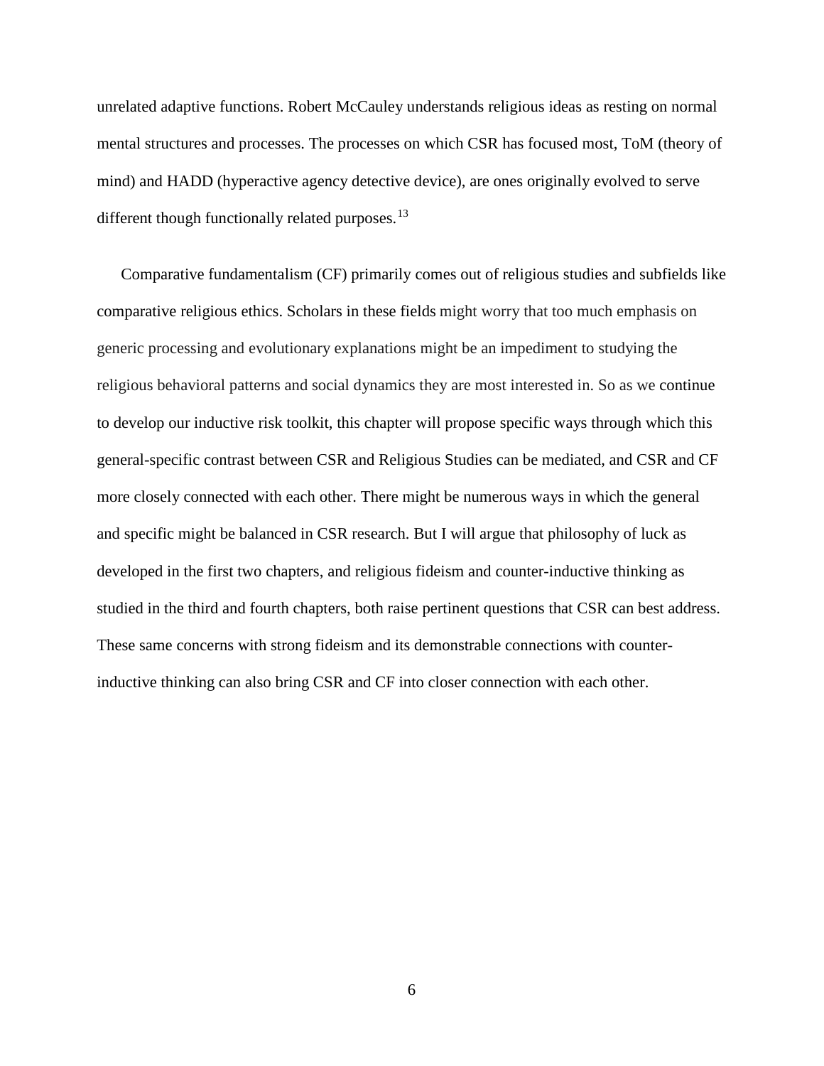unrelated adaptive functions. Robert McCauley understands religious ideas as resting on normal mental structures and processes. The processes on which CSR has focused most, ToM (theory of mind) and HADD (hyperactive agency detective device), are ones originally evolved to serve different though functionally related purposes.[13]

Comparative fundamentalism (CF) primarily comes out of religious studies and subfields like comparative religious ethics. Scholars in these fields might worry that too much emphasis on generic processing and evolutionary explanations might be an impediment to studying the religious behavioral patterns and social dynamics they are most interested in. So as we continue to develop our inductive risk toolkit, this chapter will propose specific ways through which this general-specific contrast between CSR and Religious Studies can be mediated, and CSR and CF more closely connected with each other. There might be numerous ways in which the general and specific might be balanced in CSR research. But I will argue that philosophy of luck as developed in the first two chapters, and religious fideism and counter-inductive thinking as studied in the third and fourth chapters, both raise pertinent questions that CSR can best address. These same concerns with strong fideism and its demonstrable connections with counter-inductive thinking can also bring CSR and CF into closer connection with each other.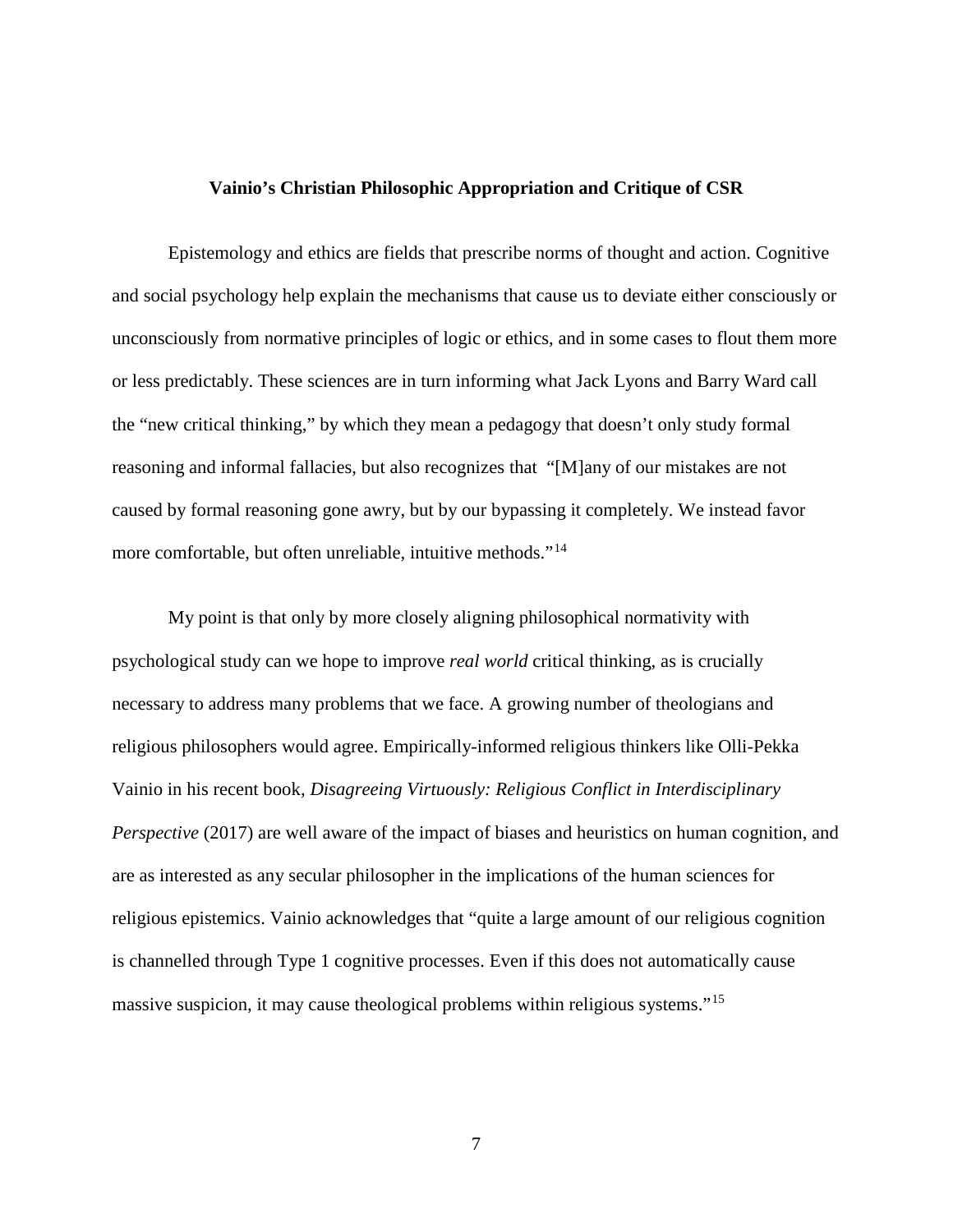### Vainio's Christian Philosophic Appropriation and Critique of CSR

Epistemology and ethics are fields that prescribe norms of thought and action. Cognitive and social psychology help explain the mechanisms that cause us to deviate either consciously or unconsciously from normative principles of logic or ethics, and in some cases to flout them more or less predictably. These sciences are in turn informing what Jack Lyons and Barry Ward call the "new critical thinking," by which they mean a pedagogy that doesn't only study formal reasoning and informal fallacies, but also recognizes that "[M]any of our mistakes are not caused by formal reasoning gone awry, but by our bypassing it completely. We instead favor more comfortable, but often unreliable, intuitive methods."[14]

My point is that only by more closely aligning philosophical normativity with psychological study can we hope to improve *real world* critical thinking, as is crucially necessary to address many problems that we face. A growing number of theologians and religious philosophers would agree. Empirically-informed religious thinkers like Olli-Pekka Vainio in his recent book, *Disagreeing Virtuously: Religious Conflict in Interdisciplinary Perspective* (2017) are well aware of the impact of biases and heuristics on human cognition, and are as interested as any secular philosopher in the implications of the human sciences for religious epistemics. Vainio acknowledges that "quite a large amount of our religious cognition is channelled through Type 1 cognitive processes. Even if this does not automatically cause massive suspicion, it may cause theological problems within religious systems."[15]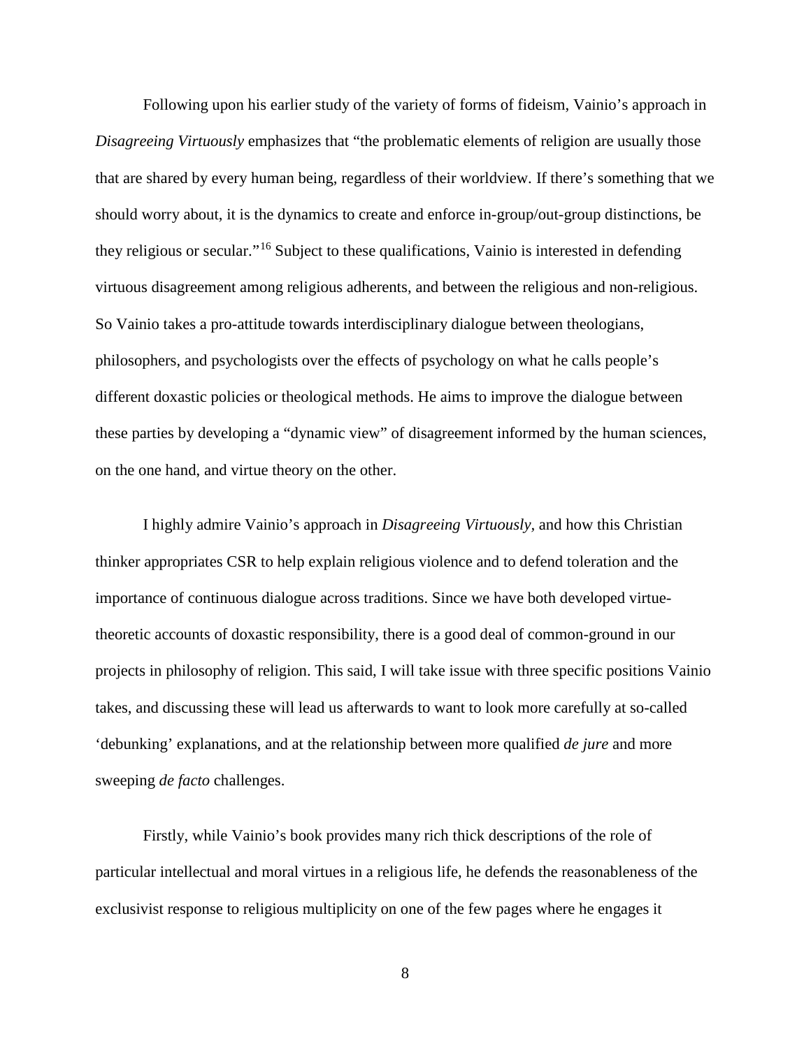Following upon his earlier study of the variety of forms of fideism, Vainio's approach in *Disagreeing Virtuously* emphasizes that "the problematic elements of religion are usually those that are shared by every human being, regardless of their worldview. If there's something that we should worry about, it is the dynamics to create and enforce in-group/out-group distinctions, be they religious or secular."[16] Subject to these qualifications, Vainio is interested in defending virtuous disagreement among religious adherents, and between the religious and non-religious. So Vainio takes a pro-attitude towards interdisciplinary dialogue between theologians, philosophers, and psychologists over the effects of psychology on what he calls people's different doxastic policies or theological methods. He aims to improve the dialogue between these parties by developing a "dynamic view" of disagreement informed by the human sciences, on the one hand, and virtue theory on the other.

I highly admire Vainio's approach in *Disagreeing Virtuously*, and how this Christian thinker appropriates CSR to help explain religious violence and to defend toleration and the importance of continuous dialogue across traditions. Since we have both developed virtue-theoretic accounts of doxastic responsibility, there is a good deal of common-ground in our projects in philosophy of religion. This said, I will take issue with three specific positions Vainio takes, and discussing these will lead us afterwards to want to look more carefully at so-called 'debunking' explanations, and at the relationship between more qualified *de jure* and more sweeping *de facto* challenges.

Firstly, while Vainio's book provides many rich thick descriptions of the role of particular intellectual and moral virtues in a religious life, he defends the reasonableness of the exclusivist response to religious multiplicity on one of the few pages where he engages it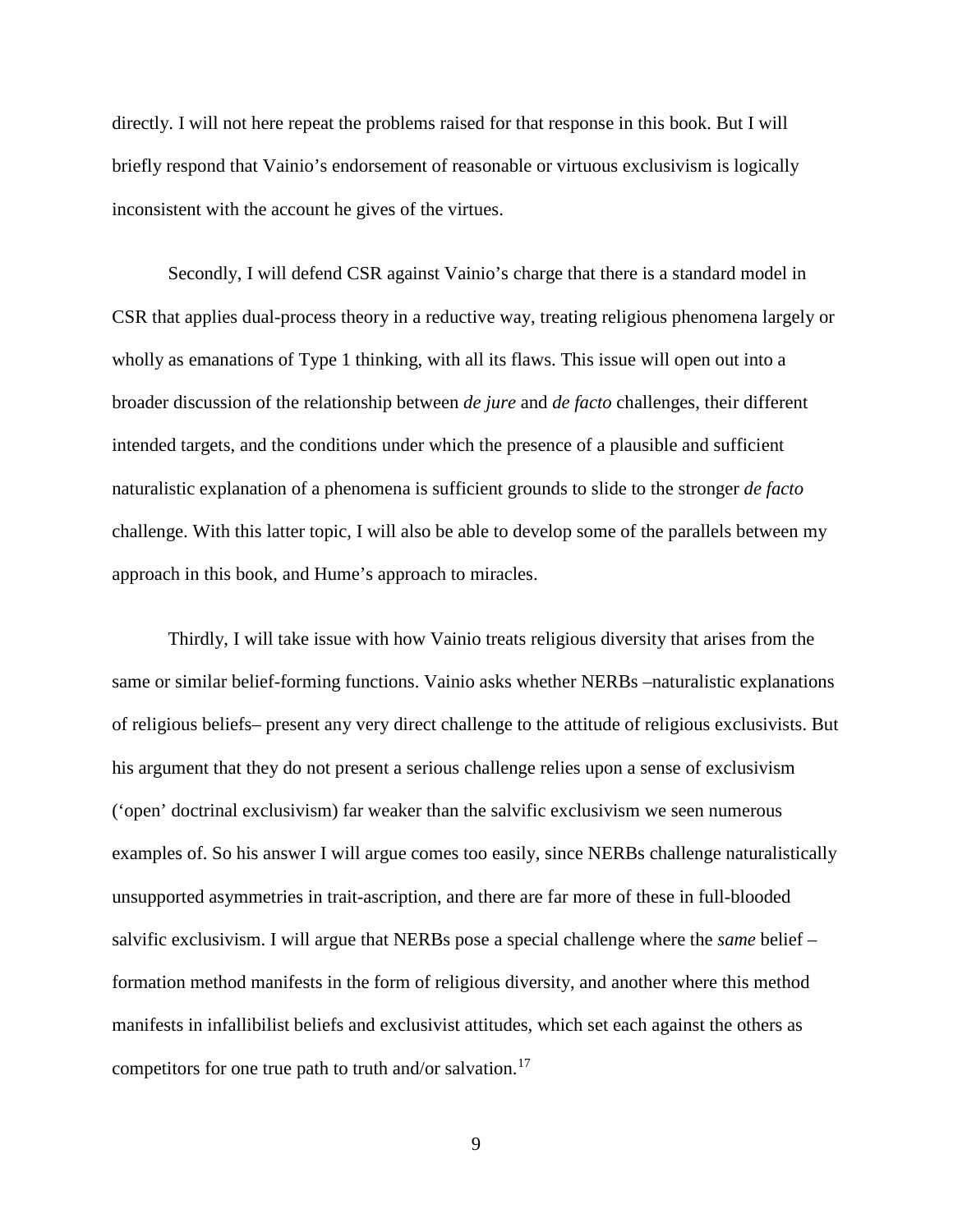directly. I will not here repeat the problems raised for that response in this book. But I will briefly respond that Vainio's endorsement of reasonable or virtuous exclusivism is logically inconsistent with the account he gives of the virtues.

Secondly, I will defend CSR against Vainio's charge that there is a standard model in CSR that applies dual-process theory in a reductive way, treating religious phenomena largely or wholly as emanations of Type 1 thinking, with all its flaws. This issue will open out into a broader discussion of the relationship between *de jure* and *de facto* challenges, their different intended targets, and the conditions under which the presence of a plausible and sufficient naturalistic explanation of a phenomena is sufficient grounds to slide to the stronger *de facto* challenge. With this latter topic, I will also be able to develop some of the parallels between my approach in this book, and Hume's approach to miracles.

Thirdly, I will take issue with how Vainio treats religious diversity that arises from the same or similar belief-forming functions. Vainio asks whether NERBs –naturalistic explanations of religious beliefs– present any very direct challenge to the attitude of religious exclusivists. But his argument that they do not present a serious challenge relies upon a sense of exclusivism ('open' doctrinal exclusivism) far weaker than the salvific exclusivism we seen numerous examples of. So his answer I will argue comes too easily, since NERBs challenge naturalistically unsupported asymmetries in trait-ascription, and there are far more of these in full-blooded salvific exclusivism. I will argue that NERBs pose a special challenge where the *same* belief –formation method manifests in the form of religious diversity, and another where this method manifests in infallibilist beliefs and exclusivist attitudes, which set each against the others as competitors for one true path to truth and/or salvation.[17]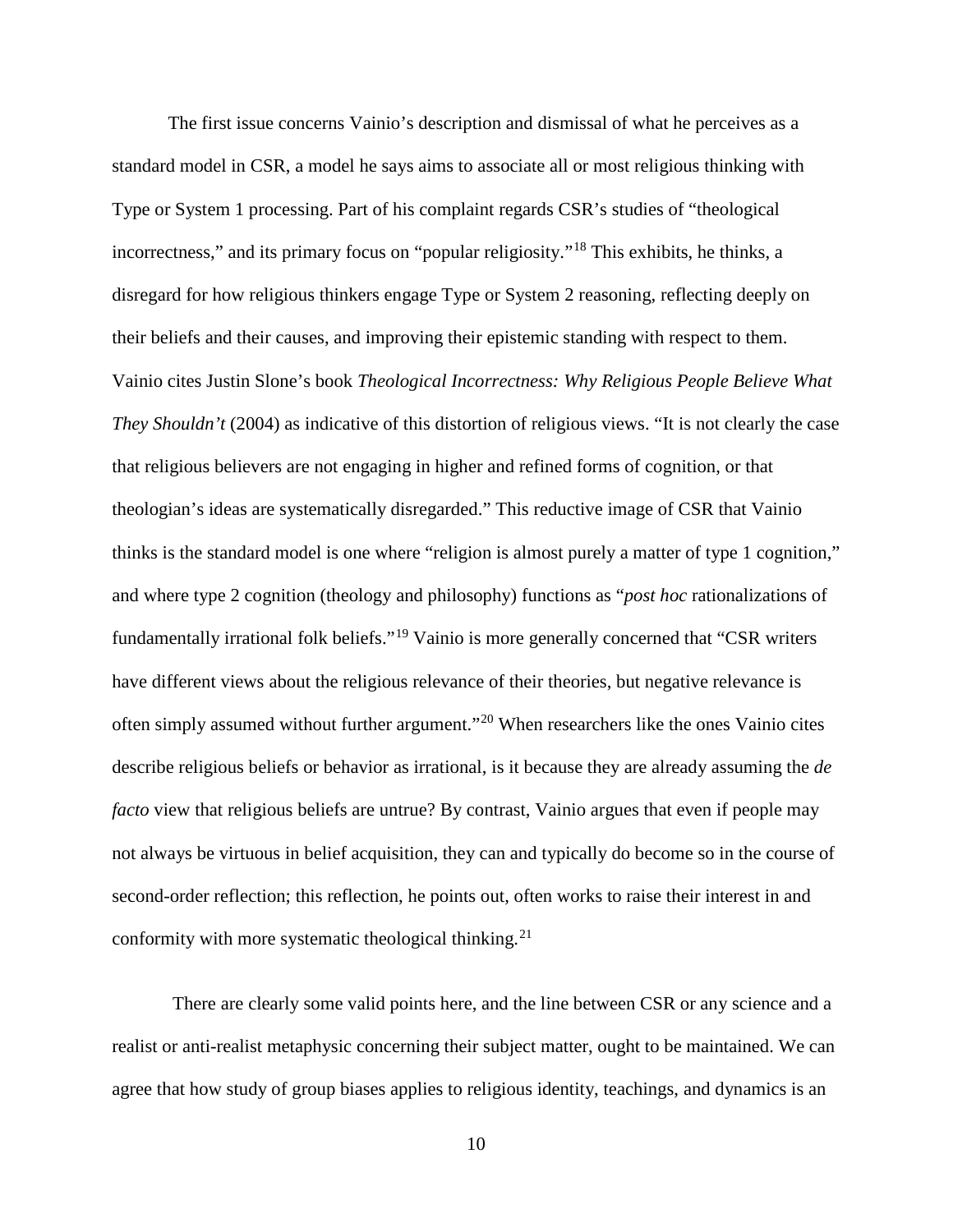The first issue concerns Vainio's description and dismissal of what he perceives as a standard model in CSR, a model he says aims to associate all or most religious thinking with Type or System 1 processing. Part of his complaint regards CSR's studies of "theological incorrectness," and its primary focus on "popular religiosity."[18] This exhibits, he thinks, a disregard for how religious thinkers engage Type or System 2 reasoning, reflecting deeply on their beliefs and their causes, and improving their epistemic standing with respect to them. Vainio cites Justin Slone's book *Theological Incorrectness: Why Religious People Believe What They Shouldn't* (2004) as indicative of this distortion of religious views. "It is not clearly the case that religious believers are not engaging in higher and refined forms of cognition, or that theologian's ideas are systematically disregarded." This reductive image of CSR that Vainio thinks is the standard model is one where "religion is almost purely a matter of type 1 cognition," and where type 2 cognition (theology and philosophy) functions as "*post hoc* rationalizations of fundamentally irrational folk beliefs."[19] Vainio is more generally concerned that "CSR writers have different views about the religious relevance of their theories, but negative relevance is often simply assumed without further argument."[20] When researchers like the ones Vainio cites describe religious beliefs or behavior as irrational, is it because they are already assuming the *de facto* view that religious beliefs are untrue? By contrast, Vainio argues that even if people may not always be virtuous in belief acquisition, they can and typically do become so in the course of second-order reflection; this reflection, he points out, often works to raise their interest in and conformity with more systematic theological thinking.[21]

There are clearly some valid points here, and the line between CSR or any science and a realist or anti-realist metaphysic concerning their subject matter, ought to be maintained. We can agree that how study of group biases applies to religious identity, teachings, and dynamics is an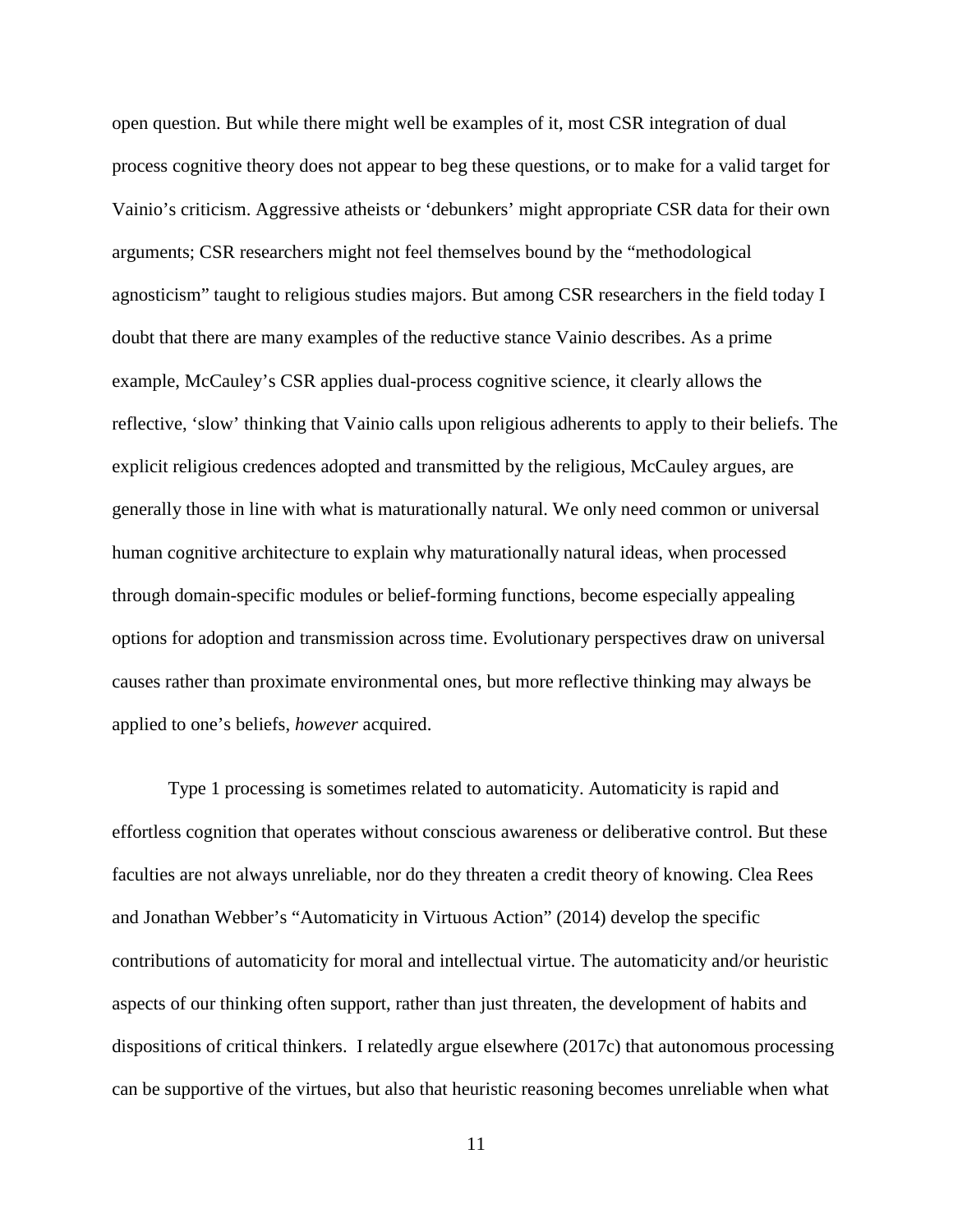open question. But while there might well be examples of it, most CSR integration of dual process cognitive theory does not appear to beg these questions, or to make for a valid target for Vainio's criticism. Aggressive atheists or 'debunkers' might appropriate CSR data for their own arguments; CSR researchers might not feel themselves bound by the "methodological agnosticism" taught to religious studies majors. But among CSR researchers in the field today I doubt that there are many examples of the reductive stance Vainio describes. As a prime example, McCauley's CSR applies dual-process cognitive science, it clearly allows the reflective, 'slow' thinking that Vainio calls upon religious adherents to apply to their beliefs. The explicit religious credences adopted and transmitted by the religious, McCauley argues, are generally those in line with what is maturationally natural. We only need common or universal human cognitive architecture to explain why maturationally natural ideas, when processed through domain-specific modules or belief-forming functions, become especially appealing options for adoption and transmission across time. Evolutionary perspectives draw on universal causes rather than proximate environmental ones, but more reflective thinking may always be applied to one's beliefs, *however* acquired.

Type 1 processing is sometimes related to automaticity. Automaticity is rapid and effortless cognition that operates without conscious awareness or deliberative control. But these faculties are not always unreliable, nor do they threaten a credit theory of knowing. Clea Rees and Jonathan Webber's "Automaticity in Virtuous Action" (2014) develop the specific contributions of automaticity for moral and intellectual virtue. The automaticity and/or heuristic aspects of our thinking often support, rather than just threaten, the development of habits and dispositions of critical thinkers. I relatedly argue elsewhere (2017c) that autonomous processing can be supportive of the virtues, but also that heuristic reasoning becomes unreliable when what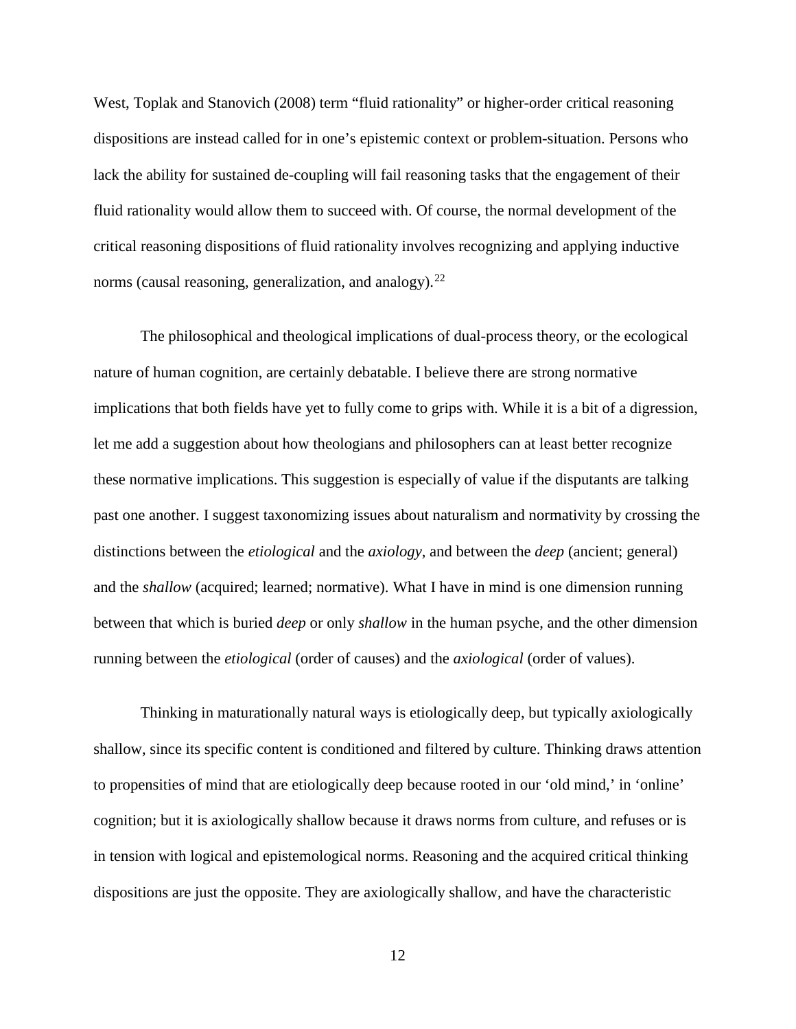West, Toplak and Stanovich (2008) term "fluid rationality" or higher-order critical reasoning dispositions are instead called for in one's epistemic context or problem-situation. Persons who lack the ability for sustained de-coupling will fail reasoning tasks that the engagement of their fluid rationality would allow them to succeed with. Of course, the normal development of the critical reasoning dispositions of fluid rationality involves recognizing and applying inductive norms (causal reasoning, generalization, and analogy).[22]

The philosophical and theological implications of dual-process theory, or the ecological nature of human cognition, are certainly debatable. I believe there are strong normative implications that both fields have yet to fully come to grips with. While it is a bit of a digression, let me add a suggestion about how theologians and philosophers can at least better recognize these normative implications. This suggestion is especially of value if the disputants are talking past one another. I suggest taxonomizing issues about naturalism and normativity by crossing the distinctions between the *etiological* and the *axiology*, and between the *deep* (ancient; general) and the *shallow* (acquired; learned; normative). What I have in mind is one dimension running between that which is buried *deep* or only *shallow* in the human psyche, and the other dimension running between the *etiological* (order of causes) and the *axiological* (order of values).

Thinking in maturationally natural ways is etiologically deep, but typically axiologically shallow, since its specific content is conditioned and filtered by culture. Thinking draws attention to propensities of mind that are etiologically deep because rooted in our 'old mind,' in 'online' cognition; but it is axiologically shallow because it draws norms from culture, and refuses or is in tension with logical and epistemological norms. Reasoning and the acquired critical thinking dispositions are just the opposite. They are axiologically shallow, and have the characteristic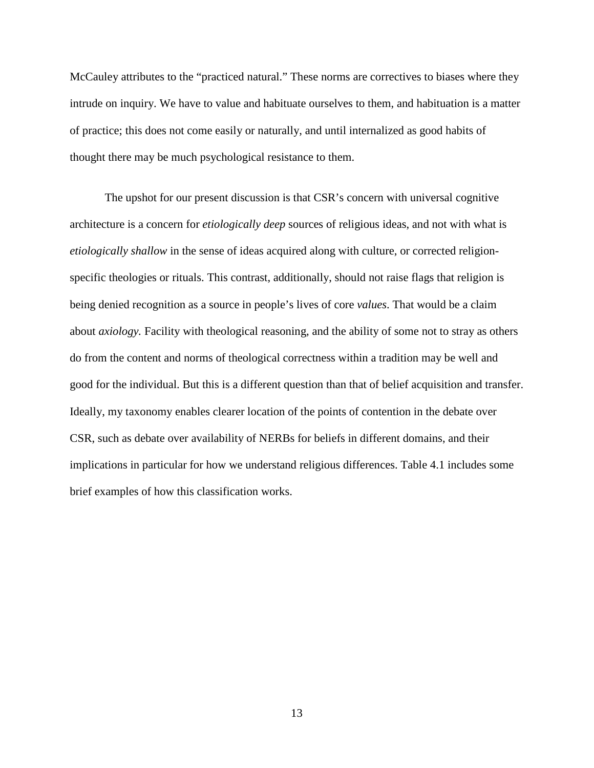McCauley attributes to the "practiced natural." These norms are correctives to biases where they intrude on inquiry. We have to value and habituate ourselves to them, and habituation is a matter of practice; this does not come easily or naturally, and until internalized as good habits of thought there may be much psychological resistance to them.

The upshot for our present discussion is that CSR's concern with universal cognitive architecture is a concern for *etiologically deep* sources of religious ideas, and not with what is *etiologically shallow* in the sense of ideas acquired along with culture, or corrected religion-specific theologies or rituals. This contrast, additionally, should not raise flags that religion is being denied recognition as a source in people's lives of core *values*. That would be a claim about *axiology.* Facility with theological reasoning, and the ability of some not to stray as others do from the content and norms of theological correctness within a tradition may be well and good for the individual. But this is a different question than that of belief acquisition and transfer. Ideally, my taxonomy enables clearer location of the points of contention in the debate over CSR, such as debate over availability of NERBs for beliefs in different domains, and their implications in particular for how we understand religious differences. Table 4.1 includes some brief examples of how this classification works.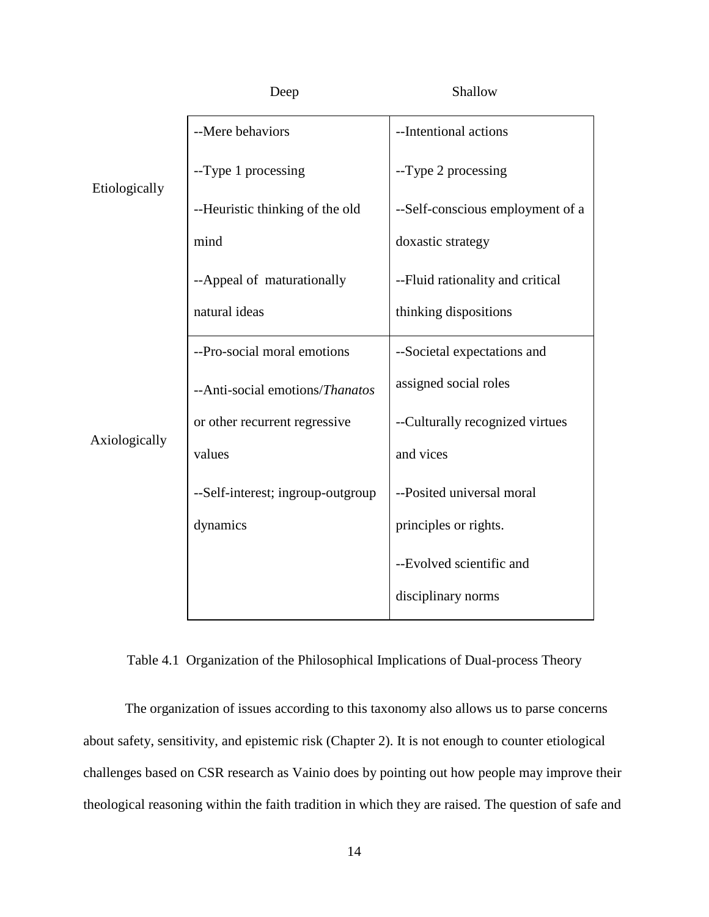| | Deep | Shallow |
|---|---|---|
| Etiologically | --Mere behaviors<br>--Type 1 processing<br>--Heuristic thinking of the old mind<br>--Appeal of maturationally natural ideas | --Intentional actions<br>--Type 2 processing<br>--Self-conscious employment of a doxastic strategy<br>--Fluid rationality and critical thinking dispositions |
| Axiologically | --Pro-social moral emotions<br>--Anti-social emotions/*Thanatos* or other recurrent regressive values<br>--Self-interest; ingroup-outgroup dynamics | --Societal expectations and assigned social roles<br>--Culturally recognized virtues and vices<br>--Posited universal moral principles or rights.<br>--Evolved scientific and disciplinary norms |

Table 4.1 Organization of the Philosophical Implications of Dual-process Theory

The organization of issues according to this taxonomy also allows us to parse concerns about safety, sensitivity, and epistemic risk (Chapter 2). It is not enough to counter etiological challenges based on CSR research as Vainio does by pointing out how people may improve their theological reasoning within the faith tradition in which they are raised. The question of safe and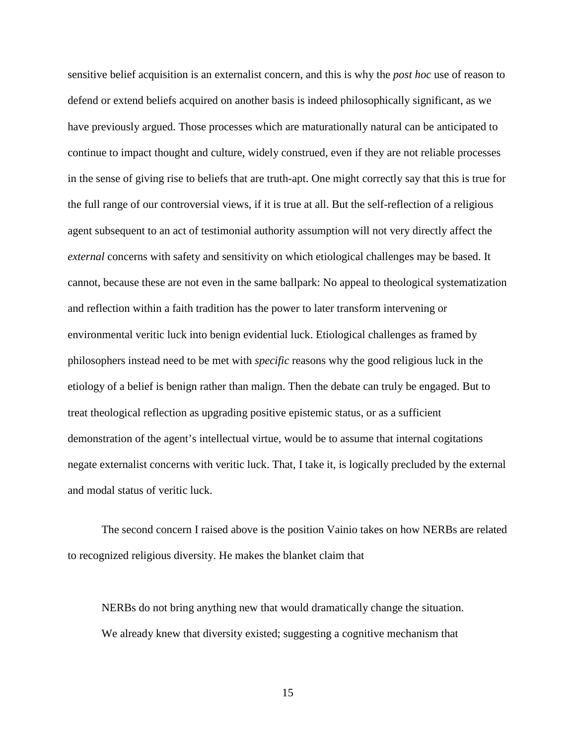sensitive belief acquisition is an externalist concern, and this is why the *post hoc* use of reason to defend or extend beliefs acquired on another basis is indeed philosophically significant, as we have previously argued. Those processes which are maturationally natural can be anticipated to continue to impact thought and culture, widely construed, even if they are not reliable processes in the sense of giving rise to beliefs that are truth-apt. One might correctly say that this is true for the full range of our controversial views, if it is true at all. But the self-reflection of a religious agent subsequent to an act of testimonial authority assumption will not very directly affect the *external* concerns with safety and sensitivity on which etiological challenges may be based. It cannot, because these are not even in the same ballpark: No appeal to theological systematization and reflection within a faith tradition has the power to later transform intervening or environmental veritic luck into benign evidential luck. Etiological challenges as framed by philosophers instead need to be met with *specific* reasons why the good religious luck in the etiology of a belief is benign rather than malign. Then the debate can truly be engaged. But to treat theological reflection as upgrading positive epistemic status, or as a sufficient demonstration of the agent's intellectual virtue, would be to assume that internal cogitations negate externalist concerns with veritic luck. That, I take it, is logically precluded by the external and modal status of veritic luck.

The second concern I raised above is the position Vainio takes on how NERBs are related to recognized religious diversity. He makes the blanket claim that

> NERBs do not bring anything new that would dramatically change the situation. We already knew that diversity existed; suggesting a cognitive mechanism that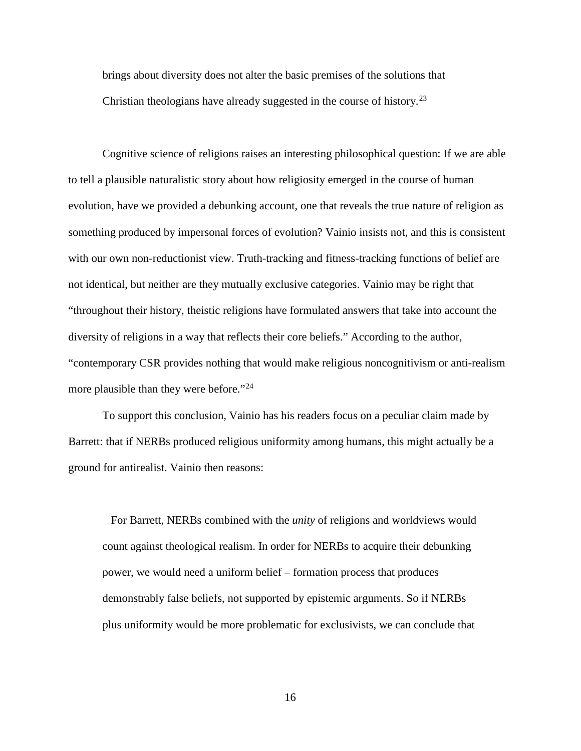> brings about diversity does not alter the basic premises of the solutions that Christian theologians have already suggested in the course of history.[23]

Cognitive science of religions raises an interesting philosophical question: If we are able to tell a plausible naturalistic story about how religiosity emerged in the course of human evolution, have we provided a debunking account, one that reveals the true nature of religion as something produced by impersonal forces of evolution? Vainio insists not, and this is consistent with our own non-reductionist view. Truth-tracking and fitness-tracking functions of belief are not identical, but neither are they mutually exclusive categories. Vainio may be right that "throughout their history, theistic religions have formulated answers that take into account the diversity of religions in a way that reflects their core beliefs." According to the author, "contemporary CSR provides nothing that would make religious noncognitivism or anti-realism more plausible than they were before."[24]

To support this conclusion, Vainio has his readers focus on a peculiar claim made by Barrett: that if NERBs produced religious uniformity among humans, this might actually be a ground for antirealist. Vainio then reasons:

> For Barrett, NERBs combined with the *unity* of religions and worldviews would count against theological realism. In order for NERBs to acquire their debunking power, we would need a uniform belief – formation process that produces demonstrably false beliefs, not supported by epistemic arguments. So if NERBs plus uniformity would be more problematic for exclusivists, we can conclude that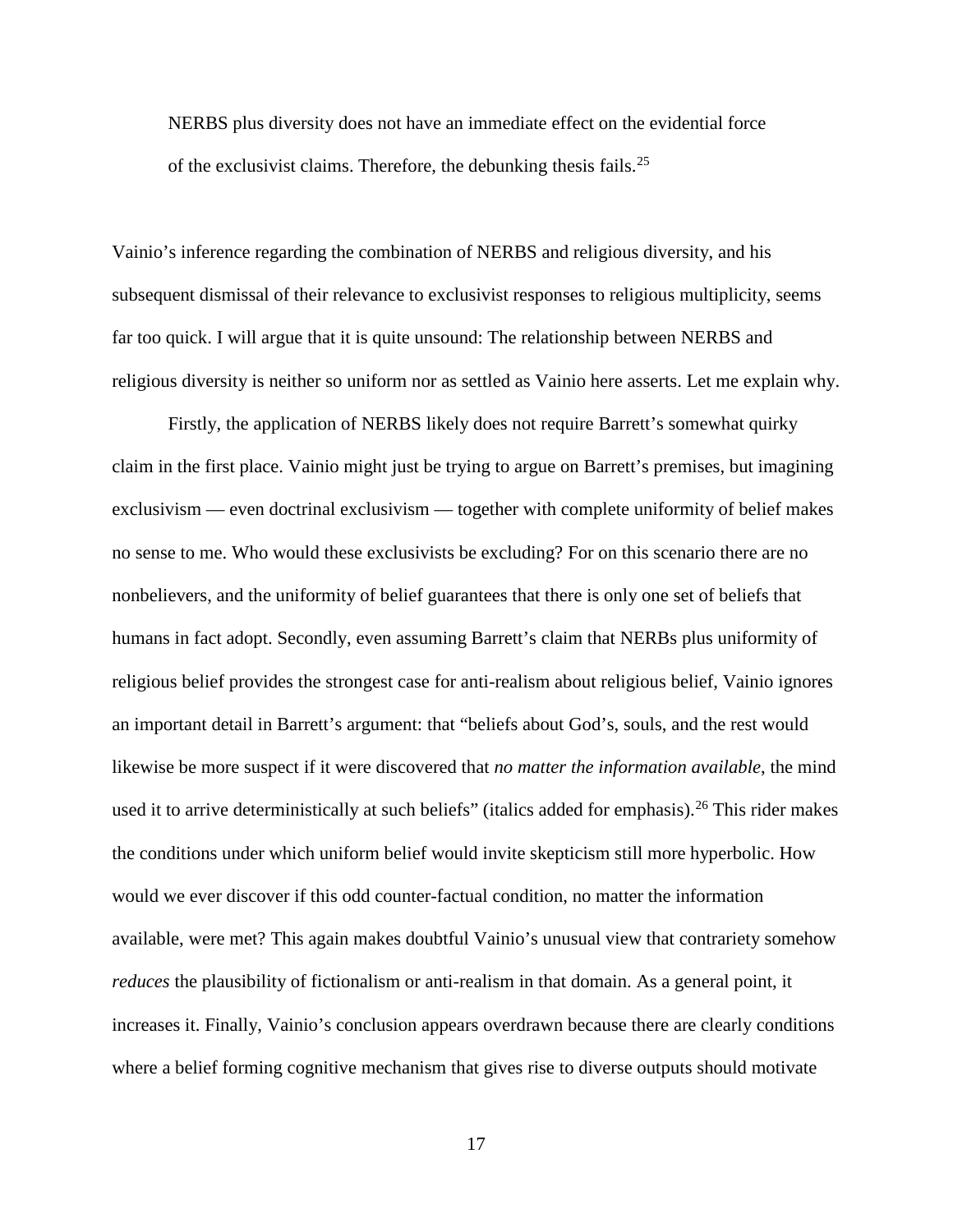> NERBS plus diversity does not have an immediate effect on the evidential force of the exclusivist claims. Therefore, the debunking thesis fails.[25]

Vainio's inference regarding the combination of NERBS and religious diversity, and his subsequent dismissal of their relevance to exclusivist responses to religious multiplicity, seems far too quick. I will argue that it is quite unsound: The relationship between NERBS and religious diversity is neither so uniform nor as settled as Vainio here asserts. Let me explain why.

Firstly, the application of NERBS likely does not require Barrett's somewhat quirky claim in the first place. Vainio might just be trying to argue on Barrett's premises, but imagining exclusivism — even doctrinal exclusivism — together with complete uniformity of belief makes no sense to me. Who would these exclusivists be excluding? For on this scenario there are no nonbelievers, and the uniformity of belief guarantees that there is only one set of beliefs that humans in fact adopt. Secondly, even assuming Barrett's claim that NERBs plus uniformity of religious belief provides the strongest case for anti-realism about religious belief, Vainio ignores an important detail in Barrett's argument: that "beliefs about God's, souls, and the rest would likewise be more suspect if it were discovered that *no matter the information available*, the mind used it to arrive deterministically at such beliefs" (italics added for emphasis).[26] This rider makes the conditions under which uniform belief would invite skepticism still more hyperbolic. How would we ever discover if this odd counter-factual condition, no matter the information available, were met? This again makes doubtful Vainio's unusual view that contrariety somehow *reduces* the plausibility of fictionalism or anti-realism in that domain. As a general point, it increases it. Finally, Vainio's conclusion appears overdrawn because there are clearly conditions where a belief forming cognitive mechanism that gives rise to diverse outputs should motivate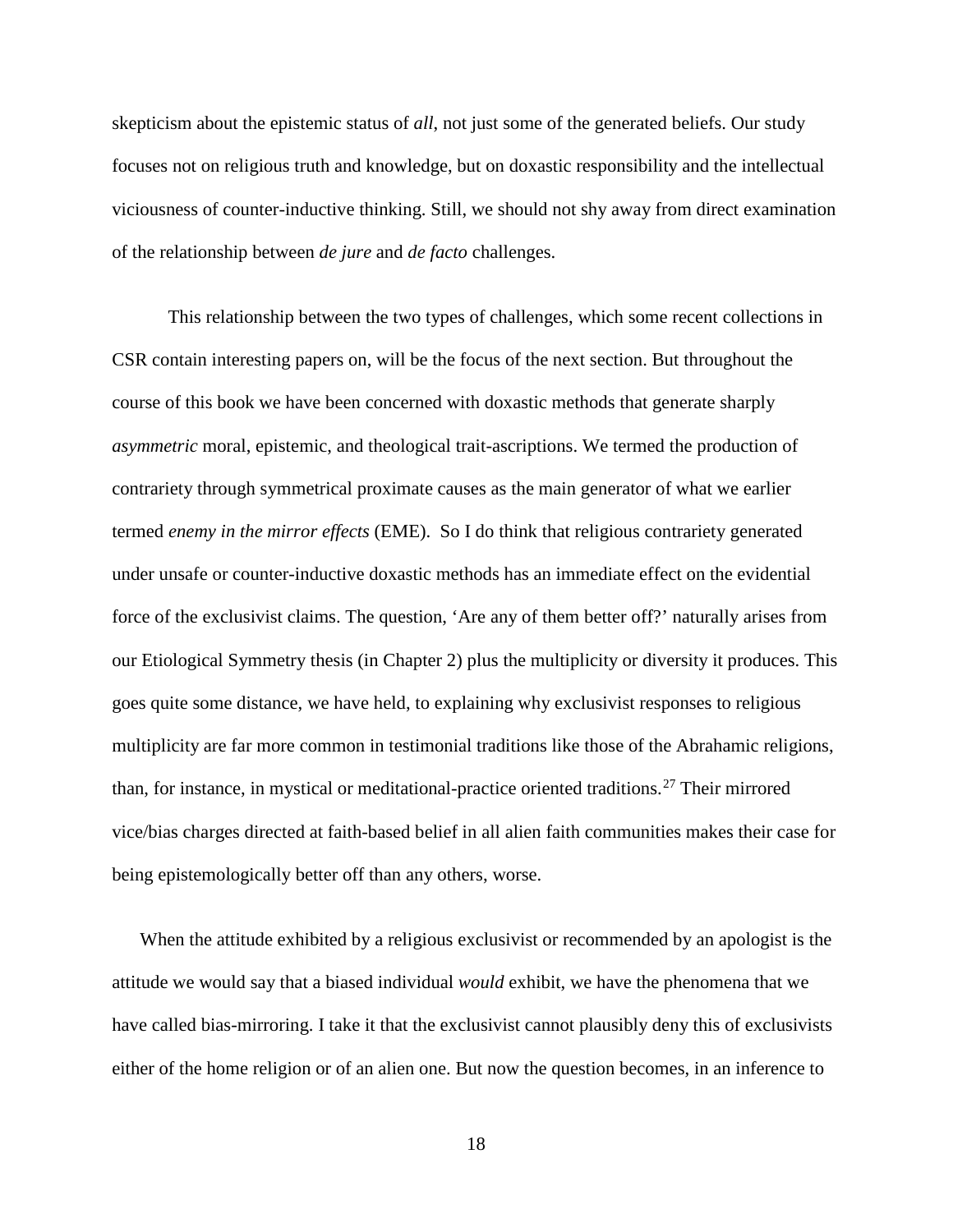skepticism about the epistemic status of *all*, not just some of the generated beliefs. Our study focuses not on religious truth and knowledge, but on doxastic responsibility and the intellectual viciousness of counter-inductive thinking. Still, we should not shy away from direct examination of the relationship between *de jure* and *de facto* challenges.

This relationship between the two types of challenges, which some recent collections in CSR contain interesting papers on, will be the focus of the next section. But throughout the course of this book we have been concerned with doxastic methods that generate sharply *asymmetric* moral, epistemic, and theological trait-ascriptions. We termed the production of contrariety through symmetrical proximate causes as the main generator of what we earlier termed *enemy in the mirror effects* (EME). So I do think that religious contrariety generated under unsafe or counter-inductive doxastic methods has an immediate effect on the evidential force of the exclusivist claims. The question, 'Are any of them better off?' naturally arises from our Etiological Symmetry thesis (in Chapter 2) plus the multiplicity or diversity it produces. This goes quite some distance, we have held, to explaining why exclusivist responses to religious multiplicity are far more common in testimonial traditions like those of the Abrahamic religions, than, for instance, in mystical or meditational-practice oriented traditions.[27] Their mirrored vice/bias charges directed at faith-based belief in all alien faith communities makes their case for being epistemologically better off than any others, worse.

When the attitude exhibited by a religious exclusivist or recommended by an apologist is the attitude we would say that a biased individual *would* exhibit, we have the phenomena that we have called bias-mirroring. I take it that the exclusivist cannot plausibly deny this of exclusivists either of the home religion or of an alien one. But now the question becomes, in an inference to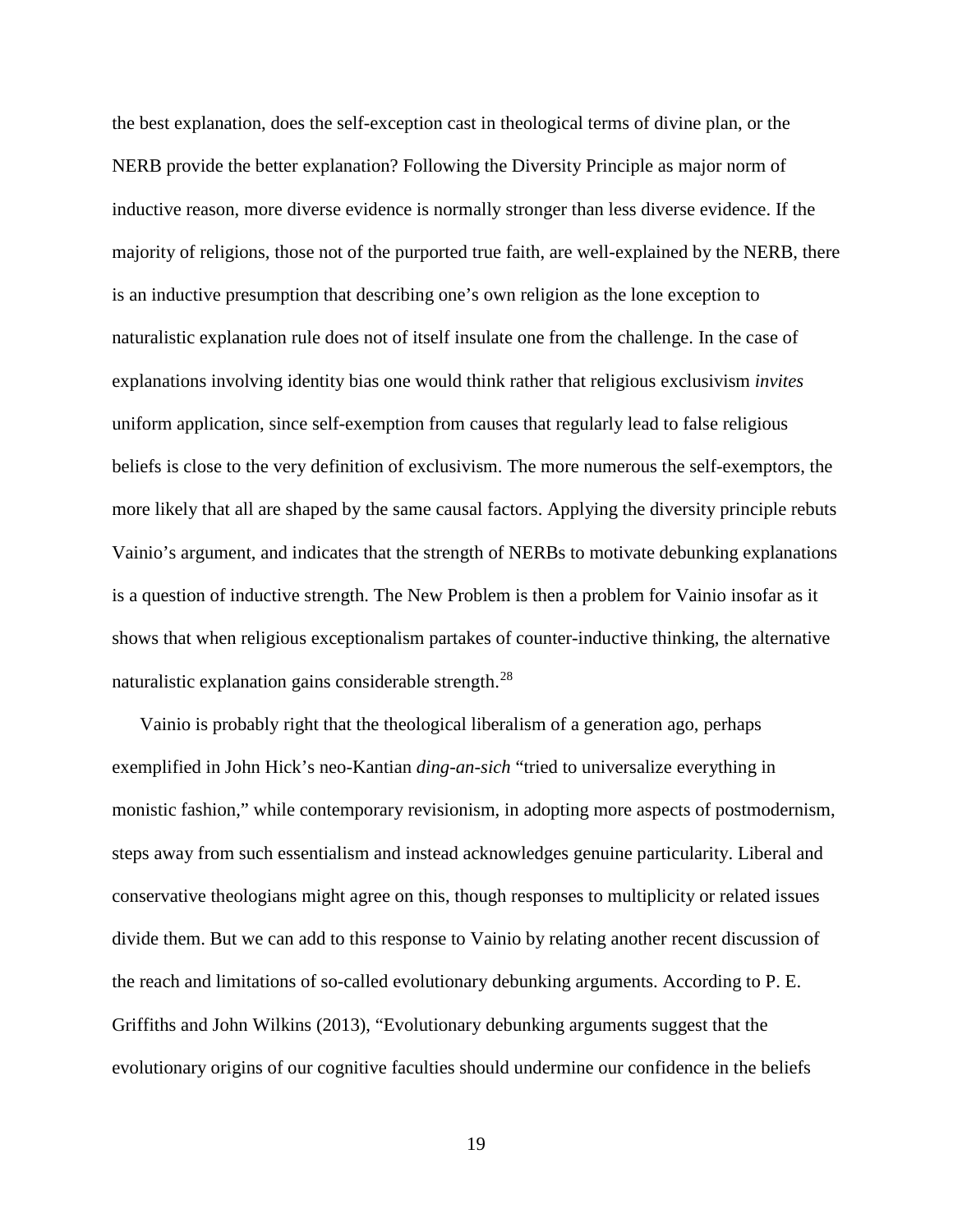the best explanation, does the self-exception cast in theological terms of divine plan, or the NERB provide the better explanation? Following the Diversity Principle as major norm of inductive reason, more diverse evidence is normally stronger than less diverse evidence. If the majority of religions, those not of the purported true faith, are well-explained by the NERB, there is an inductive presumption that describing one's own religion as the lone exception to naturalistic explanation rule does not of itself insulate one from the challenge. In the case of explanations involving identity bias one would think rather that religious exclusivism *invites* uniform application, since self-exemption from causes that regularly lead to false religious beliefs is close to the very definition of exclusivism. The more numerous the self-exemptors, the more likely that all are shaped by the same causal factors. Applying the diversity principle rebuts Vainio's argument, and indicates that the strength of NERBs to motivate debunking explanations is a question of inductive strength. The New Problem is then a problem for Vainio insofar as it shows that when religious exceptionalism partakes of counter-inductive thinking, the alternative naturalistic explanation gains considerable strength.[28]

Vainio is probably right that the theological liberalism of a generation ago, perhaps exemplified in John Hick's neo-Kantian *ding-an-sich* "tried to universalize everything in monistic fashion," while contemporary revisionism, in adopting more aspects of postmodernism, steps away from such essentialism and instead acknowledges genuine particularity. Liberal and conservative theologians might agree on this, though responses to multiplicity or related issues divide them. But we can add to this response to Vainio by relating another recent discussion of the reach and limitations of so-called evolutionary debunking arguments. According to P. E. Griffiths and John Wilkins (2013), "Evolutionary debunking arguments suggest that the evolutionary origins of our cognitive faculties should undermine our confidence in the beliefs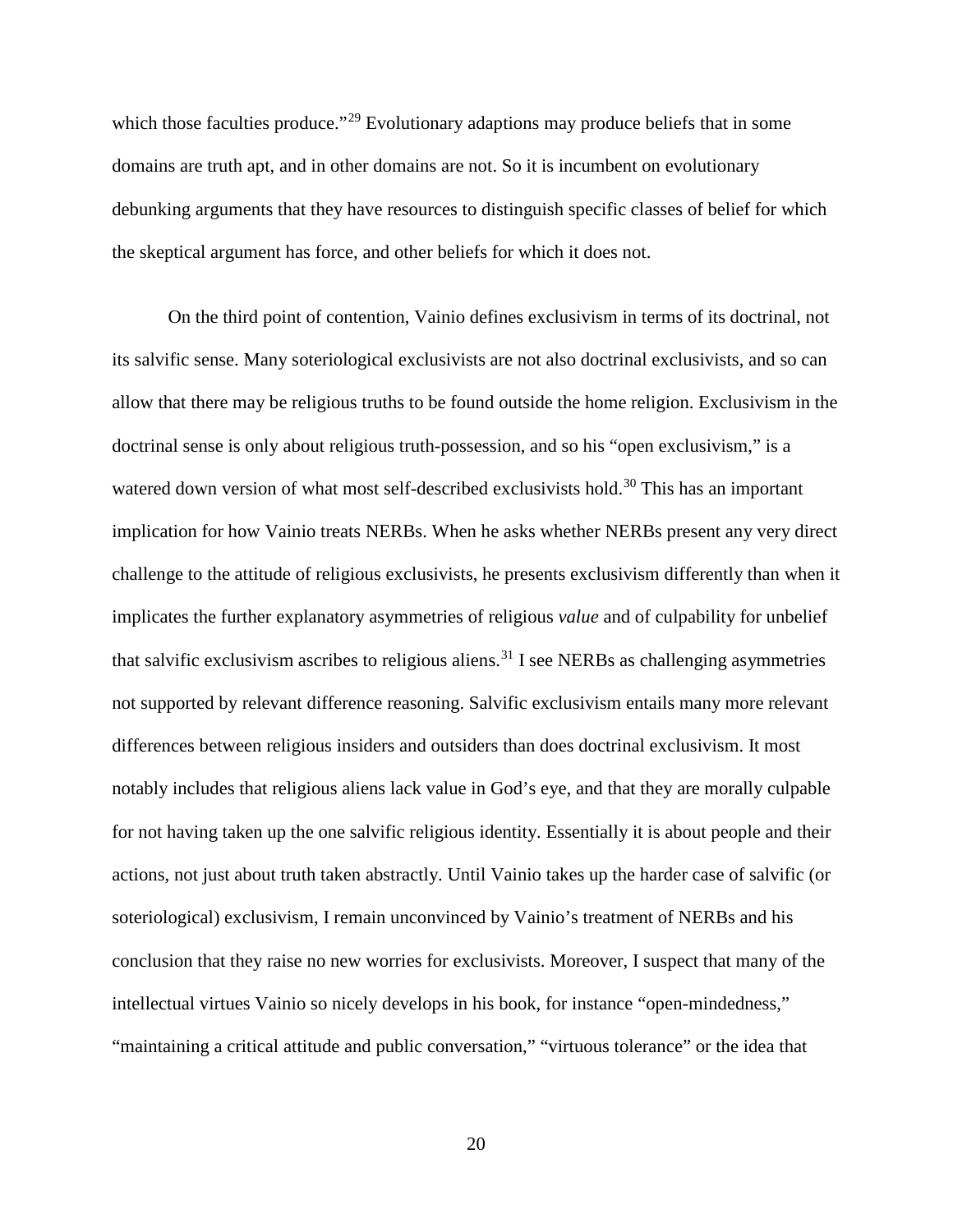which those faculties produce."[29] Evolutionary adaptions may produce beliefs that in some domains are truth apt, and in other domains are not. So it is incumbent on evolutionary debunking arguments that they have resources to distinguish specific classes of belief for which the skeptical argument has force, and other beliefs for which it does not.

On the third point of contention, Vainio defines exclusivism in terms of its doctrinal, not its salvific sense. Many soteriological exclusivists are not also doctrinal exclusivists, and so can allow that there may be religious truths to be found outside the home religion. Exclusivism in the doctrinal sense is only about religious truth-possession, and so his "open exclusivism," is a watered down version of what most self-described exclusivists hold.[30] This has an important implication for how Vainio treats NERBs. When he asks whether NERBs present any very direct challenge to the attitude of religious exclusivists, he presents exclusivism differently than when it implicates the further explanatory asymmetries of religious *value* and of culpability for unbelief that salvific exclusivism ascribes to religious aliens.[31] I see NERBs as challenging asymmetries not supported by relevant difference reasoning. Salvific exclusivism entails many more relevant differences between religious insiders and outsiders than does doctrinal exclusivism. It most notably includes that religious aliens lack value in God's eye, and that they are morally culpable for not having taken up the one salvific religious identity. Essentially it is about people and their actions, not just about truth taken abstractly. Until Vainio takes up the harder case of salvific (or soteriological) exclusivism, I remain unconvinced by Vainio's treatment of NERBs and his conclusion that they raise no new worries for exclusivists. Moreover, I suspect that many of the intellectual virtues Vainio so nicely develops in his book, for instance "open-mindedness," "maintaining a critical attitude and public conversation," "virtuous tolerance" or the idea that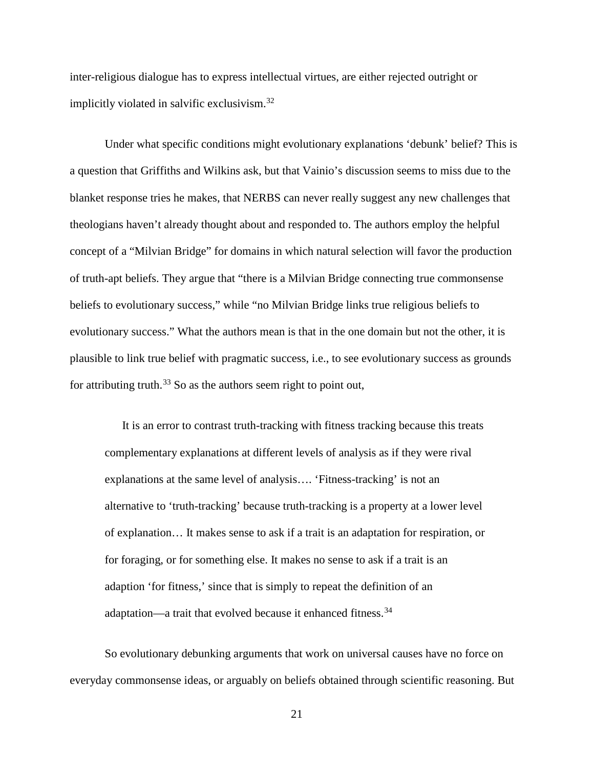inter-religious dialogue has to express intellectual virtues, are either rejected outright or implicitly violated in salvific exclusivism.[32]

Under what specific conditions might evolutionary explanations 'debunk' belief? This is a question that Griffiths and Wilkins ask, but that Vainio's discussion seems to miss due to the blanket response tries he makes, that NERBS can never really suggest any new challenges that theologians haven't already thought about and responded to. The authors employ the helpful concept of a "Milvian Bridge" for domains in which natural selection will favor the production of truth-apt beliefs. They argue that "there is a Milvian Bridge connecting true commonsense beliefs to evolutionary success," while "no Milvian Bridge links true religious beliefs to evolutionary success." What the authors mean is that in the one domain but not the other, it is plausible to link true belief with pragmatic success, i.e., to see evolutionary success as grounds for attributing truth.[33] So as the authors seem right to point out,

> It is an error to contrast truth-tracking with fitness tracking because this treats complementary explanations at different levels of analysis as if they were rival explanations at the same level of analysis…. 'Fitness-tracking' is not an alternative to 'truth-tracking' because truth-tracking is a property at a lower level of explanation… It makes sense to ask if a trait is an adaptation for respiration, or for foraging, or for something else. It makes no sense to ask if a trait is an adaption 'for fitness,' since that is simply to repeat the definition of an adaptation—a trait that evolved because it enhanced fitness.[34]

So evolutionary debunking arguments that work on universal causes have no force on everyday commonsense ideas, or arguably on beliefs obtained through scientific reasoning. But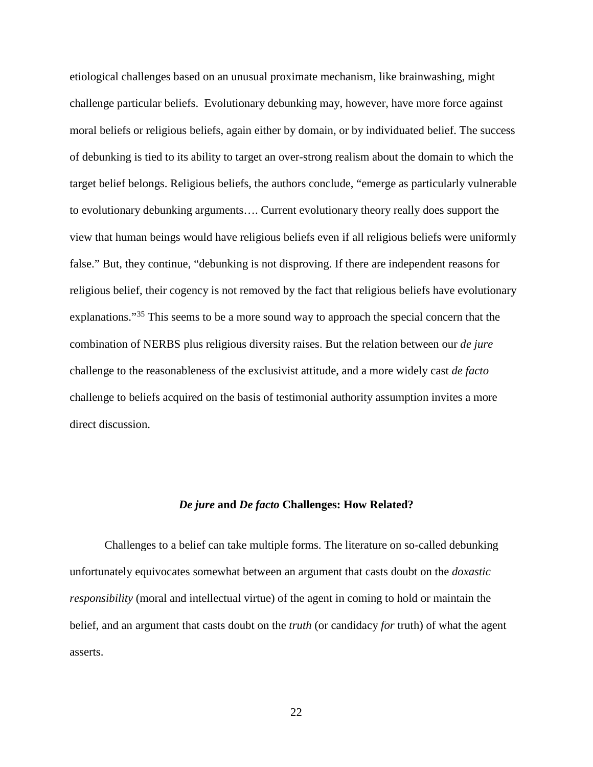etiological challenges based on an unusual proximate mechanism, like brainwashing, might challenge particular beliefs. Evolutionary debunking may, however, have more force against moral beliefs or religious beliefs, again either by domain, or by individuated belief. The success of debunking is tied to its ability to target an over-strong realism about the domain to which the target belief belongs. Religious beliefs, the authors conclude, "emerge as particularly vulnerable to evolutionary debunking arguments…. Current evolutionary theory really does support the view that human beings would have religious beliefs even if all religious beliefs were uniformly false." But, they continue, "debunking is not disproving. If there are independent reasons for religious belief, their cogency is not removed by the fact that religious beliefs have evolutionary explanations."[35] This seems to be a more sound way to approach the special concern that the combination of NERBS plus religious diversity raises. But the relation between our *de jure* challenge to the reasonableness of the exclusivist attitude, and a more widely cast *de facto* challenge to beliefs acquired on the basis of testimonial authority assumption invites a more direct discussion.

### ***De jure*** **and** ***De facto*** **Challenges: How Related?**

Challenges to a belief can take multiple forms. The literature on so-called debunking unfortunately equivocates somewhat between an argument that casts doubt on the *doxastic responsibility* (moral and intellectual virtue) of the agent in coming to hold or maintain the belief, and an argument that casts doubt on the *truth* (or candidacy *for* truth) of what the agent asserts.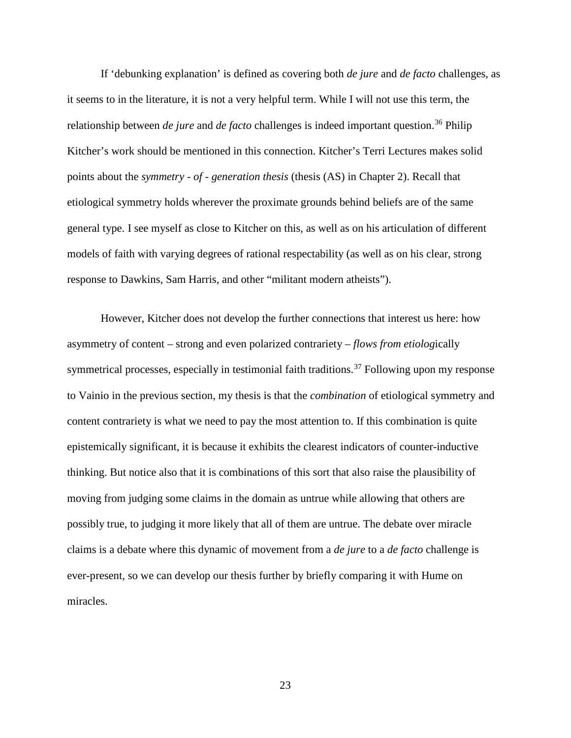If 'debunking explanation' is defined as covering both *de jure* and *de facto* challenges, as it seems to in the literature, it is not a very helpful term. While I will not use this term, the relationship between *de jure* and *de facto* challenges is indeed important question.[36] Philip Kitcher's work should be mentioned in this connection. Kitcher's Terri Lectures makes solid points about the *symmetry - of - generation thesis* (thesis (AS) in Chapter 2). Recall that etiological symmetry holds wherever the proximate grounds behind beliefs are of the same general type. I see myself as close to Kitcher on this, as well as on his articulation of different models of faith with varying degrees of rational respectability (as well as on his clear, strong response to Dawkins, Sam Harris, and other "militant modern atheists").

However, Kitcher does not develop the further connections that interest us here: how asymmetry of content – strong and even polarized contrariety – *flows from etiolog*ically symmetrical processes, especially in testimonial faith traditions.[37] Following upon my response to Vainio in the previous section, my thesis is that the *combination* of etiological symmetry and content contrariety is what we need to pay the most attention to. If this combination is quite epistemically significant, it is because it exhibits the clearest indicators of counter-inductive thinking. But notice also that it is combinations of this sort that also raise the plausibility of moving from judging some claims in the domain as untrue while allowing that others are possibly true, to judging it more likely that all of them are untrue. The debate over miracle claims is a debate where this dynamic of movement from a *de jure* to a *de facto* challenge is ever-present, so we can develop our thesis further by briefly comparing it with Hume on miracles.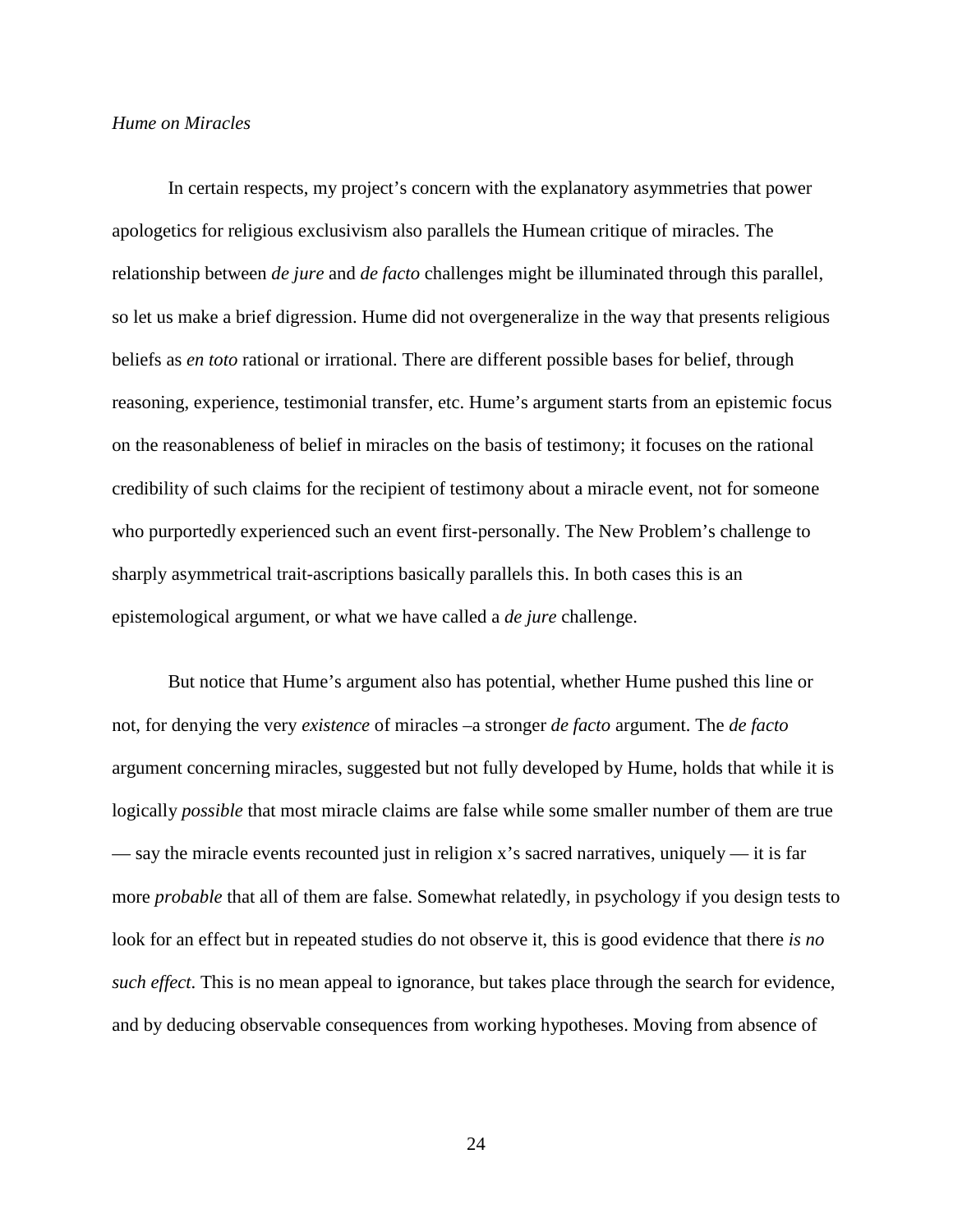*Hume on Miracles*

In certain respects, my project's concern with the explanatory asymmetries that power apologetics for religious exclusivism also parallels the Humean critique of miracles. The relationship between *de jure* and *de facto* challenges might be illuminated through this parallel, so let us make a brief digression. Hume did not overgeneralize in the way that presents religious beliefs as *en toto* rational or irrational. There are different possible bases for belief, through reasoning, experience, testimonial transfer, etc. Hume's argument starts from an epistemic focus on the reasonableness of belief in miracles on the basis of testimony; it focuses on the rational credibility of such claims for the recipient of testimony about a miracle event, not for someone who purportedly experienced such an event first-personally. The New Problem's challenge to sharply asymmetrical trait-ascriptions basically parallels this. In both cases this is an epistemological argument, or what we have called a *de jure* challenge.

But notice that Hume's argument also has potential, whether Hume pushed this line or not, for denying the very *existence* of miracles –a stronger *de facto* argument. The *de facto* argument concerning miracles, suggested but not fully developed by Hume, holds that while it is logically *possible* that most miracle claims are false while some smaller number of them are true — say the miracle events recounted just in religion x's sacred narratives, uniquely — it is far more *probable* that all of them are false. Somewhat relatedly, in psychology if you design tests to look for an effect but in repeated studies do not observe it, this is good evidence that there *is no such effect*. This is no mean appeal to ignorance, but takes place through the search for evidence, and by deducing observable consequences from working hypotheses. Moving from absence of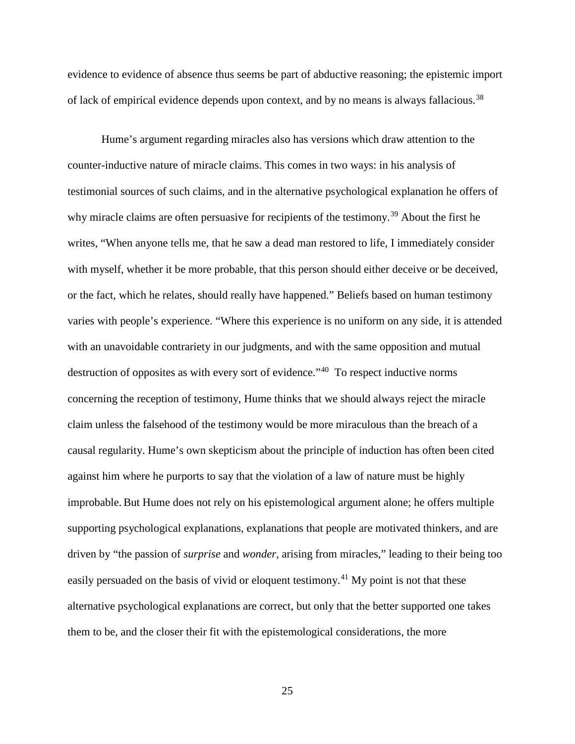evidence to evidence of absence thus seems be part of abductive reasoning; the epistemic import of lack of empirical evidence depends upon context, and by no means is always fallacious.[38]

Hume's argument regarding miracles also has versions which draw attention to the counter-inductive nature of miracle claims. This comes in two ways: in his analysis of testimonial sources of such claims, and in the alternative psychological explanation he offers of why miracle claims are often persuasive for recipients of the testimony.[39] About the first he writes, "When anyone tells me, that he saw a dead man restored to life, I immediately consider with myself, whether it be more probable, that this person should either deceive or be deceived, or the fact, which he relates, should really have happened." Beliefs based on human testimony varies with people's experience. "Where this experience is no uniform on any side, it is attended with an unavoidable contrariety in our judgments, and with the same opposition and mutual destruction of opposites as with every sort of evidence."[40] To respect inductive norms concerning the reception of testimony, Hume thinks that we should always reject the miracle claim unless the falsehood of the testimony would be more miraculous than the breach of a causal regularity. Hume's own skepticism about the principle of induction has often been cited against him where he purports to say that the violation of a law of nature must be highly improbable. But Hume does not rely on his epistemological argument alone; he offers multiple supporting psychological explanations, explanations that people are motivated thinkers, and are driven by "the passion of *surprise* and *wonder*, arising from miracles," leading to their being too easily persuaded on the basis of vivid or eloquent testimony.[41] My point is not that these alternative psychological explanations are correct, but only that the better supported one takes them to be, and the closer their fit with the epistemological considerations, the more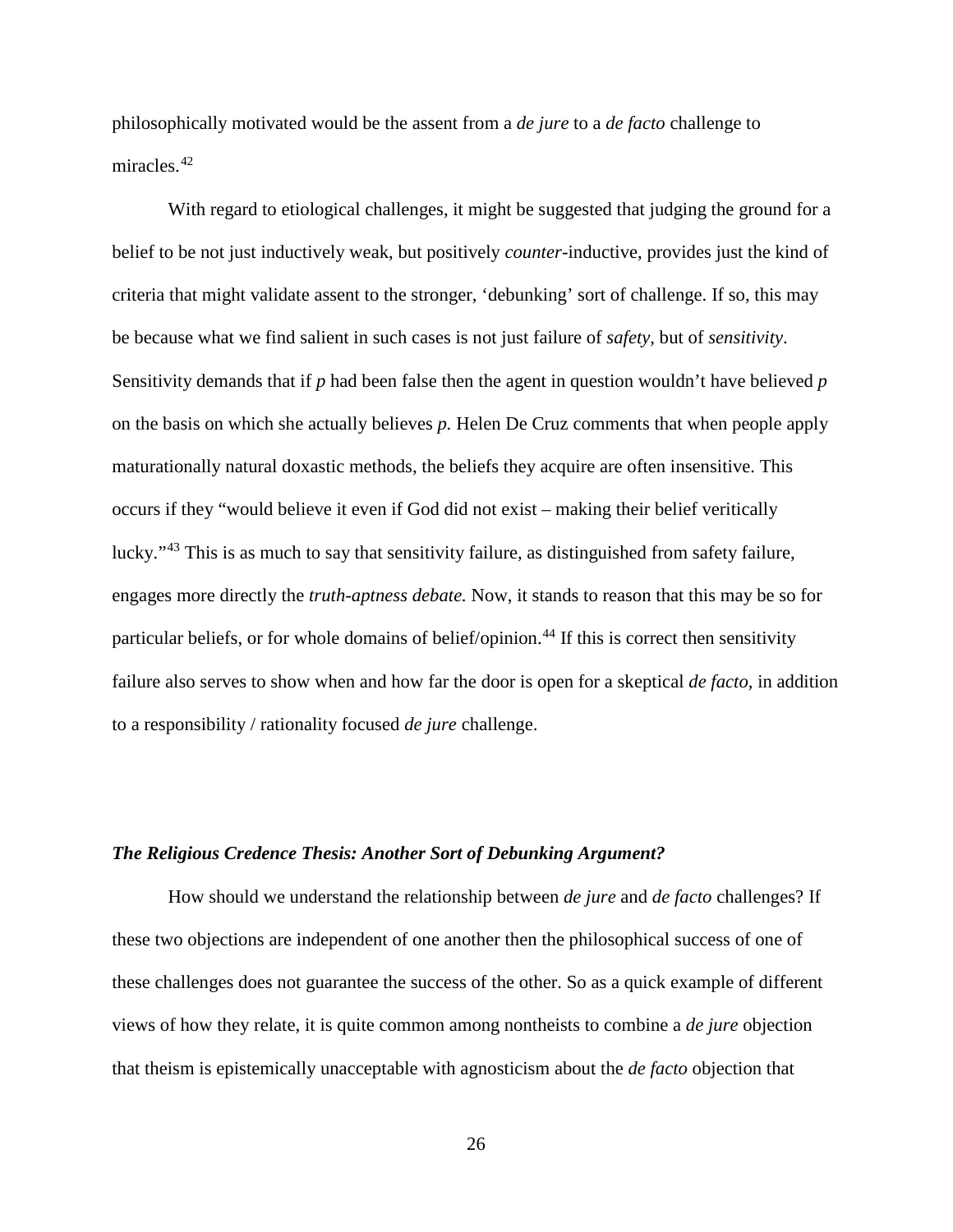philosophically motivated would be the assent from a *de jure* to a *de facto* challenge to miracles.[42]

With regard to etiological challenges, it might be suggested that judging the ground for a belief to be not just inductively weak, but positively *counter*-inductive, provides just the kind of criteria that might validate assent to the stronger, 'debunking' sort of challenge. If so, this may be because what we find salient in such cases is not just failure of *safety*, but of *sensitivity*. Sensitivity demands that if *p* had been false then the agent in question wouldn't have believed *p* on the basis on which she actually believes *p.* Helen De Cruz comments that when people apply maturationally natural doxastic methods, the beliefs they acquire are often insensitive. This occurs if they "would believe it even if God did not exist – making their belief veritically lucky."[43] This is as much to say that sensitivity failure, as distinguished from safety failure, engages more directly the *truth-aptness debate.* Now, it stands to reason that this may be so for particular beliefs, or for whole domains of belief/opinion.[44] If this is correct then sensitivity failure also serves to show when and how far the door is open for a skeptical *de facto*, in addition to a responsibility / rationality focused *de jure* challenge.

### *The Religious Credence Thesis: Another Sort of Debunking Argument?*

How should we understand the relationship between *de jure* and *de facto* challenges? If these two objections are independent of one another then the philosophical success of one of these challenges does not guarantee the success of the other. So as a quick example of different views of how they relate, it is quite common among nontheists to combine a *de jure* objection that theism is epistemically unacceptable with agnosticism about the *de facto* objection that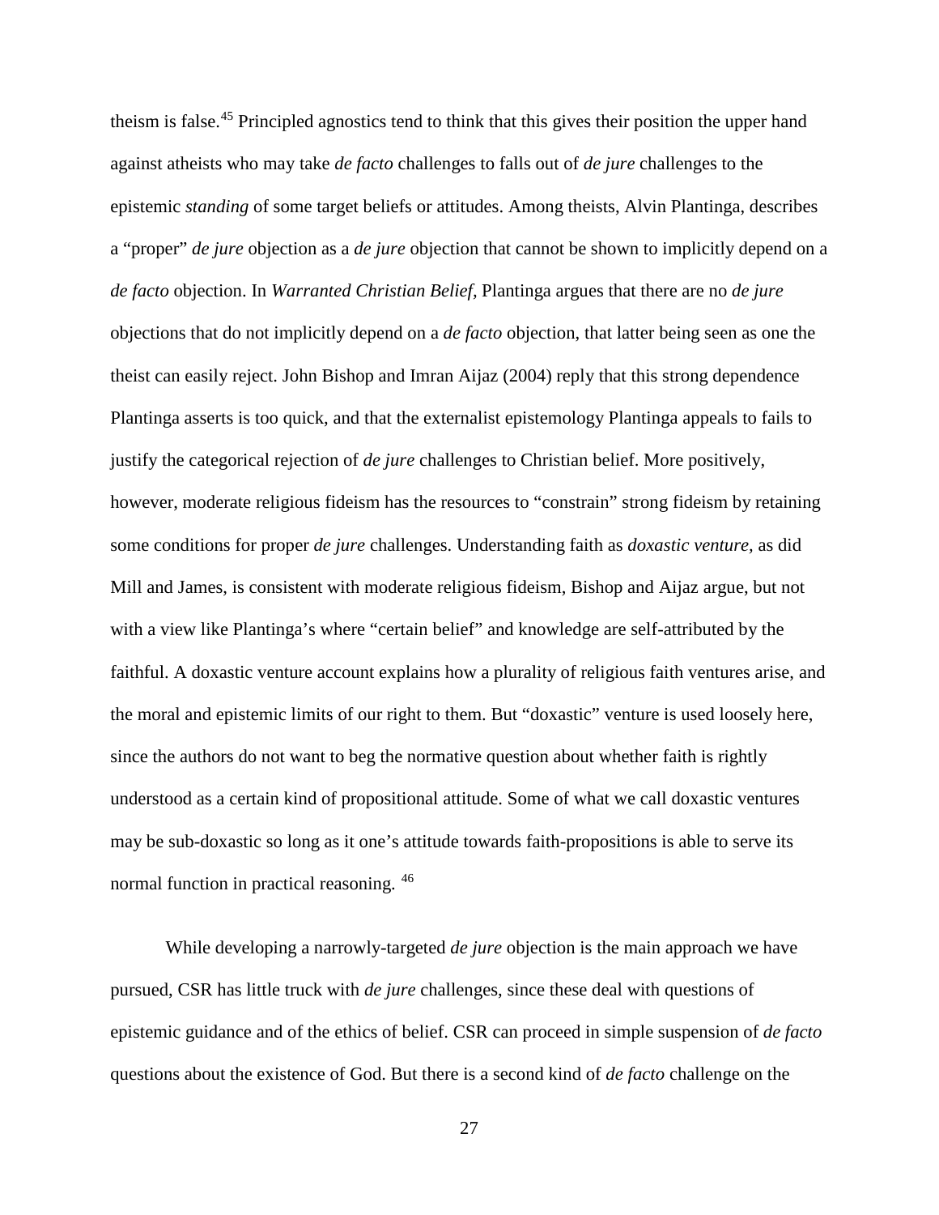theism is false.[45] Principled agnostics tend to think that this gives their position the upper hand against atheists who may take *de facto* challenges to falls out of *de jure* challenges to the epistemic *standing* of some target beliefs or attitudes. Among theists, Alvin Plantinga, describes a "proper" *de jure* objection as a *de jure* objection that cannot be shown to implicitly depend on a *de facto* objection. In *Warranted Christian Belief*, Plantinga argues that there are no *de jure* objections that do not implicitly depend on a *de facto* objection, that latter being seen as one the theist can easily reject. John Bishop and Imran Aijaz (2004) reply that this strong dependence Plantinga asserts is too quick, and that the externalist epistemology Plantinga appeals to fails to justify the categorical rejection of *de jure* challenges to Christian belief. More positively, however, moderate religious fideism has the resources to "constrain" strong fideism by retaining some conditions for proper *de jure* challenges. Understanding faith as *doxastic venture,* as did Mill and James, is consistent with moderate religious fideism, Bishop and Aijaz argue, but not with a view like Plantinga's where "certain belief" and knowledge are self-attributed by the faithful. A doxastic venture account explains how a plurality of religious faith ventures arise, and the moral and epistemic limits of our right to them. But "doxastic" venture is used loosely here, since the authors do not want to beg the normative question about whether faith is rightly understood as a certain kind of propositional attitude. Some of what we call doxastic ventures may be sub-doxastic so long as it one's attitude towards faith-propositions is able to serve its normal function in practical reasoning. [46]

While developing a narrowly-targeted *de jure* objection is the main approach we have pursued, CSR has little truck with *de jure* challenges, since these deal with questions of epistemic guidance and of the ethics of belief. CSR can proceed in simple suspension of *de facto* questions about the existence of God. But there is a second kind of *de facto* challenge on the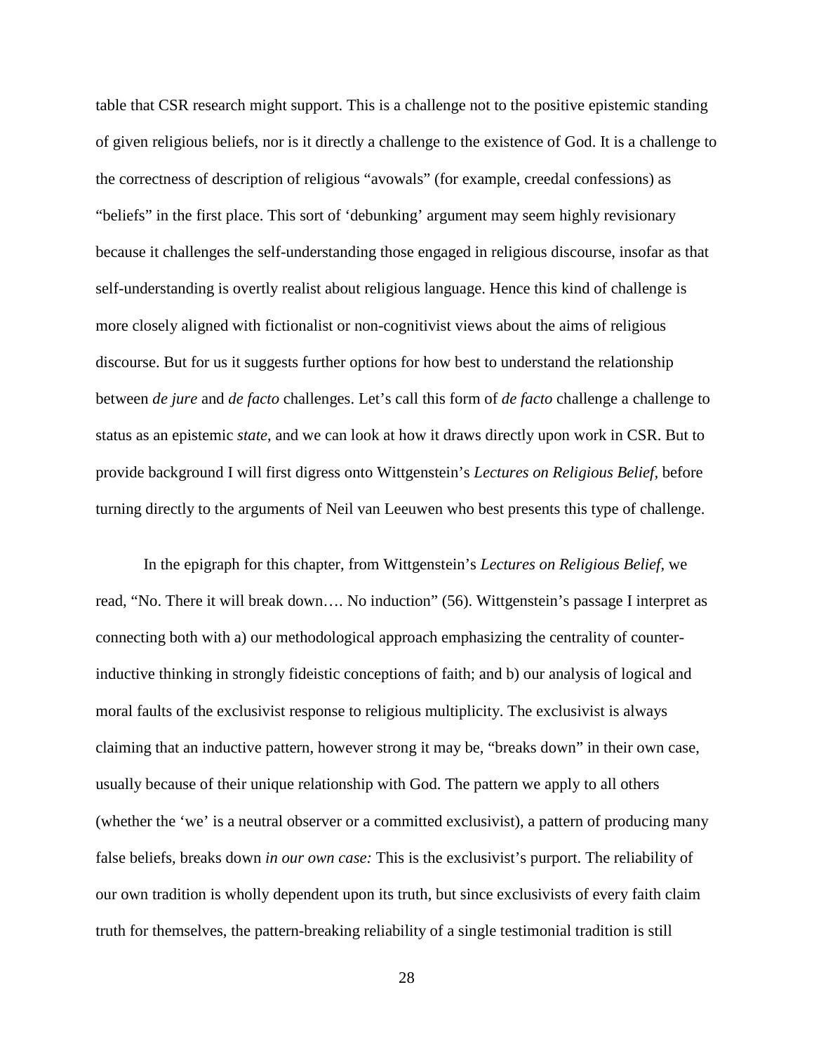table that CSR research might support. This is a challenge not to the positive epistemic standing of given religious beliefs, nor is it directly a challenge to the existence of God. It is a challenge to the correctness of description of religious "avowals" (for example, creedal confessions) as "beliefs" in the first place. This sort of 'debunking' argument may seem highly revisionary because it challenges the self-understanding those engaged in religious discourse, insofar as that self-understanding is overtly realist about religious language. Hence this kind of challenge is more closely aligned with fictionalist or non-cognitivist views about the aims of religious discourse. But for us it suggests further options for how best to understand the relationship between *de jure* and *de facto* challenges. Let's call this form of *de facto* challenge a challenge to status as an epistemic *state*, and we can look at how it draws directly upon work in CSR. But to provide background I will first digress onto Wittgenstein's *Lectures on Religious Belief*, before turning directly to the arguments of Neil van Leeuwen who best presents this type of challenge.

In the epigraph for this chapter, from Wittgenstein's *Lectures on Religious Belief*, we read, "No. There it will break down…. No induction" (56). Wittgenstein's passage I interpret as connecting both with a) our methodological approach emphasizing the centrality of counter-inductive thinking in strongly fideistic conceptions of faith; and b) our analysis of logical and moral faults of the exclusivist response to religious multiplicity. The exclusivist is always claiming that an inductive pattern, however strong it may be, "breaks down" in their own case, usually because of their unique relationship with God. The pattern we apply to all others (whether the 'we' is a neutral observer or a committed exclusivist), a pattern of producing many false beliefs, breaks down *in our own case:* This is the exclusivist's purport. The reliability of our own tradition is wholly dependent upon its truth, but since exclusivists of every faith claim truth for themselves, the pattern-breaking reliability of a single testimonial tradition is still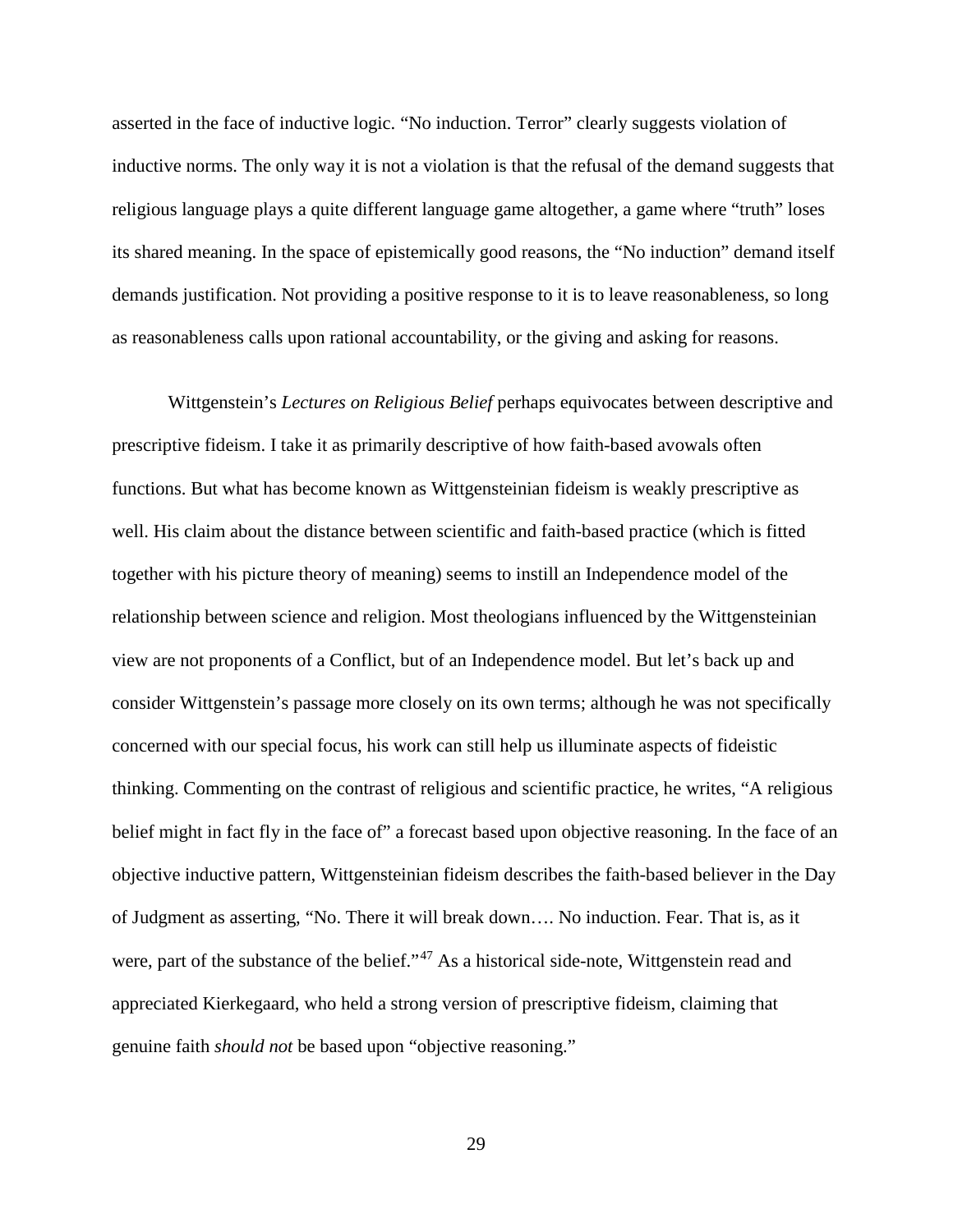asserted in the face of inductive logic. "No induction. Terror" clearly suggests violation of inductive norms. The only way it is not a violation is that the refusal of the demand suggests that religious language plays a quite different language game altogether, a game where "truth" loses its shared meaning. In the space of epistemically good reasons, the "No induction" demand itself demands justification. Not providing a positive response to it is to leave reasonableness, so long as reasonableness calls upon rational accountability, or the giving and asking for reasons.

Wittgenstein's *Lectures on Religious Belief* perhaps equivocates between descriptive and prescriptive fideism. I take it as primarily descriptive of how faith-based avowals often functions. But what has become known as Wittgensteinian fideism is weakly prescriptive as well. His claim about the distance between scientific and faith-based practice (which is fitted together with his picture theory of meaning) seems to instill an Independence model of the relationship between science and religion. Most theologians influenced by the Wittgensteinian view are not proponents of a Conflict, but of an Independence model. But let's back up and consider Wittgenstein's passage more closely on its own terms; although he was not specifically concerned with our special focus, his work can still help us illuminate aspects of fideistic thinking. Commenting on the contrast of religious and scientific practice, he writes, "A religious belief might in fact fly in the face of" a forecast based upon objective reasoning. In the face of an objective inductive pattern, Wittgensteinian fideism describes the faith-based believer in the Day of Judgment as asserting, "No. There it will break down…. No induction. Fear. That is, as it were, part of the substance of the belief."[47] As a historical side-note, Wittgenstein read and appreciated Kierkegaard, who held a strong version of prescriptive fideism, claiming that genuine faith *should not* be based upon "objective reasoning."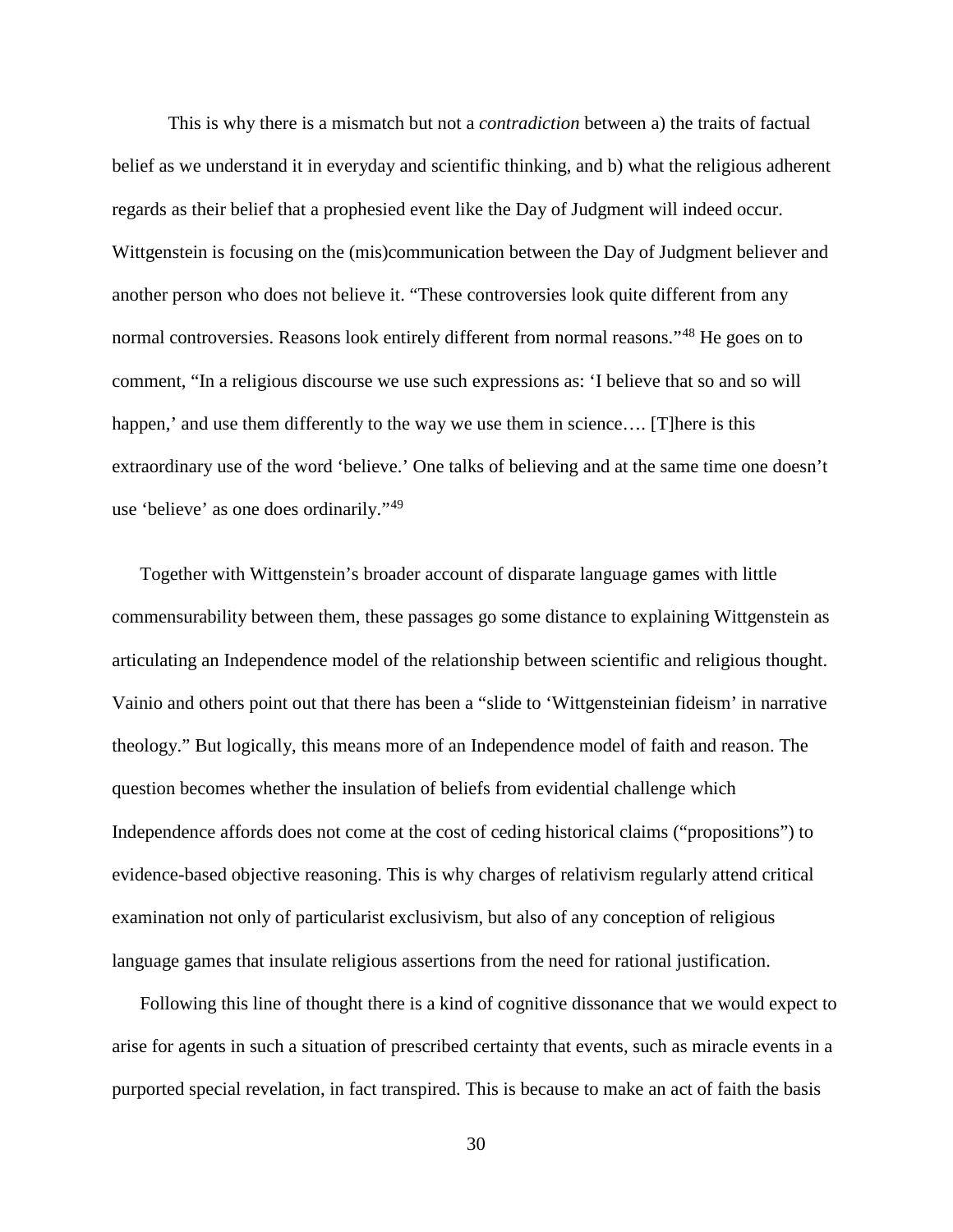This is why there is a mismatch but not a *contradiction* between a) the traits of factual belief as we understand it in everyday and scientific thinking, and b) what the religious adherent regards as their belief that a prophesied event like the Day of Judgment will indeed occur. Wittgenstein is focusing on the (mis)communication between the Day of Judgment believer and another person who does not believe it. "These controversies look quite different from any normal controversies. Reasons look entirely different from normal reasons."[48] He goes on to comment, "In a religious discourse we use such expressions as: 'I believe that so and so will happen,' and use them differently to the way we use them in science…. [T]here is this extraordinary use of the word 'believe.' One talks of believing and at the same time one doesn't use 'believe' as one does ordinarily."[49]

Together with Wittgenstein's broader account of disparate language games with little commensurability between them, these passages go some distance to explaining Wittgenstein as articulating an Independence model of the relationship between scientific and religious thought. Vainio and others point out that there has been a "slide to 'Wittgensteinian fideism' in narrative theology." But logically, this means more of an Independence model of faith and reason. The question becomes whether the insulation of beliefs from evidential challenge which Independence affords does not come at the cost of ceding historical claims ("propositions") to evidence-based objective reasoning. This is why charges of relativism regularly attend critical examination not only of particularist exclusivism, but also of any conception of religious language games that insulate religious assertions from the need for rational justification.

Following this line of thought there is a kind of cognitive dissonance that we would expect to arise for agents in such a situation of prescribed certainty that events, such as miracle events in a purported special revelation, in fact transpired. This is because to make an act of faith the basis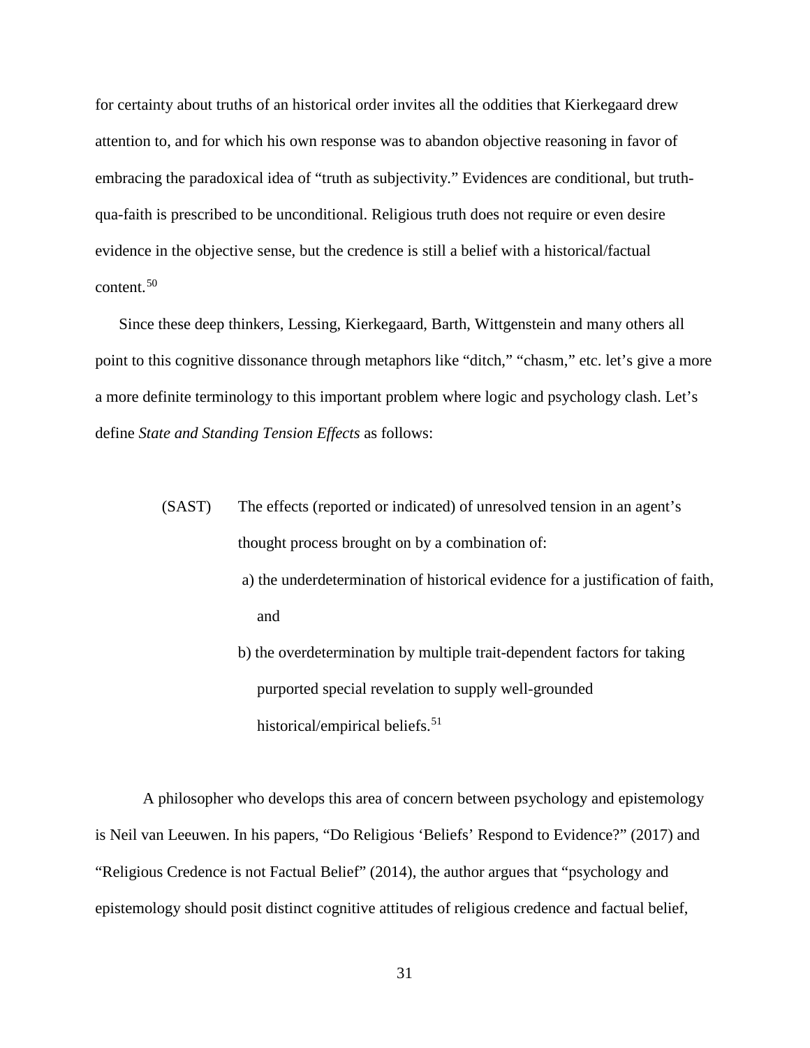for certainty about truths of an historical order invites all the oddities that Kierkegaard drew attention to, and for which his own response was to abandon objective reasoning in favor of embracing the paradoxical idea of "truth as subjectivity." Evidences are conditional, but truth-qua-faith is prescribed to be unconditional. Religious truth does not require or even desire evidence in the objective sense, but the credence is still a belief with a historical/factual content.[50]

Since these deep thinkers, Lessing, Kierkegaard, Barth, Wittgenstein and many others all point to this cognitive dissonance through metaphors like "ditch," "chasm," etc. let's give a more a more definite terminology to this important problem where logic and psychology clash. Let's define *State and Standing Tension Effects* as follows:

> (SAST) The effects (reported or indicated) of unresolved tension in an agent's thought process brought on by a combination of:
>
> a) the underdetermination of historical evidence for a justification of faith, and
>
> b) the overdetermination by multiple trait-dependent factors for taking purported special revelation to supply well-grounded historical/empirical beliefs.[51]

A philosopher who develops this area of concern between psychology and epistemology is Neil van Leeuwen. In his papers, "Do Religious 'Beliefs' Respond to Evidence?" (2017) and "Religious Credence is not Factual Belief" (2014), the author argues that "psychology and epistemology should posit distinct cognitive attitudes of religious credence and factual belief,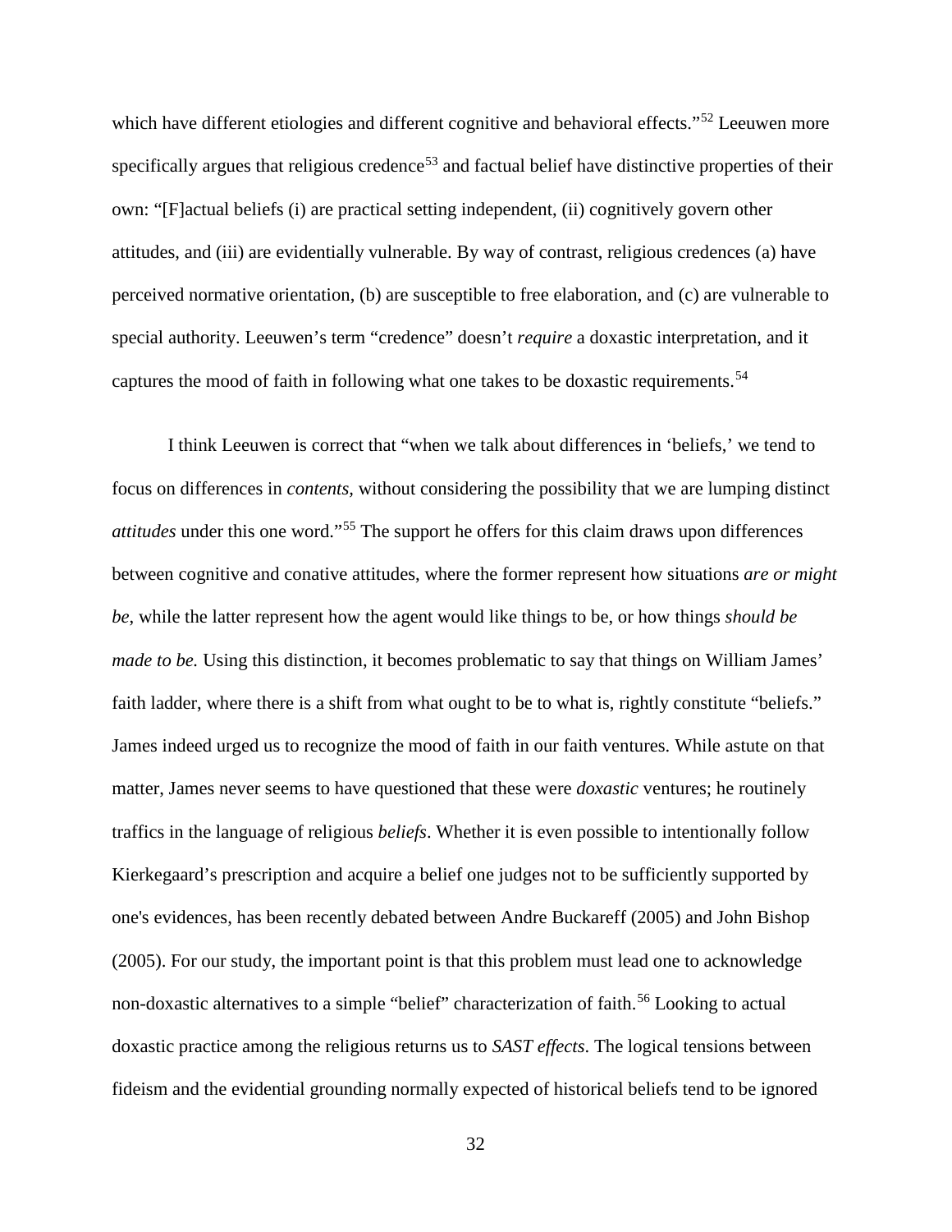which have different etiologies and different cognitive and behavioral effects."[52] Leeuwen more specifically argues that religious credence[53] and factual belief have distinctive properties of their own: "[F]actual beliefs (i) are practical setting independent, (ii) cognitively govern other attitudes, and (iii) are evidentially vulnerable. By way of contrast, religious credences (a) have perceived normative orientation, (b) are susceptible to free elaboration, and (c) are vulnerable to special authority. Leeuwen's term "credence" doesn't *require* a doxastic interpretation, and it captures the mood of faith in following what one takes to be doxastic requirements.[54]

I think Leeuwen is correct that "when we talk about differences in 'beliefs,' we tend to focus on differences in *contents,* without considering the possibility that we are lumping distinct *attitudes* under this one word."[55] The support he offers for this claim draws upon differences between cognitive and conative attitudes, where the former represent how situations *are or might be*, while the latter represent how the agent would like things to be, or how things *should be made to be.* Using this distinction, it becomes problematic to say that things on William James' faith ladder, where there is a shift from what ought to be to what is, rightly constitute "beliefs." James indeed urged us to recognize the mood of faith in our faith ventures. While astute on that matter, James never seems to have questioned that these were *doxastic* ventures; he routinely traffics in the language of religious *beliefs*. Whether it is even possible to intentionally follow Kierkegaard's prescription and acquire a belief one judges not to be sufficiently supported by one's evidences, has been recently debated between Andre Buckareff (2005) and John Bishop (2005). For our study, the important point is that this problem must lead one to acknowledge non-doxastic alternatives to a simple "belief" characterization of faith.[56] Looking to actual doxastic practice among the religious returns us to *SAST effects*. The logical tensions between fideism and the evidential grounding normally expected of historical beliefs tend to be ignored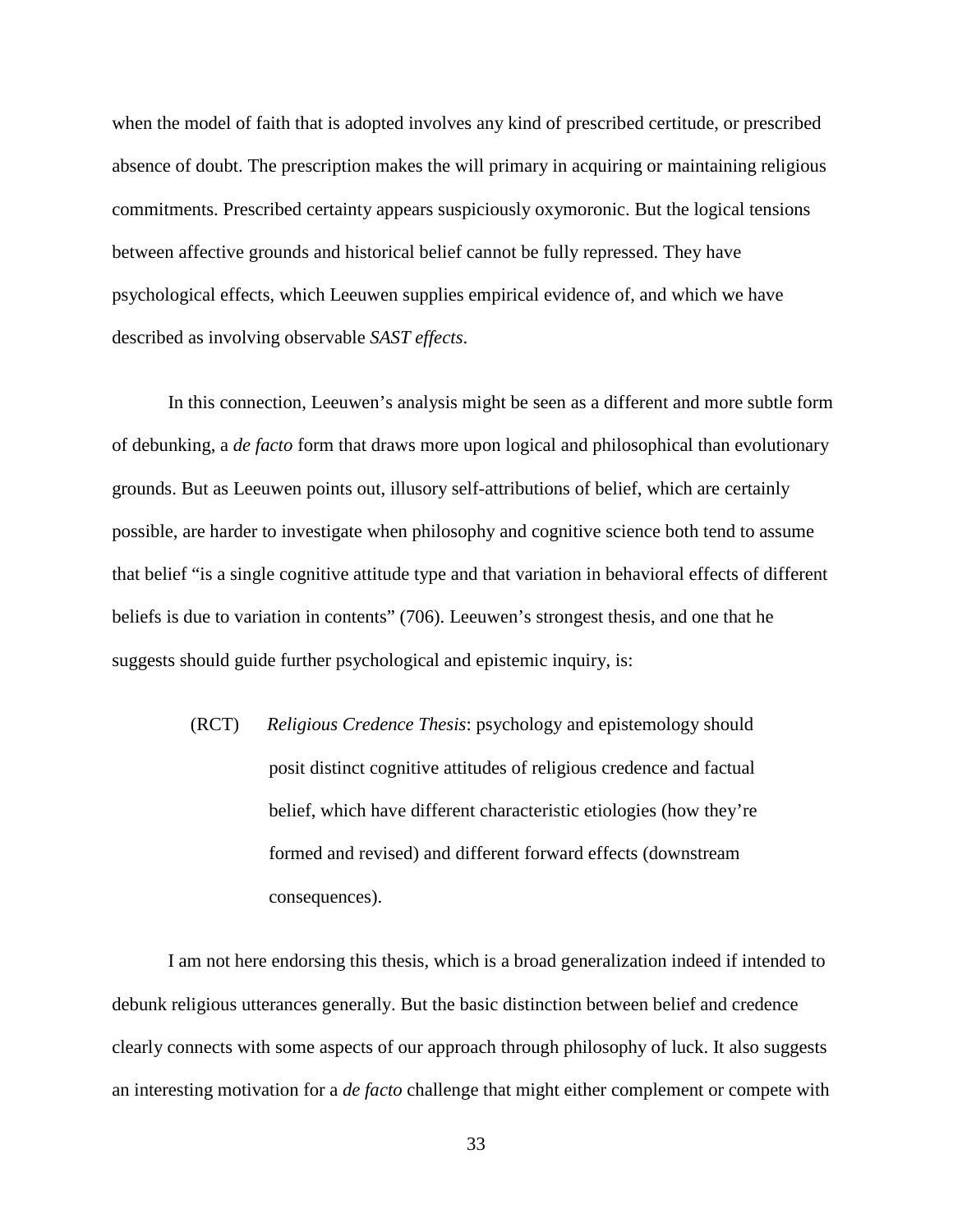when the model of faith that is adopted involves any kind of prescribed certitude, or prescribed absence of doubt. The prescription makes the will primary in acquiring or maintaining religious commitments. Prescribed certainty appears suspiciously oxymoronic. But the logical tensions between affective grounds and historical belief cannot be fully repressed. They have psychological effects, which Leeuwen supplies empirical evidence of, and which we have described as involving observable *SAST effects*.

In this connection, Leeuwen's analysis might be seen as a different and more subtle form of debunking, a *de facto* form that draws more upon logical and philosophical than evolutionary grounds. But as Leeuwen points out, illusory self-attributions of belief, which are certainly possible, are harder to investigate when philosophy and cognitive science both tend to assume that belief "is a single cognitive attitude type and that variation in behavioral effects of different beliefs is due to variation in contents" (706). Leeuwen's strongest thesis, and one that he suggests should guide further psychological and epistemic inquiry, is:

> (RCT) *Religious Credence Thesis*: psychology and epistemology should posit distinct cognitive attitudes of religious credence and factual belief, which have different characteristic etiologies (how they're formed and revised) and different forward effects (downstream consequences).

I am not here endorsing this thesis, which is a broad generalization indeed if intended to debunk religious utterances generally. But the basic distinction between belief and credence clearly connects with some aspects of our approach through philosophy of luck. It also suggests an interesting motivation for a *de facto* challenge that might either complement or compete with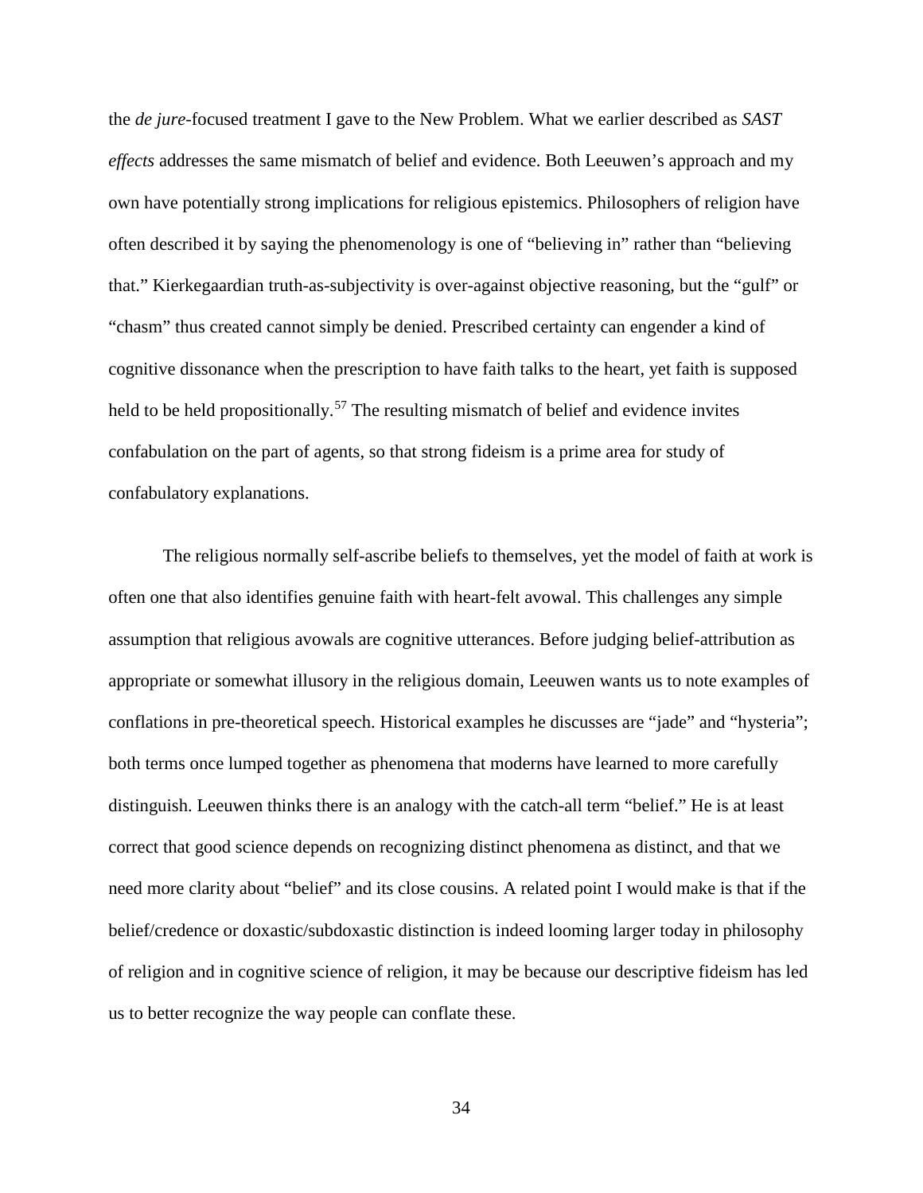the *de jure*-focused treatment I gave to the New Problem. What we earlier described as *SAST effects* addresses the same mismatch of belief and evidence. Both Leeuwen's approach and my own have potentially strong implications for religious epistemics. Philosophers of religion have often described it by saying the phenomenology is one of "believing in" rather than "believing that." Kierkegaardian truth-as-subjectivity is over-against objective reasoning, but the "gulf" or "chasm" thus created cannot simply be denied. Prescribed certainty can engender a kind of cognitive dissonance when the prescription to have faith talks to the heart, yet faith is supposed held to be held propositionally.[57] The resulting mismatch of belief and evidence invites confabulation on the part of agents, so that strong fideism is a prime area for study of confabulatory explanations.

The religious normally self-ascribe beliefs to themselves, yet the model of faith at work is often one that also identifies genuine faith with heart-felt avowal. This challenges any simple assumption that religious avowals are cognitive utterances. Before judging belief-attribution as appropriate or somewhat illusory in the religious domain, Leeuwen wants us to note examples of conflations in pre-theoretical speech. Historical examples he discusses are "jade" and "hysteria"; both terms once lumped together as phenomena that moderns have learned to more carefully distinguish. Leeuwen thinks there is an analogy with the catch-all term "belief." He is at least correct that good science depends on recognizing distinct phenomena as distinct, and that we need more clarity about "belief" and its close cousins. A related point I would make is that if the belief/credence or doxastic/subdoxastic distinction is indeed looming larger today in philosophy of religion and in cognitive science of religion, it may be because our descriptive fideism has led us to better recognize the way people can conflate these.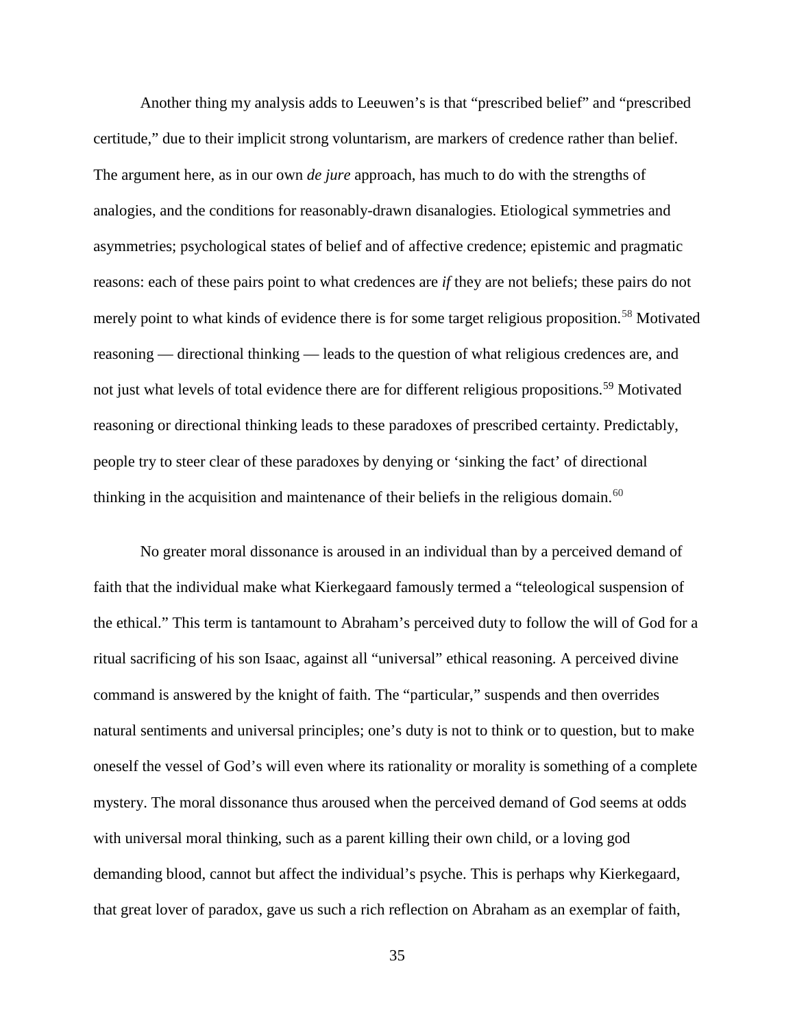Another thing my analysis adds to Leeuwen's is that "prescribed belief" and "prescribed certitude," due to their implicit strong voluntarism, are markers of credence rather than belief. The argument here, as in our own *de jure* approach, has much to do with the strengths of analogies, and the conditions for reasonably-drawn disanalogies. Etiological symmetries and asymmetries; psychological states of belief and of affective credence; epistemic and pragmatic reasons: each of these pairs point to what credences are *if* they are not beliefs; these pairs do not merely point to what kinds of evidence there is for some target religious proposition.[58] Motivated reasoning — directional thinking — leads to the question of what religious credences are, and not just what levels of total evidence there are for different religious propositions.[59] Motivated reasoning or directional thinking leads to these paradoxes of prescribed certainty. Predictably, people try to steer clear of these paradoxes by denying or 'sinking the fact' of directional thinking in the acquisition and maintenance of their beliefs in the religious domain.[60]

No greater moral dissonance is aroused in an individual than by a perceived demand of faith that the individual make what Kierkegaard famously termed a "teleological suspension of the ethical." This term is tantamount to Abraham's perceived duty to follow the will of God for a ritual sacrificing of his son Isaac, against all "universal" ethical reasoning. A perceived divine command is answered by the knight of faith. The "particular," suspends and then overrides natural sentiments and universal principles; one's duty is not to think or to question, but to make oneself the vessel of God's will even where its rationality or morality is something of a complete mystery. The moral dissonance thus aroused when the perceived demand of God seems at odds with universal moral thinking, such as a parent killing their own child, or a loving god demanding blood, cannot but affect the individual's psyche. This is perhaps why Kierkegaard, that great lover of paradox, gave us such a rich reflection on Abraham as an exemplar of faith,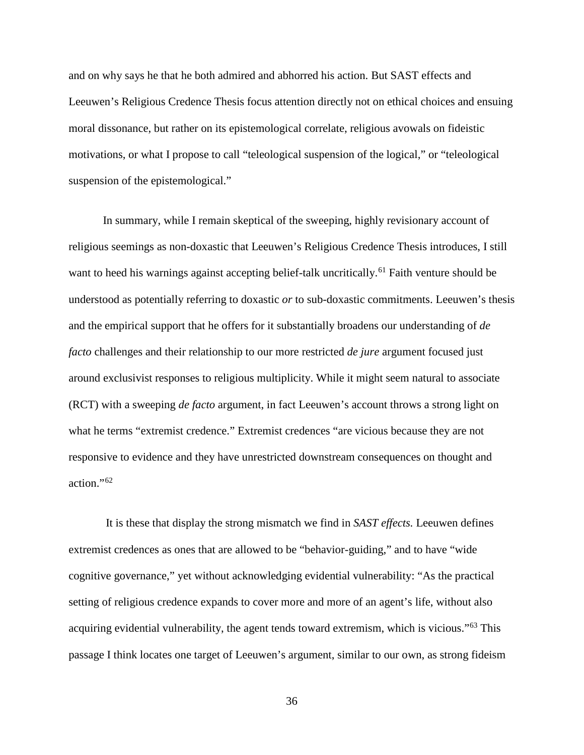and on why says he that he both admired and abhorred his action. But SAST effects and Leeuwen's Religious Credence Thesis focus attention directly not on ethical choices and ensuing moral dissonance, but rather on its epistemological correlate, religious avowals on fideistic motivations, or what I propose to call "teleological suspension of the logical," or "teleological suspension of the epistemological."

In summary, while I remain skeptical of the sweeping, highly revisionary account of religious seemings as non-doxastic that Leeuwen's Religious Credence Thesis introduces, I still want to heed his warnings against accepting belief-talk uncritically.[61] Faith venture should be understood as potentially referring to doxastic *or* to sub-doxastic commitments. Leeuwen's thesis and the empirical support that he offers for it substantially broadens our understanding of *de facto* challenges and their relationship to our more restricted *de jure* argument focused just around exclusivist responses to religious multiplicity. While it might seem natural to associate (RCT) with a sweeping *de facto* argument, in fact Leeuwen's account throws a strong light on what he terms "extremist credence." Extremist credences "are vicious because they are not responsive to evidence and they have unrestricted downstream consequences on thought and action."[62]

It is these that display the strong mismatch we find in *SAST effects.* Leeuwen defines extremist credences as ones that are allowed to be "behavior-guiding," and to have "wide cognitive governance," yet without acknowledging evidential vulnerability: "As the practical setting of religious credence expands to cover more and more of an agent's life, without also acquiring evidential vulnerability, the agent tends toward extremism, which is vicious."[63] This passage I think locates one target of Leeuwen's argument, similar to our own, as strong fideism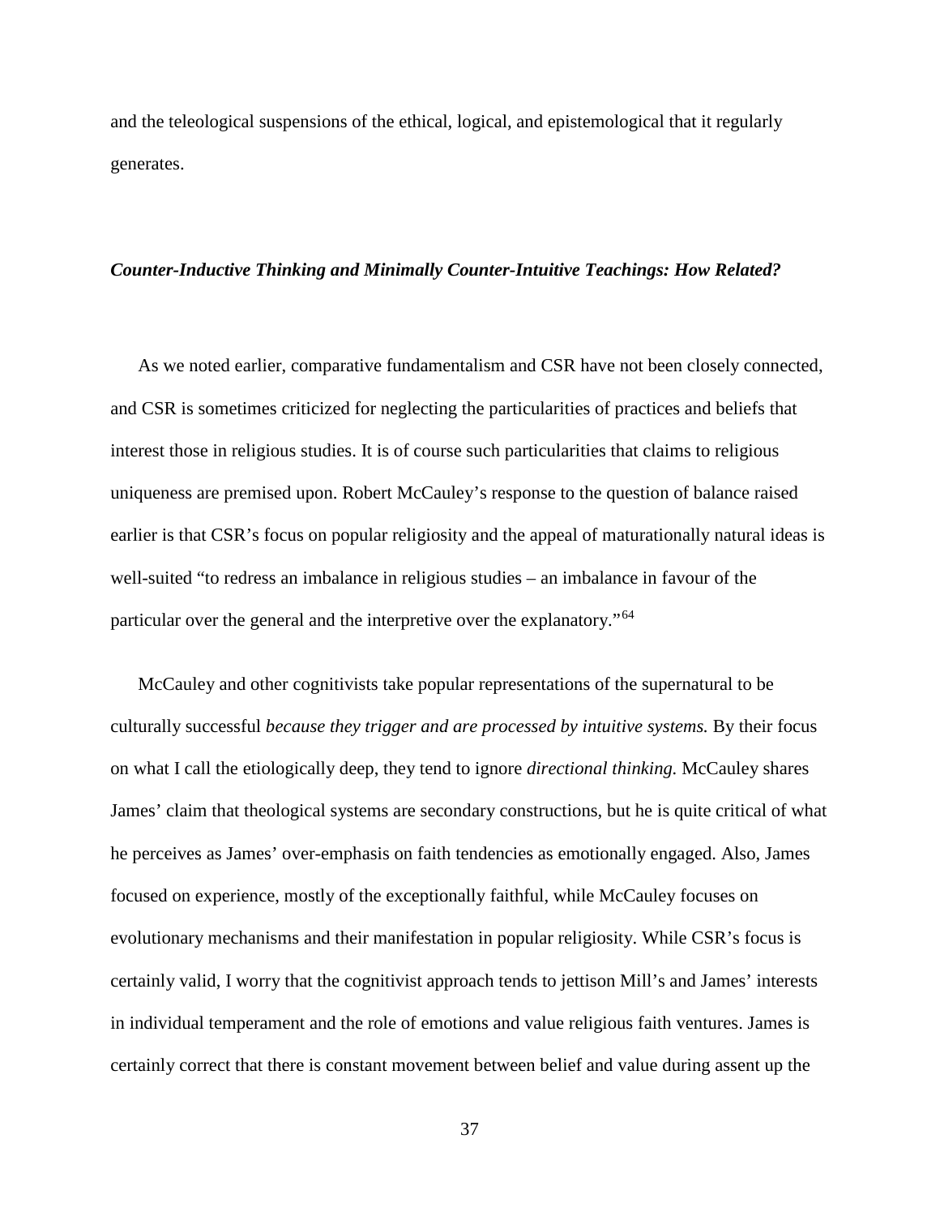and the teleological suspensions of the ethical, logical, and epistemological that it regularly generates.

### ***Counter-Inductive Thinking and Minimally Counter-Intuitive Teachings: How Related?***

As we noted earlier, comparative fundamentalism and CSR have not been closely connected, and CSR is sometimes criticized for neglecting the particularities of practices and beliefs that interest those in religious studies. It is of course such particularities that claims to religious uniqueness are premised upon. Robert McCauley's response to the question of balance raised earlier is that CSR's focus on popular religiosity and the appeal of maturationally natural ideas is well-suited "to redress an imbalance in religious studies – an imbalance in favour of the particular over the general and the interpretive over the explanatory."[64]

McCauley and other cognitivists take popular representations of the supernatural to be culturally successful *because they trigger and are processed by intuitive systems.* By their focus on what I call the etiologically deep, they tend to ignore *directional thinking.* McCauley shares James' claim that theological systems are secondary constructions, but he is quite critical of what he perceives as James' over-emphasis on faith tendencies as emotionally engaged. Also, James focused on experience, mostly of the exceptionally faithful, while McCauley focuses on evolutionary mechanisms and their manifestation in popular religiosity. While CSR's focus is certainly valid, I worry that the cognitivist approach tends to jettison Mill's and James' interests in individual temperament and the role of emotions and value religious faith ventures. James is certainly correct that there is constant movement between belief and value during assent up the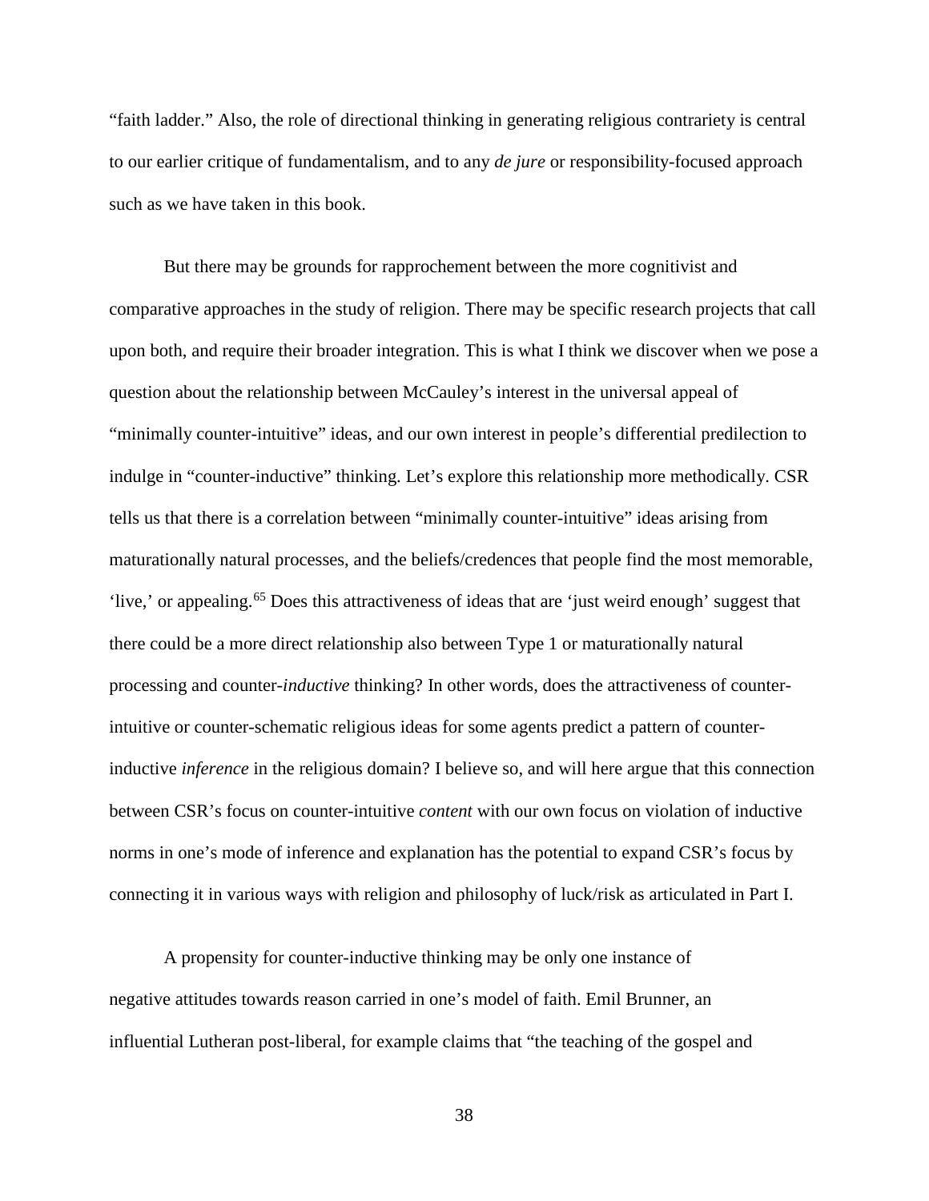"faith ladder." Also, the role of directional thinking in generating religious contrariety is central to our earlier critique of fundamentalism, and to any *de jure* or responsibility-focused approach such as we have taken in this book.

But there may be grounds for rapprochement between the more cognitivist and comparative approaches in the study of religion. There may be specific research projects that call upon both, and require their broader integration. This is what I think we discover when we pose a question about the relationship between McCauley's interest in the universal appeal of "minimally counter-intuitive" ideas, and our own interest in people's differential predilection to indulge in "counter-inductive" thinking. Let's explore this relationship more methodically. CSR tells us that there is a correlation between "minimally counter-intuitive" ideas arising from maturationally natural processes, and the beliefs/credences that people find the most memorable, 'live,' or appealing.[65] Does this attractiveness of ideas that are 'just weird enough' suggest that there could be a more direct relationship also between Type 1 or maturationally natural processing and counter-*inductive* thinking? In other words, does the attractiveness of counter-intuitive or counter-schematic religious ideas for some agents predict a pattern of counter-inductive *inference* in the religious domain? I believe so, and will here argue that this connection between CSR's focus on counter-intuitive *content* with our own focus on violation of inductive norms in one's mode of inference and explanation has the potential to expand CSR's focus by connecting it in various ways with religion and philosophy of luck/risk as articulated in Part I.

A propensity for counter-inductive thinking may be only one instance of negative attitudes towards reason carried in one's model of faith. Emil Brunner, an influential Lutheran post-liberal, for example claims that "the teaching of the gospel and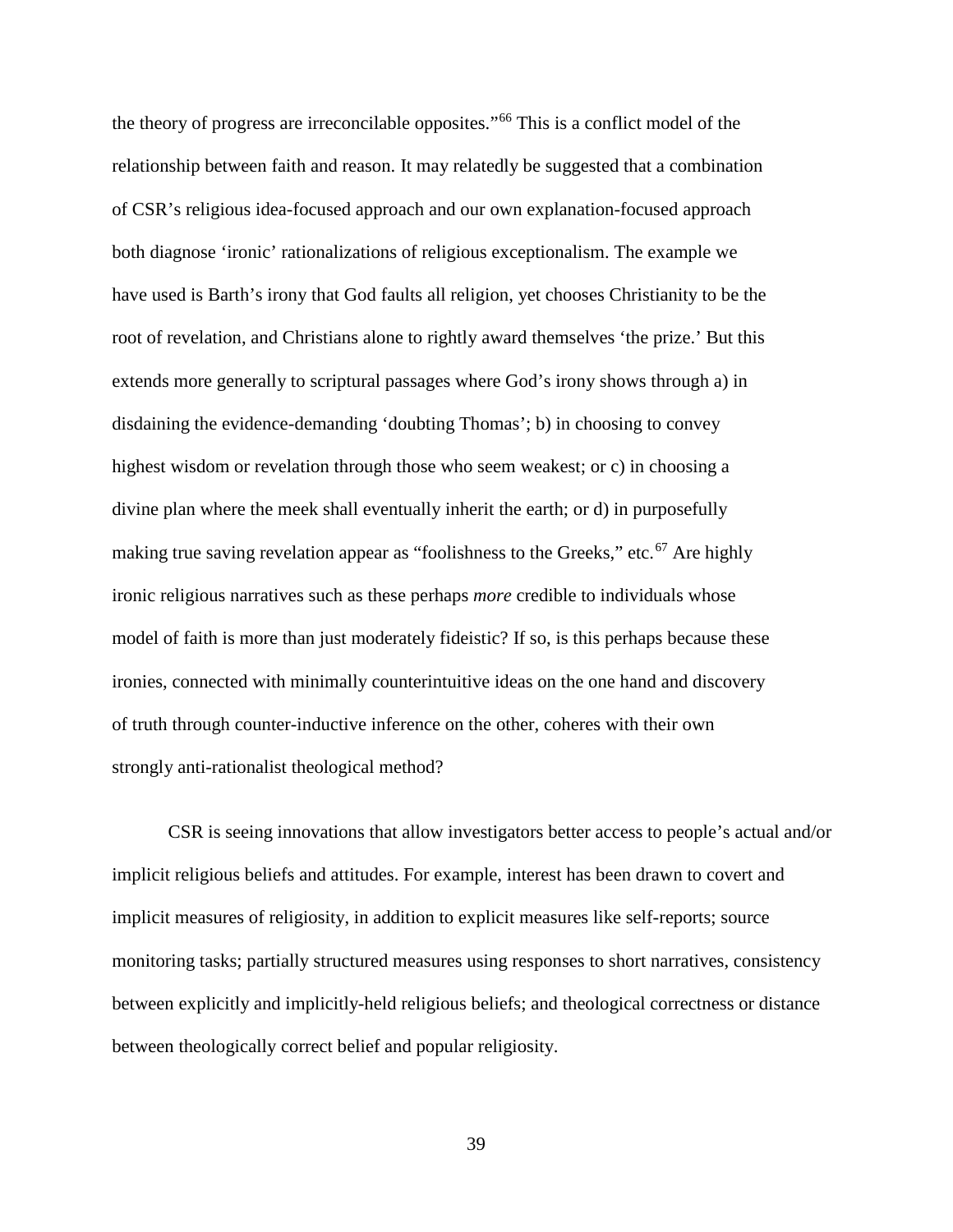the theory of progress are irreconcilable opposites."[66] This is a conflict model of the relationship between faith and reason. It may relatedly be suggested that a combination of CSR's religious idea-focused approach and our own explanation-focused approach both diagnose 'ironic' rationalizations of religious exceptionalism. The example we have used is Barth's irony that God faults all religion, yet chooses Christianity to be the root of revelation, and Christians alone to rightly award themselves 'the prize.' But this extends more generally to scriptural passages where God's irony shows through a) in disdaining the evidence-demanding 'doubting Thomas'; b) in choosing to convey highest wisdom or revelation through those who seem weakest; or c) in choosing a divine plan where the meek shall eventually inherit the earth; or d) in purposefully making true saving revelation appear as "foolishness to the Greeks," etc.[67] Are highly ironic religious narratives such as these perhaps *more* credible to individuals whose model of faith is more than just moderately fideistic? If so, is this perhaps because these ironies, connected with minimally counterintuitive ideas on the one hand and discovery of truth through counter-inductive inference on the other, coheres with their own strongly anti-rationalist theological method?

CSR is seeing innovations that allow investigators better access to people's actual and/or implicit religious beliefs and attitudes. For example, interest has been drawn to covert and implicit measures of religiosity, in addition to explicit measures like self-reports; source monitoring tasks; partially structured measures using responses to short narratives, consistency between explicitly and implicitly-held religious beliefs; and theological correctness or distance between theologically correct belief and popular religiosity.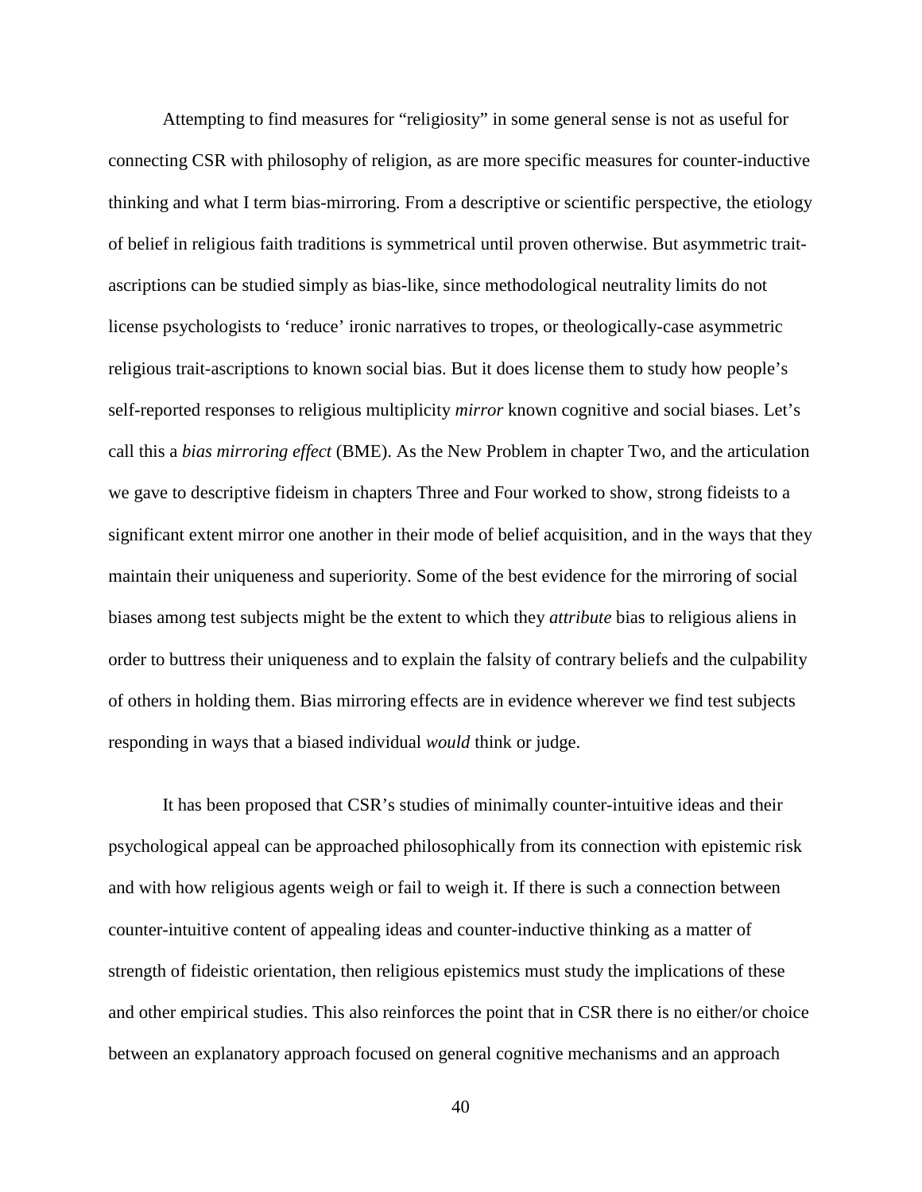Attempting to find measures for "religiosity" in some general sense is not as useful for connecting CSR with philosophy of religion, as are more specific measures for counter-inductive thinking and what I term bias-mirroring. From a descriptive or scientific perspective, the etiology of belief in religious faith traditions is symmetrical until proven otherwise. But asymmetric trait-ascriptions can be studied simply as bias-like, since methodological neutrality limits do not license psychologists to 'reduce' ironic narratives to tropes, or theologically-case asymmetric religious trait-ascriptions to known social bias. But it does license them to study how people's self-reported responses to religious multiplicity *mirror* known cognitive and social biases. Let's call this a *bias mirroring effect* (BME). As the New Problem in chapter Two, and the articulation we gave to descriptive fideism in chapters Three and Four worked to show, strong fideists to a significant extent mirror one another in their mode of belief acquisition, and in the ways that they maintain their uniqueness and superiority. Some of the best evidence for the mirroring of social biases among test subjects might be the extent to which they *attribute* bias to religious aliens in order to buttress their uniqueness and to explain the falsity of contrary beliefs and the culpability of others in holding them. Bias mirroring effects are in evidence wherever we find test subjects responding in ways that a biased individual *would* think or judge.

It has been proposed that CSR's studies of minimally counter-intuitive ideas and their psychological appeal can be approached philosophically from its connection with epistemic risk and with how religious agents weigh or fail to weigh it. If there is such a connection between counter-intuitive content of appealing ideas and counter-inductive thinking as a matter of strength of fideistic orientation, then religious epistemics must study the implications of these and other empirical studies. This also reinforces the point that in CSR there is no either/or choice between an explanatory approach focused on general cognitive mechanisms and an approach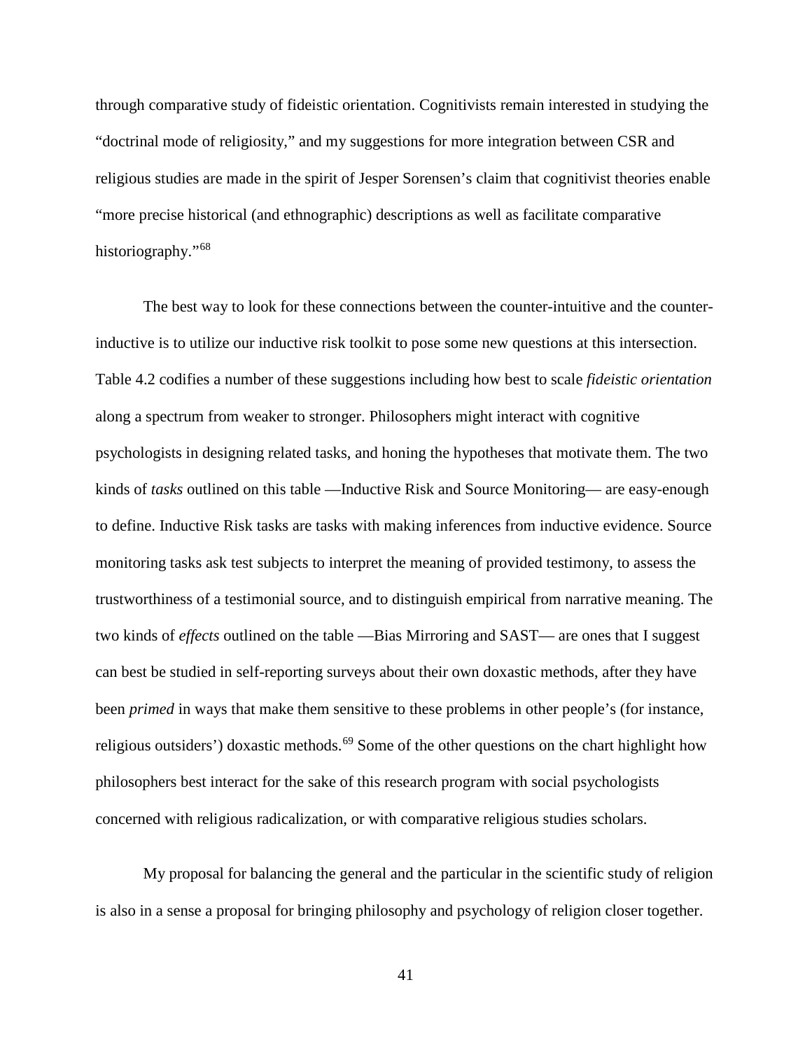through comparative study of fideistic orientation. Cognitivists remain interested in studying the "doctrinal mode of religiosity," and my suggestions for more integration between CSR and religious studies are made in the spirit of Jesper Sorensen's claim that cognitivist theories enable "more precise historical (and ethnographic) descriptions as well as facilitate comparative historiography."[68]

The best way to look for these connections between the counter-intuitive and the counter-inductive is to utilize our inductive risk toolkit to pose some new questions at this intersection. Table 4.2 codifies a number of these suggestions including how best to scale *fideistic orientation* along a spectrum from weaker to stronger. Philosophers might interact with cognitive psychologists in designing related tasks, and honing the hypotheses that motivate them. The two kinds of *tasks* outlined on this table —Inductive Risk and Source Monitoring— are easy-enough to define. Inductive Risk tasks are tasks with making inferences from inductive evidence. Source monitoring tasks ask test subjects to interpret the meaning of provided testimony, to assess the trustworthiness of a testimonial source, and to distinguish empirical from narrative meaning. The two kinds of *effects* outlined on the table —Bias Mirroring and SAST— are ones that I suggest can best be studied in self-reporting surveys about their own doxastic methods, after they have been *primed* in ways that make them sensitive to these problems in other people's (for instance, religious outsiders') doxastic methods.[69] Some of the other questions on the chart highlight how philosophers best interact for the sake of this research program with social psychologists concerned with religious radicalization, or with comparative religious studies scholars.

My proposal for balancing the general and the particular in the scientific study of religion is also in a sense a proposal for bringing philosophy and psychology of religion closer together.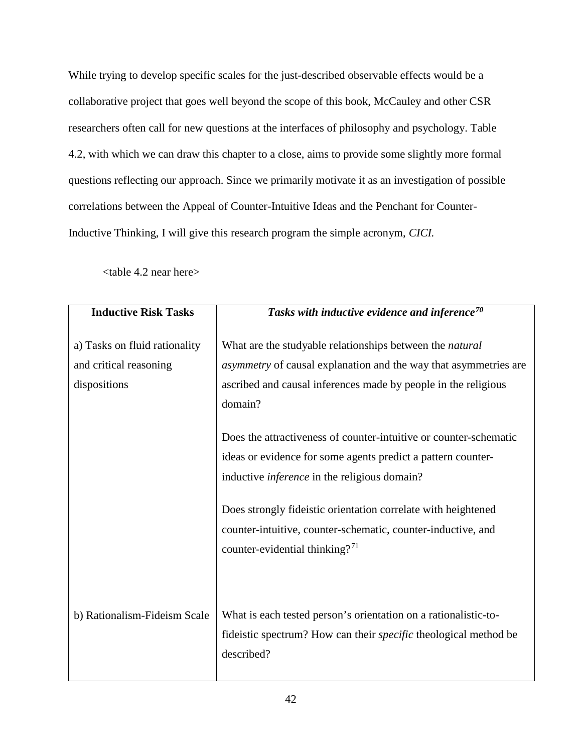While trying to develop specific scales for the just-described observable effects would be a collaborative project that goes well beyond the scope of this book, McCauley and other CSR researchers often call for new questions at the interfaces of philosophy and psychology. Table 4.2, with which we can draw this chapter to a close, aims to provide some slightly more formal questions reflecting our approach. Since we primarily motivate it as an investigation of possible correlations between the Appeal of Counter-Intuitive Ideas and the Penchant for Counter-Inductive Thinking, I will give this research program the simple acronym, *CICI.*

<table 4.2 near here>

| **Inductive Risk Tasks** | ***Tasks with inductive evidence and inference*[70]** |
|---|---|
| a) Tasks on fluid rationality and critical reasoning dispositions | What are the studyable relationships between the *natural asymmetry* of causal explanation and the way that asymmetries are ascribed and causal inferences made by people in the religious domain?<br><br>Does the attractiveness of counter-intuitive or counter-schematic ideas or evidence for some agents predict a pattern counter-inductive *inference* in the religious domain?<br><br>Does strongly fideistic orientation correlate with heightened counter-intuitive, counter-schematic, counter-inductive, and counter-evidential thinking?[71] |
| b) Rationalism-Fideism Scale | What is each tested person's orientation on a rationalistic-to-fideistic spectrum? How can their *specific* theological method be described? |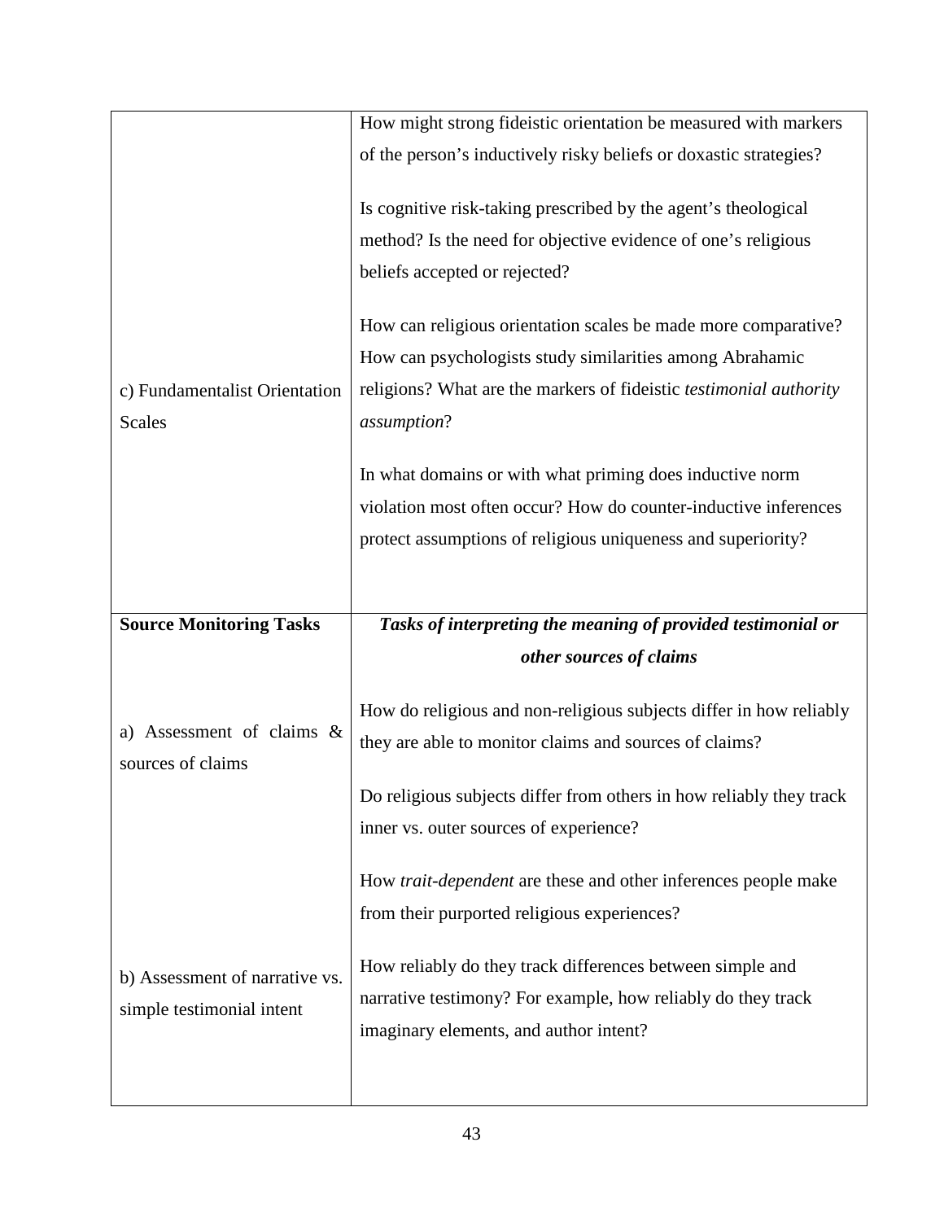| | |
|---|---|
| c) Fundamentalist Orientation Scales | How might strong fideistic orientation be measured with markers of the person's inductively risky beliefs or doxastic strategies?<br><br>Is cognitive risk-taking prescribed by the agent's theological method? Is the need for objective evidence of one's religious beliefs accepted or rejected?<br><br>How can religious orientation scales be made more comparative? How can psychologists study similarities among Abrahamic religions? What are the markers of fideistic *testimonial authority assumption*?<br><br>In what domains or with what priming does inductive norm violation most often occur? How do counter-inductive inferences protect assumptions of religious uniqueness and superiority? |
| **Source Monitoring Tasks** | ***Tasks of interpreting the meaning of provided testimonial or other sources of claims*** |
| a) Assessment of claims & sources of claims | How do religious and non-religious subjects differ in how reliably they are able to monitor claims and sources of claims?<br><br>Do religious subjects differ from others in how reliably they track inner vs. outer sources of experience?<br><br>How *trait-dependent* are these and other inferences people make from their purported religious experiences? |
| b) Assessment of narrative vs. simple testimonial intent | How reliably do they track differences between simple and narrative testimony? For example, how reliably do they track imaginary elements, and author intent? |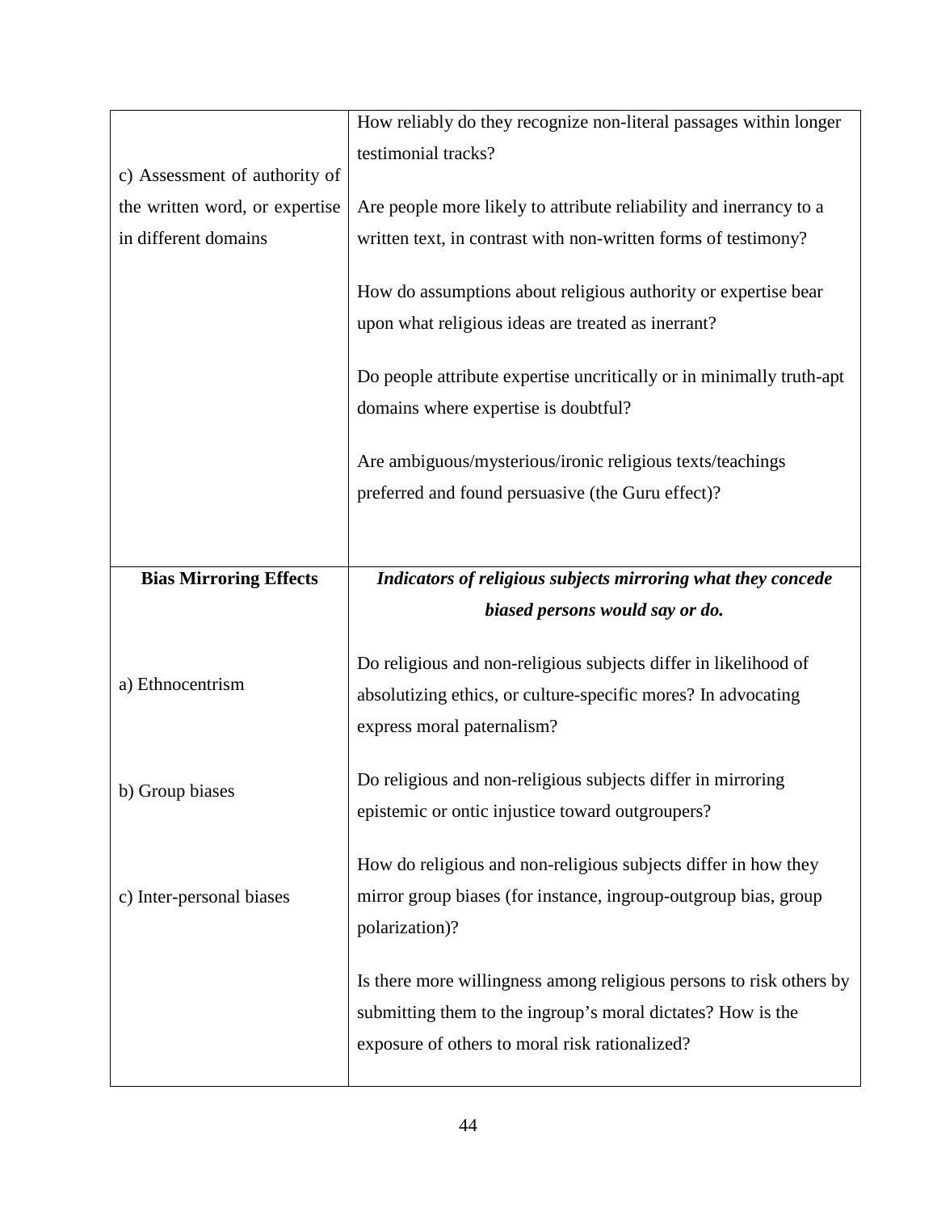| | |
|---|---|
| c) Assessment of authority of the written word, or expertise in different domains | How reliably do they recognize non-literal passages within longer testimonial tracks?<br><br>Are people more likely to attribute reliability and inerrancy to a written text, in contrast with non-written forms of testimony?<br><br>How do assumptions about religious authority or expertise bear upon what religious ideas are treated as inerrant?<br><br>Do people attribute expertise uncritically or in minimally truth-apt domains where expertise is doubtful?<br><br>Are ambiguous/mysterious/ironic religious texts/teachings preferred and found persuasive (the Guru effect)? |
| **Bias Mirroring Effects** | ***Indicators of religious subjects mirroring what they concede biased persons would say or do.*** |
| a) Ethnocentrism | Do religious and non-religious subjects differ in likelihood of absolutizing ethics, or culture-specific mores? In advocating express moral paternalism? |
| b) Group biases | Do religious and non-religious subjects differ in mirroring epistemic or ontic injustice toward outgroupers? |
| c) Inter-personal biases | How do religious and non-religious subjects differ in how they mirror group biases (for instance, ingroup-outgroup bias, group polarization)?<br><br>Is there more willingness among religious persons to risk others by submitting them to the ingroup's moral dictates? How is the exposure of others to moral risk rationalized? |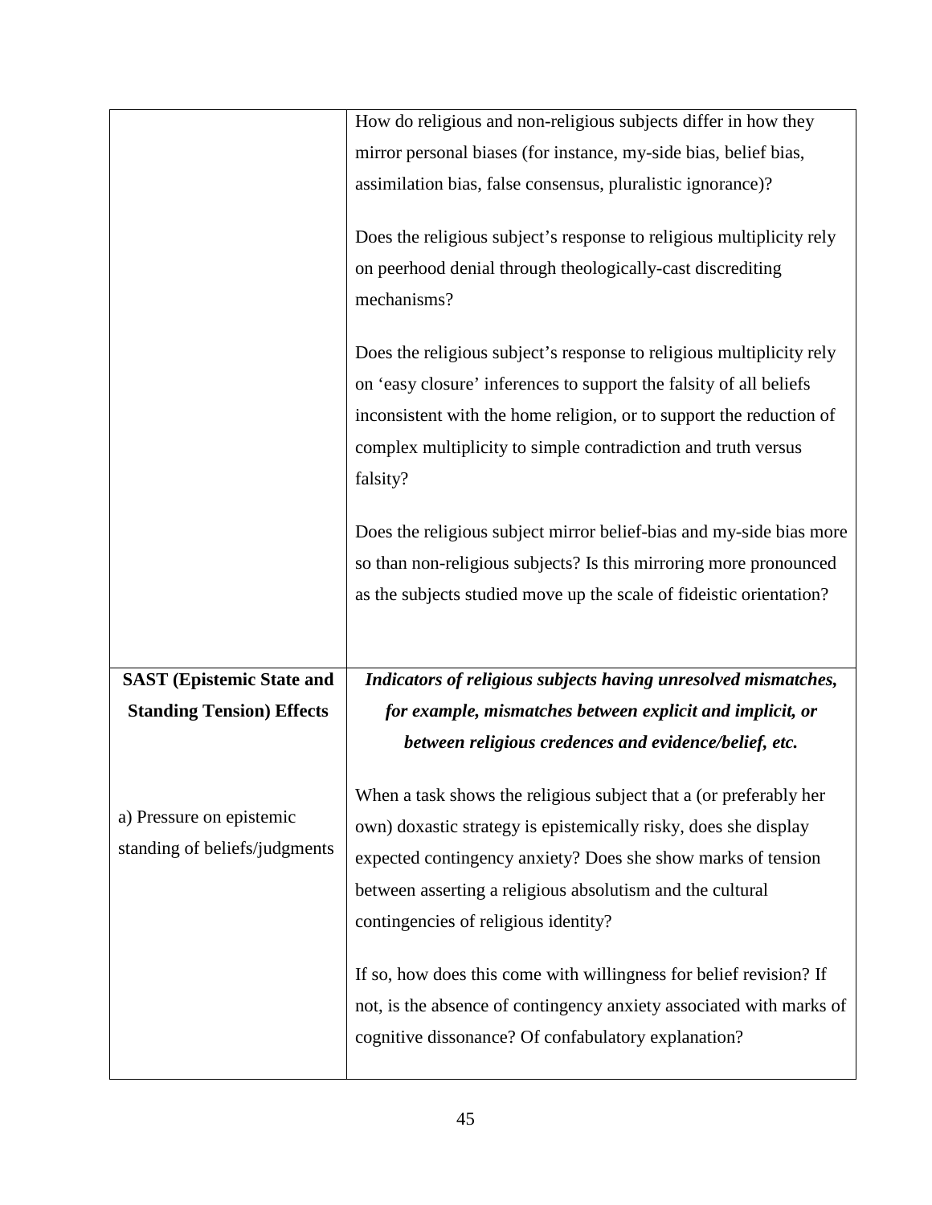| | |
|---|---|
| | How do religious and non-religious subjects differ in how they mirror personal biases (for instance, my-side bias, belief bias, assimilation bias, false consensus, pluralistic ignorance)?<br><br>Does the religious subject's response to religious multiplicity rely on peerhood denial through theologically-cast discrediting mechanisms?<br><br>Does the religious subject's response to religious multiplicity rely on 'easy closure' inferences to support the falsity of all beliefs inconsistent with the home religion, or to support the reduction of complex multiplicity to simple contradiction and truth versus falsity?<br><br>Does the religious subject mirror belief-bias and my-side bias more so than non-religious subjects? Is this mirroring more pronounced as the subjects studied move up the scale of fideistic orientation? |
| **SAST (Epistemic State and Standing Tension) Effects**<br><br>a) Pressure on epistemic standing of beliefs/judgments | ***Indicators of religious subjects having unresolved mismatches, for example, mismatches between explicit and implicit, or between religious credences and evidence/belief, etc.***<br><br>When a task shows the religious subject that a (or preferably her own) doxastic strategy is epistemically risky, does she display expected contingency anxiety? Does she show marks of tension between asserting a religious absolutism and the cultural contingencies of religious identity?<br><br>If so, how does this come with willingness for belief revision? If not, is the absence of contingency anxiety associated with marks of cognitive dissonance? Of confabulatory explanation? |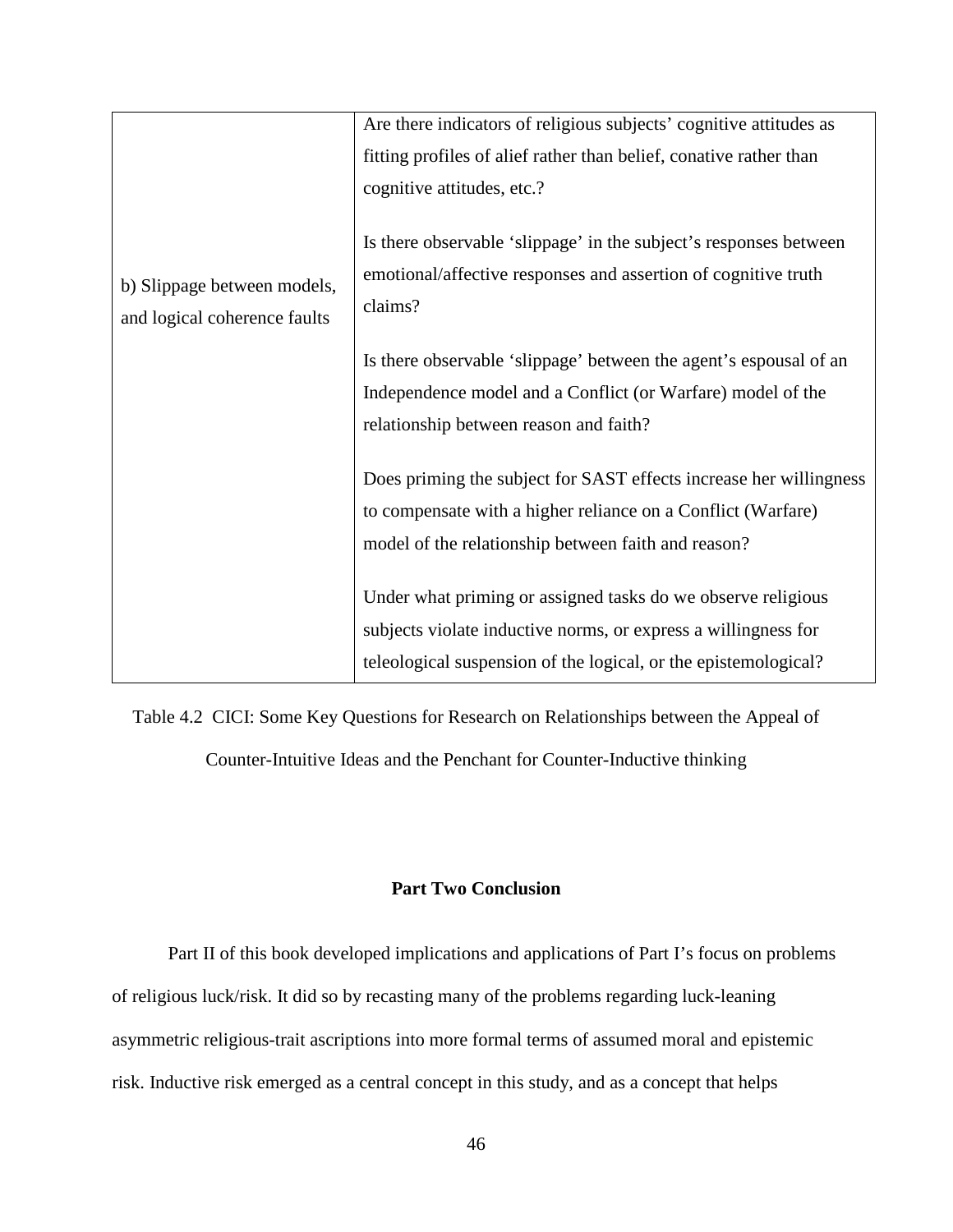| | |
|---|---|
| b) Slippage between models, and logical coherence faults | Are there indicators of religious subjects' cognitive attitudes as fitting profiles of alief rather than belief, conative rather than cognitive attitudes, etc.?<br><br>Is there observable 'slippage' in the subject's responses between emotional/affective responses and assertion of cognitive truth claims?<br><br>Is there observable 'slippage' between the agent's espousal of an Independence model and a Conflict (or Warfare) model of the relationship between reason and faith?<br><br>Does priming the subject for SAST effects increase her willingness to compensate with a higher reliance on a Conflict (Warfare) model of the relationship between faith and reason?<br><br>Under what priming or assigned tasks do we observe religious subjects violate inductive norms, or express a willingness for teleological suspension of the logical, or the epistemological? |

Table 4.2 CICI: Some Key Questions for Research on Relationships between the Appeal of Counter-Intuitive Ideas and the Penchant for Counter-Inductive thinking

## Part Two Conclusion

Part II of this book developed implications and applications of Part I's focus on problems of religious luck/risk. It did so by recasting many of the problems regarding luck-leaning asymmetric religious-trait ascriptions into more formal terms of assumed moral and epistemic risk. Inductive risk emerged as a central concept in this study, and as a concept that helps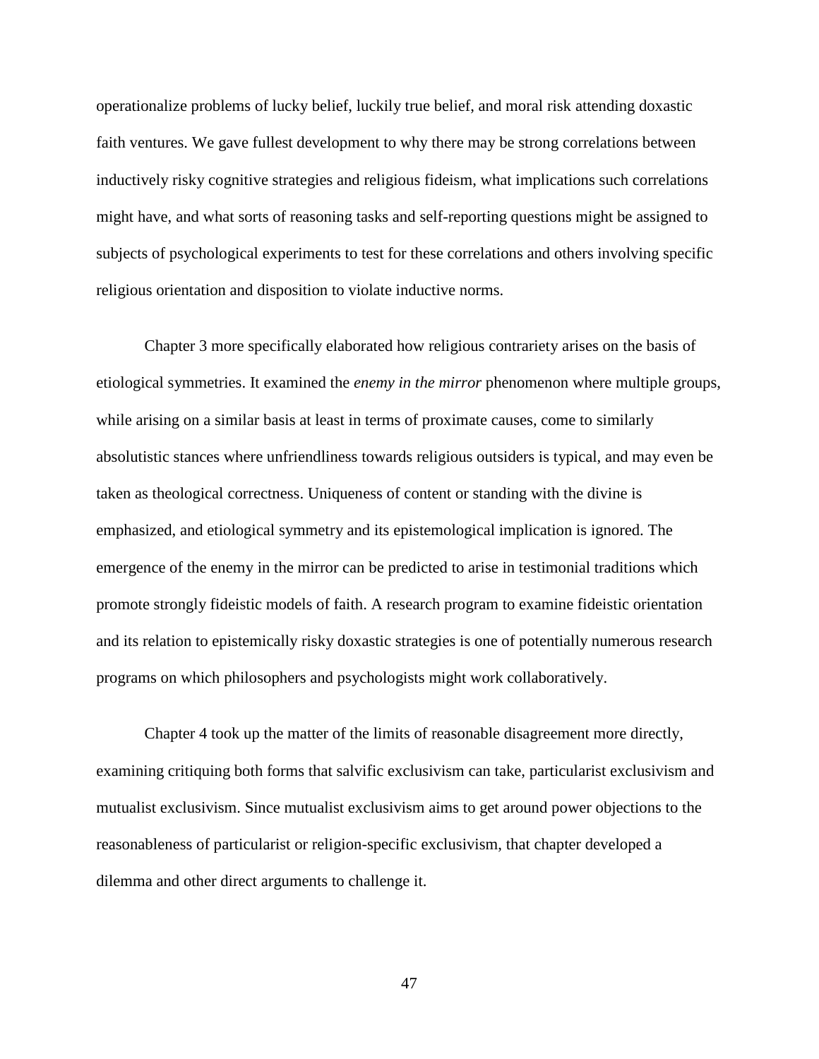operationalize problems of lucky belief, luckily true belief, and moral risk attending doxastic faith ventures. We gave fullest development to why there may be strong correlations between inductively risky cognitive strategies and religious fideism, what implications such correlations might have, and what sorts of reasoning tasks and self-reporting questions might be assigned to subjects of psychological experiments to test for these correlations and others involving specific religious orientation and disposition to violate inductive norms.

Chapter 3 more specifically elaborated how religious contrariety arises on the basis of etiological symmetries. It examined the *enemy in the mirror* phenomenon where multiple groups, while arising on a similar basis at least in terms of proximate causes, come to similarly absolutistic stances where unfriendliness towards religious outsiders is typical, and may even be taken as theological correctness. Uniqueness of content or standing with the divine is emphasized, and etiological symmetry and its epistemological implication is ignored. The emergence of the enemy in the mirror can be predicted to arise in testimonial traditions which promote strongly fideistic models of faith. A research program to examine fideistic orientation and its relation to epistemically risky doxastic strategies is one of potentially numerous research programs on which philosophers and psychologists might work collaboratively.

Chapter 4 took up the matter of the limits of reasonable disagreement more directly, examining critiquing both forms that salvific exclusivism can take, particularist exclusivism and mutualist exclusivism. Since mutualist exclusivism aims to get around power objections to the reasonableness of particularist or religion-specific exclusivism, that chapter developed a dilemma and other direct arguments to challenge it.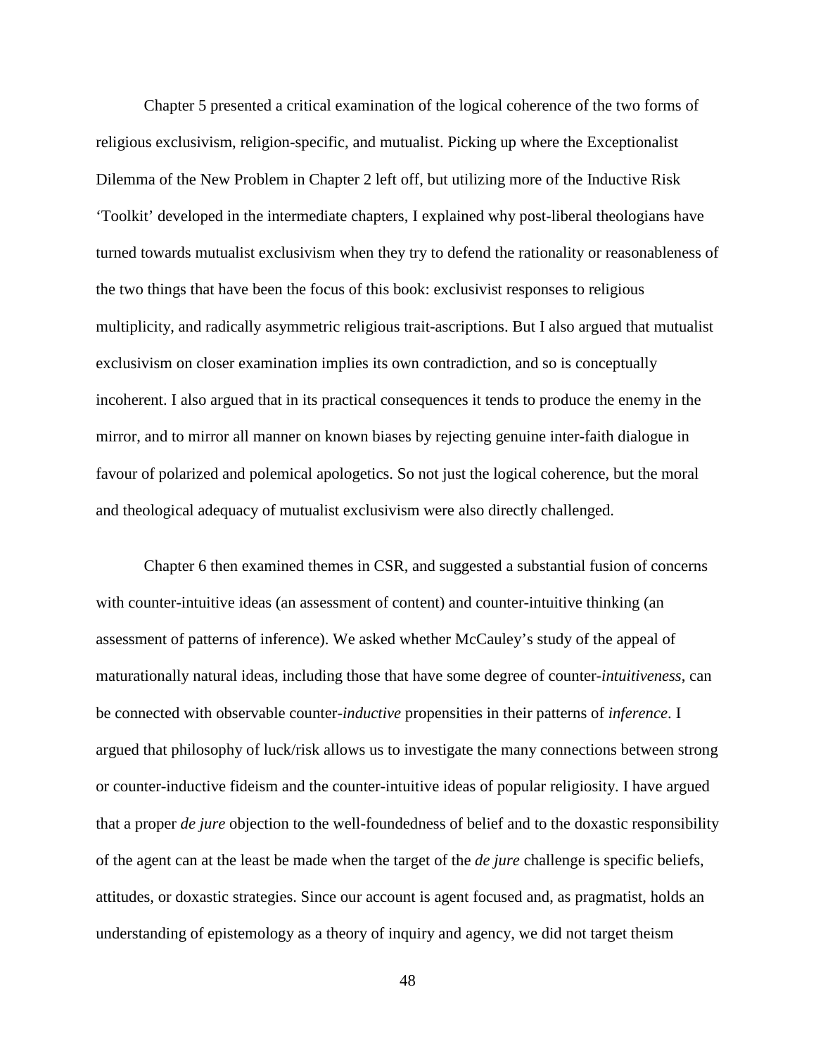Chapter 5 presented a critical examination of the logical coherence of the two forms of religious exclusivism, religion-specific, and mutualist. Picking up where the Exceptionalist Dilemma of the New Problem in Chapter 2 left off, but utilizing more of the Inductive Risk 'Toolkit' developed in the intermediate chapters, I explained why post-liberal theologians have turned towards mutualist exclusivism when they try to defend the rationality or reasonableness of the two things that have been the focus of this book: exclusivist responses to religious multiplicity, and radically asymmetric religious trait-ascriptions. But I also argued that mutualist exclusivism on closer examination implies its own contradiction, and so is conceptually incoherent. I also argued that in its practical consequences it tends to produce the enemy in the mirror, and to mirror all manner on known biases by rejecting genuine inter-faith dialogue in favour of polarized and polemical apologetics. So not just the logical coherence, but the moral and theological adequacy of mutualist exclusivism were also directly challenged.

Chapter 6 then examined themes in CSR, and suggested a substantial fusion of concerns with counter-intuitive ideas (an assessment of content) and counter-intuitive thinking (an assessment of patterns of inference). We asked whether McCauley's study of the appeal of maturationally natural ideas, including those that have some degree of counter-*intuitiveness*, can be connected with observable counter-*inductive* propensities in their patterns of *inference*. I argued that philosophy of luck/risk allows us to investigate the many connections between strong or counter-inductive fideism and the counter-intuitive ideas of popular religiosity. I have argued that a proper *de jure* objection to the well-foundedness of belief and to the doxastic responsibility of the agent can at the least be made when the target of the *de jure* challenge is specific beliefs, attitudes, or doxastic strategies. Since our account is agent focused and, as pragmatist, holds an understanding of epistemology as a theory of inquiry and agency, we did not target theism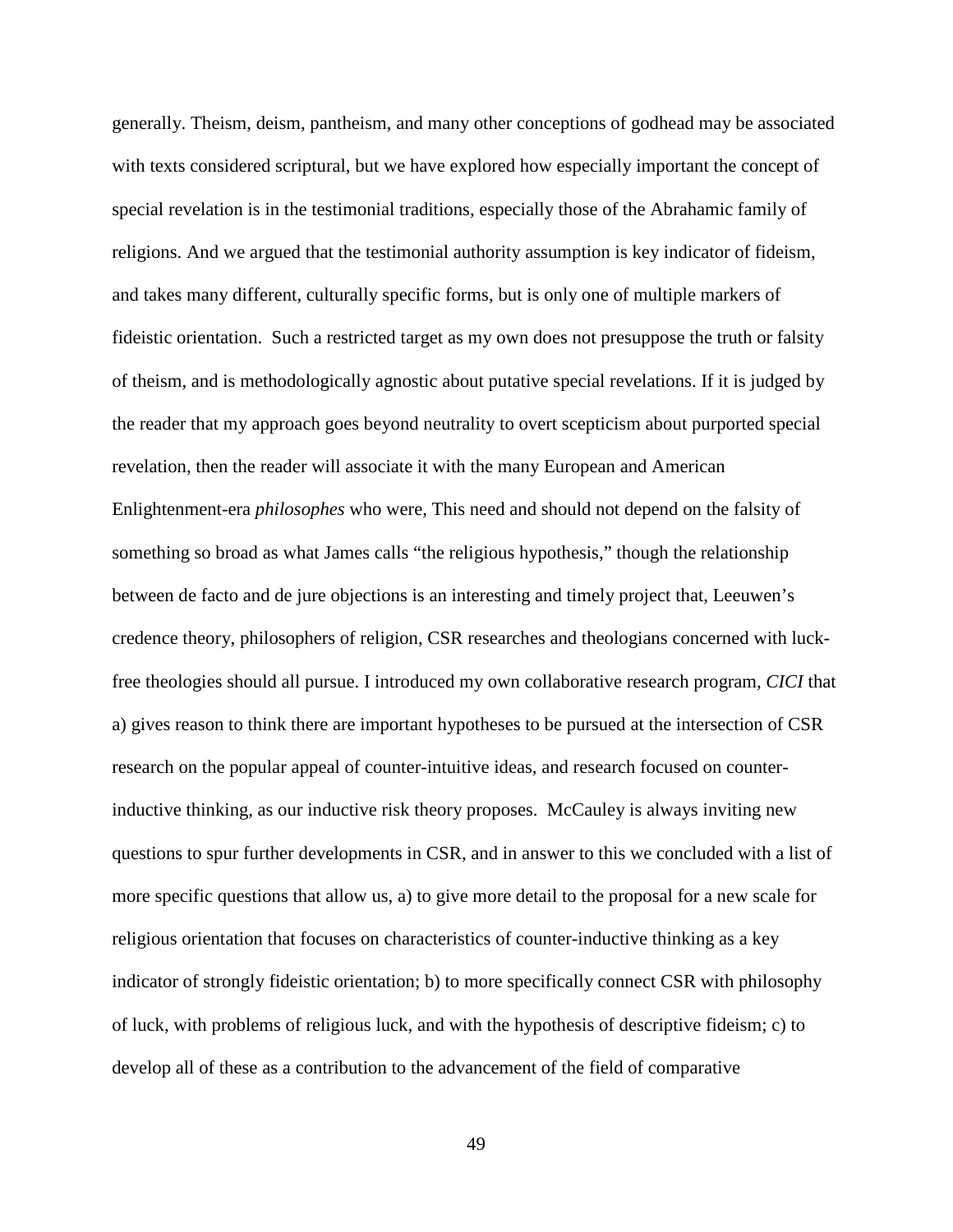generally. Theism, deism, pantheism, and many other conceptions of godhead may be associated with texts considered scriptural, but we have explored how especially important the concept of special revelation is in the testimonial traditions, especially those of the Abrahamic family of religions. And we argued that the testimonial authority assumption is key indicator of fideism, and takes many different, culturally specific forms, but is only one of multiple markers of fideistic orientation. Such a restricted target as my own does not presuppose the truth or falsity of theism, and is methodologically agnostic about putative special revelations. If it is judged by the reader that my approach goes beyond neutrality to overt scepticism about purported special revelation, then the reader will associate it with the many European and American Enlightenment-era *philosophes* who were, This need and should not depend on the falsity of something so broad as what James calls "the religious hypothesis," though the relationship between de facto and de jure objections is an interesting and timely project that, Leeuwen's credence theory, philosophers of religion, CSR researches and theologians concerned with luck-free theologies should all pursue. I introduced my own collaborative research program, *CICI* that a) gives reason to think there are important hypotheses to be pursued at the intersection of CSR research on the popular appeal of counter-intuitive ideas, and research focused on counter-inductive thinking, as our inductive risk theory proposes. McCauley is always inviting new questions to spur further developments in CSR, and in answer to this we concluded with a list of more specific questions that allow us, a) to give more detail to the proposal for a new scale for religious orientation that focuses on characteristics of counter-inductive thinking as a key indicator of strongly fideistic orientation; b) to more specifically connect CSR with philosophy of luck, with problems of religious luck, and with the hypothesis of descriptive fideism; c) to develop all of these as a contribution to the advancement of the field of comparative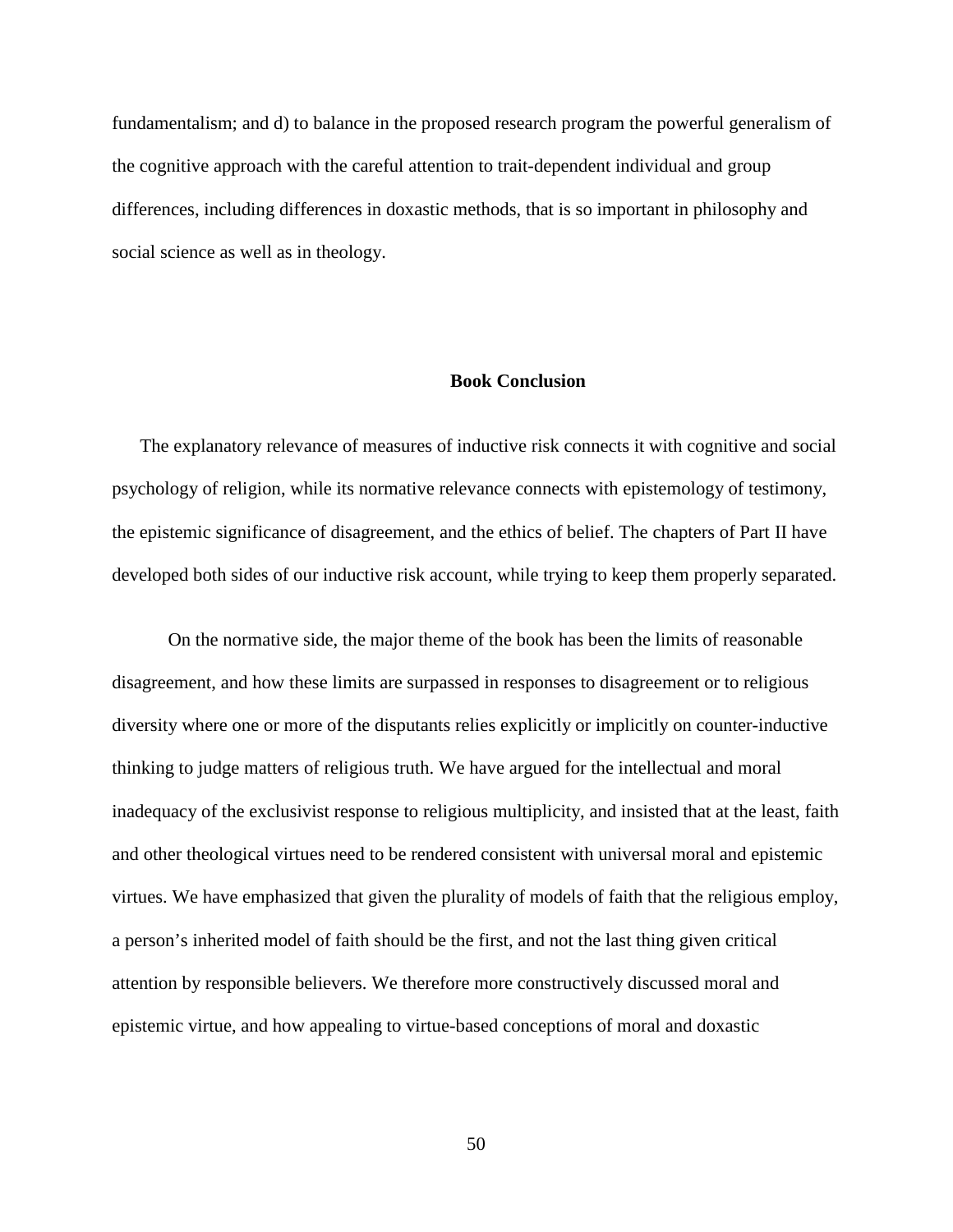fundamentalism; and d) to balance in the proposed research program the powerful generalism of the cognitive approach with the careful attention to trait-dependent individual and group differences, including differences in doxastic methods, that is so important in philosophy and social science as well as in theology.

## Book Conclusion

The explanatory relevance of measures of inductive risk connects it with cognitive and social psychology of religion, while its normative relevance connects with epistemology of testimony, the epistemic significance of disagreement, and the ethics of belief. The chapters of Part II have developed both sides of our inductive risk account, while trying to keep them properly separated.

On the normative side, the major theme of the book has been the limits of reasonable disagreement, and how these limits are surpassed in responses to disagreement or to religious diversity where one or more of the disputants relies explicitly or implicitly on counter-inductive thinking to judge matters of religious truth. We have argued for the intellectual and moral inadequacy of the exclusivist response to religious multiplicity, and insisted that at the least, faith and other theological virtues need to be rendered consistent with universal moral and epistemic virtues. We have emphasized that given the plurality of models of faith that the religious employ, a person's inherited model of faith should be the first, and not the last thing given critical attention by responsible believers. We therefore more constructively discussed moral and epistemic virtue, and how appealing to virtue-based conceptions of moral and doxastic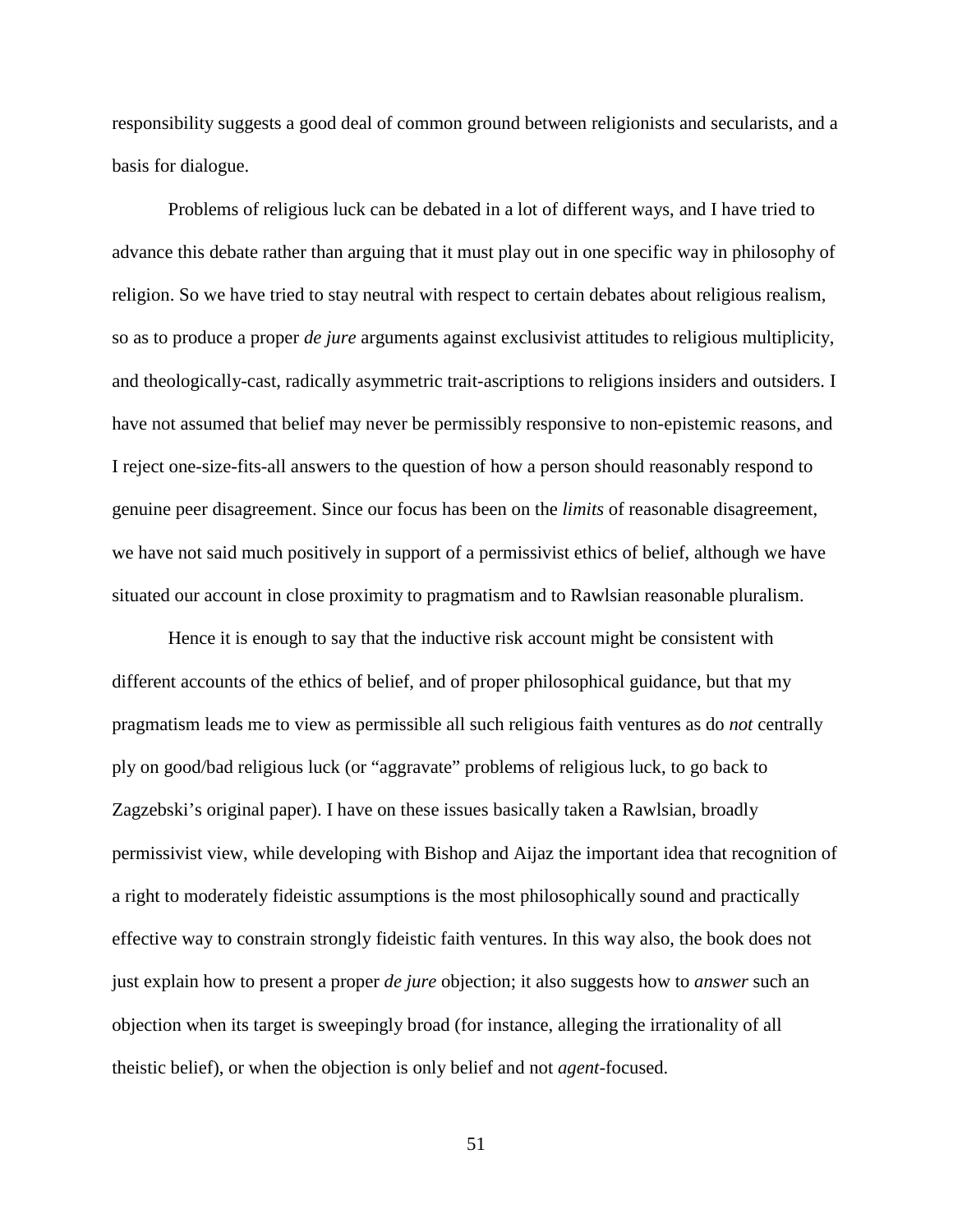responsibility suggests a good deal of common ground between religionists and secularists, and a basis for dialogue.

Problems of religious luck can be debated in a lot of different ways, and I have tried to advance this debate rather than arguing that it must play out in one specific way in philosophy of religion. So we have tried to stay neutral with respect to certain debates about religious realism, so as to produce a proper *de jure* arguments against exclusivist attitudes to religious multiplicity, and theologically-cast, radically asymmetric trait-ascriptions to religions insiders and outsiders. I have not assumed that belief may never be permissibly responsive to non-epistemic reasons, and I reject one-size-fits-all answers to the question of how a person should reasonably respond to genuine peer disagreement. Since our focus has been on the *limits* of reasonable disagreement, we have not said much positively in support of a permissivist ethics of belief, although we have situated our account in close proximity to pragmatism and to Rawlsian reasonable pluralism.

Hence it is enough to say that the inductive risk account might be consistent with different accounts of the ethics of belief, and of proper philosophical guidance, but that my pragmatism leads me to view as permissible all such religious faith ventures as do *not* centrally ply on good/bad religious luck (or "aggravate" problems of religious luck, to go back to Zagzebski's original paper). I have on these issues basically taken a Rawlsian, broadly permissivist view, while developing with Bishop and Aijaz the important idea that recognition of a right to moderately fideistic assumptions is the most philosophically sound and practically effective way to constrain strongly fideistic faith ventures. In this way also, the book does not just explain how to present a proper *de jure* objection; it also suggests how to *answer* such an objection when its target is sweepingly broad (for instance, alleging the irrationality of all theistic belief), or when the objection is only belief and not *agent*-focused.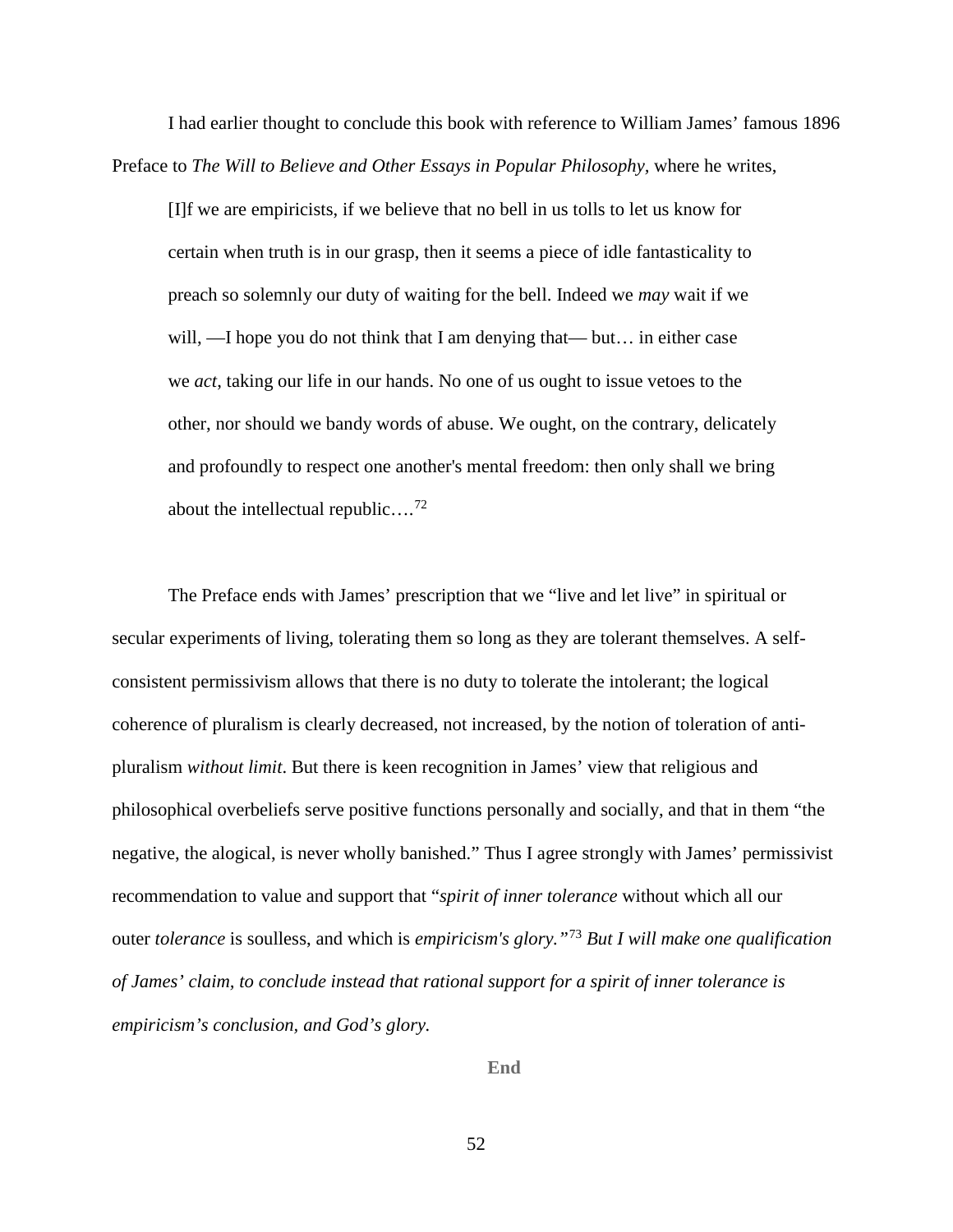I had earlier thought to conclude this book with reference to William James' famous 1896 Preface to *The Will to Believe and Other Essays in Popular Philosophy*, where he writes,

> [I]f we are empiricists, if we believe that no bell in us tolls to let us know for certain when truth is in our grasp, then it seems a piece of idle fantasticality to preach so solemnly our duty of waiting for the bell. Indeed we *may* wait if we will, —I hope you do not think that I am denying that— but… in either case we *act*, taking our life in our hands. No one of us ought to issue vetoes to the other, nor should we bandy words of abuse. We ought, on the contrary, delicately and profoundly to respect one another's mental freedom: then only shall we bring about the intellectual republic….[72]

The Preface ends with James' prescription that we "live and let live" in spiritual or secular experiments of living, tolerating them so long as they are tolerant themselves. A self-consistent permissivism allows that there is no duty to tolerate the intolerant; the logical coherence of pluralism is clearly decreased, not increased, by the notion of toleration of anti-pluralism *without limit*. But there is keen recognition in James' view that religious and philosophical overbeliefs serve positive functions personally and socially, and that in them "the negative, the alogical, is never wholly banished." Thus I agree strongly with James' permissivist recommendation to value and support that "*spirit of inner tolerance* without which all our outer *tolerance* is soulless, and which is *empiricism's glory.*"[73] *But I will make one qualification of James' claim, to conclude instead that rational support for a spirit of inner tolerance is empiricism's conclusion, and God's glory.*

**End**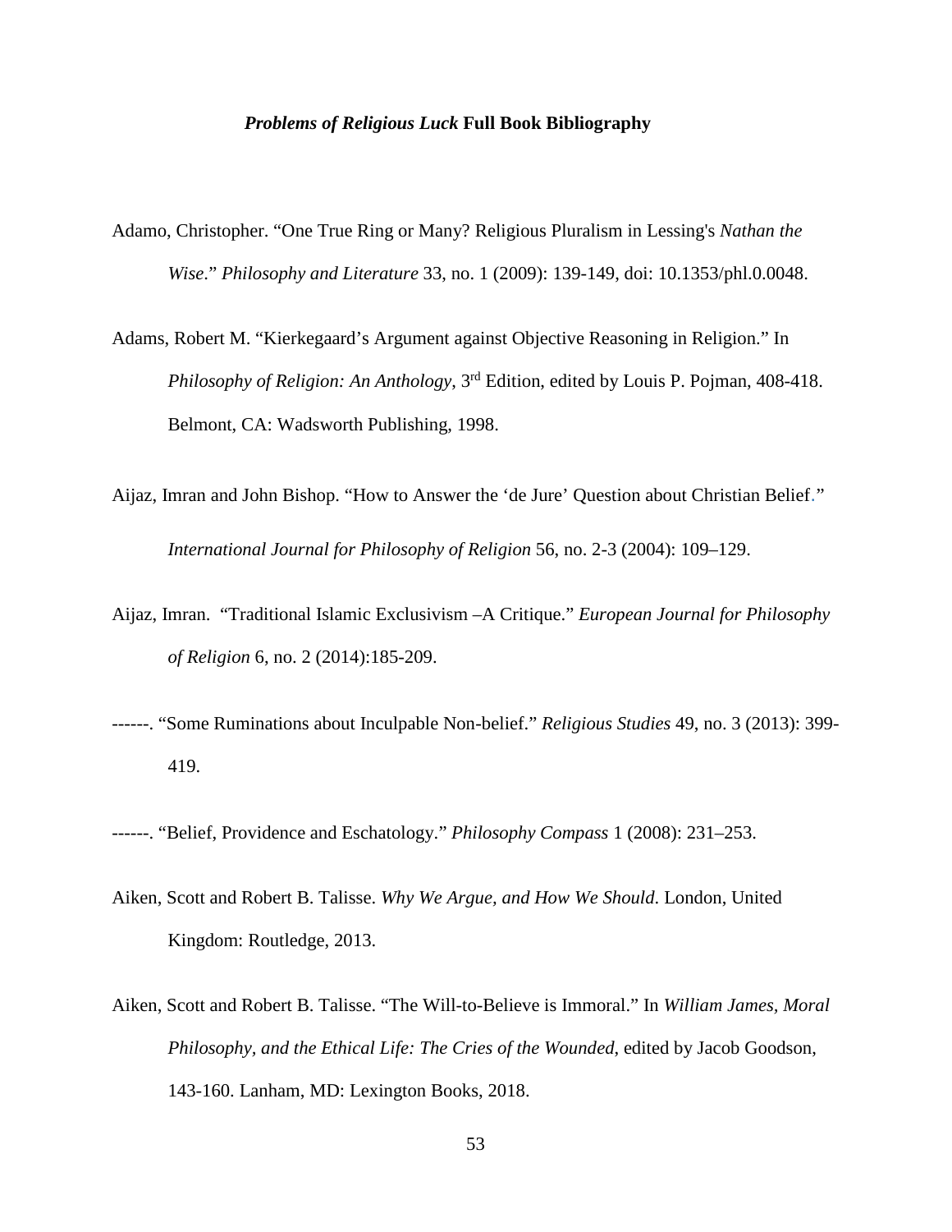# *Problems of Religious Luck* Full Book Bibliography

Adamo, Christopher. "One True Ring or Many? Religious Pluralism in Lessing's *Nathan the Wise*." *Philosophy and Literature* 33, no. 1 (2009): 139-149, doi: 10.1353/phl.0.0048.

Adams, Robert M. "Kierkegaard's Argument against Objective Reasoning in Religion." In *Philosophy of Religion: An Anthology*, 3rd Edition, edited by Louis P. Pojman, 408-418. Belmont, CA: Wadsworth Publishing, 1998.

Aijaz, Imran and John Bishop. "How to Answer the 'de Jure' Question about Christian Belief." *International Journal for Philosophy of Religion* 56, no. 2-3 (2004): 109–129.

Aijaz, Imran. "Traditional Islamic Exclusivism –A Critique." *European Journal for Philosophy of Religion* 6, no. 2 (2014):185-209.

------. "Some Ruminations about Inculpable Non-belief." *Religious Studies* 49, no. 3 (2013): 399-419.

------. "Belief, Providence and Eschatology." *Philosophy Compass* 1 (2008): 231–253.

Aiken, Scott and Robert B. Talisse. *Why We Argue, and How We Should*. London, United Kingdom: Routledge, 2013.

Aiken, Scott and Robert B. Talisse. "The Will-to-Believe is Immoral." In *William James, Moral Philosophy, and the Ethical Life: The Cries of the Wounded*, edited by Jacob Goodson, 143-160. Lanham, MD: Lexington Books, 2018.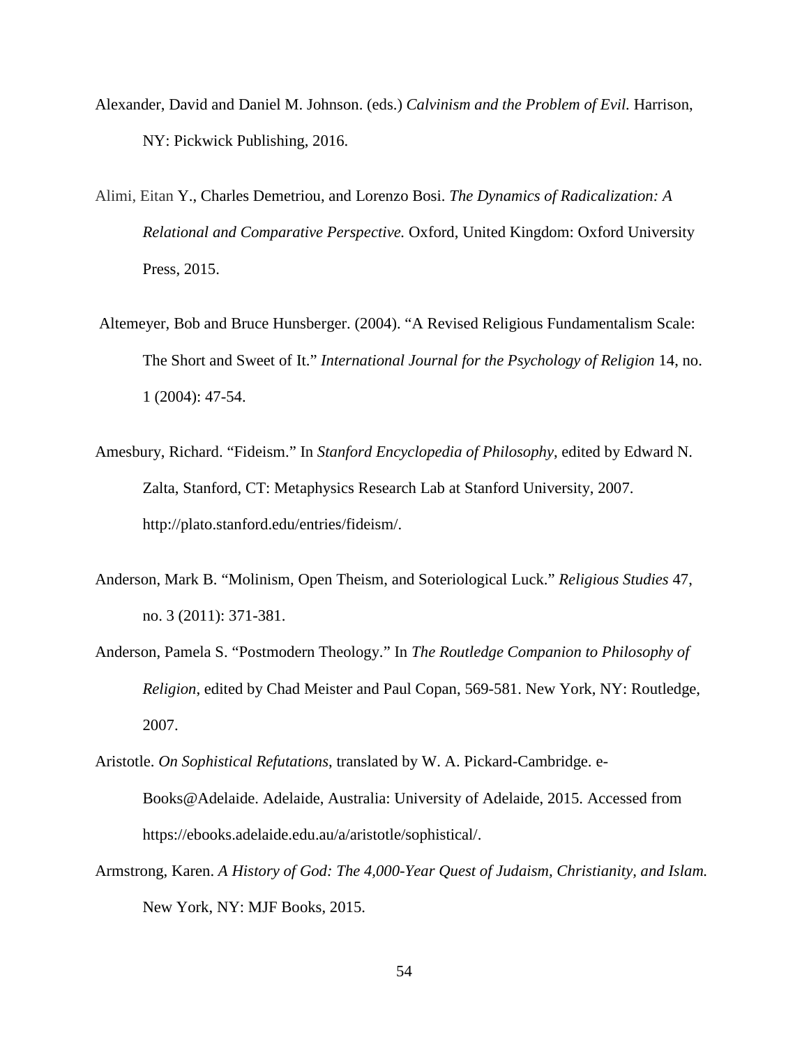Alexander, David and Daniel M. Johnson. (eds.) *Calvinism and the Problem of Evil.* Harrison, NY: Pickwick Publishing, 2016.

Alimi, Eitan Y., Charles Demetriou, and Lorenzo Bosi. *The Dynamics of Radicalization: A Relational and Comparative Perspective.* Oxford, United Kingdom: Oxford University Press, 2015.

Altemeyer, Bob and Bruce Hunsberger. (2004). "A Revised Religious Fundamentalism Scale: The Short and Sweet of It." *International Journal for the Psychology of Religion* 14, no. 1 (2004): 47-54.

Amesbury, Richard. "Fideism." In *Stanford Encyclopedia of Philosophy*, edited by Edward N. Zalta, Stanford, CT: Metaphysics Research Lab at Stanford University, 2007. http://plato.stanford.edu/entries/fideism/.

Anderson, Mark B. "Molinism, Open Theism, and Soteriological Luck." *Religious Studies* 47, no. 3 (2011): 371-381.

Anderson, Pamela S. "Postmodern Theology." In *The Routledge Companion to Philosophy of Religion*, edited by Chad Meister and Paul Copan, 569-581. New York, NY: Routledge, 2007.

Aristotle. *On Sophistical Refutations*, translated by W. A. Pickard-Cambridge. e-Books@Adelaide. Adelaide, Australia: University of Adelaide, 2015. Accessed from https://ebooks.adelaide.edu.au/a/aristotle/sophistical/.

Armstrong, Karen. *A History of God: The 4,000-Year Quest of Judaism, Christianity, and Islam.* New York, NY: MJF Books, 2015.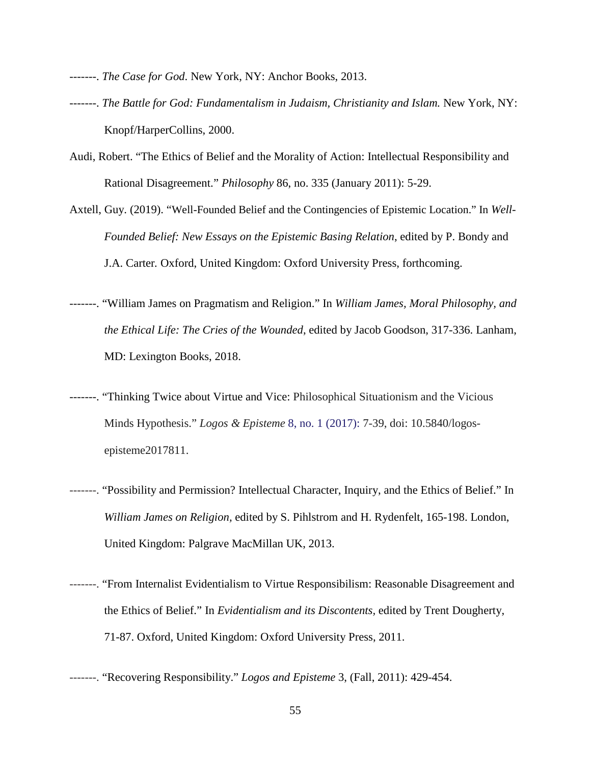-------. *The Case for God*. New York, NY: Anchor Books, 2013.

-------. *The Battle for God: Fundamentalism in Judaism, Christianity and Islam.* New York, NY: Knopf/HarperCollins, 2000.

Audi, Robert. "The Ethics of Belief and the Morality of Action: Intellectual Responsibility and Rational Disagreement." *Philosophy* 86, no. 335 (January 2011): 5-29.

Axtell, Guy. (2019). "Well-Founded Belief and the Contingencies of Epistemic Location." In *Well-Founded Belief: New Essays on the Epistemic Basing Relation*, edited by P. Bondy and J.A. Carter. Oxford, United Kingdom: Oxford University Press, forthcoming.

-------. "William James on Pragmatism and Religion." In *William James, Moral Philosophy, and the Ethical Life: The Cries of the Wounded*, edited by Jacob Goodson, 317-336. Lanham, MD: Lexington Books, 2018.

-------. "Thinking Twice about Virtue and Vice: Philosophical Situationism and the Vicious Minds Hypothesis." *Logos & Episteme* 8, no. 1 (2017): 7-39, doi: 10.5840/logos-episteme2017811.

-------. "Possibility and Permission? Intellectual Character, Inquiry, and the Ethics of Belief." In *William James on Religion,* edited by S. Pihlstrom and H. Rydenfelt, 165-198. London, United Kingdom: Palgrave MacMillan UK, 2013.

-------. "From Internalist Evidentialism to Virtue Responsibilism: Reasonable Disagreement and the Ethics of Belief." In *Evidentialism and its Discontents,* edited by Trent Dougherty, 71-87. Oxford, United Kingdom: Oxford University Press, 2011.

-------. "Recovering Responsibility." *Logos and Episteme* 3, (Fall, 2011): 429-454.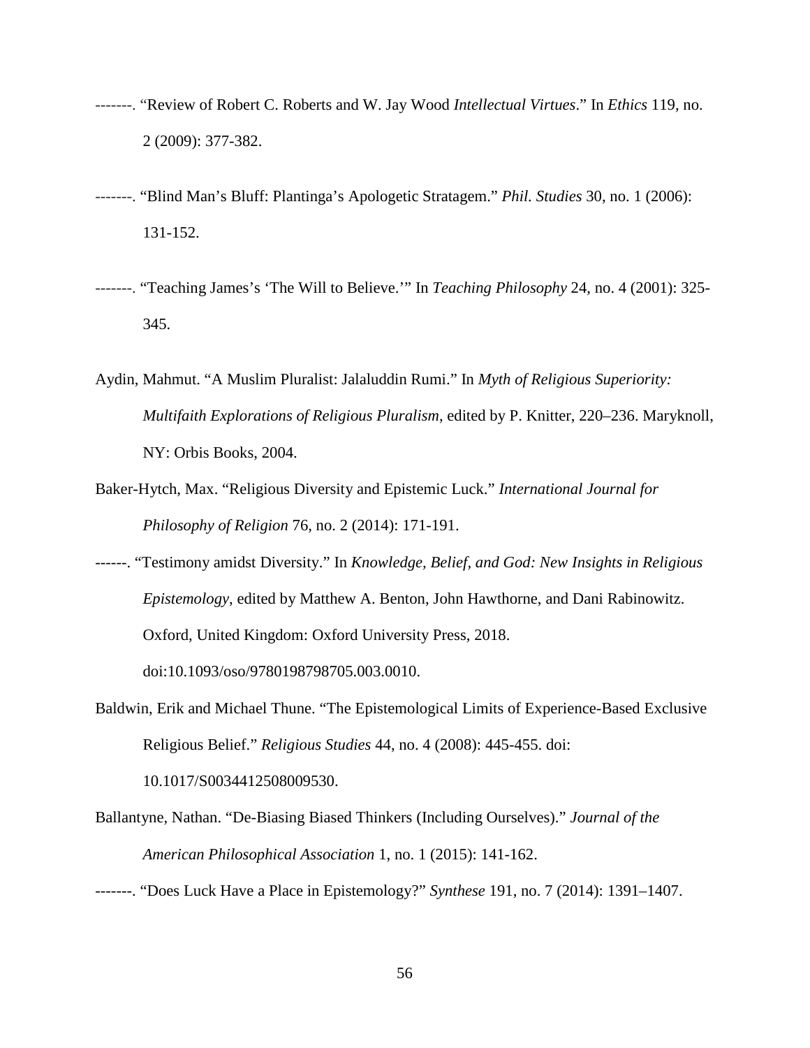-------. "Review of Robert C. Roberts and W. Jay Wood *Intellectual Virtues*." In *Ethics* 119, no. 2 (2009): 377-382.

-------. "Blind Man's Bluff: Plantinga's Apologetic Stratagem." *Phil. Studies* 30, no. 1 (2006): 131-152.

-------. "Teaching James's 'The Will to Believe.'" In *Teaching Philosophy* 24, no. 4 (2001): 325-345.

Aydin, Mahmut. "A Muslim Pluralist: Jalaluddin Rumi." In *Myth of Religious Superiority: Multifaith Explorations of Religious Pluralism*, edited by P. Knitter, 220–236. Maryknoll, NY: Orbis Books, 2004.

Baker-Hytch, Max. "Religious Diversity and Epistemic Luck." *International Journal for Philosophy of Religion* 76, no. 2 (2014): 171-191.

------. "Testimony amidst Diversity." In *Knowledge, Belief, and God: New Insights in Religious Epistemology*, edited by Matthew A. Benton, John Hawthorne, and Dani Rabinowitz. Oxford, United Kingdom: Oxford University Press, 2018. doi:10.1093/oso/9780198798705.003.0010.

Baldwin, Erik and Michael Thune. "The Epistemological Limits of Experience-Based Exclusive Religious Belief." *Religious Studies* 44, no. 4 (2008): 445-455. doi: 10.1017/S0034412508009530.

Ballantyne, Nathan. "De-Biasing Biased Thinkers (Including Ourselves)." *Journal of the American Philosophical Association* 1, no. 1 (2015): 141-162.

-------. "Does Luck Have a Place in Epistemology?" *Synthese* 191, no. 7 (2014): 1391–1407.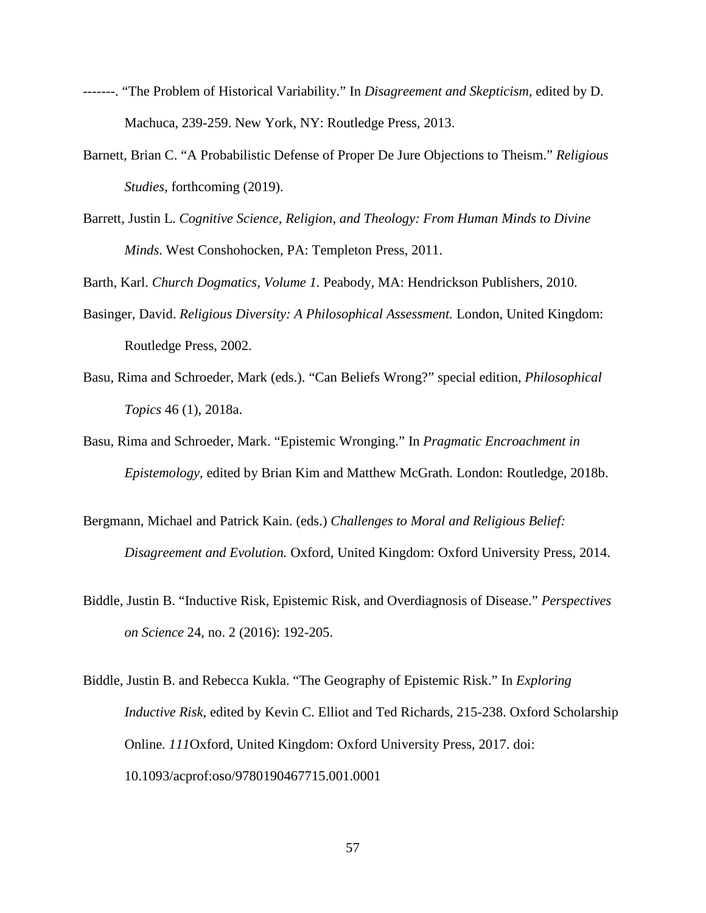-------. "The Problem of Historical Variability." In *Disagreement and Skepticism*, edited by D. Machuca, 239-259. New York, NY: Routledge Press, 2013.

Barnett, Brian C. "A Probabilistic Defense of Proper De Jure Objections to Theism." *Religious Studies,* forthcoming (2019).

Barrett, Justin L. *Cognitive Science, Religion, and Theology: From Human Minds to Divine Minds*. West Conshohocken, PA: Templeton Press, 2011.

Barth, Karl. *Church Dogmatics, Volume 1.* Peabody, MA: Hendrickson Publishers, 2010.

Basinger, David. *Religious Diversity: A Philosophical Assessment.* London, United Kingdom: Routledge Press, 2002.

Basu, Rima and Schroeder, Mark (eds.). "Can Beliefs Wrong?" special edition, *Philosophical Topics* 46 (1), 2018a.

Basu, Rima and Schroeder, Mark. "Epistemic Wronging." In *Pragmatic Encroachment in Epistemology,* edited by Brian Kim and Matthew McGrath. London: Routledge, 2018b.

Bergmann, Michael and Patrick Kain. (eds.) *Challenges to Moral and Religious Belief: Disagreement and Evolution.* Oxford, United Kingdom: Oxford University Press, 2014.

Biddle, Justin B. "Inductive Risk, Epistemic Risk, and Overdiagnosis of Disease." *Perspectives on Science* 24, no. 2 (2016): 192-205.

Biddle, Justin B. and Rebecca Kukla. "The Geography of Epistemic Risk." In *Exploring Inductive Risk,* edited by Kevin C. Elliot and Ted Richards, 215-238. Oxford Scholarship Online. *111*Oxford, United Kingdom: Oxford University Press, 2017. doi: 10.1093/acprof:oso/9780190467715.001.0001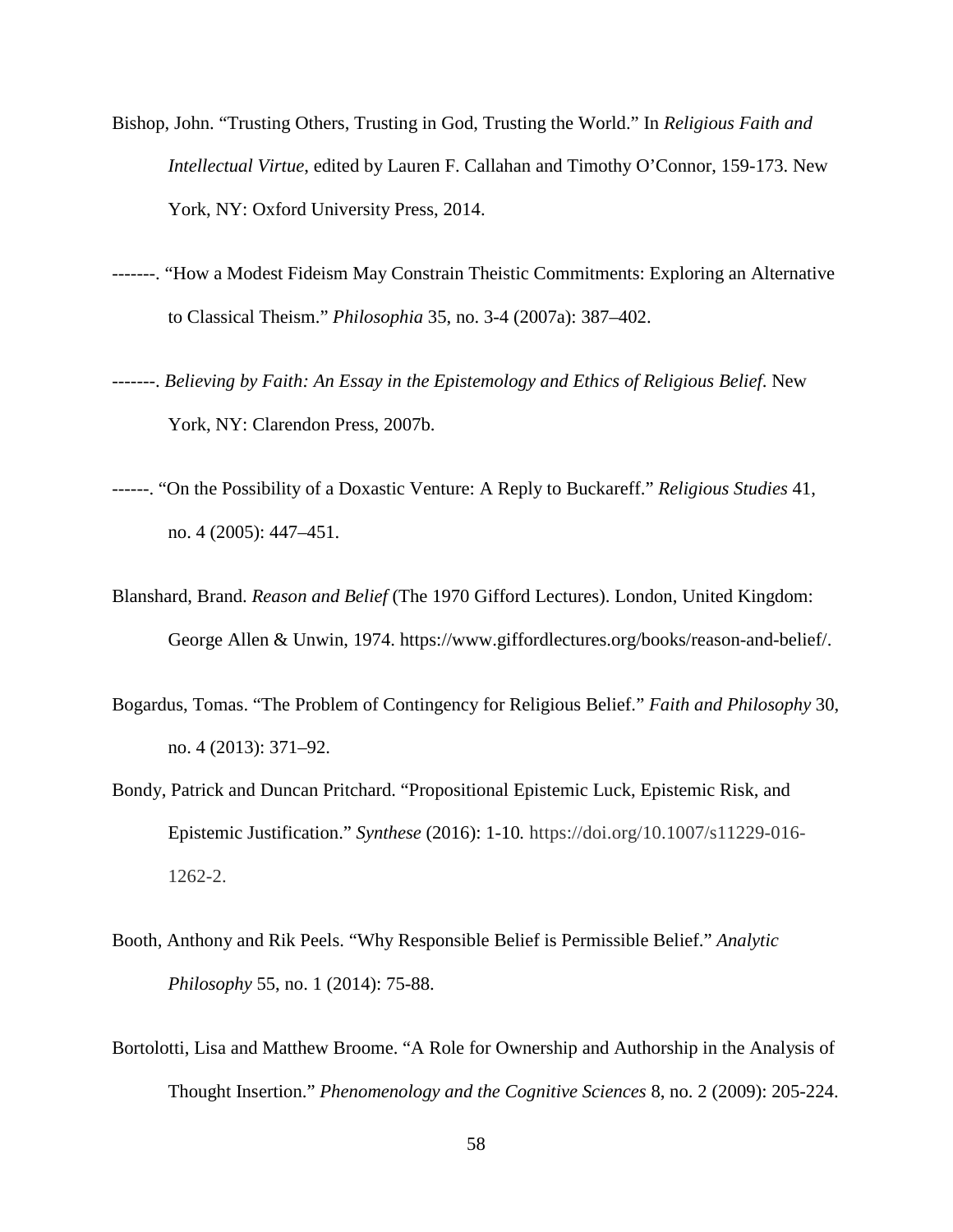Bishop, John. "Trusting Others, Trusting in God, Trusting the World." In *Religious Faith and Intellectual Virtue*, edited by Lauren F. Callahan and Timothy O'Connor, 159-173. New York, NY: Oxford University Press, 2014.

-------. "How a Modest Fideism May Constrain Theistic Commitments: Exploring an Alternative to Classical Theism." *Philosophia* 35, no. 3-4 (2007a): 387–402.

-------. *Believing by Faith: An Essay in the Epistemology and Ethics of Religious Belief*. New York, NY: Clarendon Press, 2007b.

------. "On the Possibility of a Doxastic Venture: A Reply to Buckareff." *Religious Studies* 41, no. 4 (2005): 447–451.

Blanshard, Brand. *Reason and Belief* (The 1970 Gifford Lectures). London, United Kingdom: George Allen & Unwin, 1974. https://www.giffordlectures.org/books/reason-and-belief/.

Bogardus, Tomas. "The Problem of Contingency for Religious Belief." *Faith and Philosophy* 30, no. 4 (2013): 371–92.

Bondy, Patrick and Duncan Pritchard. "Propositional Epistemic Luck, Epistemic Risk, and Epistemic Justification." *Synthese* (2016): 1-10. https://doi.org/10.1007/s11229-016-1262-2.

Booth, Anthony and Rik Peels. "Why Responsible Belief is Permissible Belief." *Analytic Philosophy* 55, no. 1 (2014): 75-88.

Bortolotti, Lisa and Matthew Broome. "A Role for Ownership and Authorship in the Analysis of Thought Insertion." *Phenomenology and the Cognitive Sciences* 8, no. 2 (2009): 205-224.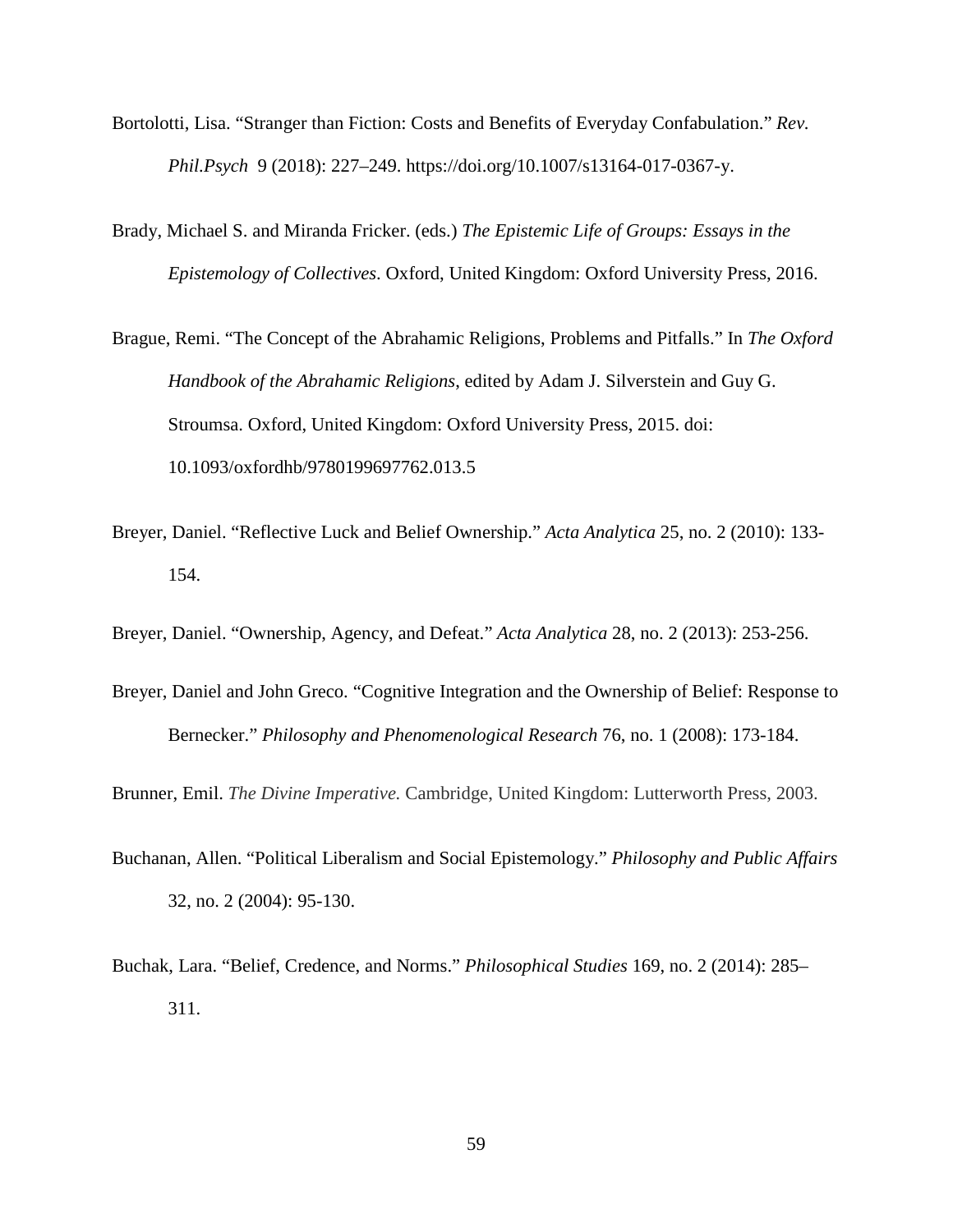Bortolotti, Lisa. "Stranger than Fiction: Costs and Benefits of Everyday Confabulation." *Rev. Phil.Psych* 9 (2018): 227–249. https://doi.org/10.1007/s13164-017-0367-y.

Brady, Michael S. and Miranda Fricker. (eds.) *The Epistemic Life of Groups: Essays in the Epistemology of Collectives*. Oxford, United Kingdom: Oxford University Press, 2016.

Brague, Remi. "The Concept of the Abrahamic Religions, Problems and Pitfalls." In *The Oxford Handbook of the Abrahamic Religions*, edited by Adam J. Silverstein and Guy G. Stroumsa. Oxford, United Kingdom: Oxford University Press, 2015. doi: 10.1093/oxfordhb/9780199697762.013.5

Breyer, Daniel. "Reflective Luck and Belief Ownership." *Acta Analytica* 25, no. 2 (2010): 133-154.

Breyer, Daniel. "Ownership, Agency, and Defeat." *Acta Analytica* 28, no. 2 (2013): 253-256.

Breyer, Daniel and John Greco. "Cognitive Integration and the Ownership of Belief: Response to Bernecker." *Philosophy and Phenomenological Research* 76, no. 1 (2008): 173-184.

Brunner, Emil. *The Divine Imperative.* Cambridge, United Kingdom: Lutterworth Press, 2003.

Buchanan, Allen. "Political Liberalism and Social Epistemology." *Philosophy and Public Affairs* 32, no. 2 (2004): 95-130.

Buchak, Lara. "Belief, Credence, and Norms." *Philosophical Studies* 169, no. 2 (2014): 285–311.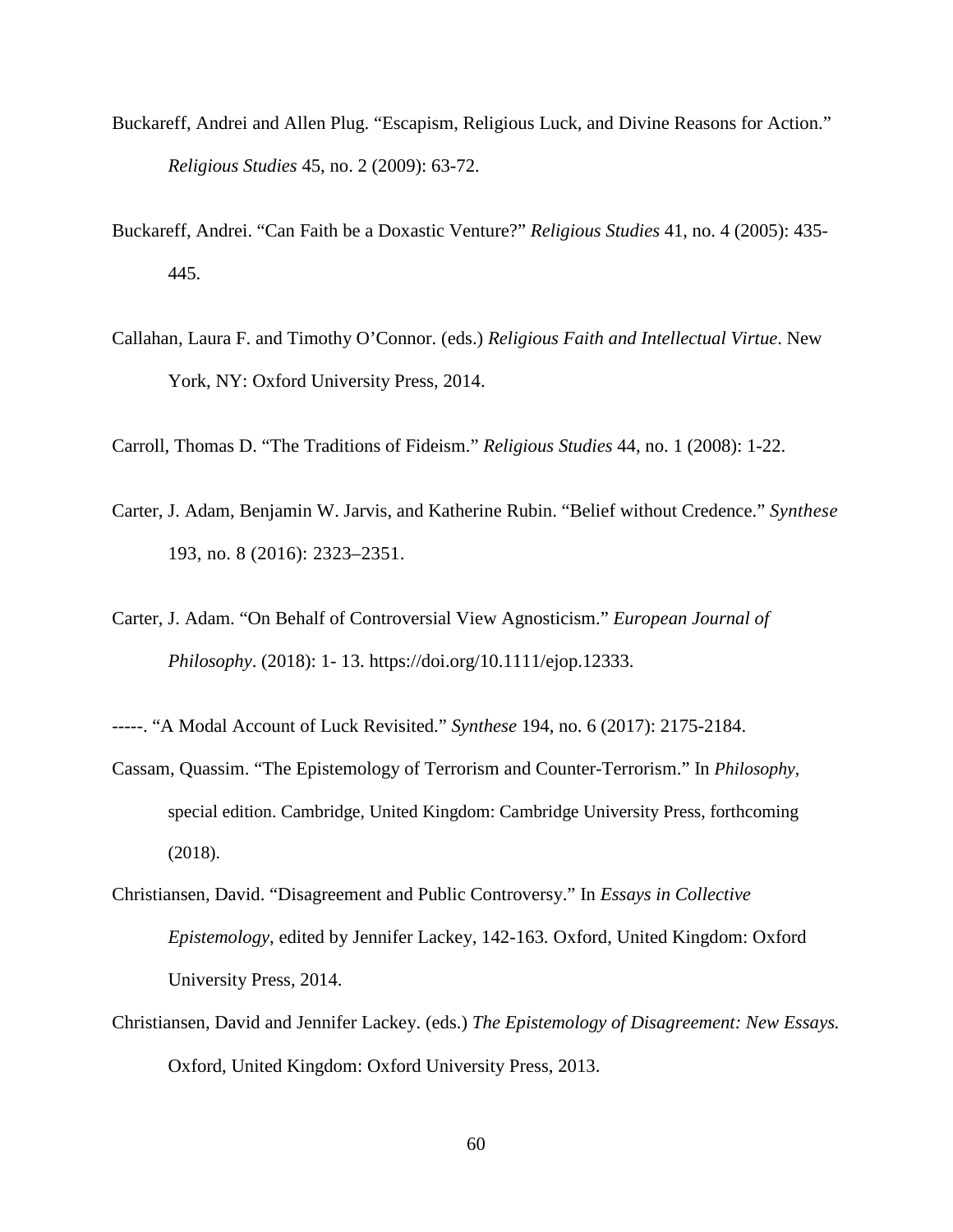Buckareff, Andrei and Allen Plug. "Escapism, Religious Luck, and Divine Reasons for Action." *Religious Studies* 45, no. 2 (2009): 63-72.

Buckareff, Andrei. "Can Faith be a Doxastic Venture?" *Religious Studies* 41, no. 4 (2005): 435-445.

Callahan, Laura F. and Timothy O'Connor. (eds.) *Religious Faith and Intellectual Virtue*. New York, NY: Oxford University Press, 2014.

Carroll, Thomas D. "The Traditions of Fideism." *Religious Studies* 44, no. 1 (2008): 1-22.

Carter, J. Adam, Benjamin W. Jarvis, and Katherine Rubin. "Belief without Credence." *Synthese* 193, no. 8 (2016): 2323–2351.

Carter, J. Adam. "On Behalf of Controversial View Agnosticism." *European Journal of Philosophy*. (2018): 1- 13. https://doi.org/10.1111/ejop.12333.

-----. "A Modal Account of Luck Revisited." *Synthese* 194, no. 6 (2017): 2175-2184.

Cassam, Quassim. "The Epistemology of Terrorism and Counter-Terrorism." In *Philosophy*, special edition. Cambridge, United Kingdom: Cambridge University Press, forthcoming (2018).

Christiansen, David. "Disagreement and Public Controversy." In *Essays in Collective Epistemology*, edited by Jennifer Lackey, 142-163. Oxford, United Kingdom: Oxford University Press, 2014.

Christiansen, David and Jennifer Lackey. (eds.) *The Epistemology of Disagreement: New Essays.* Oxford, United Kingdom: Oxford University Press, 2013.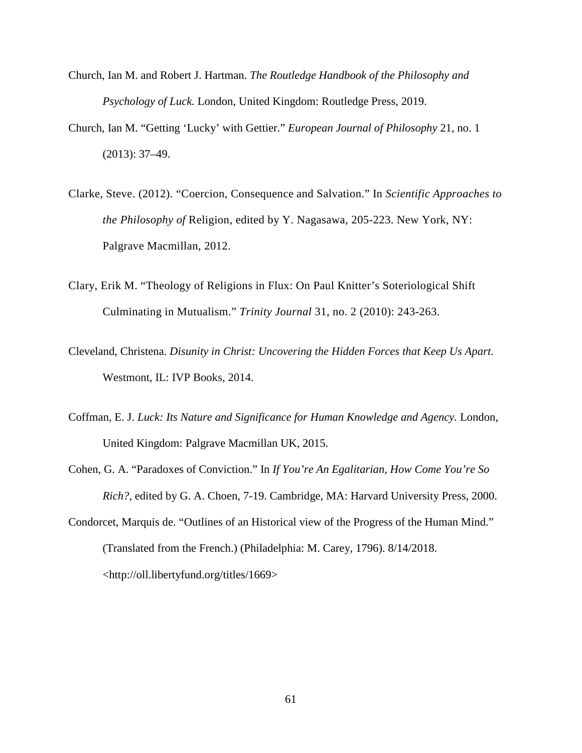Church, Ian M. and Robert J. Hartman. *The Routledge Handbook of the Philosophy and Psychology of Luck.* London, United Kingdom: Routledge Press, 2019.

Church, Ian M. "Getting 'Lucky' with Gettier." *European Journal of Philosophy* 21, no. 1 (2013): 37–49.

Clarke, Steve. (2012). "Coercion, Consequence and Salvation." In *Scientific Approaches to the Philosophy of* Religion, edited by Y. Nagasawa, 205-223. New York, NY: Palgrave Macmillan, 2012.

Clary, Erik M. "Theology of Religions in Flux: On Paul Knitter's Soteriological Shift Culminating in Mutualism." *Trinity Journal* 31, no. 2 (2010): 243-263.

Cleveland, Christena. *Disunity in Christ: Uncovering the Hidden Forces that Keep Us Apart*. Westmont, IL: IVP Books, 2014.

Coffman, E. J. *Luck: Its Nature and Significance for Human Knowledge and Agency.* London, United Kingdom: Palgrave Macmillan UK, 2015.

Cohen, G. A. "Paradoxes of Conviction." In *If You're An Egalitarian, How Come You're So Rich?*, edited by G. A. Choen, 7-19. Cambridge, MA: Harvard University Press, 2000.

Condorcet, Marquis de. "Outlines of an Historical view of the Progress of the Human Mind." (Translated from the French.) (Philadelphia: M. Carey, 1796). 8/14/2018. <http://oll.libertyfund.org/titles/1669>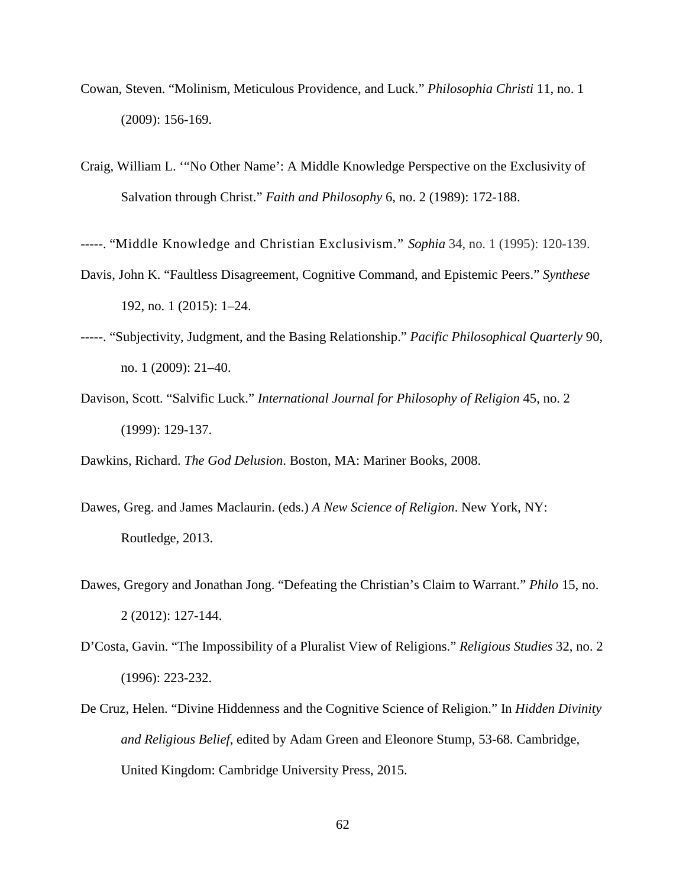Cowan, Steven. “Molinism, Meticulous Providence, and Luck.” *Philosophia Christi* 11, no. 1 (2009): 156-169.

Craig, William L. ‘“No Other Name’: A Middle Knowledge Perspective on the Exclusivity of Salvation through Christ.” *Faith and Philosophy* 6, no. 2 (1989): 172-188.

-----. “Middle Knowledge and Christian Exclusivism.” *Sophia* 34, no. 1 (1995): 120-139.

Davis, John K. “Faultless Disagreement, Cognitive Command, and Epistemic Peers.” *Synthese* 192, no. 1 (2015): 1–24.

-----. “Subjectivity, Judgment, and the Basing Relationship.” *Pacific Philosophical Quarterly* 90, no. 1 (2009): 21–40.

Davison, Scott. “Salvific Luck.” *International Journal for Philosophy of Religion* 45, no. 2 (1999): 129-137.

Dawkins, Richard. *The God Delusion*. Boston, MA: Mariner Books, 2008.

Dawes, Greg. and James Maclaurin. (eds.) *A New Science of Religion*. New York, NY: Routledge, 2013.

Dawes, Gregory and Jonathan Jong. “Defeating the Christian’s Claim to Warrant.” *Philo* 15, no. 2 (2012): 127-144.

D’Costa, Gavin. “The Impossibility of a Pluralist View of Religions.” *Religious Studies* 32, no. 2 (1996): 223-232.

De Cruz, Helen. “Divine Hiddenness and the Cognitive Science of Religion.” In *Hidden Divinity and Religious Belief*, edited by Adam Green and Eleonore Stump, 53-68. Cambridge, United Kingdom: Cambridge University Press, 2015.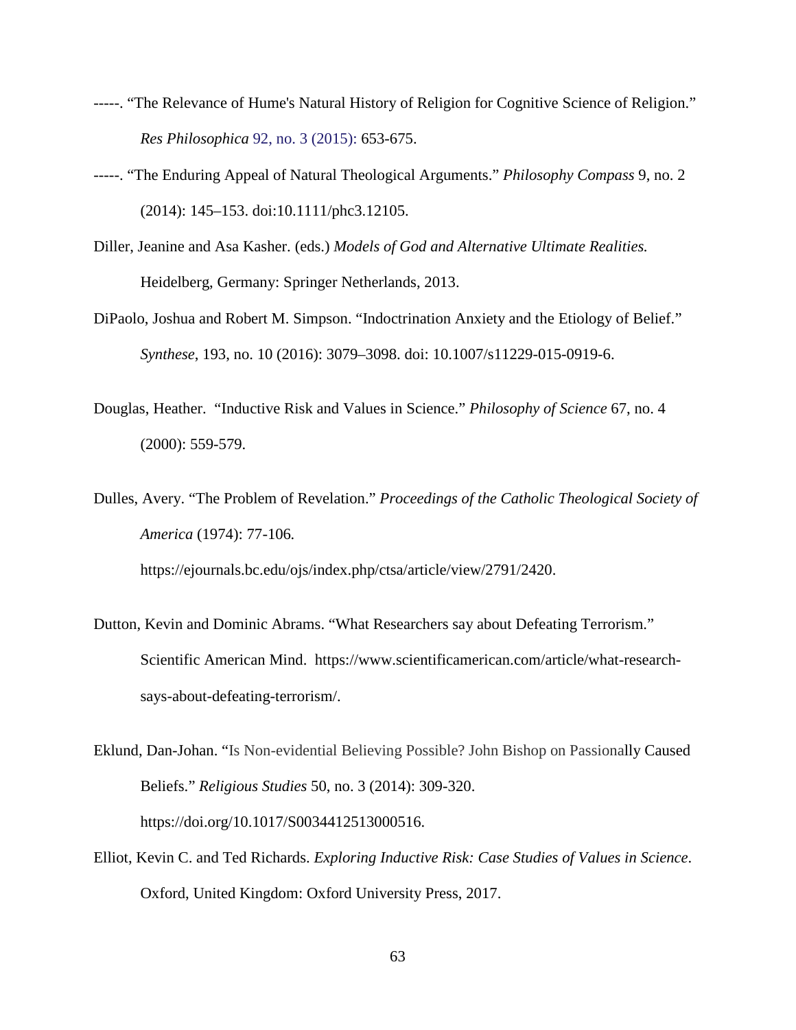-----. "The Relevance of Hume's Natural History of Religion for Cognitive Science of Religion." *Res Philosophica* 92, no. 3 (2015): 653-675.

-----. "The Enduring Appeal of Natural Theological Arguments." *Philosophy Compass* 9, no. 2 (2014): 145–153. doi:10.1111/phc3.12105.

Diller, Jeanine and Asa Kasher. (eds.) *Models of God and Alternative Ultimate Realities.* Heidelberg, Germany: Springer Netherlands, 2013.

DiPaolo, Joshua and Robert M. Simpson. "Indoctrination Anxiety and the Etiology of Belief." *Synthese*, 193, no. 10 (2016): 3079–3098. doi: 10.1007/s11229-015-0919-6.

Douglas, Heather. "Inductive Risk and Values in Science." *Philosophy of Science* 67, no. 4 (2000): 559-579.

Dulles, Avery. "The Problem of Revelation." *Proceedings of the Catholic Theological Society of America* (1974): 77-106. https://ejournals.bc.edu/ojs/index.php/ctsa/article/view/2791/2420.

Dutton, Kevin and Dominic Abrams. "What Researchers say about Defeating Terrorism." Scientific American Mind. https://www.scientificamerican.com/article/what-research-says-about-defeating-terrorism/.

Eklund, Dan-Johan. "Is Non-evidential Believing Possible? John Bishop on Passionally Caused Beliefs." *Religious Studies* 50, no. 3 (2014): 309-320. https://doi.org/10.1017/S0034412513000516.

Elliot, Kevin C. and Ted Richards. *Exploring Inductive Risk: Case Studies of Values in Science*. Oxford, United Kingdom: Oxford University Press, 2017.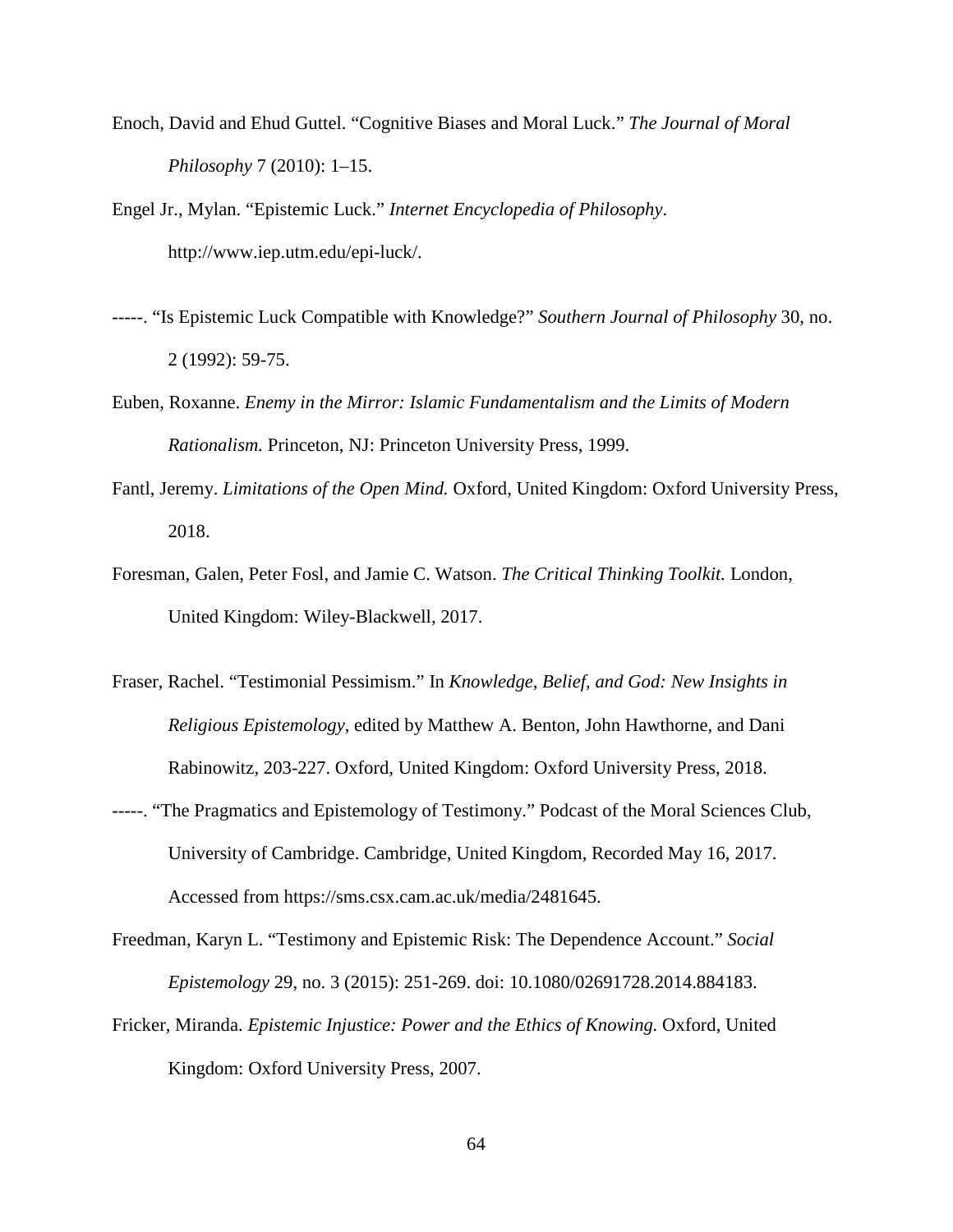Enoch, David and Ehud Guttel. “Cognitive Biases and Moral Luck.” *The Journal of Moral Philosophy* 7 (2010): 1–15.

Engel Jr., Mylan. “Epistemic Luck.” *Internet Encyclopedia of Philosophy*. http://www.iep.utm.edu/epi-luck/.

-----. “Is Epistemic Luck Compatible with Knowledge?” *Southern Journal of Philosophy* 30, no. 2 (1992): 59-75.

Euben, Roxanne. *Enemy in the Mirror: Islamic Fundamentalism and the Limits of Modern Rationalism.* Princeton, NJ: Princeton University Press, 1999.

Fantl, Jeremy. *Limitations of the Open Mind.* Oxford, United Kingdom: Oxford University Press, 2018.

Foresman, Galen, Peter Fosl, and Jamie C. Watson. *The Critical Thinking Toolkit.* London, United Kingdom: Wiley-Blackwell, 2017.

Fraser, Rachel. “Testimonial Pessimism.” In *Knowledge, Belief, and God: New Insights in Religious Epistemology*, edited by Matthew A. Benton, John Hawthorne, and Dani Rabinowitz, 203-227. Oxford, United Kingdom: Oxford University Press, 2018.

-----. “The Pragmatics and Epistemology of Testimony.” Podcast of the Moral Sciences Club, University of Cambridge. Cambridge, United Kingdom, Recorded May 16, 2017. Accessed from https://sms.csx.cam.ac.uk/media/2481645.

Freedman, Karyn L. “Testimony and Epistemic Risk: The Dependence Account.” *Social Epistemology* 29, no. 3 (2015): 251-269. doi: 10.1080/02691728.2014.884183.

Fricker, Miranda. *Epistemic Injustice: Power and the Ethics of Knowing.* Oxford, United Kingdom: Oxford University Press, 2007.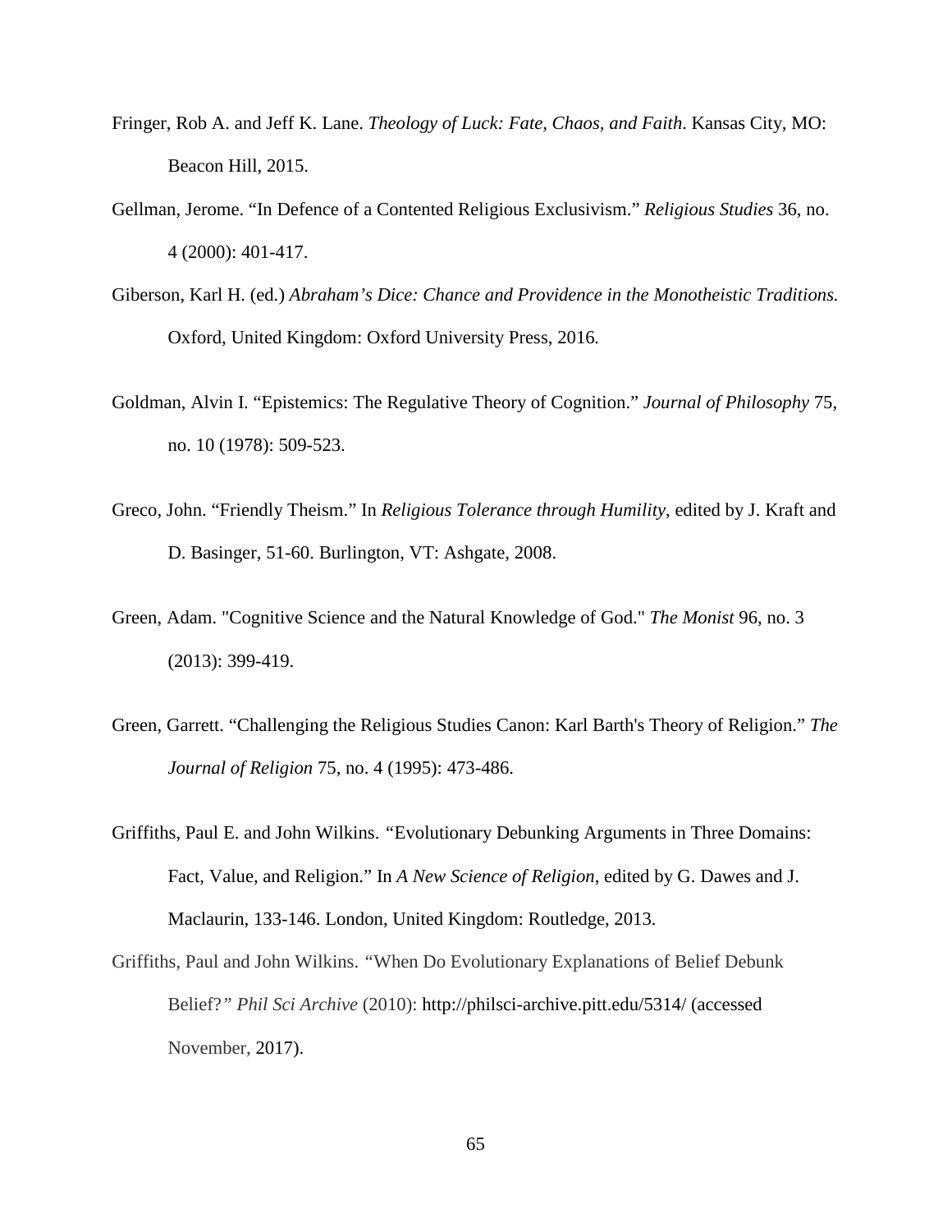Fringer, Rob A. and Jeff K. Lane. *Theology of Luck: Fate, Chaos, and Faith*. Kansas City, MO: Beacon Hill, 2015.

Gellman, Jerome. "In Defence of a Contented Religious Exclusivism." *Religious Studies* 36, no. 4 (2000): 401-417.

Giberson, Karl H. (ed.) *Abraham's Dice: Chance and Providence in the Monotheistic Traditions.* Oxford, United Kingdom: Oxford University Press, 2016.

Goldman, Alvin I. "Epistemics: The Regulative Theory of Cognition." *Journal of Philosophy* 75, no. 10 (1978): 509-523.

Greco, John. "Friendly Theism." In *Religious Tolerance through Humility*, edited by J. Kraft and D. Basinger, 51-60. Burlington, VT: Ashgate, 2008.

Green, Adam. "Cognitive Science and the Natural Knowledge of God." *The Monist* 96, no. 3 (2013): 399-419.

Green, Garrett. "Challenging the Religious Studies Canon: Karl Barth's Theory of Religion." *The Journal of Religion* 75, no. 4 (1995): 473-486.

Griffiths, Paul E. and John Wilkins. "Evolutionary Debunking Arguments in Three Domains: Fact, Value, and Religion." In *A New Science of Religion*, edited by G. Dawes and J. Maclaurin, 133-146. London, United Kingdom: Routledge, 2013.

Griffiths, Paul and John Wilkins. "When Do Evolutionary Explanations of Belief Debunk Belief?" *Phil Sci Archive* (2010): http://philsci-archive.pitt.edu/5314/ (accessed November, 2017).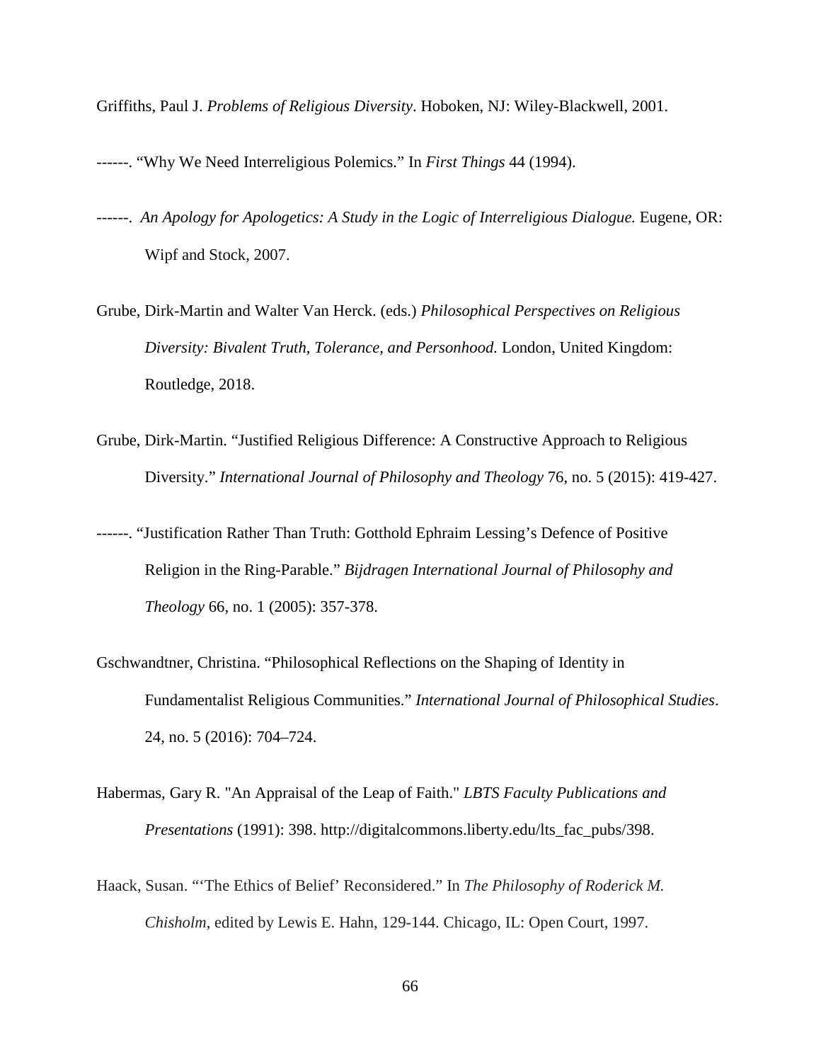Griffiths, Paul J. *Problems of Religious Diversity*. Hoboken, NJ: Wiley-Blackwell, 2001.

------. "Why We Need Interreligious Polemics." In *First Things* 44 (1994).

------. *An Apology for Apologetics: A Study in the Logic of Interreligious Dialogue.* Eugene, OR: Wipf and Stock, 2007.

Grube, Dirk-Martin and Walter Van Herck. (eds.) *Philosophical Perspectives on Religious Diversity: Bivalent Truth, Tolerance, and Personhood.* London, United Kingdom: Routledge, 2018.

Grube, Dirk-Martin. "Justified Religious Difference: A Constructive Approach to Religious Diversity." *International Journal of Philosophy and Theology* 76, no. 5 (2015): 419-427.

------. "Justification Rather Than Truth: Gotthold Ephraim Lessing's Defence of Positive Religion in the Ring-Parable." *Bijdragen International Journal of Philosophy and Theology* 66, no. 1 (2005): 357-378.

Gschwandtner, Christina. "Philosophical Reflections on the Shaping of Identity in Fundamentalist Religious Communities." *International Journal of Philosophical Studies*. 24, no. 5 (2016): 704–724.

Habermas, Gary R. "An Appraisal of the Leap of Faith." *LBTS Faculty Publications and Presentations* (1991): 398. http://digitalcommons.liberty.edu/lts_fac_pubs/398.

Haack, Susan. "'The Ethics of Belief' Reconsidered." In *The Philosophy of Roderick M. Chisholm*, edited by Lewis E. Hahn, 129-144. Chicago, IL: Open Court, 1997.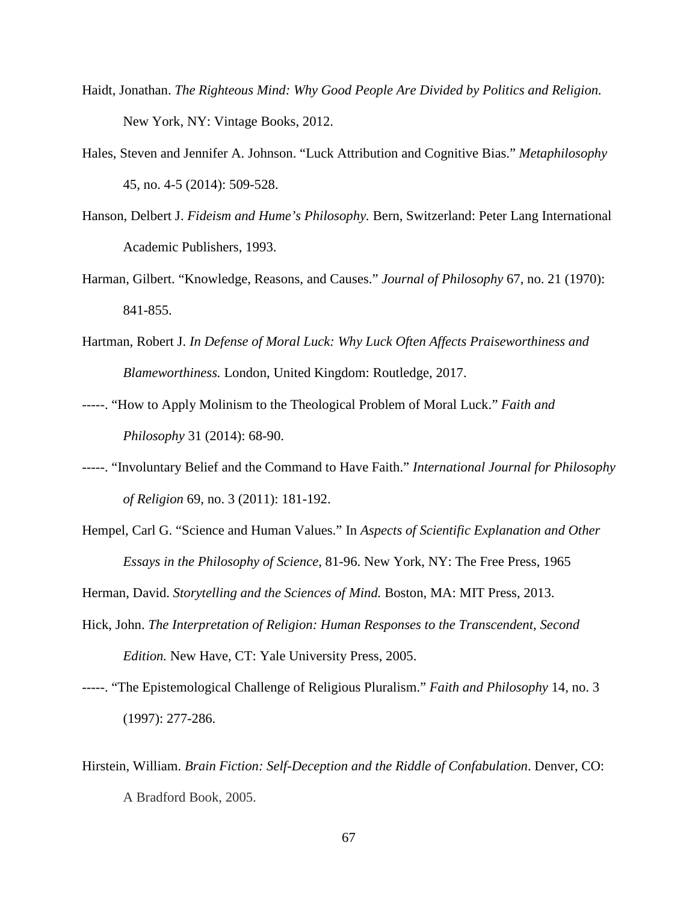Haidt, Jonathan. *The Righteous Mind: Why Good People Are Divided by Politics and Religion.* New York, NY: Vintage Books, 2012.

Hales, Steven and Jennifer A. Johnson. "Luck Attribution and Cognitive Bias." *Metaphilosophy* 45, no. 4-5 (2014): 509-528.

Hanson, Delbert J. *Fideism and Hume's Philosophy.* Bern, Switzerland: Peter Lang International Academic Publishers, 1993.

Harman, Gilbert. "Knowledge, Reasons, and Causes." *Journal of Philosophy* 67, no. 21 (1970): 841-855.

Hartman, Robert J. *In Defense of Moral Luck: Why Luck Often Affects Praiseworthiness and Blameworthiness.* London, United Kingdom: Routledge, 2017.

-----. "How to Apply Molinism to the Theological Problem of Moral Luck." *Faith and Philosophy* 31 (2014): 68-90.

-----. "Involuntary Belief and the Command to Have Faith." *International Journal for Philosophy of Religion* 69, no. 3 (2011): 181-192.

Hempel, Carl G. "Science and Human Values." In *Aspects of Scientific Explanation and Other Essays in the Philosophy of Science,* 81-96. New York, NY: The Free Press, 1965

Herman, David. *Storytelling and the Sciences of Mind.* Boston, MA: MIT Press, 2013.

Hick, John. *The Interpretation of Religion: Human Responses to the Transcendent, Second Edition.* New Have, CT: Yale University Press, 2005.

-----. "The Epistemological Challenge of Religious Pluralism." *Faith and Philosophy* 14, no. 3 (1997): 277-286.

Hirstein, William. *Brain Fiction: Self-Deception and the Riddle of Confabulation*. Denver, CO: A Bradford Book, 2005.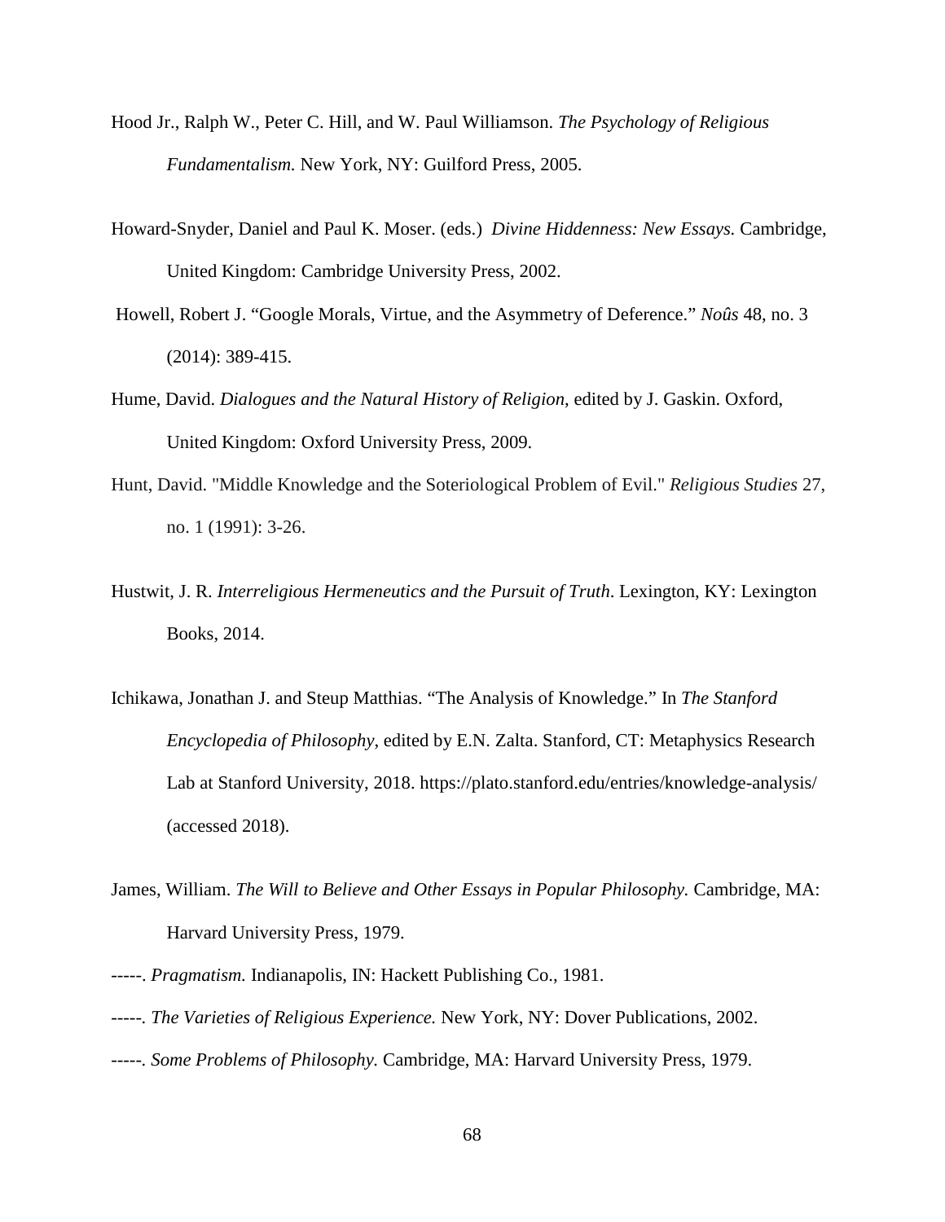Hood Jr., Ralph W., Peter C. Hill, and W. Paul Williamson. *The Psychology of Religious Fundamentalism.* New York, NY: Guilford Press, 2005.

Howard-Snyder, Daniel and Paul K. Moser. (eds.) *Divine Hiddenness: New Essays.* Cambridge, United Kingdom: Cambridge University Press, 2002.

Howell, Robert J. "Google Morals, Virtue, and the Asymmetry of Deference." *Noûs* 48, no. 3 (2014): 389-415.

Hume, David. *Dialogues and the Natural History of Religion*, edited by J. Gaskin. Oxford, United Kingdom: Oxford University Press, 2009.

Hunt, David. "Middle Knowledge and the Soteriological Problem of Evil." *Religious Studies* 27, no. 1 (1991): 3-26.

Hustwit, J. R. *Interreligious Hermeneutics and the Pursuit of Truth*. Lexington, KY: Lexington Books, 2014.

Ichikawa, Jonathan J. and Steup Matthias. "The Analysis of Knowledge." In *The Stanford Encyclopedia of Philosophy*, edited by E.N. Zalta. Stanford, CT: Metaphysics Research Lab at Stanford University, 2018. https://plato.stanford.edu/entries/knowledge-analysis/ (accessed 2018).

James, William. *The Will to Believe and Other Essays in Popular Philosophy.* Cambridge, MA: Harvard University Press, 1979.

-----. *Pragmatism.* Indianapolis, IN: Hackett Publishing Co., 1981.

-----. *The Varieties of Religious Experience.* New York, NY: Dover Publications, 2002.

-----. *Some Problems of Philosophy.* Cambridge, MA: Harvard University Press, 1979.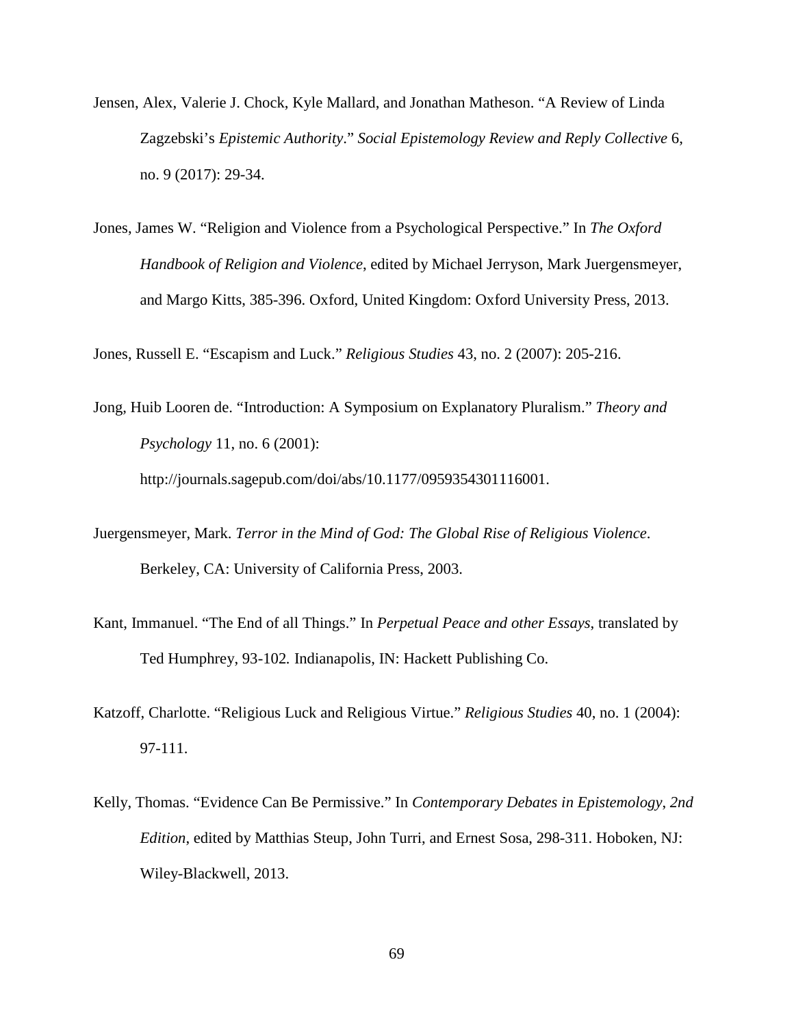Jensen, Alex, Valerie J. Chock, Kyle Mallard, and Jonathan Matheson. "A Review of Linda Zagzebski's *Epistemic Authority*." *Social Epistemology Review and Reply Collective* 6, no. 9 (2017): 29-34.

Jones, James W. "Religion and Violence from a Psychological Perspective." In *The Oxford Handbook of Religion and Violence*, edited by Michael Jerryson, Mark Juergensmeyer, and Margo Kitts, 385-396. Oxford, United Kingdom: Oxford University Press, 2013.

Jones, Russell E. "Escapism and Luck." *Religious Studies* 43, no. 2 (2007): 205-216.

Jong, Huib Looren de. "Introduction: A Symposium on Explanatory Pluralism." *Theory and Psychology* 11, no. 6 (2001): http://journals.sagepub.com/doi/abs/10.1177/0959354301116001.

Juergensmeyer, Mark. *Terror in the Mind of God: The Global Rise of Religious Violence*. Berkeley, CA: University of California Press, 2003.

Kant, Immanuel. "The End of all Things." In *Perpetual Peace and other Essays*, translated by Ted Humphrey, 93-102. Indianapolis, IN: Hackett Publishing Co.

Katzoff, Charlotte. "Religious Luck and Religious Virtue." *Religious Studies* 40, no. 1 (2004): 97-111.

Kelly, Thomas. "Evidence Can Be Permissive." In *Contemporary Debates in Epistemology*, *2nd Edition*, edited by Matthias Steup, John Turri, and Ernest Sosa, 298-311. Hoboken, NJ: Wiley-Blackwell, 2013.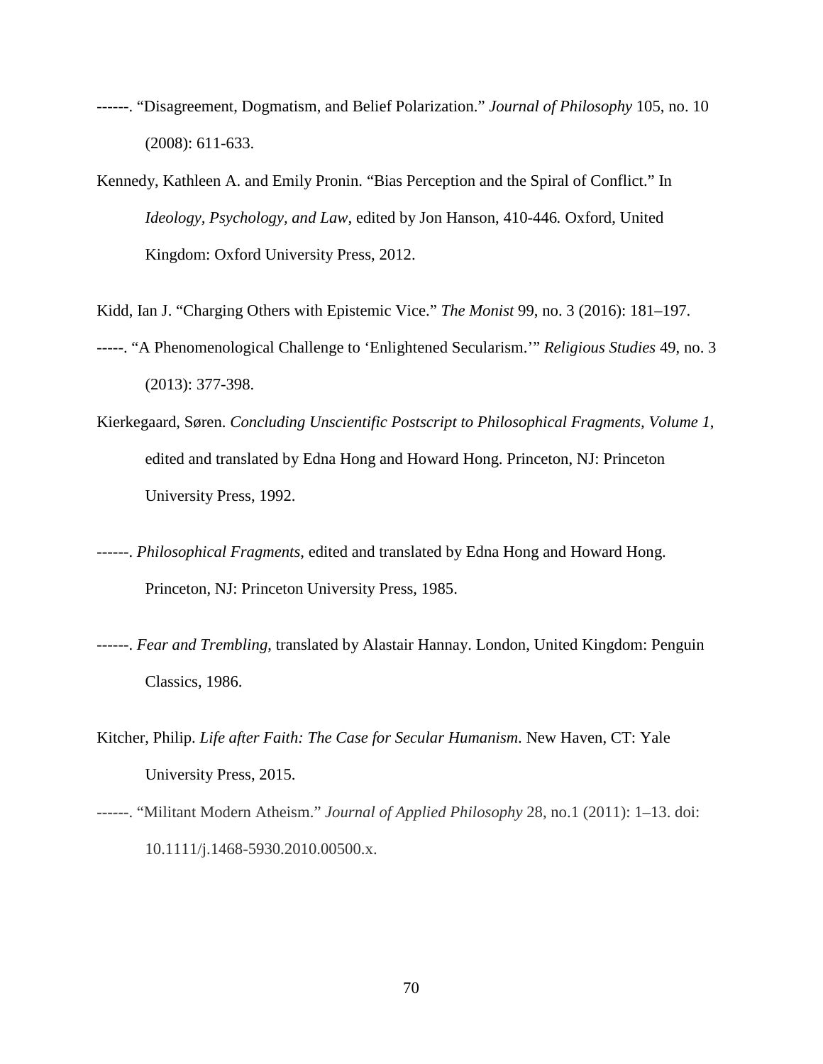------. "Disagreement, Dogmatism, and Belief Polarization." *Journal of Philosophy* 105, no. 10 (2008): 611-633.

Kennedy, Kathleen A. and Emily Pronin. "Bias Perception and the Spiral of Conflict." In *Ideology, Psychology, and Law*, edited by Jon Hanson, 410-446*.* Oxford, United Kingdom: Oxford University Press, 2012.

Kidd, Ian J. "Charging Others with Epistemic Vice." *The Monist* 99, no. 3 (2016): 181–197.

-----. "A Phenomenological Challenge to 'Enlightened Secularism.'" *Religious Studies* 49, no. 3 (2013): 377-398.

Kierkegaard, Søren. *Concluding Unscientific Postscript to Philosophical Fragments, Volume 1*, edited and translated by Edna Hong and Howard Hong. Princeton, NJ: Princeton University Press, 1992.

------. *Philosophical Fragments*, edited and translated by Edna Hong and Howard Hong. Princeton, NJ: Princeton University Press, 1985.

------. *Fear and Trembling*, translated by Alastair Hannay. London, United Kingdom: Penguin Classics, 1986.

Kitcher, Philip. *Life after Faith: The Case for Secular Humanism*. New Haven, CT: Yale University Press, 2015.

------. "Militant Modern Atheism." *Journal of Applied Philosophy* 28, no.1 (2011): 1–13. doi: 10.1111/j.1468-5930.2010.00500.x.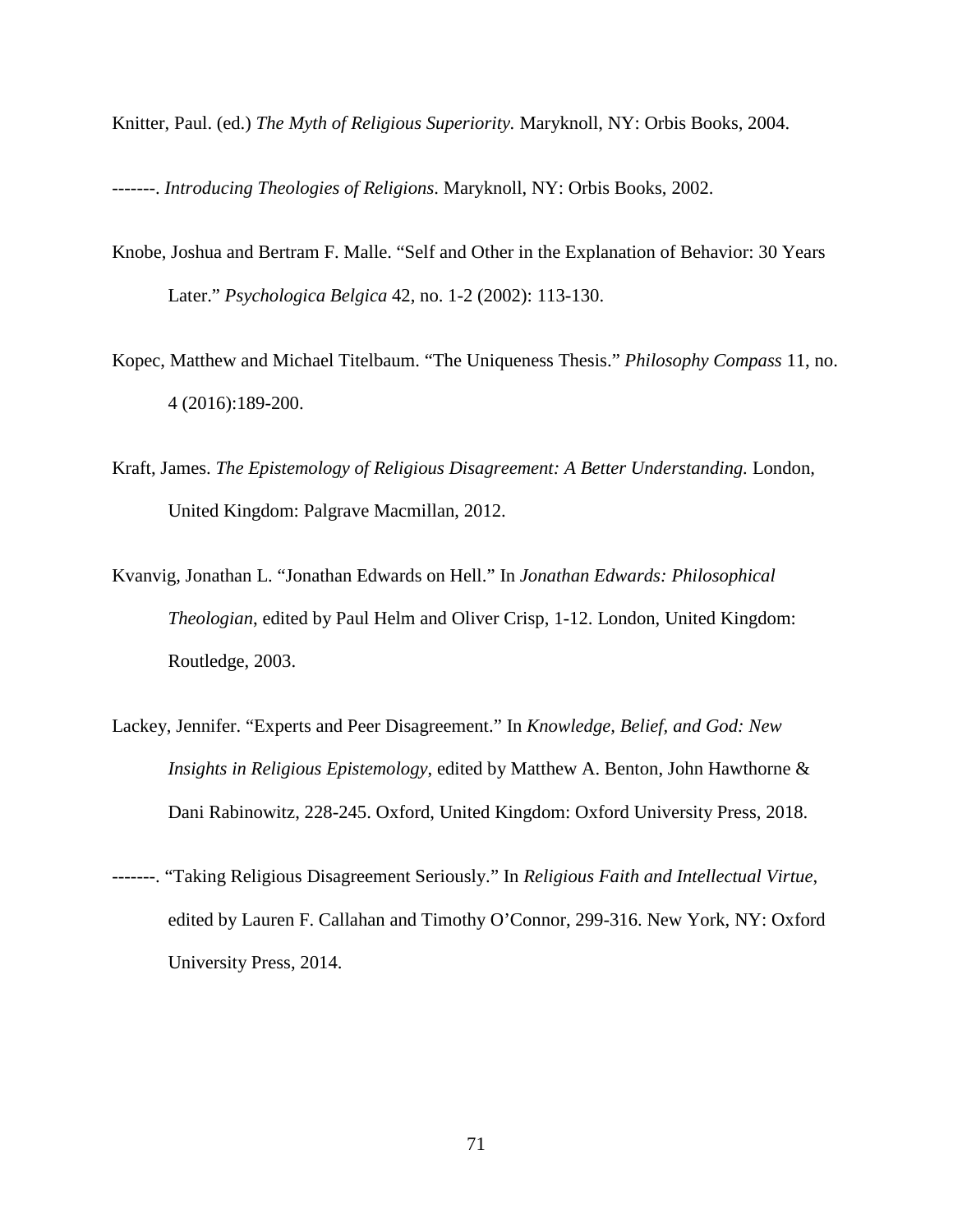Knitter, Paul. (ed.) *The Myth of Religious Superiority.* Maryknoll, NY: Orbis Books, 2004.

-------. *Introducing Theologies of Religions*. Maryknoll, NY: Orbis Books, 2002.

Knobe, Joshua and Bertram F. Malle. "Self and Other in the Explanation of Behavior: 30 Years Later." *Psychologica Belgica* 42, no. 1-2 (2002): 113-130.

Kopec, Matthew and Michael Titelbaum. "The Uniqueness Thesis." *Philosophy Compass* 11, no. 4 (2016):189-200.

Kraft, James. *The Epistemology of Religious Disagreement: A Better Understanding.* London, United Kingdom: Palgrave Macmillan, 2012.

Kvanvig, Jonathan L. "Jonathan Edwards on Hell." In *Jonathan Edwards: Philosophical Theologian*, edited by Paul Helm and Oliver Crisp, 1-12. London, United Kingdom: Routledge, 2003.

Lackey, Jennifer. "Experts and Peer Disagreement." In *Knowledge, Belief, and God: New Insights in Religious Epistemology*, edited by Matthew A. Benton, John Hawthorne & Dani Rabinowitz, 228-245. Oxford, United Kingdom: Oxford University Press, 2018.

-------. "Taking Religious Disagreement Seriously." In *Religious Faith and Intellectual Virtue*, edited by Lauren F. Callahan and Timothy O'Connor, 299-316. New York, NY: Oxford University Press, 2014.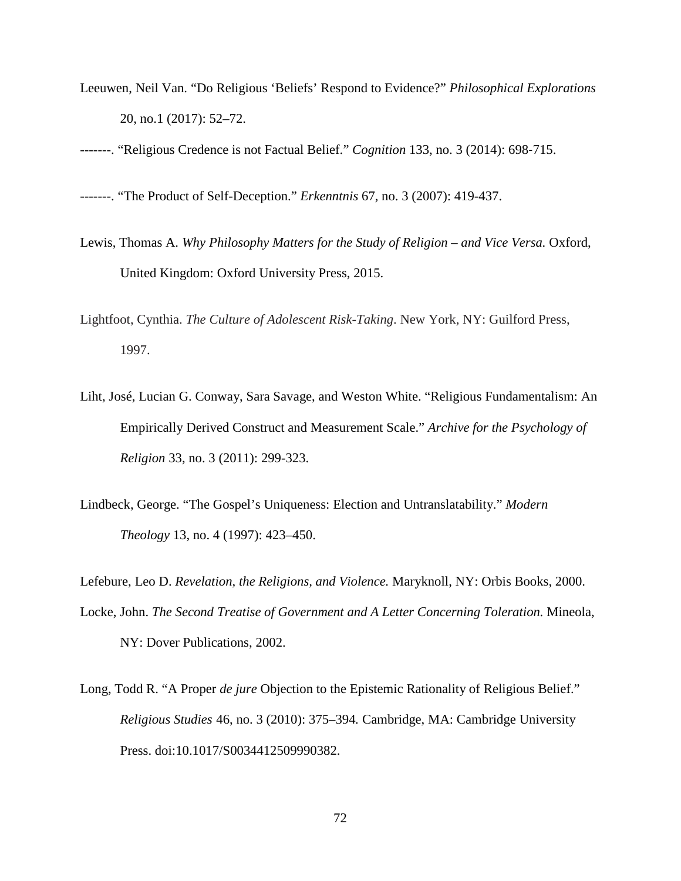Leeuwen, Neil Van. "Do Religious 'Beliefs' Respond to Evidence?" *Philosophical Explorations* 20, no.1 (2017): 52–72.

-------. "Religious Credence is not Factual Belief." *Cognition* 133, no. 3 (2014): 698-715.

-------. "The Product of Self-Deception." *Erkenntnis* 67, no. 3 (2007): 419-437.

Lewis, Thomas A. *Why Philosophy Matters for the Study of Religion – and Vice Versa.* Oxford, United Kingdom: Oxford University Press, 2015.

Lightfoot, Cynthia. *The Culture of Adolescent Risk-Taking*. New York, NY: Guilford Press, 1997.

Liht, José, Lucian G. Conway, Sara Savage, and Weston White. "Religious Fundamentalism: An Empirically Derived Construct and Measurement Scale." *Archive for the Psychology of Religion* 33, no. 3 (2011): 299-323.

Lindbeck, George. "The Gospel's Uniqueness: Election and Untranslatability." *Modern Theology* 13, no. 4 (1997): 423–450.

Lefebure, Leo D. *Revelation, the Religions, and Violence.* Maryknoll, NY: Orbis Books, 2000.

Locke, John. *The Second Treatise of Government and A Letter Concerning Toleration.* Mineola, NY: Dover Publications, 2002.

Long, Todd R. "A Proper *de jure* Objection to the Epistemic Rationality of Religious Belief." *Religious Studies* 46, no. 3 (2010): 375–394*.* Cambridge, MA: Cambridge University Press. doi:10.1017/S0034412509990382.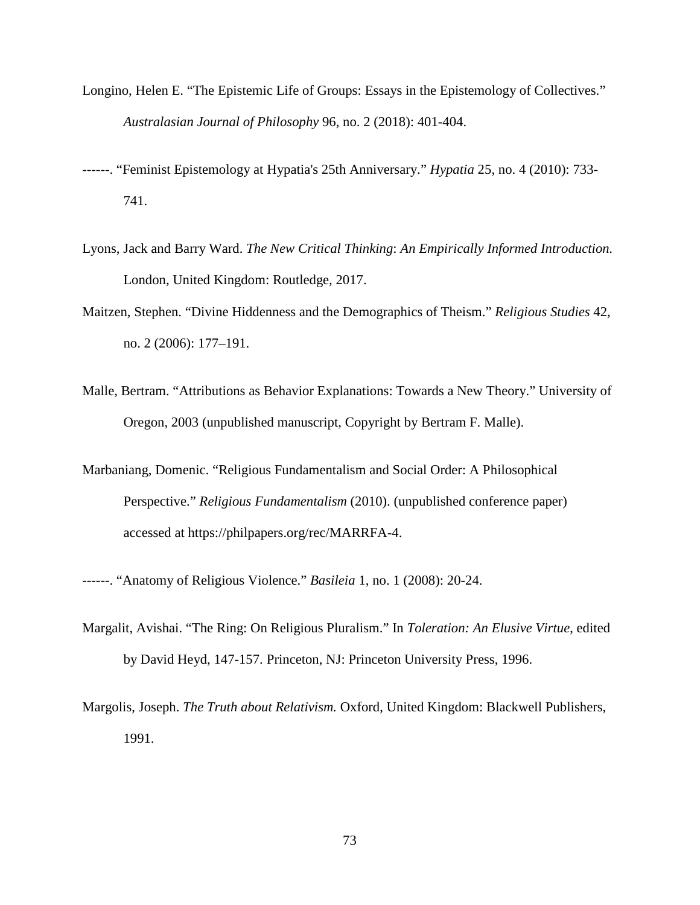Longino, Helen E. “The Epistemic Life of Groups: Essays in the Epistemology of Collectives.” *Australasian Journal of Philosophy* 96, no. 2 (2018): 401-404.

------. “Feminist Epistemology at Hypatia's 25th Anniversary.” *Hypatia* 25, no. 4 (2010): 733-741.

Lyons, Jack and Barry Ward. *The New Critical Thinking*: *An Empirically Informed Introduction.* London, United Kingdom: Routledge, 2017.

Maitzen, Stephen. “Divine Hiddenness and the Demographics of Theism.” *Religious Studies* 42, no. 2 (2006): 177–191.

Malle, Bertram. “Attributions as Behavior Explanations: Towards a New Theory.” University of Oregon, 2003 (unpublished manuscript, Copyright by Bertram F. Malle).

Marbaniang, Domenic. “Religious Fundamentalism and Social Order: A Philosophical Perspective.” *Religious Fundamentalism* (2010). (unpublished conference paper) accessed at https://philpapers.org/rec/MARRFA-4.

------. “Anatomy of Religious Violence.” *Basileia* 1, no. 1 (2008): 20-24.

Margalit, Avishai. “The Ring: On Religious Pluralism.” In *Toleration: An Elusive Virtue*, edited by David Heyd, 147-157. Princeton, NJ: Princeton University Press, 1996.

Margolis, Joseph. *The Truth about Relativism.* Oxford, United Kingdom: Blackwell Publishers, 1991.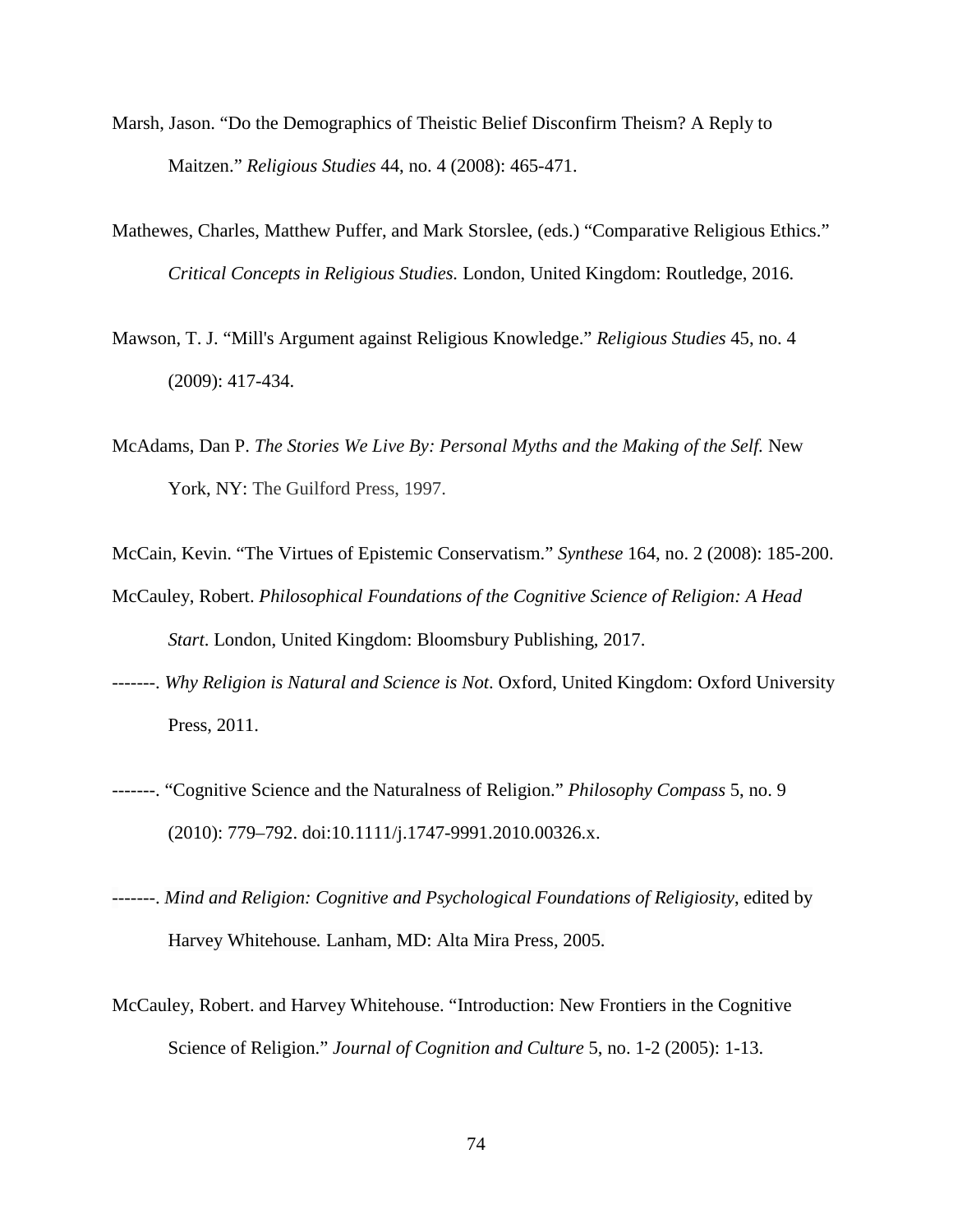Marsh, Jason. "Do the Demographics of Theistic Belief Disconfirm Theism? A Reply to Maitzen." *Religious Studies* 44, no. 4 (2008): 465-471.

Mathewes, Charles, Matthew Puffer, and Mark Storslee, (eds.) "Comparative Religious Ethics." *Critical Concepts in Religious Studies.* London, United Kingdom: Routledge, 2016.

Mawson, T. J. "Mill's Argument against Religious Knowledge." *Religious Studies* 45, no. 4 (2009): 417-434.

McAdams, Dan P. *The Stories We Live By: Personal Myths and the Making of the Self.* New York, NY: The Guilford Press, 1997.

McCain, Kevin. "The Virtues of Epistemic Conservatism." *Synthese* 164, no. 2 (2008): 185-200.

McCauley, Robert. *Philosophical Foundations of the Cognitive Science of Religion: A Head Start*. London, United Kingdom: Bloomsbury Publishing, 2017.

-------. *Why Religion is Natural and Science is Not*. Oxford, United Kingdom: Oxford University Press, 2011.

-------. "Cognitive Science and the Naturalness of Religion." *Philosophy Compass* 5, no. 9 (2010): 779–792. doi:10.1111/j.1747-9991.2010.00326.x.

-------. *Mind and Religion: Cognitive and Psychological Foundations of Religiosity*, edited by Harvey Whitehouse. Lanham, MD: Alta Mira Press, 2005.

McCauley, Robert. and Harvey Whitehouse. "Introduction: New Frontiers in the Cognitive Science of Religion." *Journal of Cognition and Culture* 5, no. 1-2 (2005): 1-13.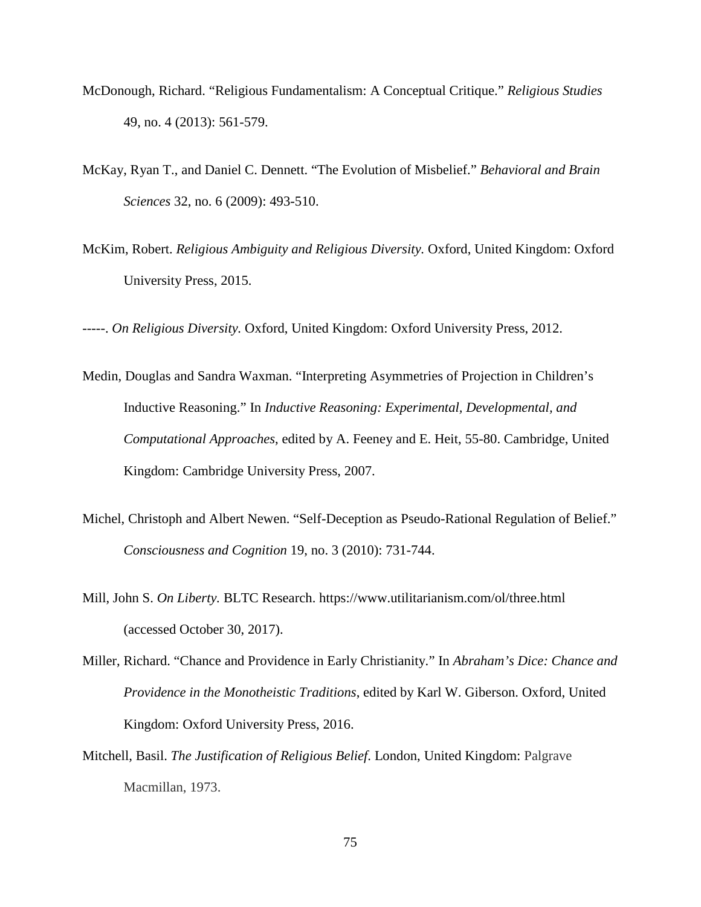McDonough, Richard. "Religious Fundamentalism: A Conceptual Critique." *Religious Studies* 49, no. 4 (2013): 561-579.

McKay, Ryan T., and Daniel C. Dennett. "The Evolution of Misbelief." *Behavioral and Brain Sciences* 32, no. 6 (2009): 493-510.

McKim, Robert. *Religious Ambiguity and Religious Diversity.* Oxford, United Kingdom: Oxford University Press, 2015.

-----. *On Religious Diversity.* Oxford, United Kingdom: Oxford University Press, 2012.

Medin, Douglas and Sandra Waxman. "Interpreting Asymmetries of Projection in Children's Inductive Reasoning." In *Inductive Reasoning: Experimental, Developmental, and Computational Approaches*, edited by A. Feeney and E. Heit, 55-80. Cambridge, United Kingdom: Cambridge University Press, 2007.

Michel, Christoph and Albert Newen. "Self-Deception as Pseudo-Rational Regulation of Belief." *Consciousness and Cognition* 19, no. 3 (2010): 731-744.

Mill, John S. *On Liberty*. BLTC Research. https://www.utilitarianism.com/ol/three.html (accessed October 30, 2017).

Miller, Richard. "Chance and Providence in Early Christianity." In *Abraham's Dice: Chance and Providence in the Monotheistic Traditions*, edited by Karl W. Giberson. Oxford, United Kingdom: Oxford University Press, 2016.

Mitchell, Basil. *The Justification of Religious Belief*. London, United Kingdom: Palgrave Macmillan, 1973.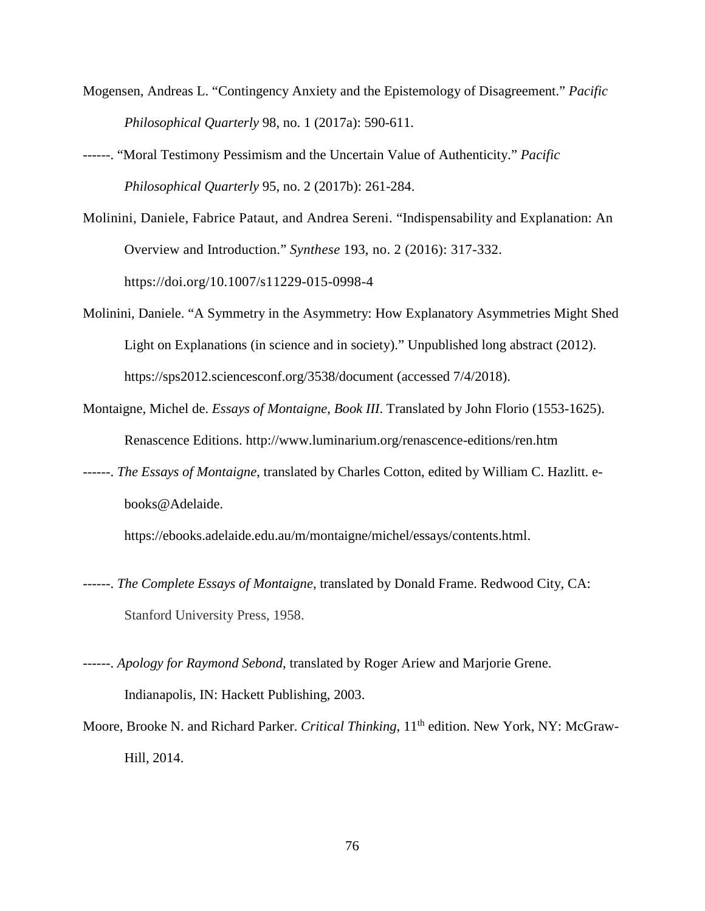Mogensen, Andreas L. "Contingency Anxiety and the Epistemology of Disagreement." *Pacific Philosophical Quarterly* 98, no. 1 (2017a): 590-611.

------. "Moral Testimony Pessimism and the Uncertain Value of Authenticity." *Pacific Philosophical Quarterly* 95, no. 2 (2017b): 261-284.

Molinini, Daniele, Fabrice Pataut, and Andrea Sereni. "Indispensability and Explanation: An Overview and Introduction." *Synthese* 193, no. 2 (2016): 317-332. https://doi.org/10.1007/s11229-015-0998-4

Molinini, Daniele. "A Symmetry in the Asymmetry: How Explanatory Asymmetries Might Shed Light on Explanations (in science and in society)." Unpublished long abstract (2012). https://sps2012.sciencesconf.org/3538/document (accessed 7/4/2018).

Montaigne, Michel de. *Essays of Montaigne, Book III*. Translated by John Florio (1553-1625). Renascence Editions. http://www.luminarium.org/renascence-editions/ren.htm

------. *The Essays of Montaigne*, translated by Charles Cotton, edited by William C. Hazlitt. e-books@Adelaide. https://ebooks.adelaide.edu.au/m/montaigne/michel/essays/contents.html.

------. *The Complete Essays of Montaigne*, translated by Donald Frame. Redwood City, CA: Stanford University Press, 1958.

------. *Apology for Raymond Sebond*, translated by Roger Ariew and Marjorie Grene. Indianapolis, IN: Hackett Publishing, 2003.

Moore, Brooke N. and Richard Parker. *Critical Thinking*, 11th edition. New York, NY: McGraw-Hill, 2014.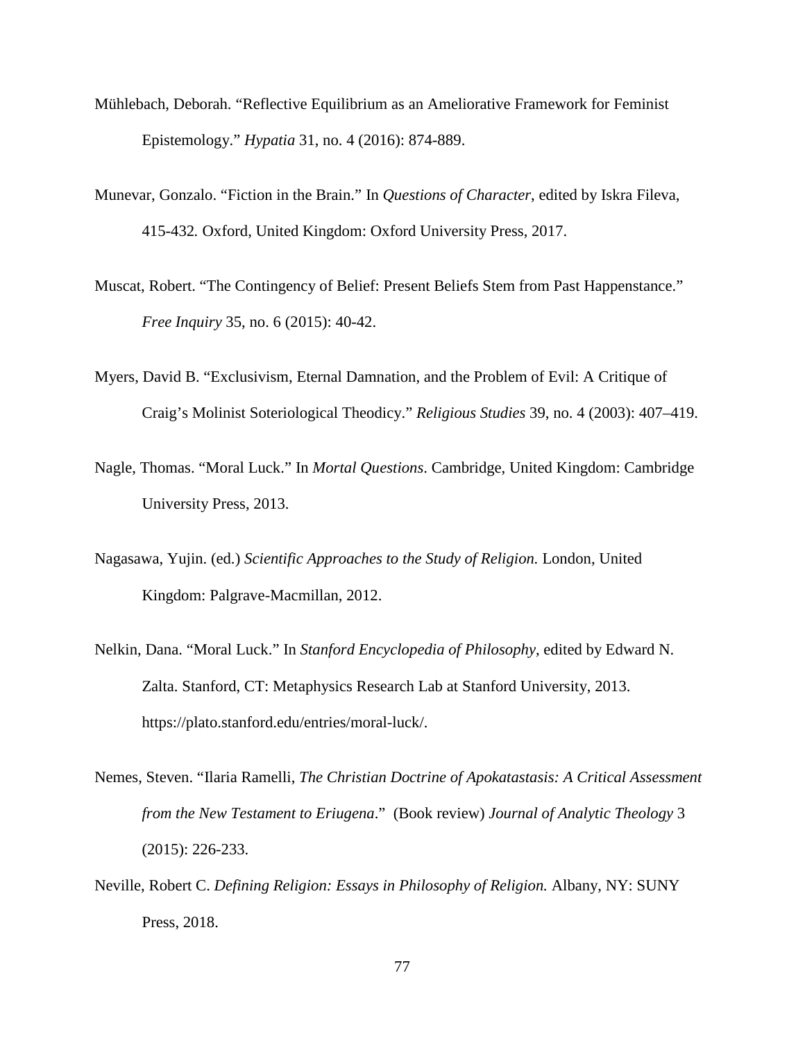Mühlebach, Deborah. "Reflective Equilibrium as an Ameliorative Framework for Feminist Epistemology." *Hypatia* 31, no. 4 (2016): 874-889.

Munevar, Gonzalo. "Fiction in the Brain." In *Questions of Character*, edited by Iskra Fileva, 415-432. Oxford, United Kingdom: Oxford University Press, 2017.

Muscat, Robert. "The Contingency of Belief: Present Beliefs Stem from Past Happenstance." *Free Inquiry* 35, no. 6 (2015): 40-42.

Myers, David B. "Exclusivism, Eternal Damnation, and the Problem of Evil: A Critique of Craig's Molinist Soteriological Theodicy." *Religious Studies* 39, no. 4 (2003): 407–419.

Nagle, Thomas. "Moral Luck." In *Mortal Questions*. Cambridge, United Kingdom: Cambridge University Press, 2013.

Nagasawa, Yujin. (ed.) *Scientific Approaches to the Study of Religion.* London, United Kingdom: Palgrave-Macmillan, 2012.

Nelkin, Dana. "Moral Luck." In *Stanford Encyclopedia of Philosophy*, edited by Edward N. Zalta. Stanford, CT: Metaphysics Research Lab at Stanford University, 2013. https://plato.stanford.edu/entries/moral-luck/.

Nemes, Steven. "Ilaria Ramelli, *The Christian Doctrine of Apokatastasis: A Critical Assessment from the New Testament to Eriugena*." (Book review) *Journal of Analytic Theology* 3 (2015): 226-233.

Neville, Robert C. *Defining Religion: Essays in Philosophy of Religion.* Albany, NY: SUNY Press, 2018.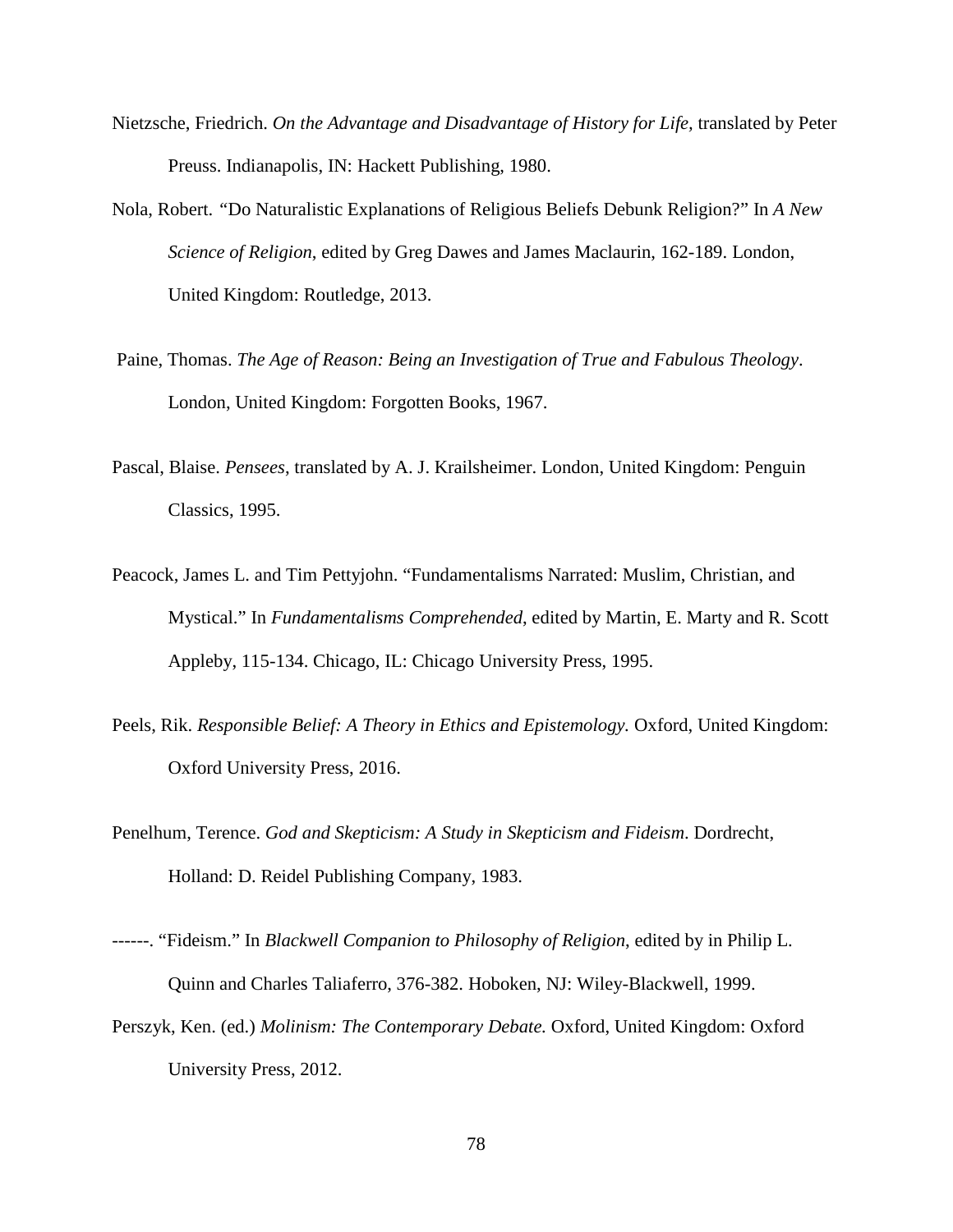Nietzsche, Friedrich. *On the Advantage and Disadvantage of History for Life,* translated by Peter Preuss. Indianapolis, IN: Hackett Publishing, 1980.

Nola, Robert. "Do Naturalistic Explanations of Religious Beliefs Debunk Religion?" In *A New Science of Religion*, edited by Greg Dawes and James Maclaurin, 162-189. London, United Kingdom: Routledge, 2013.

Paine, Thomas. *The Age of Reason: Being an Investigation of True and Fabulous Theology*. London, United Kingdom: Forgotten Books, 1967.

Pascal, Blaise. *Pensees*, translated by A. J. Krailsheimer. London, United Kingdom: Penguin Classics, 1995.

Peacock, James L. and Tim Pettyjohn. "Fundamentalisms Narrated: Muslim, Christian, and Mystical." In *Fundamentalisms Comprehended*, edited by Martin, E. Marty and R. Scott Appleby, 115-134. Chicago, IL: Chicago University Press, 1995.

Peels, Rik. *Responsible Belief: A Theory in Ethics and Epistemology.* Oxford, United Kingdom: Oxford University Press, 2016.

Penelhum, Terence. *God and Skepticism: A Study in Skepticism and Fideism*. Dordrecht, Holland: D. Reidel Publishing Company, 1983.

------. "Fideism." In *Blackwell Companion to Philosophy of Religion*, edited by in Philip L. Quinn and Charles Taliaferro, 376-382. Hoboken, NJ: Wiley-Blackwell, 1999.

Perszyk, Ken. (ed.) *Molinism: The Contemporary Debate.* Oxford, United Kingdom: Oxford University Press, 2012.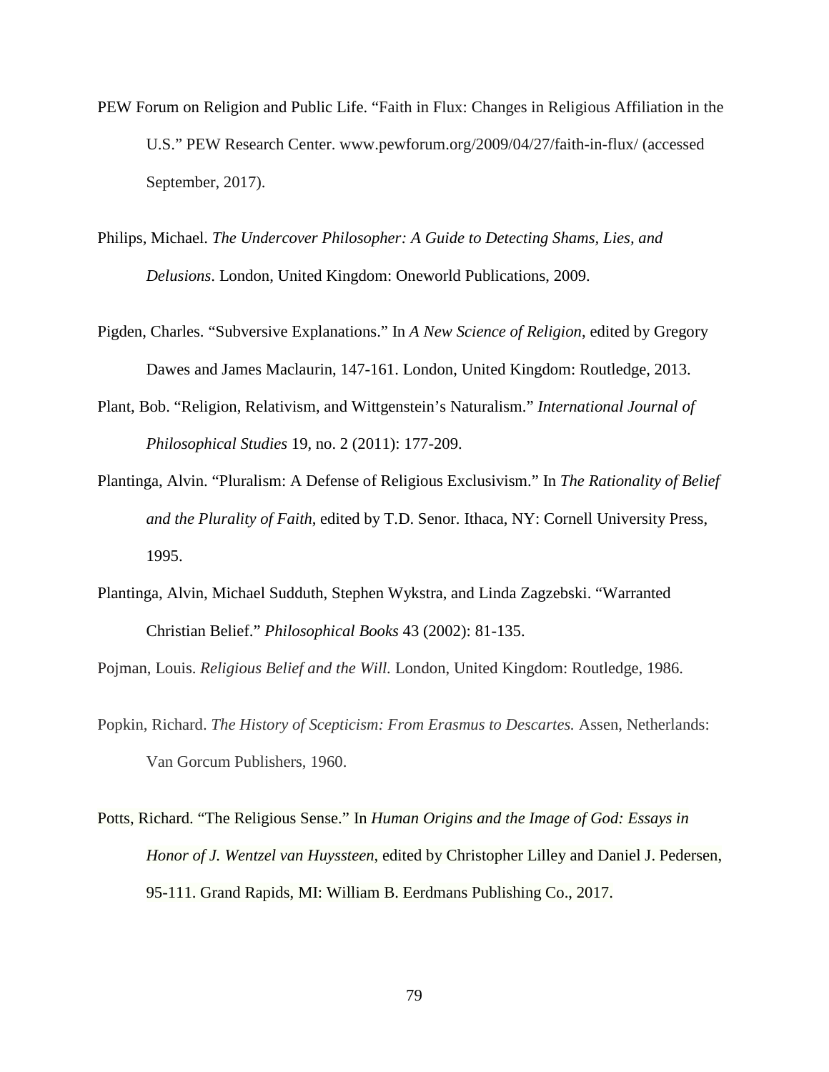PEW Forum on Religion and Public Life. "Faith in Flux: Changes in Religious Affiliation in the U.S." PEW Research Center. www.pewforum.org/2009/04/27/faith-in-flux/ (accessed September, 2017).

Philips, Michael. *The Undercover Philosopher: A Guide to Detecting Shams, Lies, and Delusions*. London, United Kingdom: Oneworld Publications, 2009.

Pigden, Charles. "Subversive Explanations." In *A New Science of Religion*, edited by Gregory Dawes and James Maclaurin, 147-161. London, United Kingdom: Routledge, 2013.

Plant, Bob. "Religion, Relativism, and Wittgenstein's Naturalism." *International Journal of Philosophical Studies* 19, no. 2 (2011): 177-209.

Plantinga, Alvin. "Pluralism: A Defense of Religious Exclusivism." In *The Rationality of Belief and the Plurality of Faith*, edited by T.D. Senor. Ithaca, NY: Cornell University Press, 1995.

Plantinga, Alvin, Michael Sudduth, Stephen Wykstra, and Linda Zagzebski. "Warranted Christian Belief." *Philosophical Books* 43 (2002): 81-135.

Pojman, Louis. *Religious Belief and the Will.* London, United Kingdom: Routledge, 1986.

Popkin, Richard. *The History of Scepticism: From Erasmus to Descartes.* Assen, Netherlands: Van Gorcum Publishers, 1960.

Potts, Richard. "The Religious Sense." In *Human Origins and the Image of God: Essays in Honor of J. Wentzel van Huyssteen,* edited by Christopher Lilley and Daniel J. Pedersen, 95-111. Grand Rapids, MI: William B. Eerdmans Publishing Co., 2017.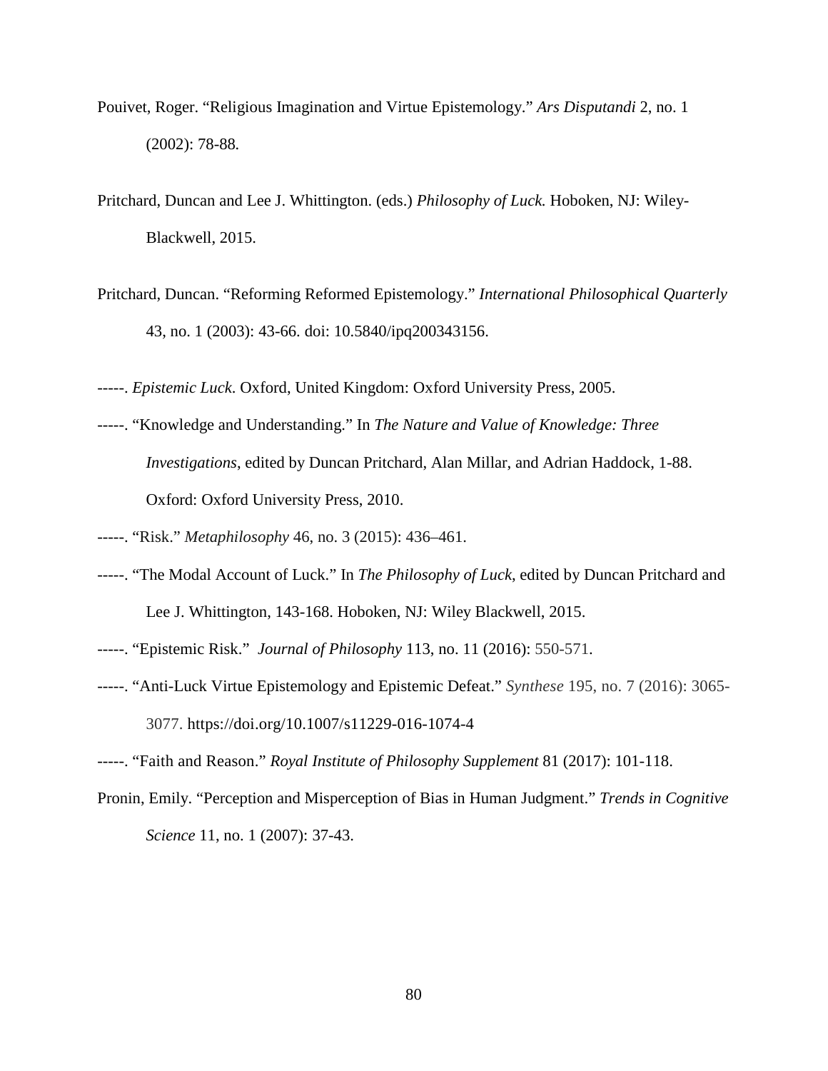Pouivet, Roger. "Religious Imagination and Virtue Epistemology." *Ars Disputandi* 2, no. 1 (2002): 78-88.

Pritchard, Duncan and Lee J. Whittington. (eds.) *Philosophy of Luck.* Hoboken, NJ: Wiley-Blackwell, 2015.

Pritchard, Duncan. "Reforming Reformed Epistemology." *International Philosophical Quarterly* 43, no. 1 (2003): 43-66. doi: 10.5840/ipq200343156.

-----. *Epistemic Luck*. Oxford, United Kingdom: Oxford University Press, 2005.

-----. "Knowledge and Understanding." In *The Nature and Value of Knowledge: Three Investigations*, edited by Duncan Pritchard, Alan Millar, and Adrian Haddock, 1-88. Oxford: Oxford University Press, 2010.

-----. "Risk." *Metaphilosophy* 46, no. 3 (2015): 436–461.

-----. "The Modal Account of Luck." In *The Philosophy of Luck*, edited by Duncan Pritchard and Lee J. Whittington, 143-168. Hoboken, NJ: Wiley Blackwell, 2015.

-----. "Epistemic Risk." *Journal of Philosophy* 113, no. 11 (2016): 550-571.

-----. "Anti-Luck Virtue Epistemology and Epistemic Defeat." *Synthese* 195, no. 7 (2016): 3065-3077. https://doi.org/10.1007/s11229-016-1074-4

-----. "Faith and Reason." *Royal Institute of Philosophy Supplement* 81 (2017): 101-118.

Pronin, Emily. "Perception and Misperception of Bias in Human Judgment." *Trends in Cognitive Science* 11, no. 1 (2007): 37-43.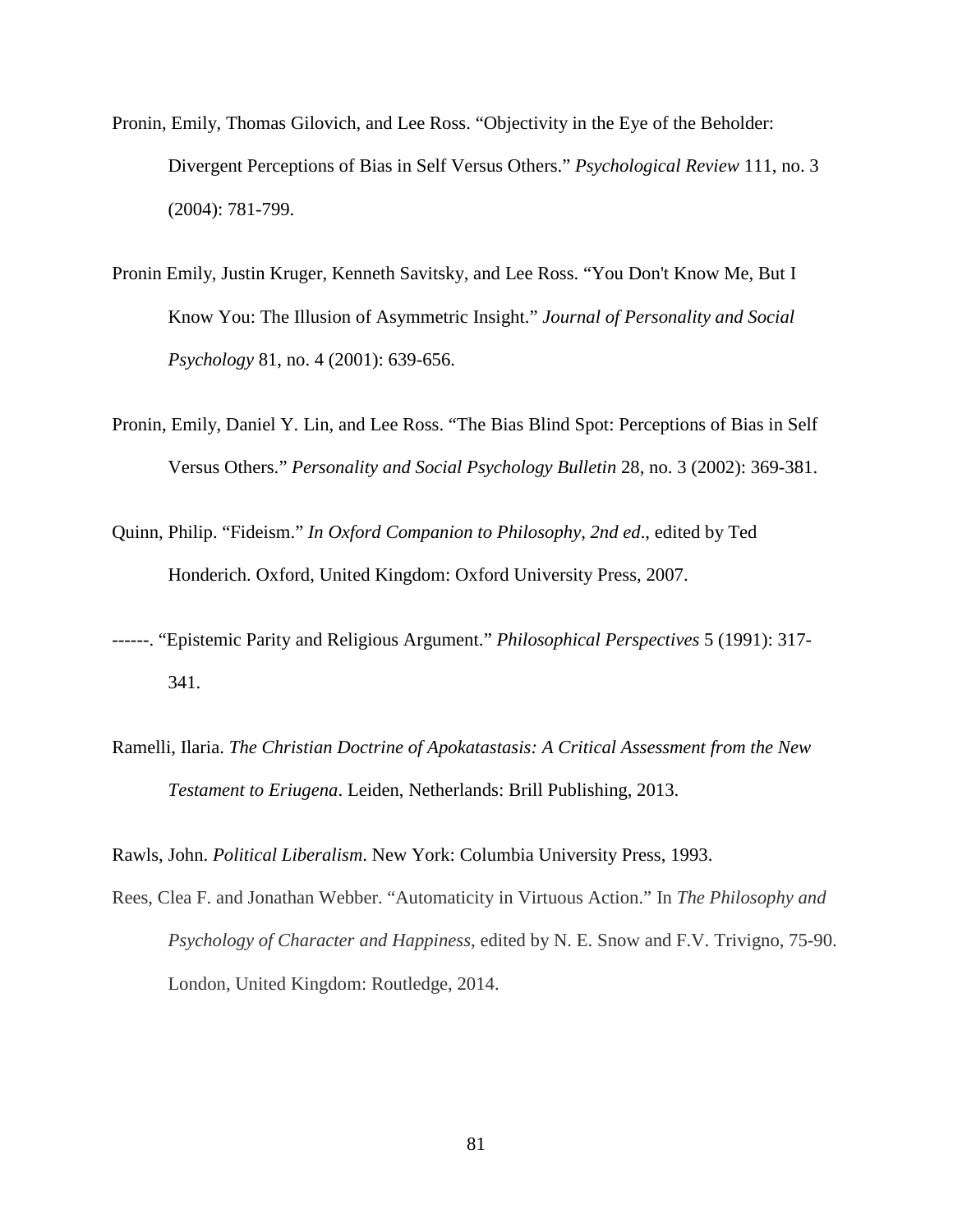Pronin, Emily, Thomas Gilovich, and Lee Ross. "Objectivity in the Eye of the Beholder: Divergent Perceptions of Bias in Self Versus Others." *Psychological Review* 111, no. 3 (2004): 781-799.

Pronin Emily, Justin Kruger, Kenneth Savitsky, and Lee Ross. "You Don't Know Me, But I Know You: The Illusion of Asymmetric Insight." *Journal of Personality and Social Psychology* 81, no. 4 (2001): 639-656.

Pronin, Emily, Daniel Y. Lin, and Lee Ross. "The Bias Blind Spot: Perceptions of Bias in Self Versus Others." *Personality and Social Psychology Bulletin* 28, no. 3 (2002): 369-381.

Quinn, Philip. "Fideism." *In Oxford Companion to Philosophy, 2nd ed*., edited by Ted Honderich. Oxford, United Kingdom: Oxford University Press, 2007.

------. "Epistemic Parity and Religious Argument." *Philosophical Perspectives* 5 (1991): 317-341.

Ramelli, Ilaria. *The Christian Doctrine of Apokatastasis: A Critical Assessment from the New Testament to Eriugena*. Leiden, Netherlands: Brill Publishing, 2013.

Rawls, John. *Political Liberalism*. New York: Columbia University Press, 1993.

Rees, Clea F. and Jonathan Webber. "Automaticity in Virtuous Action." In *The Philosophy and Psychology of Character and Happiness*, edited by N. E. Snow and F.V. Trivigno, 75-90. London, United Kingdom: Routledge, 2014.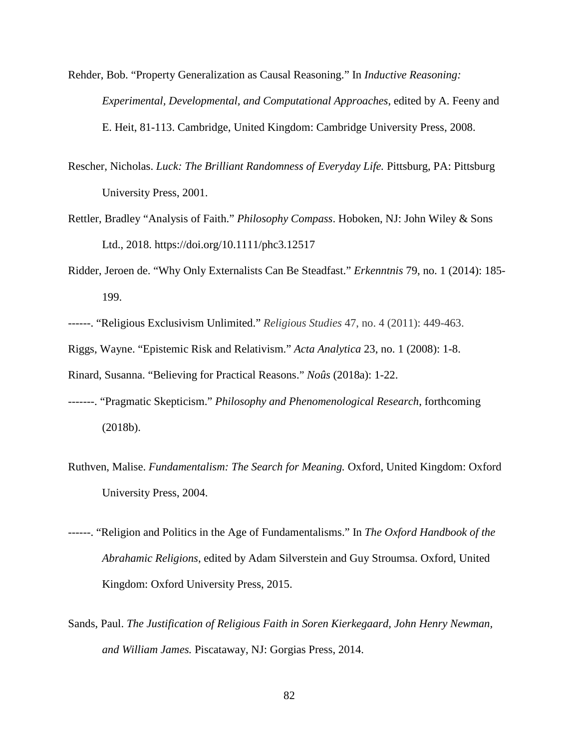Rehder, Bob. “Property Generalization as Causal Reasoning.” In *Inductive Reasoning: Experimental, Developmental, and Computational Approaches*, edited by A. Feeny and E. Heit, 81-113. Cambridge, United Kingdom: Cambridge University Press, 2008.

Rescher, Nicholas. *Luck: The Brilliant Randomness of Everyday Life.* Pittsburg, PA: Pittsburg University Press, 2001.

Rettler, Bradley “Analysis of Faith.” *Philosophy Compass*. Hoboken, NJ: John Wiley & Sons Ltd., 2018. https://doi.org/10.1111/phc3.12517

Ridder, Jeroen de. “Why Only Externalists Can Be Steadfast.” *Erkenntnis* 79, no. 1 (2014): 185-199.

------. “Religious Exclusivism Unlimited.” *Religious Studies* 47, no. 4 (2011): 449-463.

Riggs, Wayne. “Epistemic Risk and Relativism.” *Acta Analytica* 23, no. 1 (2008): 1-8.

Rinard, Susanna. “Believing for Practical Reasons.” *Noûs* (2018a): 1-22.

-------. “Pragmatic Skepticism.” *Philosophy and Phenomenological Research*, forthcoming (2018b).

Ruthven, Malise. *Fundamentalism: The Search for Meaning.* Oxford, United Kingdom: Oxford University Press, 2004.

------. “Religion and Politics in the Age of Fundamentalisms.” In *The Oxford Handbook of the Abrahamic Religions*, edited by Adam Silverstein and Guy Stroumsa. Oxford, United Kingdom: Oxford University Press, 2015.

Sands, Paul. *The Justification of Religious Faith in Soren Kierkegaard, John Henry Newman, and William James.* Piscataway, NJ: Gorgias Press, 2014.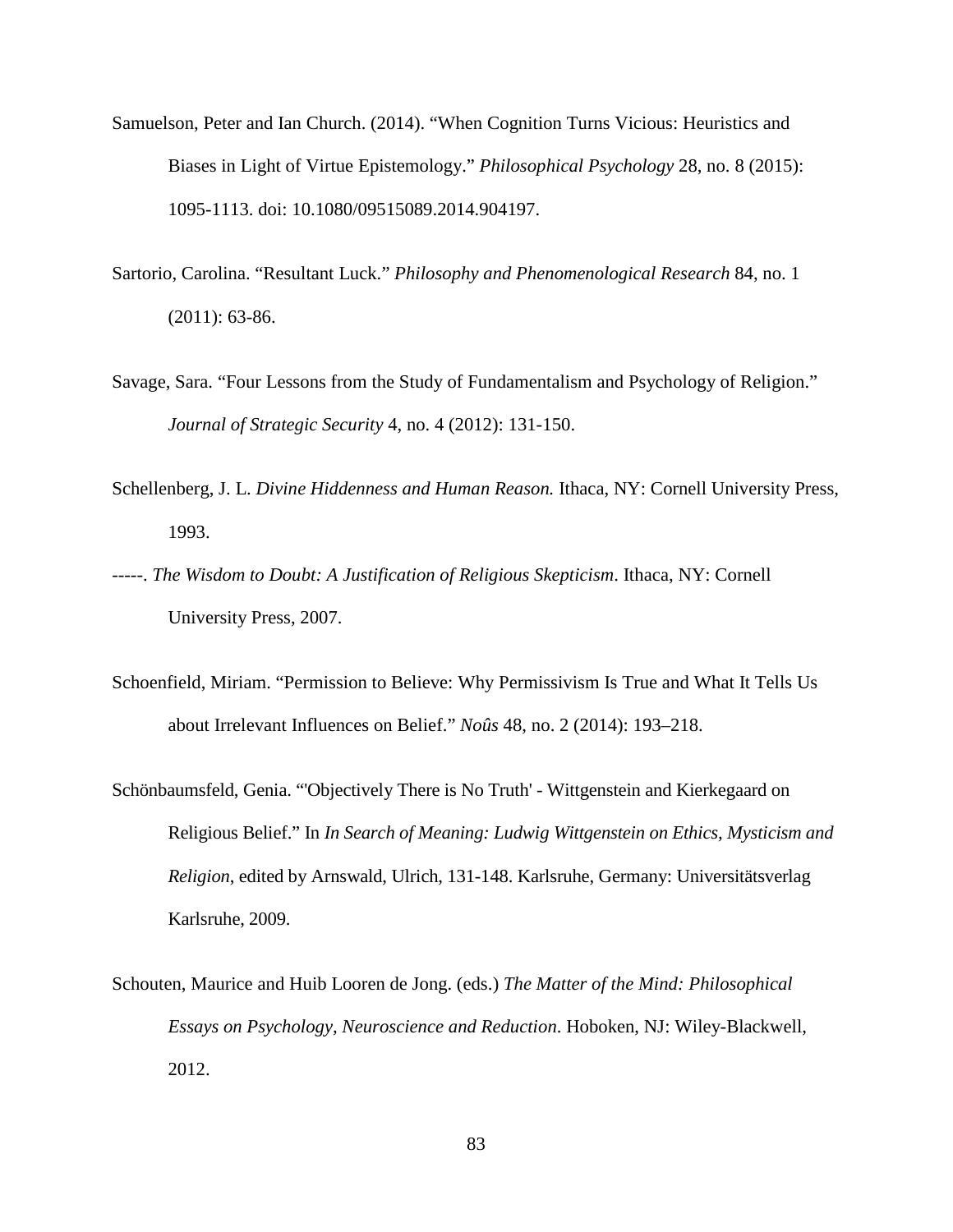Samuelson, Peter and Ian Church. (2014). “When Cognition Turns Vicious: Heuristics and Biases in Light of Virtue Epistemology.” *Philosophical Psychology* 28, no. 8 (2015): 1095-1113. doi: 10.1080/09515089.2014.904197.

Sartorio, Carolina. “Resultant Luck.” *Philosophy and Phenomenological Research* 84, no. 1 (2011): 63-86.

Savage, Sara. “Four Lessons from the Study of Fundamentalism and Psychology of Religion.” *Journal of Strategic Security* 4, no. 4 (2012): 131-150.

Schellenberg, J. L. *Divine Hiddenness and Human Reason.* Ithaca, NY: Cornell University Press, 1993.

-----. *The Wisdom to Doubt: A Justification of Religious Skepticism*. Ithaca, NY: Cornell University Press, 2007.

Schoenfield, Miriam. “Permission to Believe: Why Permissivism Is True and What It Tells Us about Irrelevant Influences on Belief.” *Noûs* 48, no. 2 (2014): 193–218.

Schönbaumsfeld, Genia. “'Objectively There is No Truth' - Wittgenstein and Kierkegaard on Religious Belief.” In *In Search of Meaning: Ludwig Wittgenstein on Ethics, Mysticism and Religion*, edited by Arnswald, Ulrich, 131-148. Karlsruhe, Germany: Universitätsverlag Karlsruhe, 2009.

Schouten, Maurice and Huib Looren de Jong. (eds.) *The Matter of the Mind: Philosophical Essays on Psychology, Neuroscience and Reduction*. Hoboken, NJ: Wiley-Blackwell, 2012.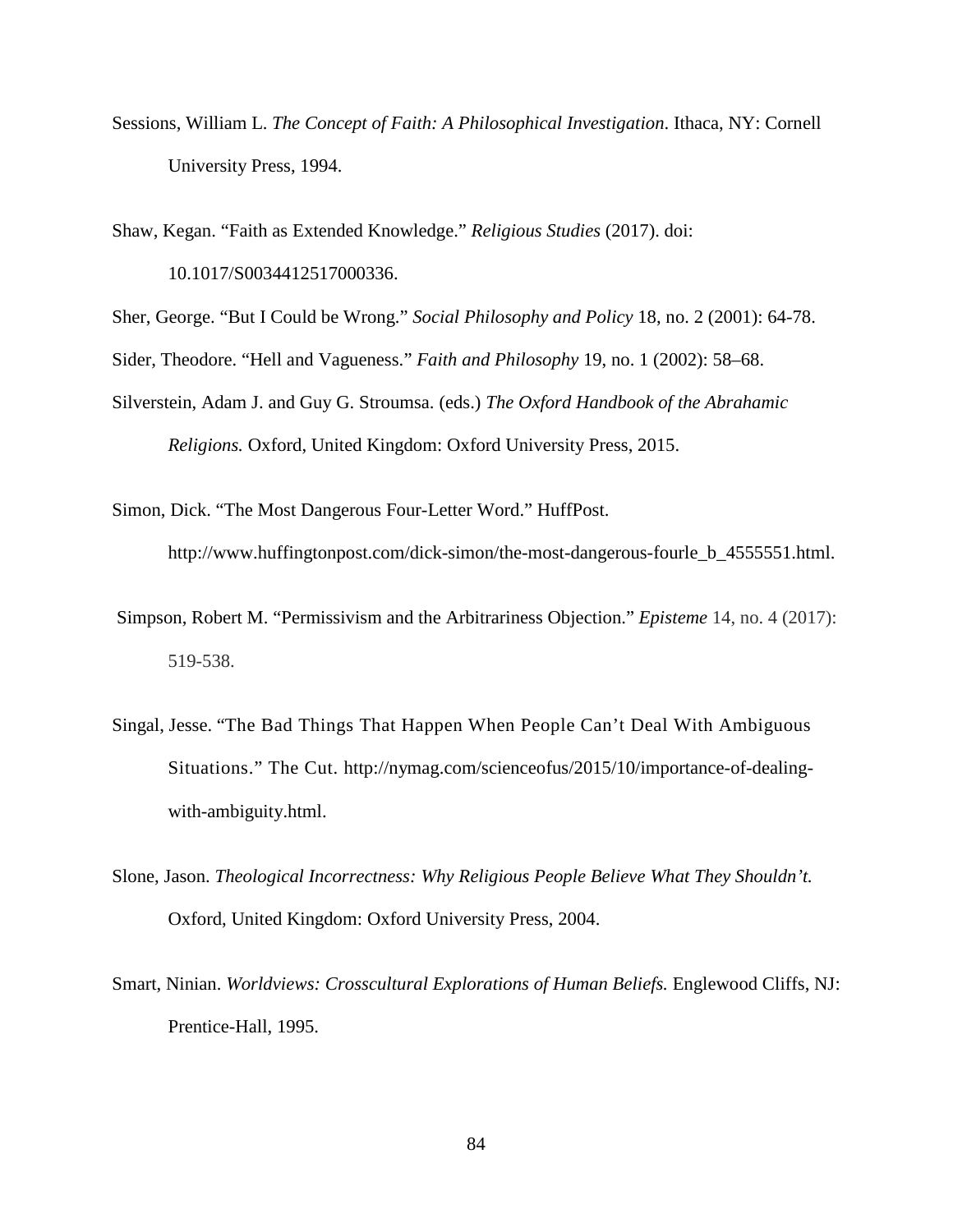Sessions, William L. *The Concept of Faith: A Philosophical Investigation*. Ithaca, NY: Cornell University Press, 1994.

Shaw, Kegan. "Faith as Extended Knowledge." *Religious Studies* (2017). doi: 10.1017/S0034412517000336.

Sher, George. "But I Could be Wrong." *Social Philosophy and Policy* 18, no. 2 (2001): 64-78.

Sider, Theodore. "Hell and Vagueness." *Faith and Philosophy* 19, no. 1 (2002): 58–68.

Silverstein, Adam J. and Guy G. Stroumsa. (eds.) *The Oxford Handbook of the Abrahamic Religions.* Oxford, United Kingdom: Oxford University Press, 2015.

Simon, Dick. "The Most Dangerous Four-Letter Word." HuffPost. http://www.huffingtonpost.com/dick-simon/the-most-dangerous-fourle_b_4555551.html.

Simpson, Robert M. "Permissivism and the Arbitrariness Objection." *Episteme* 14, no. 4 (2017): 519-538.

Singal, Jesse. "The Bad Things That Happen When People Can't Deal With Ambiguous Situations." The Cut. http://nymag.com/scienceofus/2015/10/importance-of-dealing-with-ambiguity.html.

Slone, Jason. *Theological Incorrectness: Why Religious People Believe What They Shouldn't.* Oxford, United Kingdom: Oxford University Press, 2004.

Smart, Ninian. *Worldviews: Crosscultural Explorations of Human Beliefs.* Englewood Cliffs, NJ: Prentice-Hall, 1995.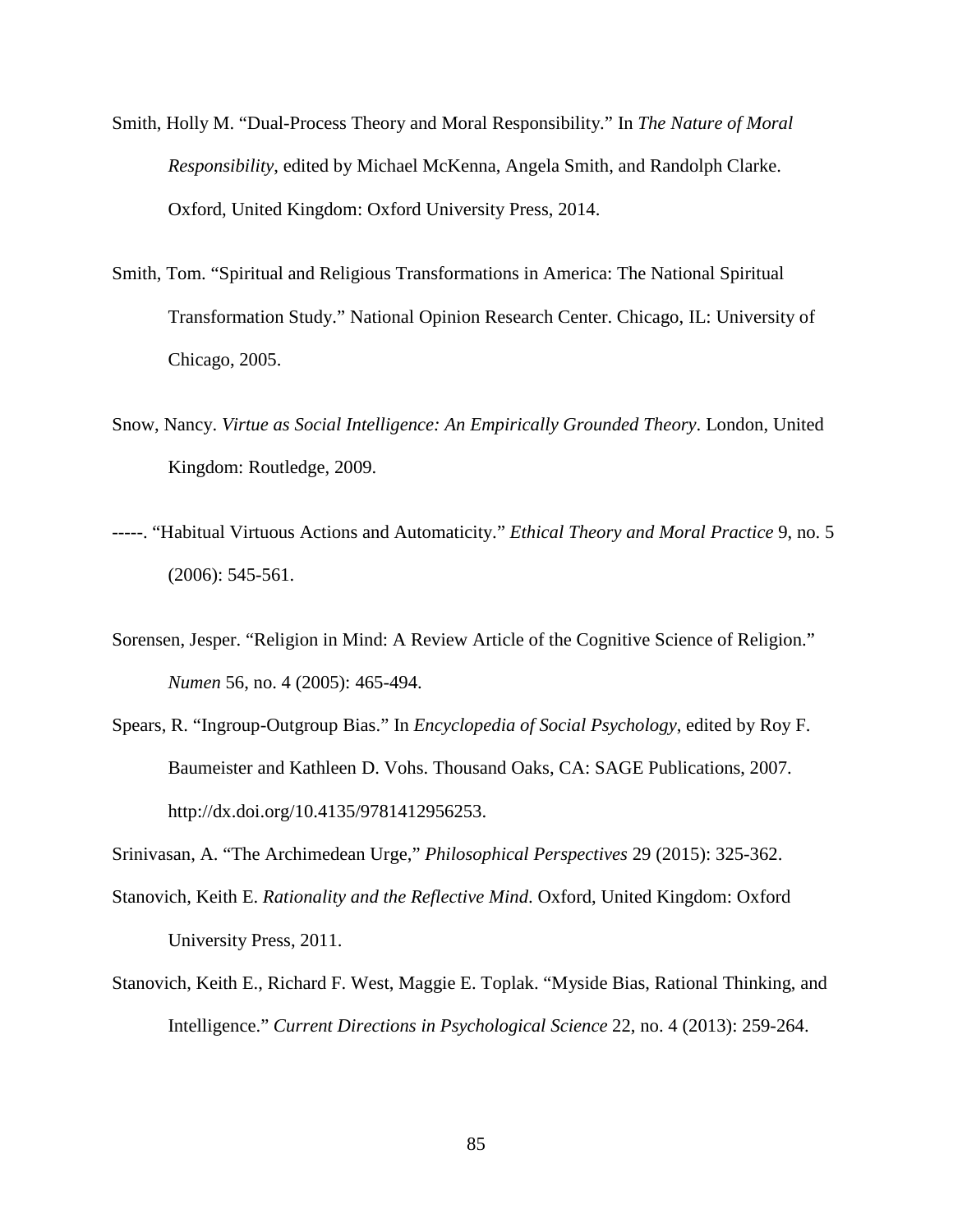Smith, Holly M. "Dual-Process Theory and Moral Responsibility." In *The Nature of Moral Responsibility*, edited by Michael McKenna, Angela Smith, and Randolph Clarke. Oxford, United Kingdom: Oxford University Press, 2014.

Smith, Tom. "Spiritual and Religious Transformations in America: The National Spiritual Transformation Study." National Opinion Research Center. Chicago, IL: University of Chicago, 2005.

Snow, Nancy. *Virtue as Social Intelligence: An Empirically Grounded Theory*. London, United Kingdom: Routledge, 2009.

-----. "Habitual Virtuous Actions and Automaticity." *Ethical Theory and Moral Practice* 9, no. 5 (2006): 545-561.

Sorensen, Jesper. "Religion in Mind: A Review Article of the Cognitive Science of Religion." *Numen* 56, no. 4 (2005): 465-494.

Spears, R. "Ingroup-Outgroup Bias." In *Encyclopedia of Social Psychology*, edited by Roy F. Baumeister and Kathleen D. Vohs. Thousand Oaks, CA: SAGE Publications, 2007. http://dx.doi.org/10.4135/9781412956253.

Srinivasan, A. "The Archimedean Urge," *Philosophical Perspectives* 29 (2015): 325-362.

Stanovich, Keith E. *Rationality and the Reflective Mind*. Oxford, United Kingdom: Oxford University Press, 2011.

Stanovich, Keith E., Richard F. West, Maggie E. Toplak. "Myside Bias, Rational Thinking, and Intelligence." *Current Directions in Psychological Science* 22, no. 4 (2013): 259-264.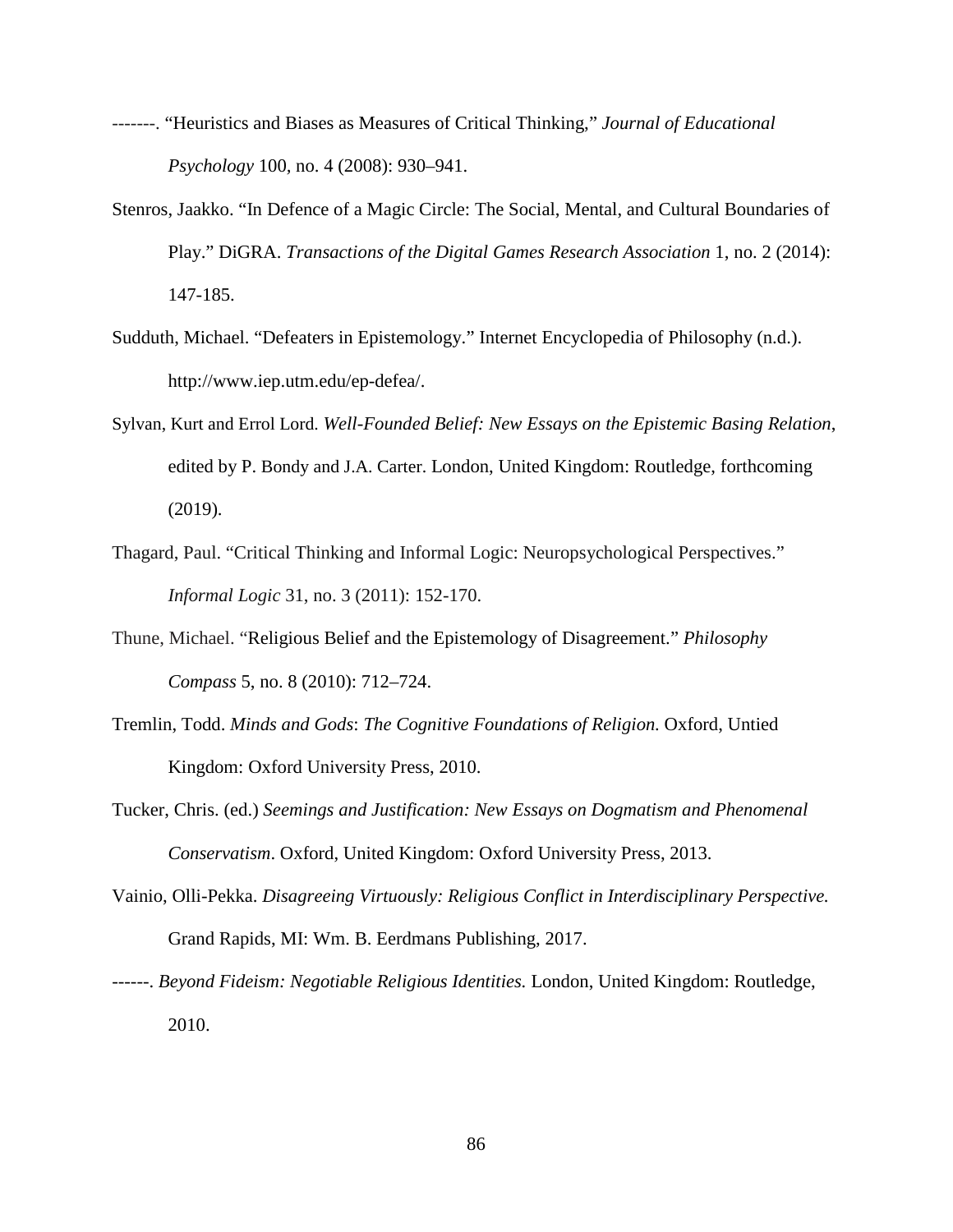-------. “Heuristics and Biases as Measures of Critical Thinking,” *Journal of Educational Psychology* 100, no. 4 (2008): 930–941.

Stenros, Jaakko. “In Defence of a Magic Circle: The Social, Mental, and Cultural Boundaries of Play.” DiGRA. *Transactions of the Digital Games Research Association* 1, no. 2 (2014): 147-185.

Sudduth, Michael. “Defeaters in Epistemology.” Internet Encyclopedia of Philosophy (n.d.). http://www.iep.utm.edu/ep-defea/.

Sylvan, Kurt and Errol Lord. *Well-Founded Belief: New Essays on the Epistemic Basing Relation*, edited by P. Bondy and J.A. Carter. London, United Kingdom: Routledge, forthcoming (2019).

Thagard, Paul. “Critical Thinking and Informal Logic: Neuropsychological Perspectives.” *Informal Logic* 31, no. 3 (2011): 152-170.

Thune, Michael. “Religious Belief and the Epistemology of Disagreement.” *Philosophy Compass* 5, no. 8 (2010): 712–724.

Tremlin, Todd. *Minds and Gods*: *The Cognitive Foundations of Religion.* Oxford, Untied Kingdom: Oxford University Press, 2010.

Tucker, Chris. (ed.) *Seemings and Justification: New Essays on Dogmatism and Phenomenal Conservatism*. Oxford, United Kingdom: Oxford University Press, 2013.

Vainio, Olli-Pekka. *Disagreeing Virtuously: Religious Conflict in Interdisciplinary Perspective.* Grand Rapids, MI: Wm. B. Eerdmans Publishing, 2017.

------. *Beyond Fideism: Negotiable Religious Identities.* London, United Kingdom: Routledge, 2010.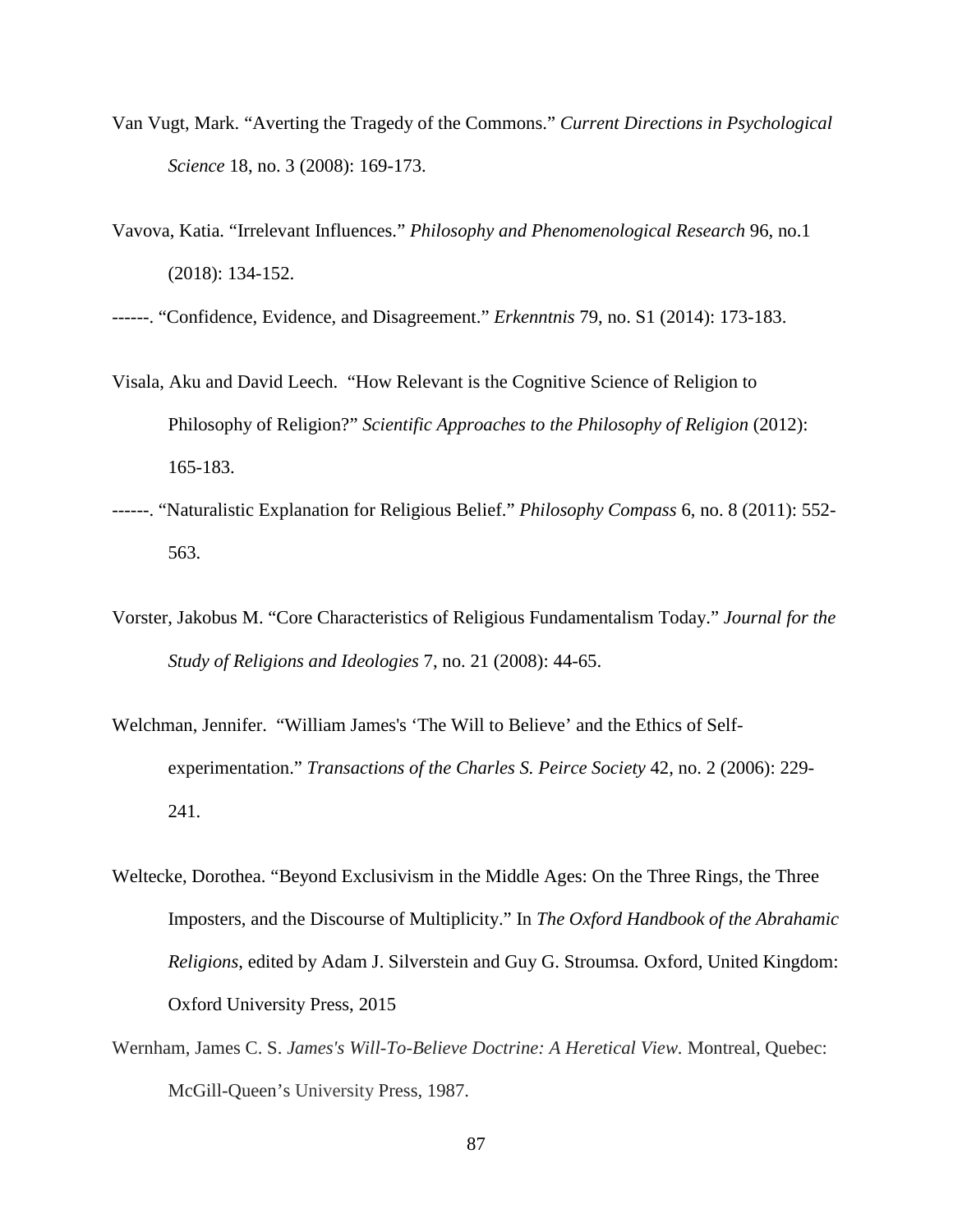Van Vugt, Mark. "Averting the Tragedy of the Commons." *Current Directions in Psychological Science* 18, no. 3 (2008): 169-173.

Vavova, Katia. "Irrelevant Influences." *Philosophy and Phenomenological Research* 96, no.1 (2018): 134-152.

------. "Confidence, Evidence, and Disagreement." *Erkenntnis* 79, no. S1 (2014): 173-183.

Visala, Aku and David Leech. "How Relevant is the Cognitive Science of Religion to Philosophy of Religion?" *Scientific Approaches to the Philosophy of Religion* (2012): 165-183.

------. "Naturalistic Explanation for Religious Belief." *Philosophy Compass* 6, no. 8 (2011): 552-563.

Vorster, Jakobus M. "Core Characteristics of Religious Fundamentalism Today." *Journal for the Study of Religions and Ideologies* 7, no. 21 (2008): 44-65.

Welchman, Jennifer. "William James's 'The Will to Believe' and the Ethics of Self-experimentation." *Transactions of the Charles S. Peirce Society* 42, no. 2 (2006): 229-241.

Weltecke, Dorothea. "Beyond Exclusivism in the Middle Ages: On the Three Rings, the Three Imposters, and the Discourse of Multiplicity." In *The Oxford Handbook of the Abrahamic Religions*, edited by Adam J. Silverstein and Guy G. Stroumsa. Oxford, United Kingdom: Oxford University Press, 2015

Wernham, James C. S. *James's Will-To-Believe Doctrine: A Heretical View.* Montreal, Quebec: McGill-Queen's University Press, 1987.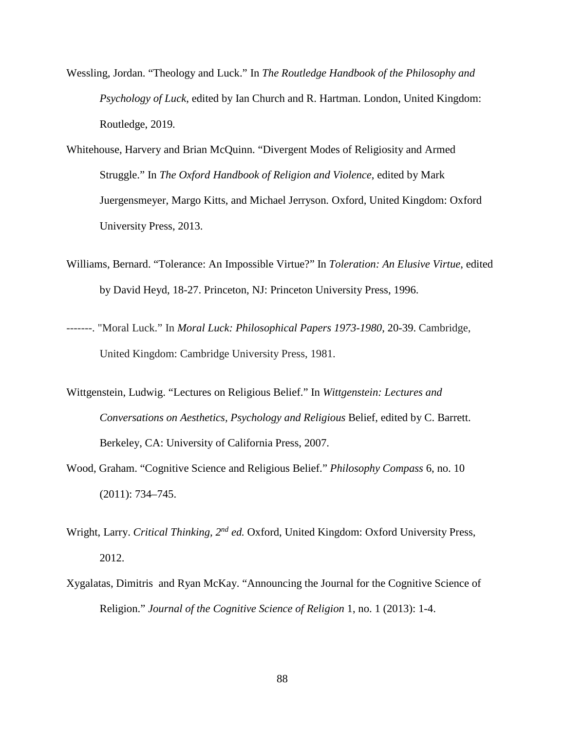Wessling, Jordan. "Theology and Luck." In *The Routledge Handbook of the Philosophy and Psychology of Luck*, edited by Ian Church and R. Hartman. London, United Kingdom: Routledge, 2019.

Whitehouse, Harvery and Brian McQuinn. "Divergent Modes of Religiosity and Armed Struggle." In *The Oxford Handbook of Religion and Violence*, edited by Mark Juergensmeyer, Margo Kitts, and Michael Jerryson. Oxford, United Kingdom: Oxford University Press, 2013.

Williams, Bernard. "Tolerance: An Impossible Virtue?" In *Toleration: An Elusive Virtue*, edited by David Heyd, 18-27. Princeton, NJ: Princeton University Press, 1996.

-------. "Moral Luck." In *Moral Luck: Philosophical Papers 1973-1980*, 20-39. Cambridge, United Kingdom: Cambridge University Press, 1981.

Wittgenstein, Ludwig. "Lectures on Religious Belief." In *Wittgenstein: Lectures and Conversations on Aesthetics, Psychology and Religious* Belief, edited by C. Barrett. Berkeley, CA: University of California Press, 2007.

Wood, Graham. "Cognitive Science and Religious Belief." *Philosophy Compass* 6, no. 10 (2011): 734–745.

Wright, Larry. *Critical Thinking, 2nd ed.* Oxford, United Kingdom: Oxford University Press, 2012.

Xygalatas, Dimitris  and Ryan McKay. "Announcing the Journal for the Cognitive Science of Religion." *Journal of the Cognitive Science of Religion* 1, no. 1 (2013): 1-4.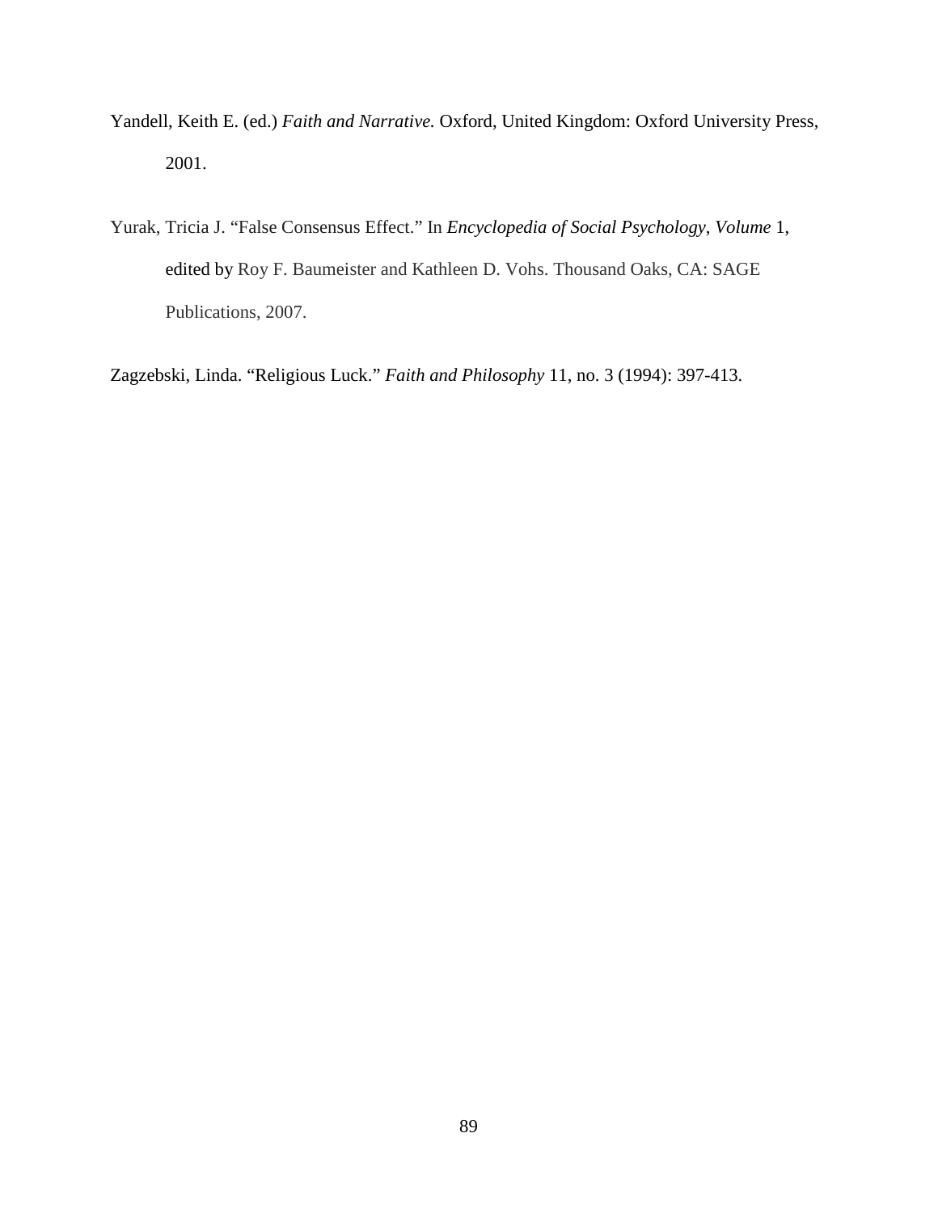Yandell, Keith E. (ed.) *Faith and Narrative.* Oxford, United Kingdom: Oxford University Press, 2001.

Yurak, Tricia J. "False Consensus Effect." In *Encyclopedia of Social Psychology*, *Volume* 1, edited by Roy F. Baumeister and Kathleen D. Vohs. Thousand Oaks, CA: SAGE Publications, 2007.

Zagzebski, Linda. "Religious Luck." *Faith and Philosophy* 11, no. 3 (1994): 397-413.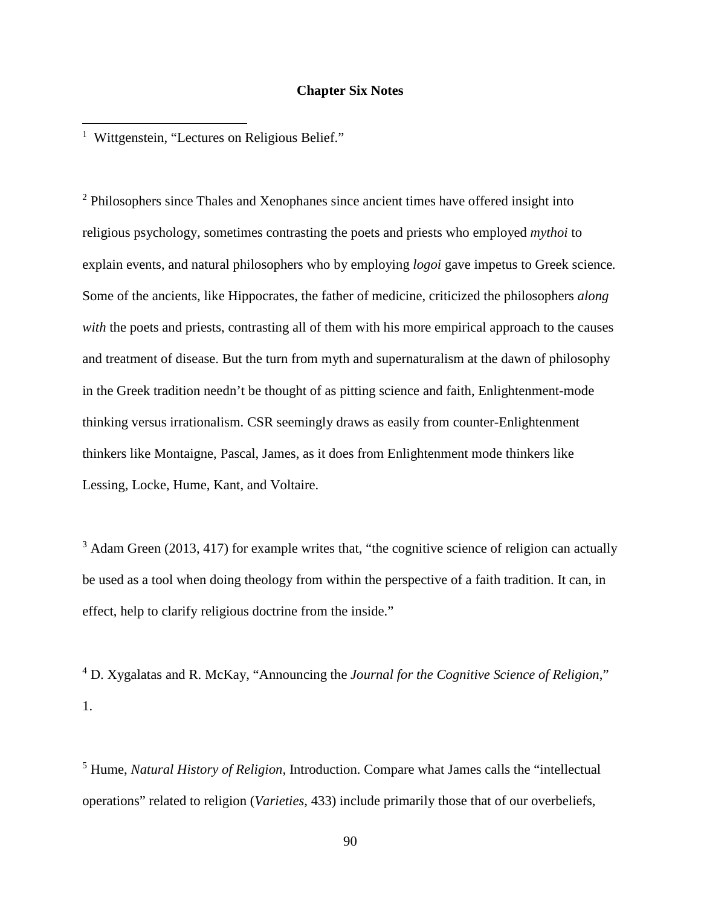**Chapter Six Notes**

[1] Wittgenstein, "Lectures on Religious Belief."

[2] Philosophers since Thales and Xenophanes since ancient times have offered insight into religious psychology, sometimes contrasting the poets and priests who employed *mythoi* to explain events, and natural philosophers who by employing *logoi* gave impetus to Greek science. Some of the ancients, like Hippocrates, the father of medicine, criticized the philosophers *along with* the poets and priests, contrasting all of them with his more empirical approach to the causes and treatment of disease. But the turn from myth and supernaturalism at the dawn of philosophy in the Greek tradition needn't be thought of as pitting science and faith, Enlightenment-mode thinking versus irrationalism. CSR seemingly draws as easily from counter-Enlightenment thinkers like Montaigne, Pascal, James, as it does from Enlightenment mode thinkers like Lessing, Locke, Hume, Kant, and Voltaire.

[3] Adam Green (2013, 417) for example writes that, "the cognitive science of religion can actually be used as a tool when doing theology from within the perspective of a faith tradition. It can, in effect, help to clarify religious doctrine from the inside."

[4] D. Xygalatas and R. McKay, "Announcing the *Journal for the Cognitive Science of Religion*," 1.

[5] Hume, *Natural History of Religion*, Introduction. Compare what James calls the "intellectual operations" related to religion (*Varieties*, 433) include primarily those that of our overbeliefs,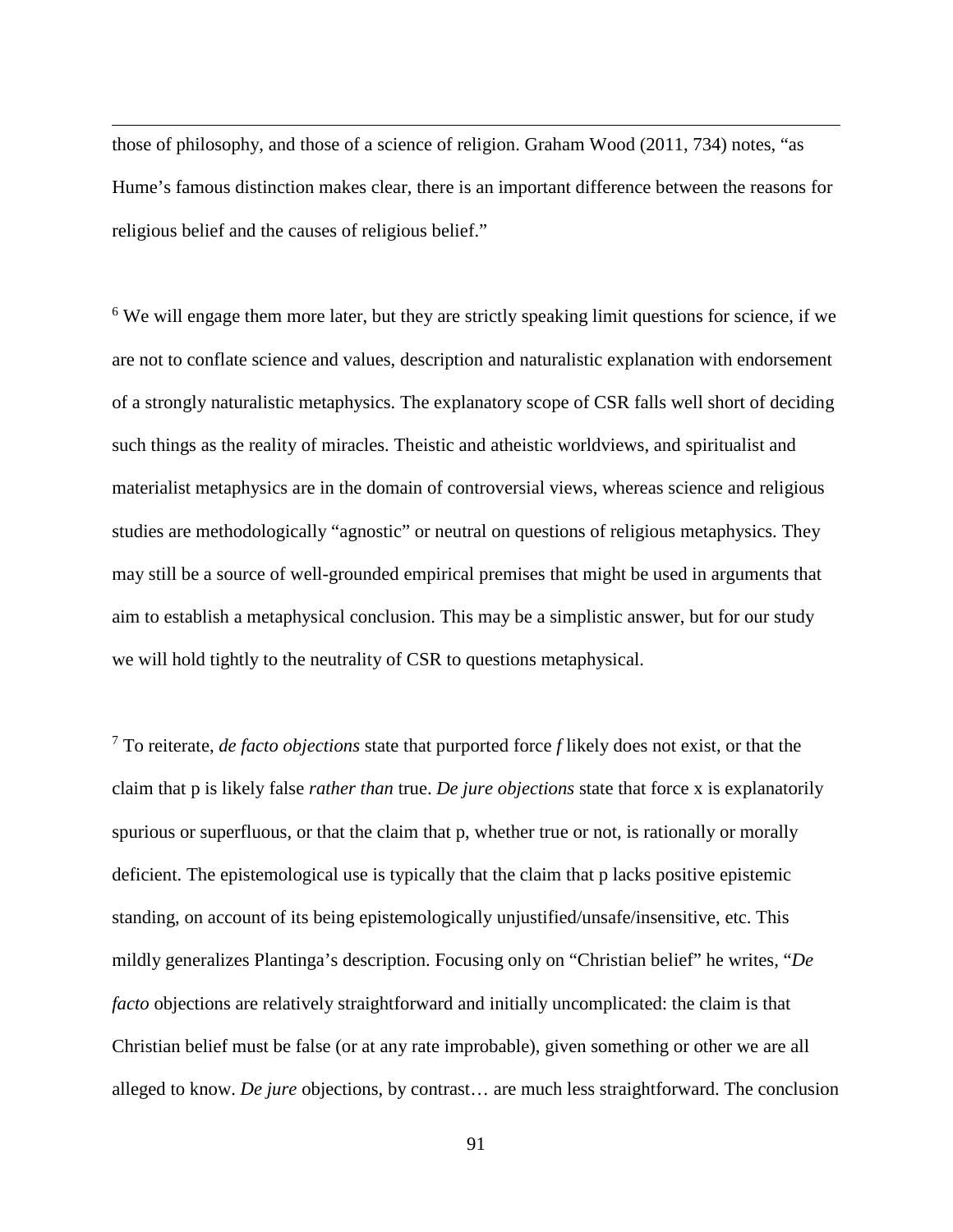those of philosophy, and those of a science of religion. Graham Wood (2011, 734) notes, "as Hume's famous distinction makes clear, there is an important difference between the reasons for religious belief and the causes of religious belief."

[6] We will engage them more later, but they are strictly speaking limit questions for science, if we are not to conflate science and values, description and naturalistic explanation with endorsement of a strongly naturalistic metaphysics. The explanatory scope of CSR falls well short of deciding such things as the reality of miracles. Theistic and atheistic worldviews, and spiritualist and materialist metaphysics are in the domain of controversial views, whereas science and religious studies are methodologically "agnostic" or neutral on questions of religious metaphysics. They may still be a source of well-grounded empirical premises that might be used in arguments that aim to establish a metaphysical conclusion. This may be a simplistic answer, but for our study we will hold tightly to the neutrality of CSR to questions metaphysical.

[7] To reiterate, *de facto objections* state that purported force *f* likely does not exist, or that the claim that p is likely false *rather than* true. *De jure objections* state that force x is explanatorily spurious or superfluous, or that the claim that p, whether true or not, is rationally or morally deficient. The epistemological use is typically that the claim that p lacks positive epistemic standing, on account of its being epistemologically unjustified/unsafe/insensitive, etc. This mildly generalizes Plantinga's description. Focusing only on "Christian belief" he writes, "*De facto* objections are relatively straightforward and initially uncomplicated: the claim is that Christian belief must be false (or at any rate improbable), given something or other we are all alleged to know. *De jure* objections, by contrast… are much less straightforward. The conclusion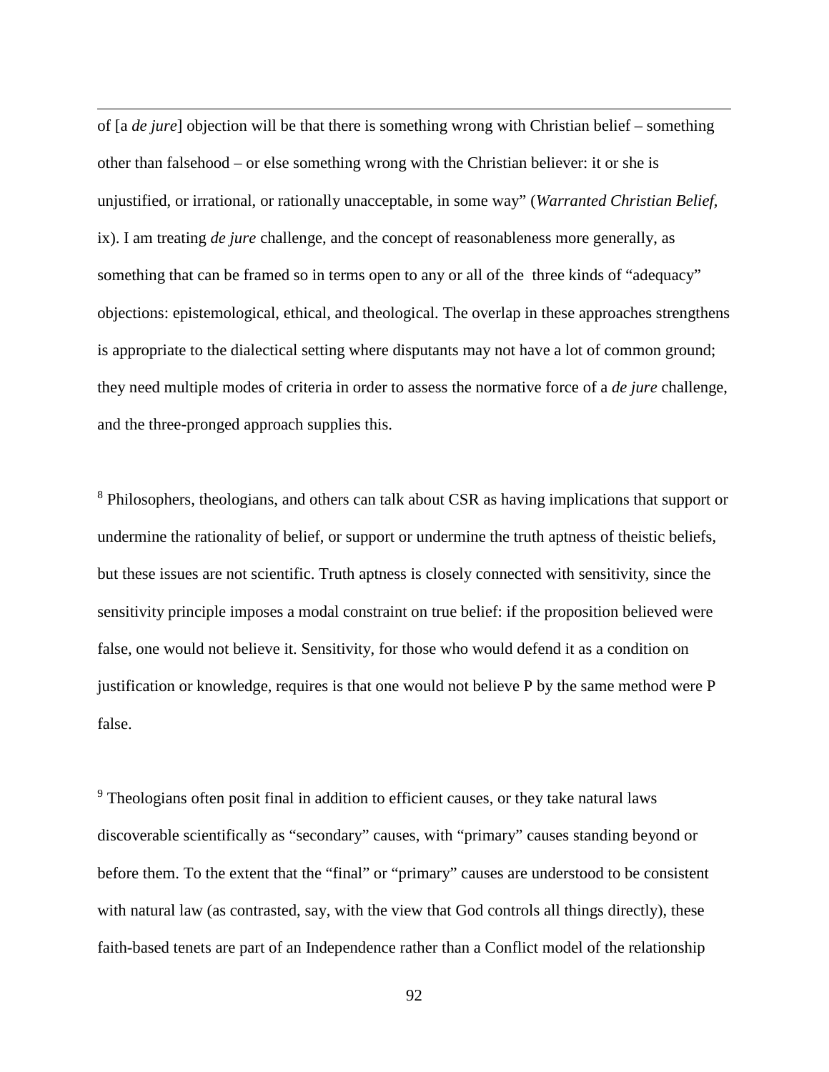of [a *de jure*] objection will be that there is something wrong with Christian belief – something other than falsehood – or else something wrong with the Christian believer: it or she is unjustified, or irrational, or rationally unacceptable, in some way" (*Warranted Christian Belief*, ix). I am treating *de jure* challenge, and the concept of reasonableness more generally, as something that can be framed so in terms open to any or all of the three kinds of "adequacy" objections: epistemological, ethical, and theological. The overlap in these approaches strengthens is appropriate to the dialectical setting where disputants may not have a lot of common ground; they need multiple modes of criteria in order to assess the normative force of a *de jure* challenge, and the three-pronged approach supplies this.

[8] Philosophers, theologians, and others can talk about CSR as having implications that support or undermine the rationality of belief, or support or undermine the truth aptness of theistic beliefs, but these issues are not scientific. Truth aptness is closely connected with sensitivity, since the sensitivity principle imposes a modal constraint on true belief: if the proposition believed were false, one would not believe it. Sensitivity, for those who would defend it as a condition on justification or knowledge, requires is that one would not believe P by the same method were P false.

[9] Theologians often posit final in addition to efficient causes, or they take natural laws discoverable scientifically as "secondary" causes, with "primary" causes standing beyond or before them. To the extent that the "final" or "primary" causes are understood to be consistent with natural law (as contrasted, say, with the view that God controls all things directly), these faith-based tenets are part of an Independence rather than a Conflict model of the relationship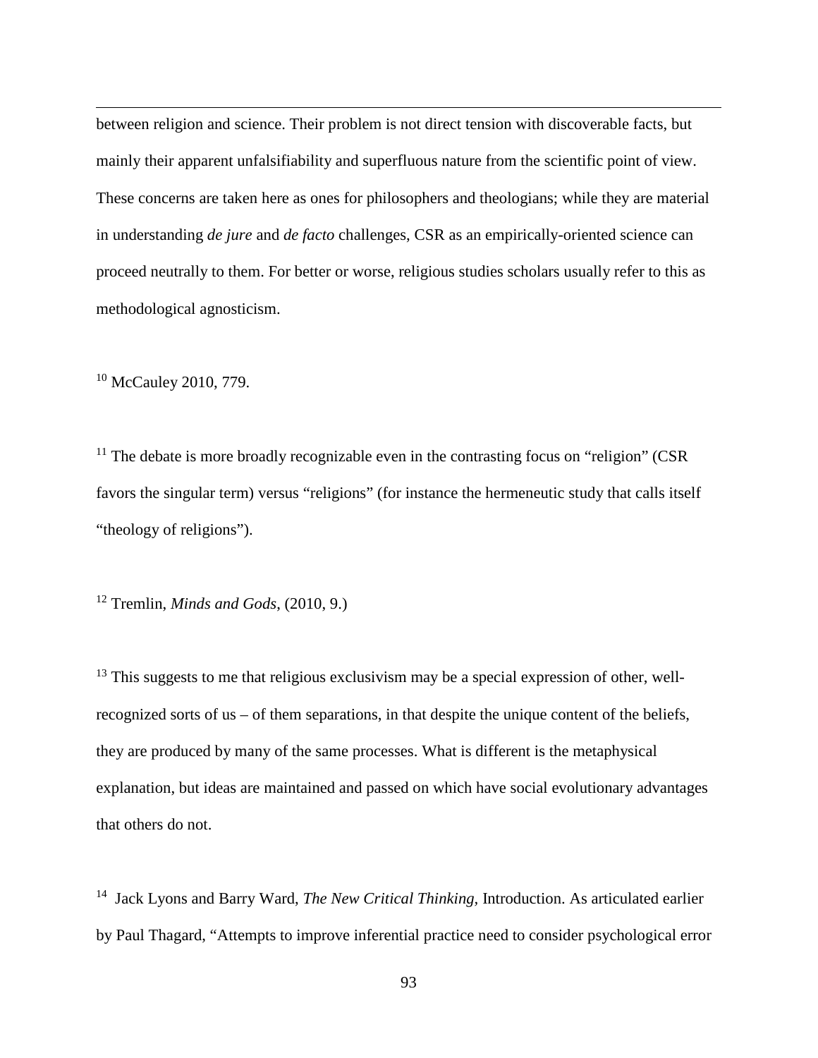between religion and science. Their problem is not direct tension with discoverable facts, but mainly their apparent unfalsifiability and superfluous nature from the scientific point of view. These concerns are taken here as ones for philosophers and theologians; while they are material in understanding *de jure* and *de facto* challenges, CSR as an empirically-oriented science can proceed neutrally to them. For better or worse, religious studies scholars usually refer to this as methodological agnosticism.

[10] McCauley 2010, 779.

[11] The debate is more broadly recognizable even in the contrasting focus on "religion" (CSR favors the singular term) versus "religions" (for instance the hermeneutic study that calls itself "theology of religions").

[12] Tremlin, *Minds and Gods*, (2010, 9.)

[13] This suggests to me that religious exclusivism may be a special expression of other, well-recognized sorts of us – of them separations, in that despite the unique content of the beliefs, they are produced by many of the same processes. What is different is the metaphysical explanation, but ideas are maintained and passed on which have social evolutionary advantages that others do not.

[14] Jack Lyons and Barry Ward, *The New Critical Thinking,* Introduction. As articulated earlier by Paul Thagard, "Attempts to improve inferential practice need to consider psychological error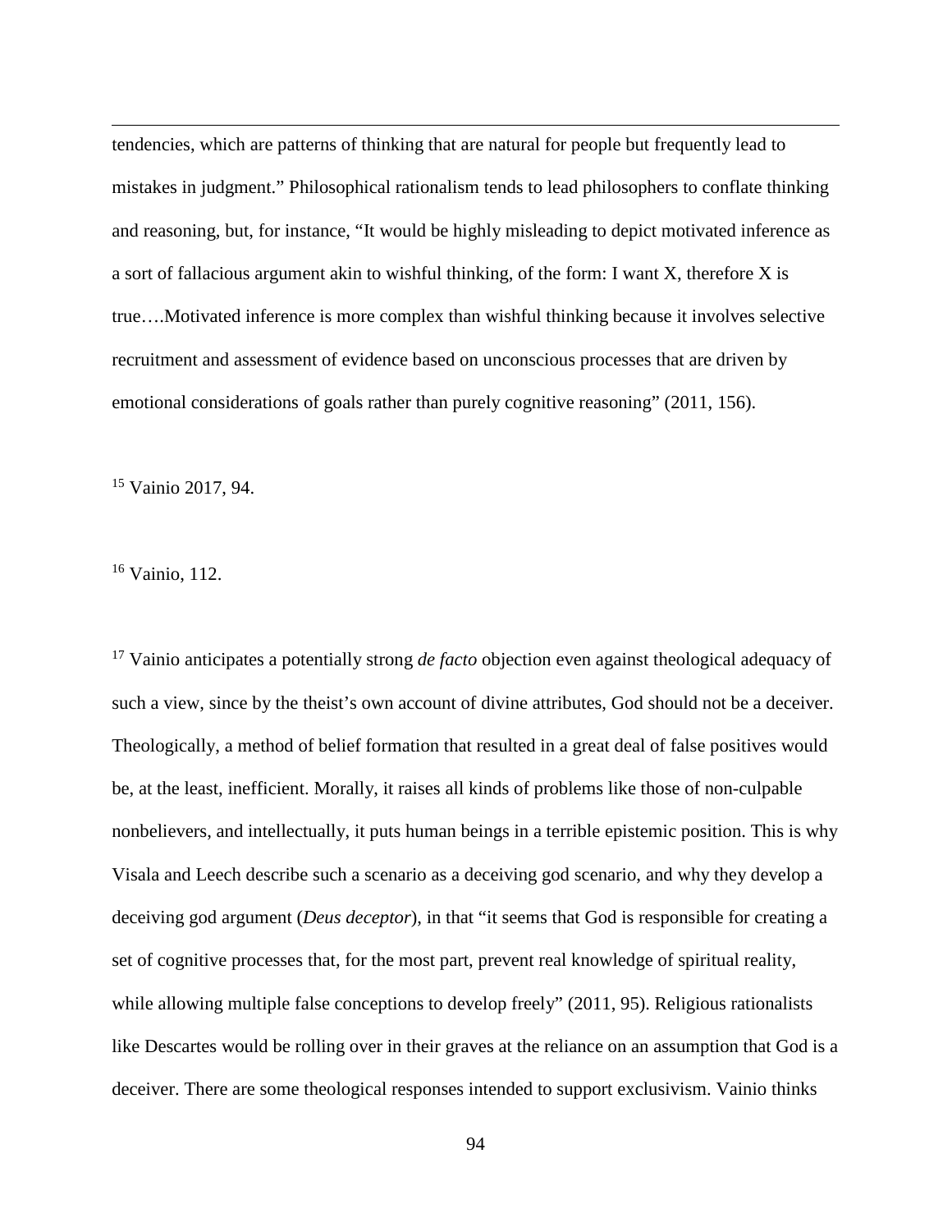tendencies, which are patterns of thinking that are natural for people but frequently lead to mistakes in judgment.” Philosophical rationalism tends to lead philosophers to conflate thinking and reasoning, but, for instance, “It would be highly misleading to depict motivated inference as a sort of fallacious argument akin to wishful thinking, of the form: I want X, therefore X is true….Motivated inference is more complex than wishful thinking because it involves selective recruitment and assessment of evidence based on unconscious processes that are driven by emotional considerations of goals rather than purely cognitive reasoning” (2011, 156).

[15] Vainio 2017, 94.

[16] Vainio, 112.

[17] Vainio anticipates a potentially strong *de facto* objection even against theological adequacy of such a view, since by the theist’s own account of divine attributes, God should not be a deceiver. Theologically, a method of belief formation that resulted in a great deal of false positives would be, at the least, inefficient. Morally, it raises all kinds of problems like those of non-culpable nonbelievers, and intellectually, it puts human beings in a terrible epistemic position. This is why Visala and Leech describe such a scenario as a deceiving god scenario, and why they develop a deceiving god argument (*Deus deceptor*), in that “it seems that God is responsible for creating a set of cognitive processes that, for the most part, prevent real knowledge of spiritual reality, while allowing multiple false conceptions to develop freely” (2011, 95). Religious rationalists like Descartes would be rolling over in their graves at the reliance on an assumption that God is a deceiver. There are some theological responses intended to support exclusivism. Vainio thinks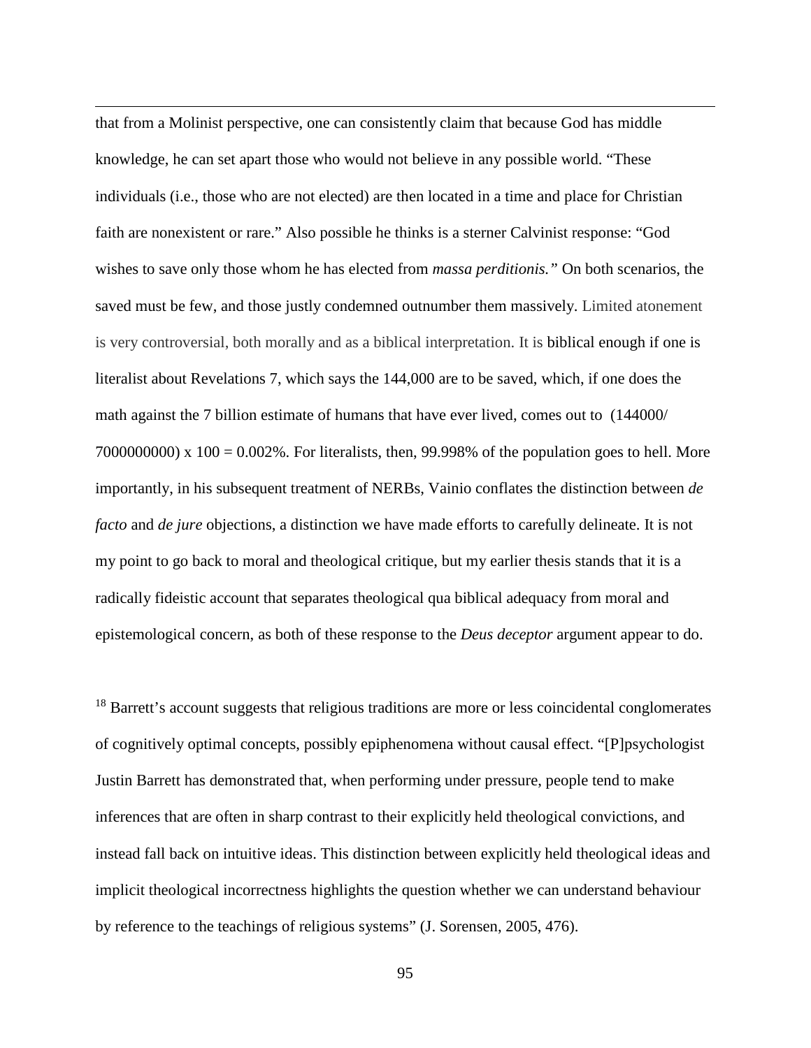that from a Molinist perspective, one can consistently claim that because God has middle knowledge, he can set apart those who would not believe in any possible world. "These individuals (i.e., those who are not elected) are then located in a time and place for Christian faith are nonexistent or rare." Also possible he thinks is a sterner Calvinist response: "God wishes to save only those whom he has elected from *massa perditionis."* On both scenarios, the saved must be few, and those justly condemned outnumber them massively. Limited atonement is very controversial, both morally and as a biblical interpretation. It is biblical enough if one is literalist about Revelations 7, which says the 144,000 are to be saved, which, if one does the math against the 7 billion estimate of humans that have ever lived, comes out to (144000/ 7000000000) x 100 = 0.002%. For literalists, then, 99.998% of the population goes to hell. More importantly, in his subsequent treatment of NERBs, Vainio conflates the distinction between *de facto* and *de jure* objections, a distinction we have made efforts to carefully delineate. It is not my point to go back to moral and theological critique, but my earlier thesis stands that it is a radically fideistic account that separates theological qua biblical adequacy from moral and epistemological concern, as both of these response to the *Deus deceptor* argument appear to do.

[18] Barrett's account suggests that religious traditions are more or less coincidental conglomerates of cognitively optimal concepts, possibly epiphenomena without causal effect. "[P]psychologist Justin Barrett has demonstrated that, when performing under pressure, people tend to make inferences that are often in sharp contrast to their explicitly held theological convictions, and instead fall back on intuitive ideas. This distinction between explicitly held theological ideas and implicit theological incorrectness highlights the question whether we can understand behaviour by reference to the teachings of religious systems" (J. Sorensen, 2005, 476).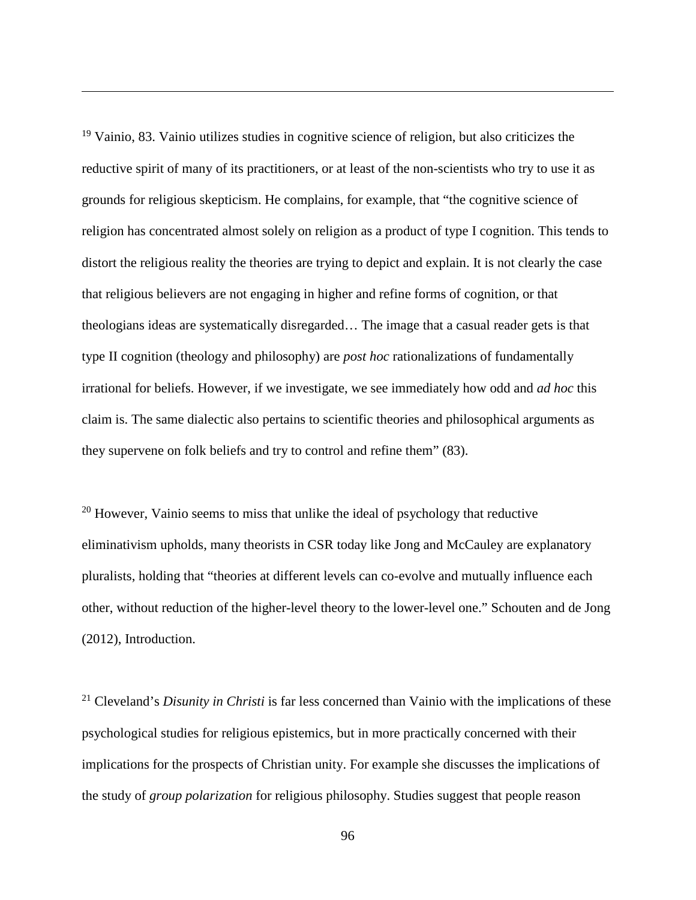[19] Vainio, 83. Vainio utilizes studies in cognitive science of religion, but also criticizes the reductive spirit of many of its practitioners, or at least of the non-scientists who try to use it as grounds for religious skepticism. He complains, for example, that "the cognitive science of religion has concentrated almost solely on religion as a product of type I cognition. This tends to distort the religious reality the theories are trying to depict and explain. It is not clearly the case that religious believers are not engaging in higher and refine forms of cognition, or that theologians ideas are systematically disregarded… The image that a casual reader gets is that type II cognition (theology and philosophy) are *post hoc* rationalizations of fundamentally irrational for beliefs. However, if we investigate, we see immediately how odd and *ad hoc* this claim is. The same dialectic also pertains to scientific theories and philosophical arguments as they supervene on folk beliefs and try to control and refine them" (83).

[20] However, Vainio seems to miss that unlike the ideal of psychology that reductive eliminativism upholds, many theorists in CSR today like Jong and McCauley are explanatory pluralists, holding that "theories at different levels can co-evolve and mutually influence each other, without reduction of the higher-level theory to the lower-level one." Schouten and de Jong (2012), Introduction.

[21] Cleveland's *Disunity in Christi* is far less concerned than Vainio with the implications of these psychological studies for religious epistemics, but in more practically concerned with their implications for the prospects of Christian unity. For example she discusses the implications of the study of *group polarization* for religious philosophy. Studies suggest that people reason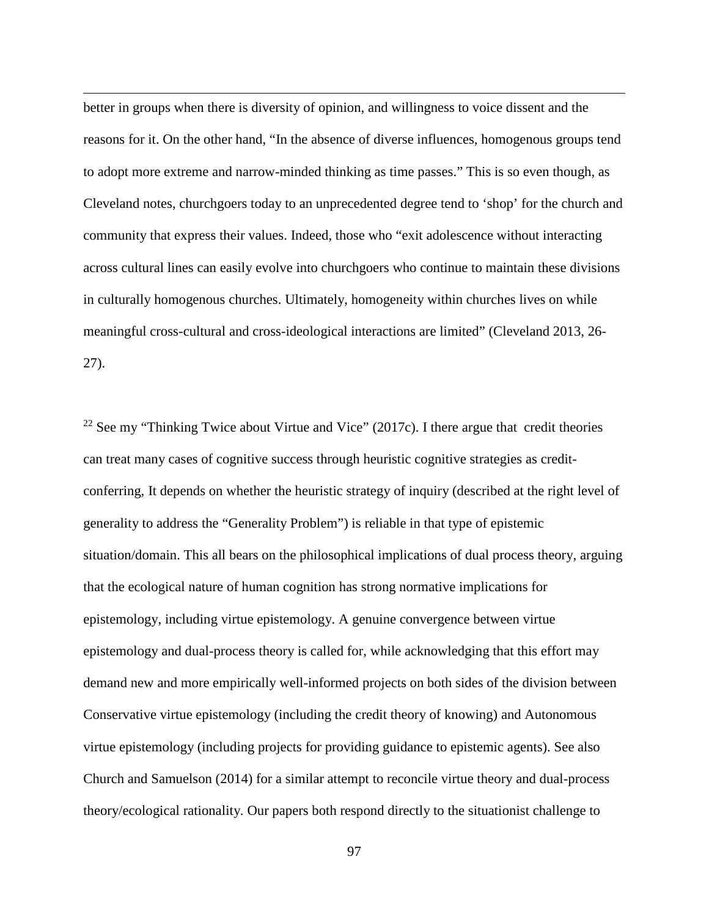better in groups when there is diversity of opinion, and willingness to voice dissent and the reasons for it. On the other hand, "In the absence of diverse influences, homogenous groups tend to adopt more extreme and narrow-minded thinking as time passes." This is so even though, as Cleveland notes, churchgoers today to an unprecedented degree tend to 'shop' for the church and community that express their values. Indeed, those who "exit adolescence without interacting across cultural lines can easily evolve into churchgoers who continue to maintain these divisions in culturally homogenous churches. Ultimately, homogeneity within churches lives on while meaningful cross-cultural and cross-ideological interactions are limited" (Cleveland 2013, 26-27).

[22] See my "Thinking Twice about Virtue and Vice" (2017c). I there argue that credit theories can treat many cases of cognitive success through heuristic cognitive strategies as credit-conferring, It depends on whether the heuristic strategy of inquiry (described at the right level of generality to address the "Generality Problem") is reliable in that type of epistemic situation/domain. This all bears on the philosophical implications of dual process theory, arguing that the ecological nature of human cognition has strong normative implications for epistemology, including virtue epistemology. A genuine convergence between virtue epistemology and dual-process theory is called for, while acknowledging that this effort may demand new and more empirically well-informed projects on both sides of the division between Conservative virtue epistemology (including the credit theory of knowing) and Autonomous virtue epistemology (including projects for providing guidance to epistemic agents). See also Church and Samuelson (2014) for a similar attempt to reconcile virtue theory and dual-process theory/ecological rationality. Our papers both respond directly to the situationist challenge to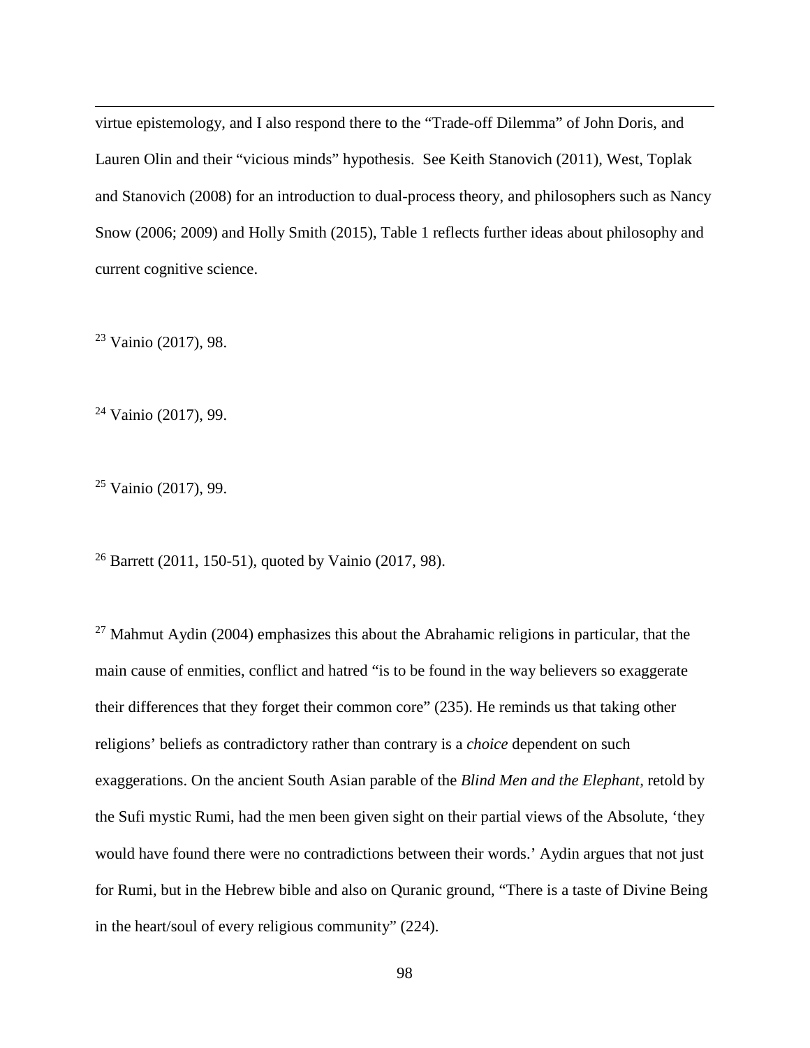virtue epistemology, and I also respond there to the "Trade-off Dilemma" of John Doris, and Lauren Olin and their "vicious minds" hypothesis. See Keith Stanovich (2011), West, Toplak and Stanovich (2008) for an introduction to dual-process theory, and philosophers such as Nancy Snow (2006; 2009) and Holly Smith (2015), Table 1 reflects further ideas about philosophy and current cognitive science.

[23] Vainio (2017), 98.

[24] Vainio (2017), 99.

[25] Vainio (2017), 99.

[26] Barrett (2011, 150-51), quoted by Vainio (2017, 98).

[27] Mahmut Aydin (2004) emphasizes this about the Abrahamic religions in particular, that the main cause of enmities, conflict and hatred "is to be found in the way believers so exaggerate their differences that they forget their common core" (235). He reminds us that taking other religions' beliefs as contradictory rather than contrary is a *choice* dependent on such exaggerations. On the ancient South Asian parable of the *Blind Men and the Elephant,* retold by the Sufi mystic Rumi, had the men been given sight on their partial views of the Absolute, 'they would have found there were no contradictions between their words.' Aydin argues that not just for Rumi, but in the Hebrew bible and also on Quranic ground, "There is a taste of Divine Being in the heart/soul of every religious community" (224).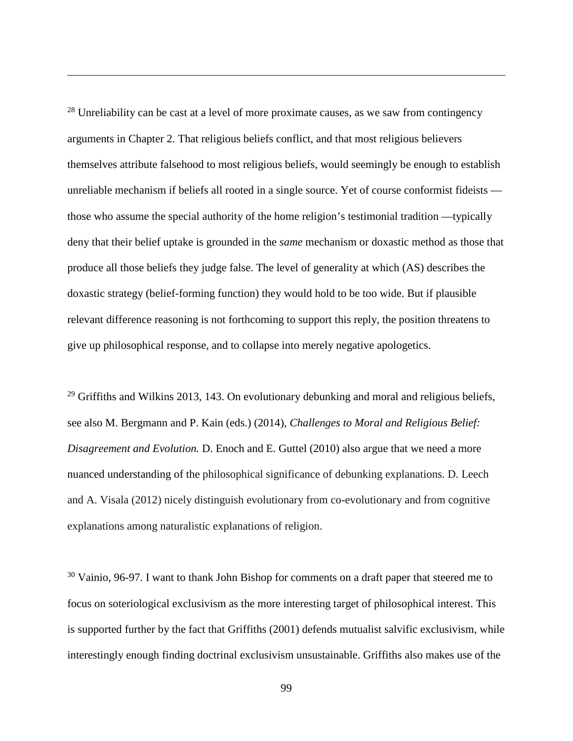[28] Unreliability can be cast at a level of more proximate causes, as we saw from contingency arguments in Chapter 2. That religious beliefs conflict, and that most religious believers themselves attribute falsehood to most religious beliefs, would seemingly be enough to establish unreliable mechanism if beliefs all rooted in a single source. Yet of course conformist fideists — those who assume the special authority of the home religion's testimonial tradition —typically deny that their belief uptake is grounded in the *same* mechanism or doxastic method as those that produce all those beliefs they judge false. The level of generality at which (AS) describes the doxastic strategy (belief-forming function) they would hold to be too wide. But if plausible relevant difference reasoning is not forthcoming to support this reply, the position threatens to give up philosophical response, and to collapse into merely negative apologetics.

[29] Griffiths and Wilkins 2013, 143. On evolutionary debunking and moral and religious beliefs, see also M. Bergmann and P. Kain (eds.) (2014), *Challenges to Moral and Religious Belief: Disagreement and Evolution.* D. Enoch and E. Guttel (2010) also argue that we need a more nuanced understanding of the philosophical significance of debunking explanations. D. Leech and A. Visala (2012) nicely distinguish evolutionary from co-evolutionary and from cognitive explanations among naturalistic explanations of religion.

[30] Vainio, 96-97. I want to thank John Bishop for comments on a draft paper that steered me to focus on soteriological exclusivism as the more interesting target of philosophical interest. This is supported further by the fact that Griffiths (2001) defends mutualist salvific exclusivism, while interestingly enough finding doctrinal exclusivism unsustainable. Griffiths also makes use of the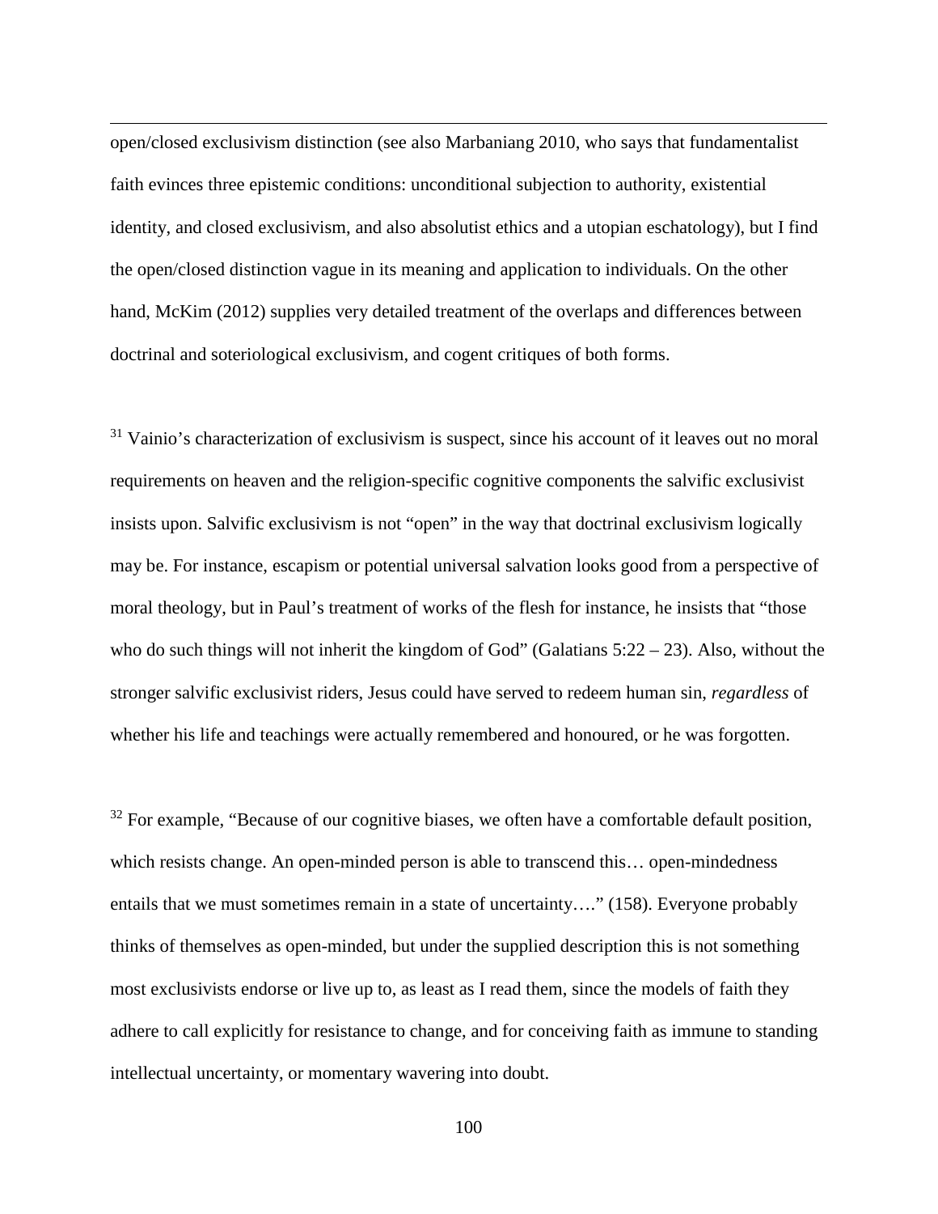open/closed exclusivism distinction (see also Marbaniang 2010, who says that fundamentalist faith evinces three epistemic conditions: unconditional subjection to authority, existential identity, and closed exclusivism, and also absolutist ethics and a utopian eschatology), but I find the open/closed distinction vague in its meaning and application to individuals. On the other hand, McKim (2012) supplies very detailed treatment of the overlaps and differences between doctrinal and soteriological exclusivism, and cogent critiques of both forms.

[31] Vainio's characterization of exclusivism is suspect, since his account of it leaves out no moral requirements on heaven and the religion-specific cognitive components the salvific exclusivist insists upon. Salvific exclusivism is not "open" in the way that doctrinal exclusivism logically may be. For instance, escapism or potential universal salvation looks good from a perspective of moral theology, but in Paul's treatment of works of the flesh for instance, he insists that "those who do such things will not inherit the kingdom of God" (Galatians 5:22 – 23). Also, without the stronger salvific exclusivist riders, Jesus could have served to redeem human sin, *regardless* of whether his life and teachings were actually remembered and honoured, or he was forgotten.

[32] For example, "Because of our cognitive biases, we often have a comfortable default position, which resists change. An open-minded person is able to transcend this… open-mindedness entails that we must sometimes remain in a state of uncertainty…." (158). Everyone probably thinks of themselves as open-minded, but under the supplied description this is not something most exclusivists endorse or live up to, as least as I read them, since the models of faith they adhere to call explicitly for resistance to change, and for conceiving faith as immune to standing intellectual uncertainty, or momentary wavering into doubt.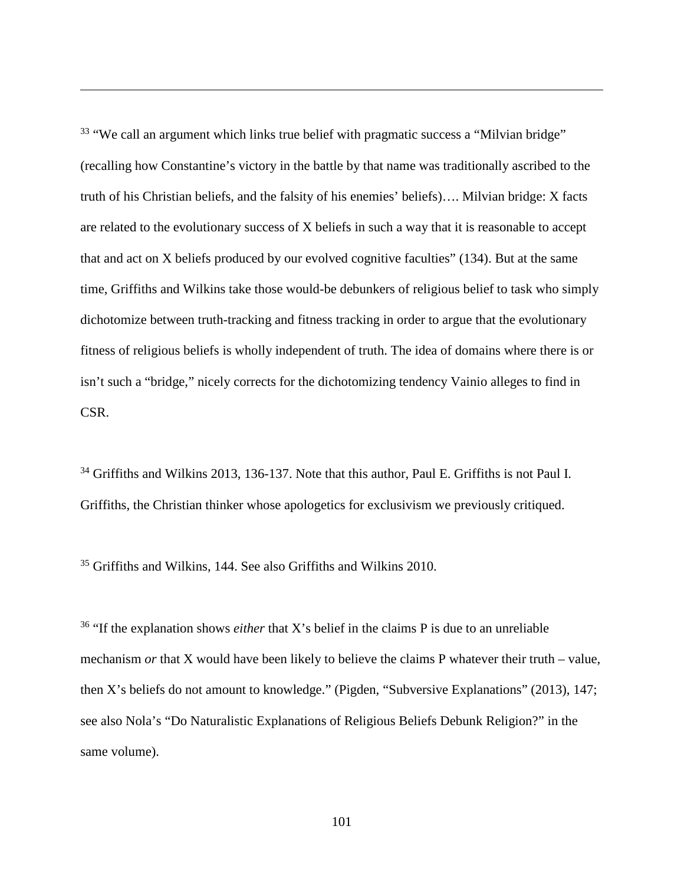[33] "We call an argument which links true belief with pragmatic success a "Milvian bridge" (recalling how Constantine's victory in the battle by that name was traditionally ascribed to the truth of his Christian beliefs, and the falsity of his enemies' beliefs)…. Milvian bridge: X facts are related to the evolutionary success of X beliefs in such a way that it is reasonable to accept that and act on X beliefs produced by our evolved cognitive faculties" (134). But at the same time, Griffiths and Wilkins take those would-be debunkers of religious belief to task who simply dichotomize between truth-tracking and fitness tracking in order to argue that the evolutionary fitness of religious beliefs is wholly independent of truth. The idea of domains where there is or isn't such a "bridge," nicely corrects for the dichotomizing tendency Vainio alleges to find in CSR.

[34] Griffiths and Wilkins 2013, 136-137. Note that this author, Paul E. Griffiths is not Paul I. Griffiths, the Christian thinker whose apologetics for exclusivism we previously critiqued.

[35] Griffiths and Wilkins, 144. See also Griffiths and Wilkins 2010.

[36] "If the explanation shows *either* that X's belief in the claims P is due to an unreliable mechanism *or* that X would have been likely to believe the claims P whatever their truth – value, then X's beliefs do not amount to knowledge." (Pigden, "Subversive Explanations" (2013), 147; see also Nola's "Do Naturalistic Explanations of Religious Beliefs Debunk Religion?" in the same volume).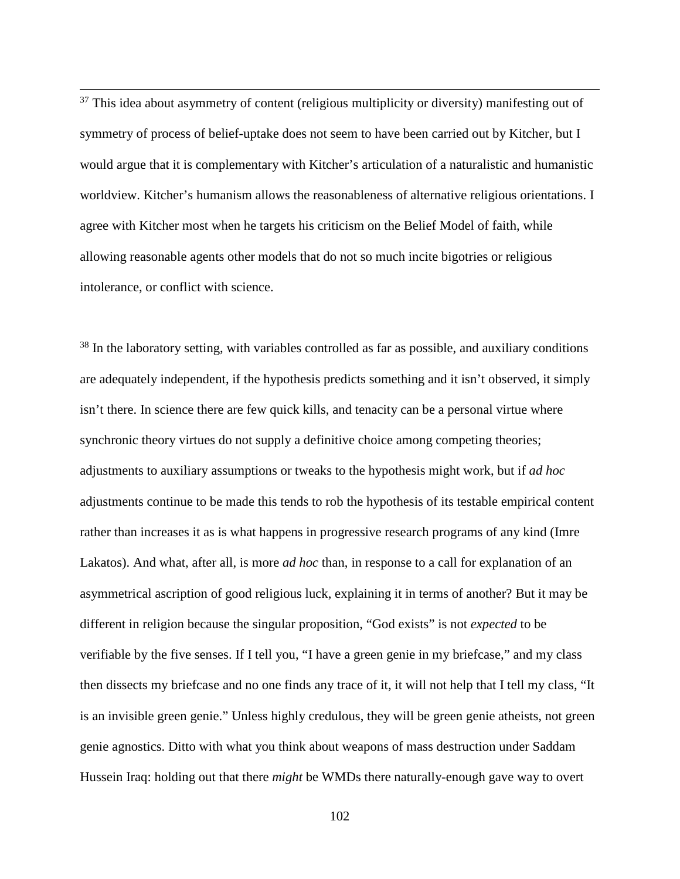[37] This idea about asymmetry of content (religious multiplicity or diversity) manifesting out of symmetry of process of belief-uptake does not seem to have been carried out by Kitcher, but I would argue that it is complementary with Kitcher's articulation of a naturalistic and humanistic worldview. Kitcher's humanism allows the reasonableness of alternative religious orientations. I agree with Kitcher most when he targets his criticism on the Belief Model of faith, while allowing reasonable agents other models that do not so much incite bigotries or religious intolerance, or conflict with science.

[38] In the laboratory setting, with variables controlled as far as possible, and auxiliary conditions are adequately independent, if the hypothesis predicts something and it isn't observed, it simply isn't there. In science there are few quick kills, and tenacity can be a personal virtue where synchronic theory virtues do not supply a definitive choice among competing theories; adjustments to auxiliary assumptions or tweaks to the hypothesis might work, but if *ad hoc* adjustments continue to be made this tends to rob the hypothesis of its testable empirical content rather than increases it as is what happens in progressive research programs of any kind (Imre Lakatos). And what, after all, is more *ad hoc* than, in response to a call for explanation of an asymmetrical ascription of good religious luck, explaining it in terms of another? But it may be different in religion because the singular proposition, "God exists" is not *expected* to be verifiable by the five senses. If I tell you, "I have a green genie in my briefcase," and my class then dissects my briefcase and no one finds any trace of it, it will not help that I tell my class, "It is an invisible green genie." Unless highly credulous, they will be green genie atheists, not green genie agnostics. Ditto with what you think about weapons of mass destruction under Saddam Hussein Iraq: holding out that there *might* be WMDs there naturally-enough gave way to overt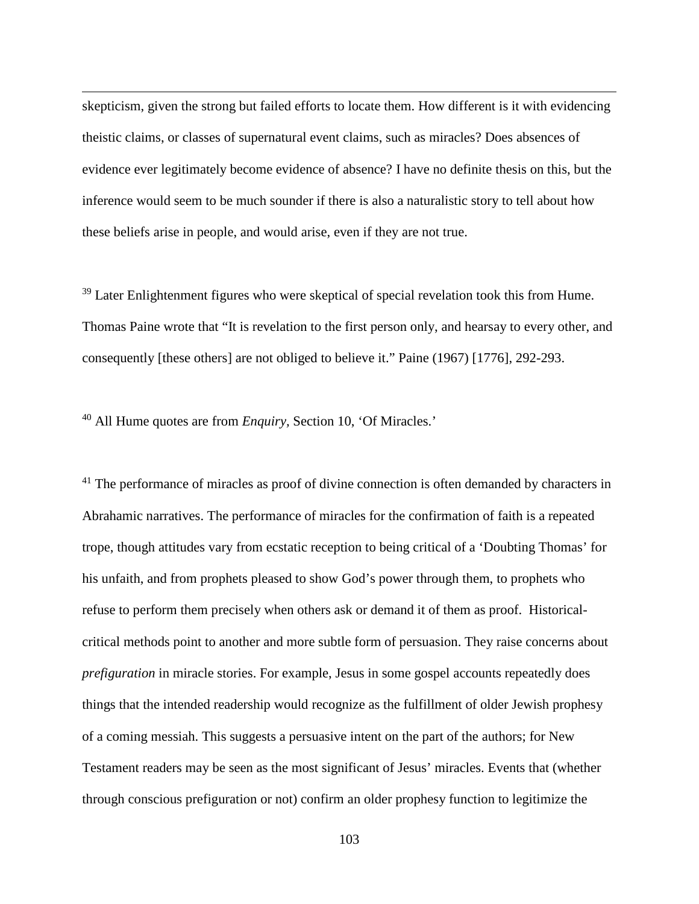skepticism, given the strong but failed efforts to locate them. How different is it with evidencing theistic claims, or classes of supernatural event claims, such as miracles? Does absences of evidence ever legitimately become evidence of absence? I have no definite thesis on this, but the inference would seem to be much sounder if there is also a naturalistic story to tell about how these beliefs arise in people, and would arise, even if they are not true.

[39] Later Enlightenment figures who were skeptical of special revelation took this from Hume. Thomas Paine wrote that "It is revelation to the first person only, and hearsay to every other, and consequently [these others] are not obliged to believe it." Paine (1967) [1776], 292-293.

[40] All Hume quotes are from *Enquiry*, Section 10, 'Of Miracles.'

[41] The performance of miracles as proof of divine connection is often demanded by characters in Abrahamic narratives. The performance of miracles for the confirmation of faith is a repeated trope, though attitudes vary from ecstatic reception to being critical of a 'Doubting Thomas' for his unfaith, and from prophets pleased to show God's power through them, to prophets who refuse to perform them precisely when others ask or demand it of them as proof. Historical-critical methods point to another and more subtle form of persuasion. They raise concerns about *prefiguration* in miracle stories. For example, Jesus in some gospel accounts repeatedly does things that the intended readership would recognize as the fulfillment of older Jewish prophesy of a coming messiah. This suggests a persuasive intent on the part of the authors; for New Testament readers may be seen as the most significant of Jesus' miracles. Events that (whether through conscious prefiguration or not) confirm an older prophesy function to legitimize the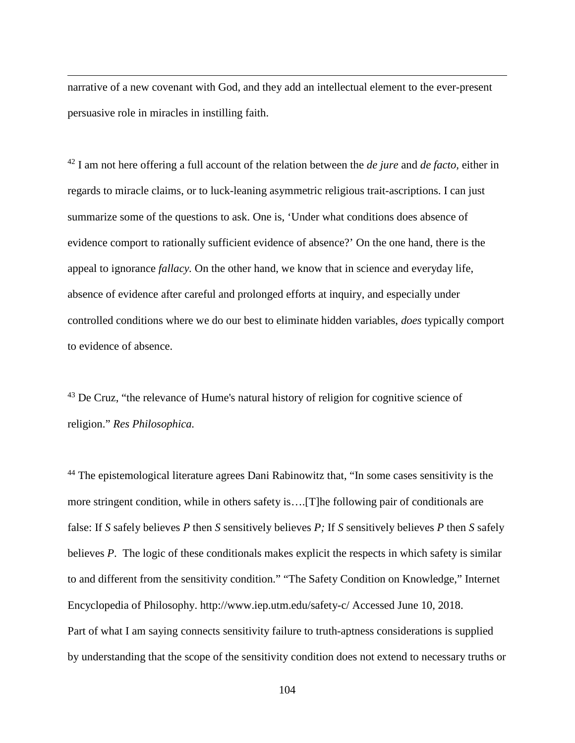narrative of a new covenant with God, and they add an intellectual element to the ever-present persuasive role in miracles in instilling faith.

[42] I am not here offering a full account of the relation between the *de jure* and *de facto,* either in regards to miracle claims, or to luck-leaning asymmetric religious trait-ascriptions. I can just summarize some of the questions to ask. One is, 'Under what conditions does absence of evidence comport to rationally sufficient evidence of absence?' On the one hand, there is the appeal to ignorance *fallacy.* On the other hand, we know that in science and everyday life, absence of evidence after careful and prolonged efforts at inquiry, and especially under controlled conditions where we do our best to eliminate hidden variables, *does* typically comport to evidence of absence.

[43] De Cruz, "the relevance of Hume's natural history of religion for cognitive science of religion." *Res Philosophica.*

[44] The epistemological literature agrees Dani Rabinowitz that, "In some cases sensitivity is the more stringent condition, while in others safety is….[T]he following pair of conditionals are false: If *S* safely believes *P* then *S* sensitively believes *P;* If *S* sensitively believes *P* then *S* safely believes *P*. The logic of these conditionals makes explicit the respects in which safety is similar to and different from the sensitivity condition." "The Safety Condition on Knowledge," Internet Encyclopedia of Philosophy. http://www.iep.utm.edu/safety-c/ Accessed June 10, 2018. Part of what I am saying connects sensitivity failure to truth-aptness considerations is supplied by understanding that the scope of the sensitivity condition does not extend to necessary truths or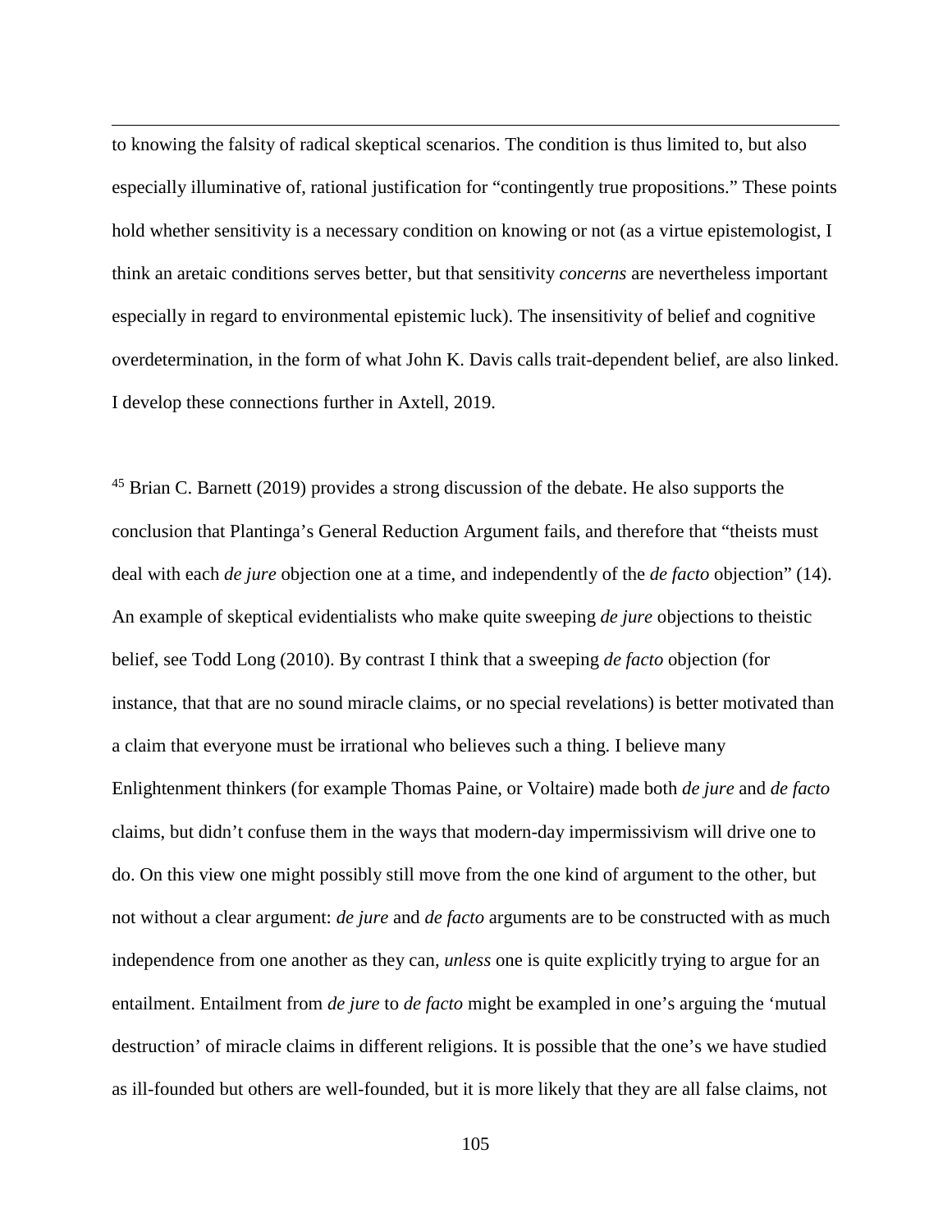to knowing the falsity of radical skeptical scenarios. The condition is thus limited to, but also especially illuminative of, rational justification for "contingently true propositions." These points hold whether sensitivity is a necessary condition on knowing or not (as a virtue epistemologist, I think an aretaic conditions serves better, but that sensitivity *concerns* are nevertheless important especially in regard to environmental epistemic luck). The insensitivity of belief and cognitive overdetermination, in the form of what John K. Davis calls trait-dependent belief, are also linked. I develop these connections further in Axtell, 2019.

[45] Brian C. Barnett (2019) provides a strong discussion of the debate. He also supports the conclusion that Plantinga's General Reduction Argument fails, and therefore that "theists must deal with each *de jure* objection one at a time, and independently of the *de facto* objection" (14). An example of skeptical evidentialists who make quite sweeping *de jure* objections to theistic belief, see Todd Long (2010). By contrast I think that a sweeping *de facto* objection (for instance, that that are no sound miracle claims, or no special revelations) is better motivated than a claim that everyone must be irrational who believes such a thing. I believe many Enlightenment thinkers (for example Thomas Paine, or Voltaire) made both *de jure* and *de facto* claims, but didn't confuse them in the ways that modern-day impermissivism will drive one to do. On this view one might possibly still move from the one kind of argument to the other, but not without a clear argument: *de jure* and *de facto* arguments are to be constructed with as much independence from one another as they can, *unless* one is quite explicitly trying to argue for an entailment. Entailment from *de jure* to *de facto* might be exampled in one's arguing the 'mutual destruction' of miracle claims in different religions. It is possible that the one's we have studied as ill-founded but others are well-founded, but it is more likely that they are all false claims, not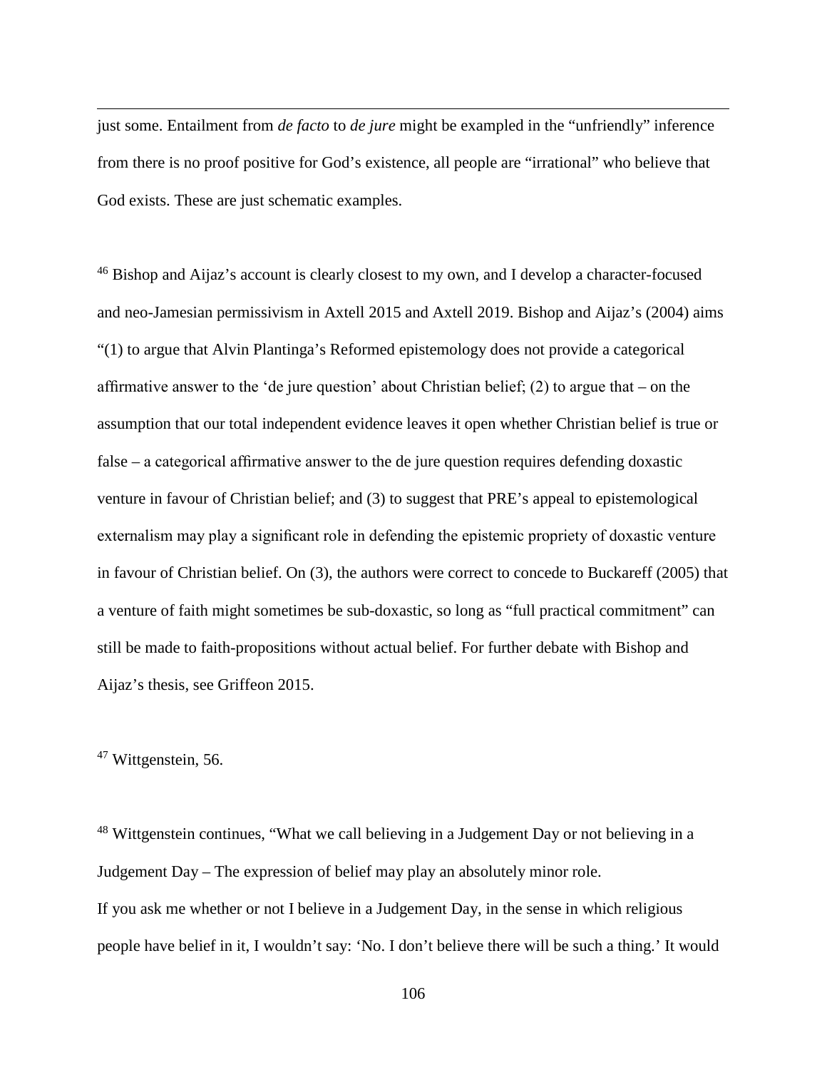just some. Entailment from *de facto* to *de jure* might be exampled in the "unfriendly" inference from there is no proof positive for God's existence, all people are "irrational" who believe that God exists. These are just schematic examples.

[46] Bishop and Aijaz's account is clearly closest to my own, and I develop a character-focused and neo-Jamesian permissivism in Axtell 2015 and Axtell 2019. Bishop and Aijaz's (2004) aims "(1) to argue that Alvin Plantinga's Reformed epistemology does not provide a categorical affirmative answer to the 'de jure question' about Christian belief; (2) to argue that – on the assumption that our total independent evidence leaves it open whether Christian belief is true or false – a categorical affirmative answer to the de jure question requires defending doxastic venture in favour of Christian belief; and (3) to suggest that PRE's appeal to epistemological externalism may play a significant role in defending the epistemic propriety of doxastic venture in favour of Christian belief. On (3), the authors were correct to concede to Buckareff (2005) that a venture of faith might sometimes be sub-doxastic, so long as "full practical commitment" can still be made to faith-propositions without actual belief. For further debate with Bishop and Aijaz's thesis, see Griffeon 2015.

[47] Wittgenstein, 56.

[48] Wittgenstein continues, "What we call believing in a Judgement Day or not believing in a Judgement Day – The expression of belief may play an absolutely minor role.
If you ask me whether or not I believe in a Judgement Day, in the sense in which religious people have belief in it, I wouldn't say: 'No. I don't believe there will be such a thing.' It would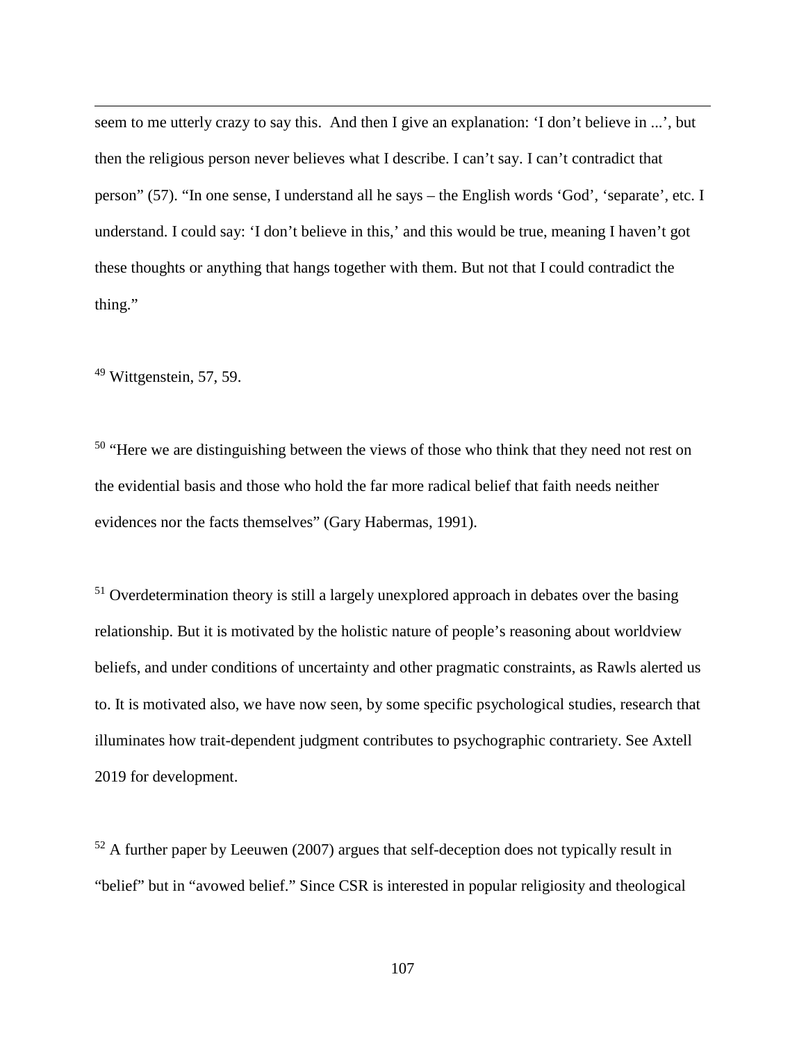seem to me utterly crazy to say this.  And then I give an explanation: 'I don't believe in ...', but then the religious person never believes what I describe. I can't say. I can't contradict that person" (57). "In one sense, I understand all he says – the English words 'God', 'separate', etc. I understand. I could say: 'I don't believe in this,' and this would be true, meaning I haven't got these thoughts or anything that hangs together with them. But not that I could contradict the thing."

[49] Wittgenstein, 57, 59.

[50] "Here we are distinguishing between the views of those who think that they need not rest on the evidential basis and those who hold the far more radical belief that faith needs neither evidences nor the facts themselves" (Gary Habermas, 1991).

[51] Overdetermination theory is still a largely unexplored approach in debates over the basing relationship. But it is motivated by the holistic nature of people's reasoning about worldview beliefs, and under conditions of uncertainty and other pragmatic constraints, as Rawls alerted us to. It is motivated also, we have now seen, by some specific psychological studies, research that illuminates how trait-dependent judgment contributes to psychographic contrariety. See Axtell 2019 for development.

[52] A further paper by Leeuwen (2007) argues that self-deception does not typically result in "belief" but in "avowed belief." Since CSR is interested in popular religiosity and theological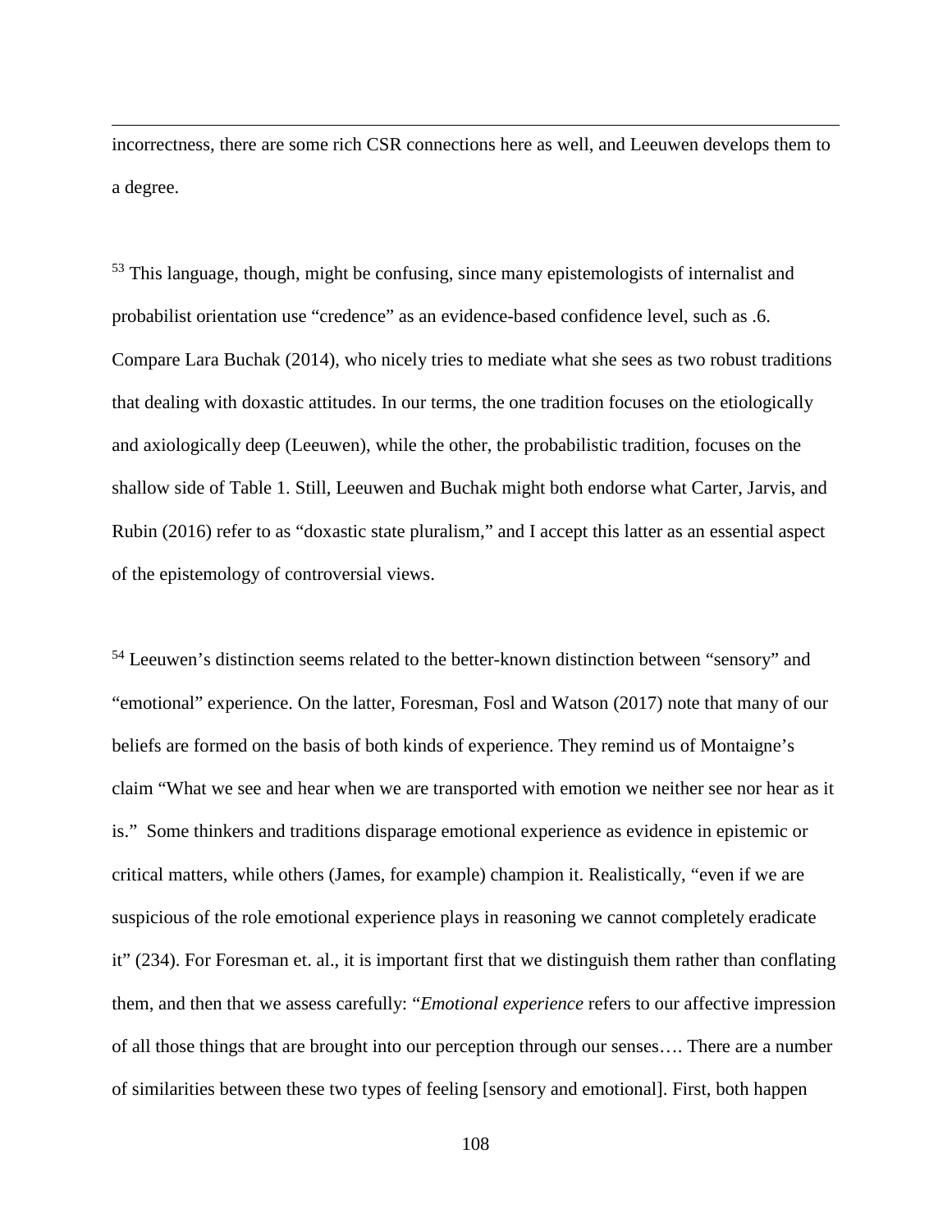incorrectness, there are some rich CSR connections here as well, and Leeuwen develops them to a degree.

[53] This language, though, might be confusing, since many epistemologists of internalist and probabilist orientation use "credence" as an evidence-based confidence level, such as .6. Compare Lara Buchak (2014), who nicely tries to mediate what she sees as two robust traditions that dealing with doxastic attitudes. In our terms, the one tradition focuses on the etiologically and axiologically deep (Leeuwen), while the other, the probabilistic tradition, focuses on the shallow side of Table 1. Still, Leeuwen and Buchak might both endorse what Carter, Jarvis, and Rubin (2016) refer to as "doxastic state pluralism," and I accept this latter as an essential aspect of the epistemology of controversial views.

[54] Leeuwen's distinction seems related to the better-known distinction between "sensory" and "emotional" experience. On the latter, Foresman, Fosl and Watson (2017) note that many of our beliefs are formed on the basis of both kinds of experience. They remind us of Montaigne's claim "What we see and hear when we are transported with emotion we neither see nor hear as it is." Some thinkers and traditions disparage emotional experience as evidence in epistemic or critical matters, while others (James, for example) champion it. Realistically, "even if we are suspicious of the role emotional experience plays in reasoning we cannot completely eradicate it" (234). For Foresman et. al., it is important first that we distinguish them rather than conflating them, and then that we assess carefully: "*Emotional experience* refers to our affective impression of all those things that are brought into our perception through our senses…. There are a number of similarities between these two types of feeling [sensory and emotional]. First, both happen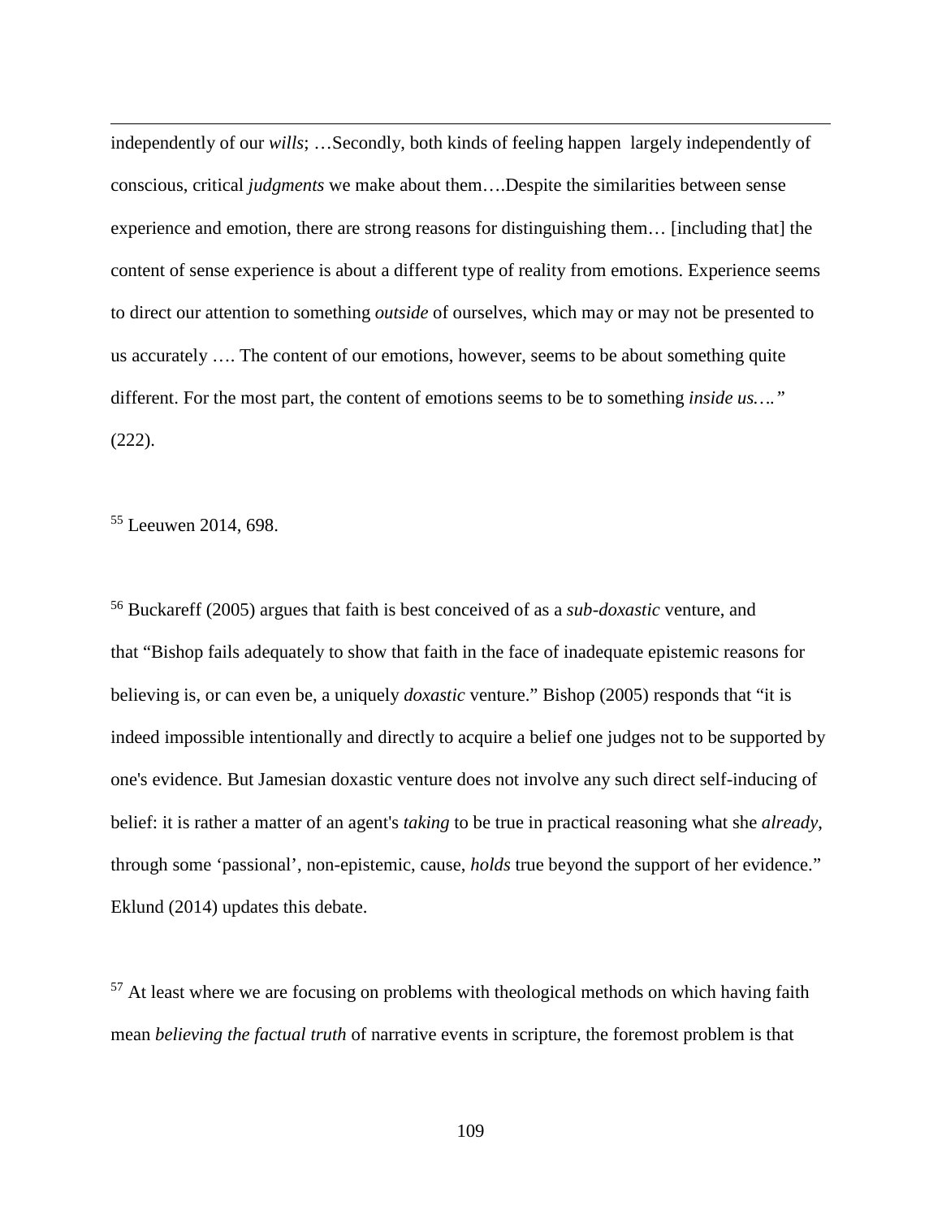independently of our *wills*; …Secondly, both kinds of feeling happen largely independently of conscious, critical *judgments* we make about them….Despite the similarities between sense experience and emotion, there are strong reasons for distinguishing them… [including that] the content of sense experience is about a different type of reality from emotions. Experience seems to direct our attention to something *outside* of ourselves, which may or may not be presented to us accurately …. The content of our emotions, however, seems to be about something quite different. For the most part, the content of emotions seems to be to something *inside us.…"* (222).

[55] Leeuwen 2014, 698.

[56] Buckareff (2005) argues that faith is best conceived of as a *sub-doxastic* venture, and that "Bishop fails adequately to show that faith in the face of inadequate epistemic reasons for believing is, or can even be, a uniquely *doxastic* venture." Bishop (2005) responds that "it is indeed impossible intentionally and directly to acquire a belief one judges not to be supported by one's evidence. But Jamesian doxastic venture does not involve any such direct self-inducing of belief: it is rather a matter of an agent's *taking* to be true in practical reasoning what she *already*, through some 'passional', non-epistemic, cause, *holds* true beyond the support of her evidence." Eklund (2014) updates this debate.

[57] At least where we are focusing on problems with theological methods on which having faith mean *believing the factual truth* of narrative events in scripture, the foremost problem is that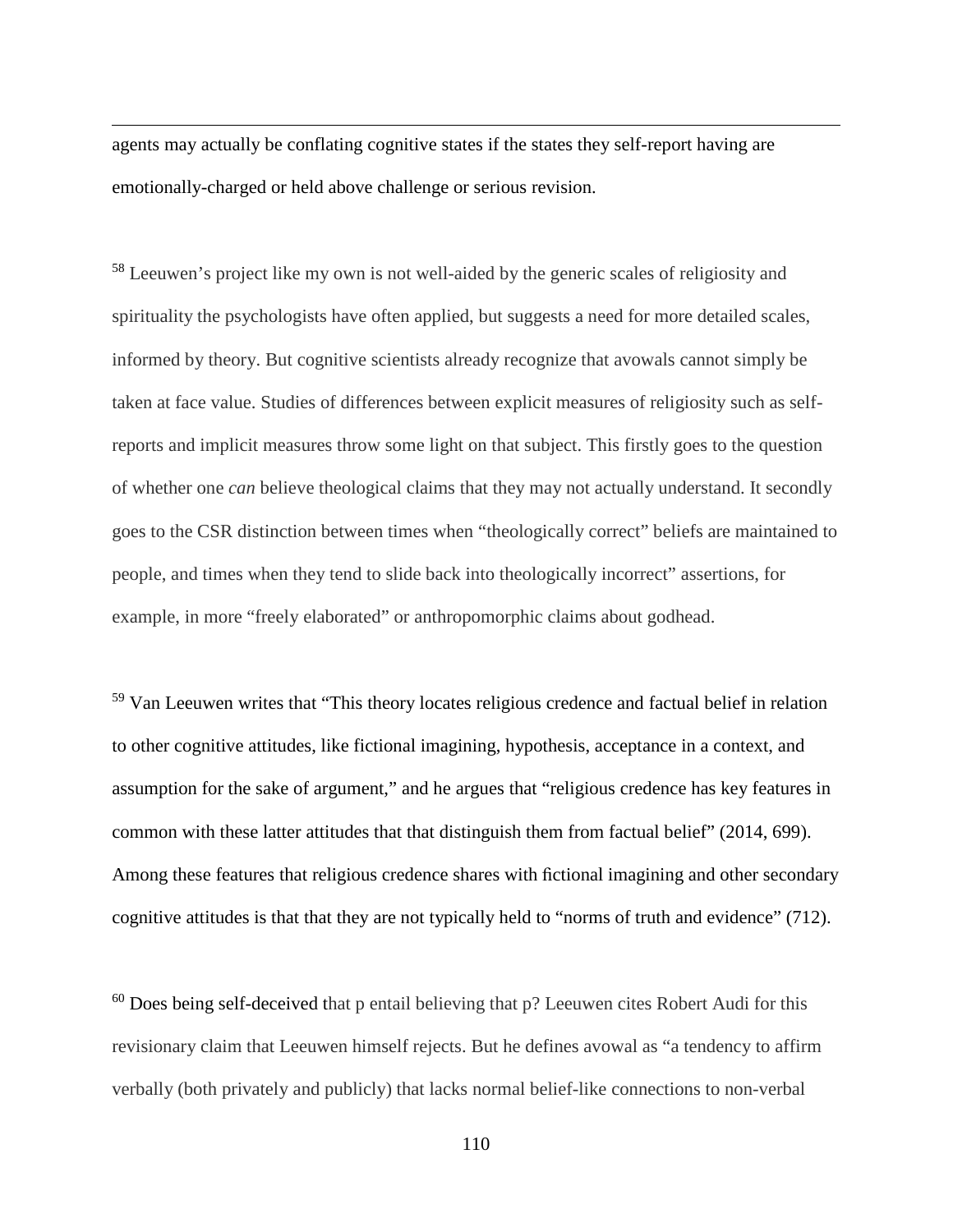agents may actually be conflating cognitive states if the states they self-report having are emotionally-charged or held above challenge or serious revision.

[58] Leeuwen's project like my own is not well-aided by the generic scales of religiosity and spirituality the psychologists have often applied, but suggests a need for more detailed scales, informed by theory. But cognitive scientists already recognize that avowals cannot simply be taken at face value. Studies of differences between explicit measures of religiosity such as self-reports and implicit measures throw some light on that subject. This firstly goes to the question of whether one *can* believe theological claims that they may not actually understand. It secondly goes to the CSR distinction between times when "theologically correct" beliefs are maintained to people, and times when they tend to slide back into theologically incorrect" assertions, for example, in more "freely elaborated" or anthropomorphic claims about godhead.

[59] Van Leeuwen writes that "This theory locates religious credence and factual belief in relation to other cognitive attitudes, like fictional imagining, hypothesis, acceptance in a context, and assumption for the sake of argument," and he argues that "religious credence has key features in common with these latter attitudes that that distinguish them from factual belief" (2014, 699). Among these features that religious credence shares with fictional imagining and other secondary cognitive attitudes is that that they are not typically held to "norms of truth and evidence" (712).

[60] Does being self-deceived that p entail believing that p? Leeuwen cites Robert Audi for this revisionary claim that Leeuwen himself rejects. But he defines avowal as "a tendency to affirm verbally (both privately and publicly) that lacks normal belief-like connections to non-verbal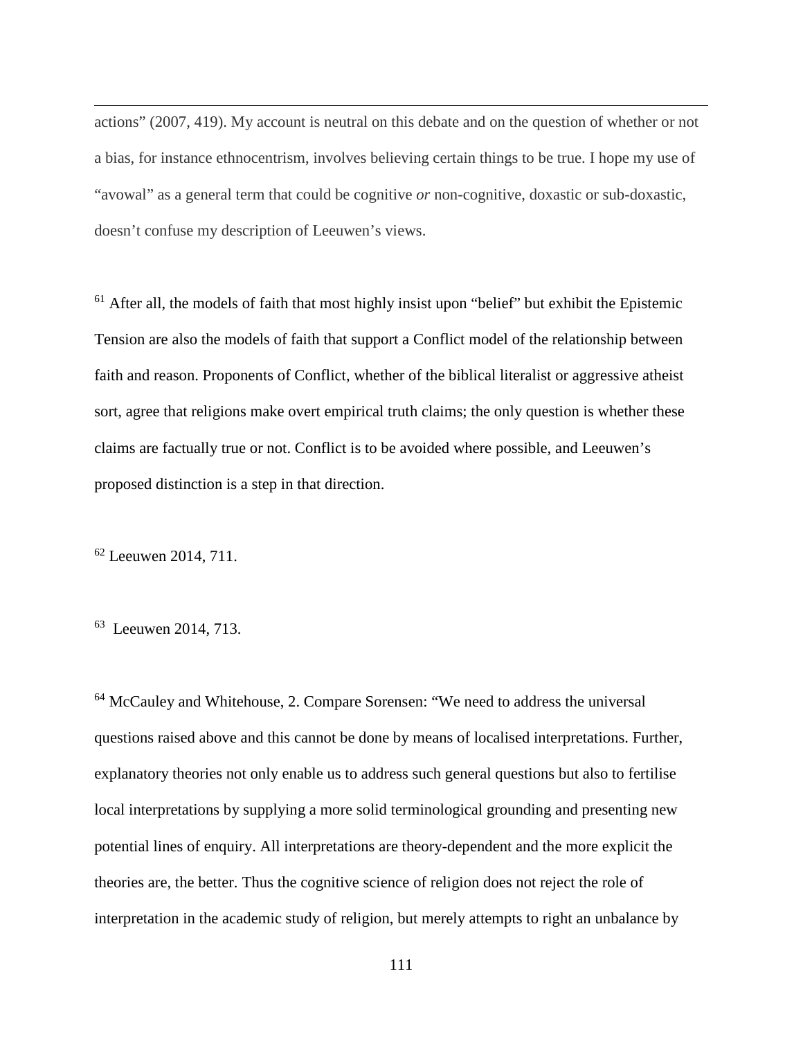actions" (2007, 419). My account is neutral on this debate and on the question of whether or not a bias, for instance ethnocentrism, involves believing certain things to be true. I hope my use of "avowal" as a general term that could be cognitive *or* non-cognitive, doxastic or sub-doxastic, doesn't confuse my description of Leeuwen's views.

[61] After all, the models of faith that most highly insist upon "belief" but exhibit the Epistemic Tension are also the models of faith that support a Conflict model of the relationship between faith and reason. Proponents of Conflict, whether of the biblical literalist or aggressive atheist sort, agree that religions make overt empirical truth claims; the only question is whether these claims are factually true or not. Conflict is to be avoided where possible, and Leeuwen's proposed distinction is a step in that direction.

[62] Leeuwen 2014, 711.

[63] Leeuwen 2014, 713.

[64] McCauley and Whitehouse, 2. Compare Sorensen: "We need to address the universal questions raised above and this cannot be done by means of localised interpretations. Further, explanatory theories not only enable us to address such general questions but also to fertilise local interpretations by supplying a more solid terminological grounding and presenting new potential lines of enquiry. All interpretations are theory-dependent and the more explicit the theories are, the better. Thus the cognitive science of religion does not reject the role of interpretation in the academic study of religion, but merely attempts to right an unbalance by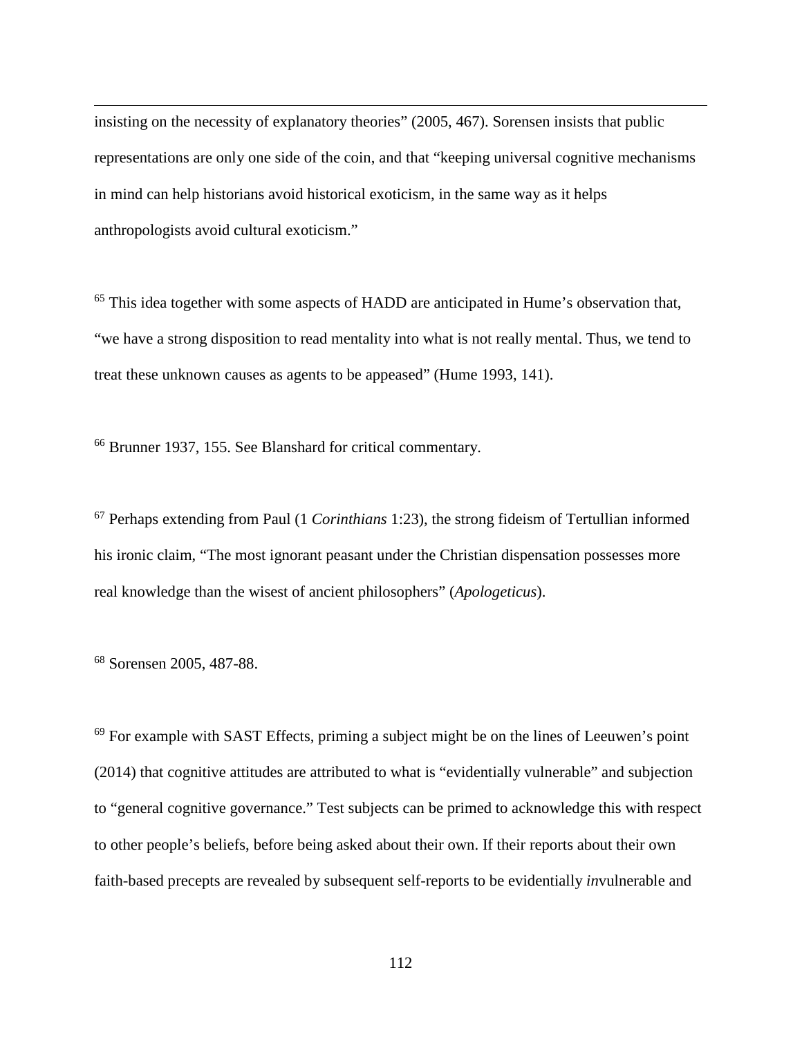insisting on the necessity of explanatory theories" (2005, 467). Sorensen insists that public representations are only one side of the coin, and that "keeping universal cognitive mechanisms in mind can help historians avoid historical exoticism, in the same way as it helps anthropologists avoid cultural exoticism."

[65] This idea together with some aspects of HADD are anticipated in Hume's observation that, "we have a strong disposition to read mentality into what is not really mental. Thus, we tend to treat these unknown causes as agents to be appeased" (Hume 1993, 141).

[66] Brunner 1937, 155. See Blanshard for critical commentary.

[67] Perhaps extending from Paul (1 *Corinthians* 1:23), the strong fideism of Tertullian informed his ironic claim, "The most ignorant peasant under the Christian dispensation possesses more real knowledge than the wisest of ancient philosophers" (*Apologeticus*).

[68] Sorensen 2005, 487-88.

[69] For example with SAST Effects, priming a subject might be on the lines of Leeuwen's point (2014) that cognitive attitudes are attributed to what is "evidentially vulnerable" and subjection to "general cognitive governance." Test subjects can be primed to acknowledge this with respect to other people's beliefs, before being asked about their own. If their reports about their own faith-based precepts are revealed by subsequent self-reports to be evidentially *in*vulnerable and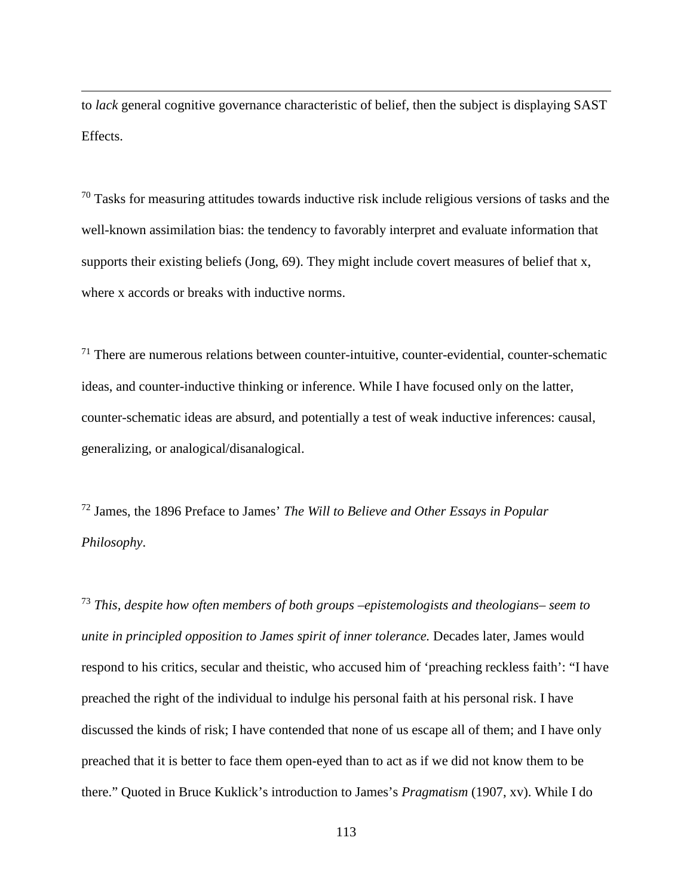to *lack* general cognitive governance characteristic of belief, then the subject is displaying SAST Effects.

[70] Tasks for measuring attitudes towards inductive risk include religious versions of tasks and the well-known assimilation bias: the tendency to favorably interpret and evaluate information that supports their existing beliefs (Jong, 69). They might include covert measures of belief that x, where x accords or breaks with inductive norms.

[71] There are numerous relations between counter-intuitive, counter-evidential, counter-schematic ideas, and counter-inductive thinking or inference. While I have focused only on the latter, counter-schematic ideas are absurd, and potentially a test of weak inductive inferences: causal, generalizing, or analogical/disanalogical.

[72] James, the 1896 Preface to James' *The Will to Believe and Other Essays in Popular Philosophy*.

[73] *This, despite how often members of both groups –epistemologists and theologians– seem to unite in principled opposition to James spirit of inner tolerance.* Decades later, James would respond to his critics, secular and theistic, who accused him of 'preaching reckless faith': "I have preached the right of the individual to indulge his personal faith at his personal risk. I have discussed the kinds of risk; I have contended that none of us escape all of them; and I have only preached that it is better to face them open-eyed than to act as if we did not know them to be there." Quoted in Bruce Kuklick's introduction to James's *Pragmatism* (1907, xv). While I do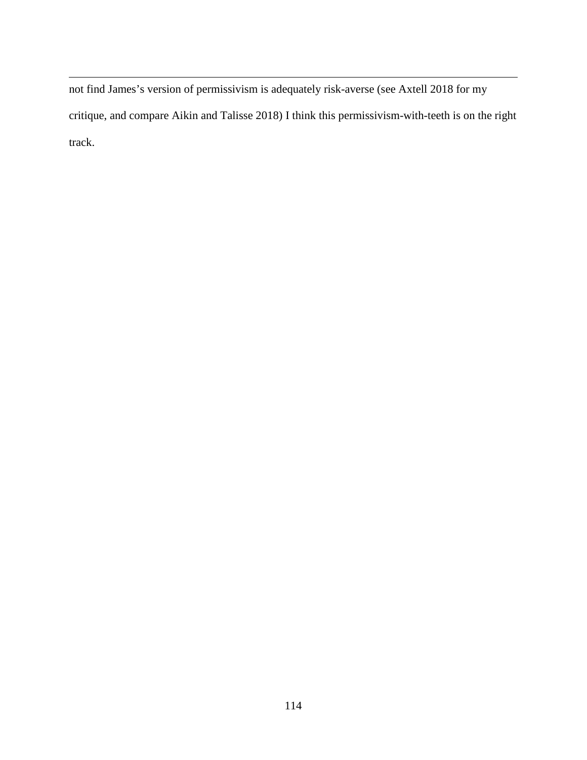not find James's version of permissivism is adequately risk-averse (see Axtell 2018 for my critique, and compare Aikin and Talisse 2018) I think this permissivism-with-teeth is on the right track.